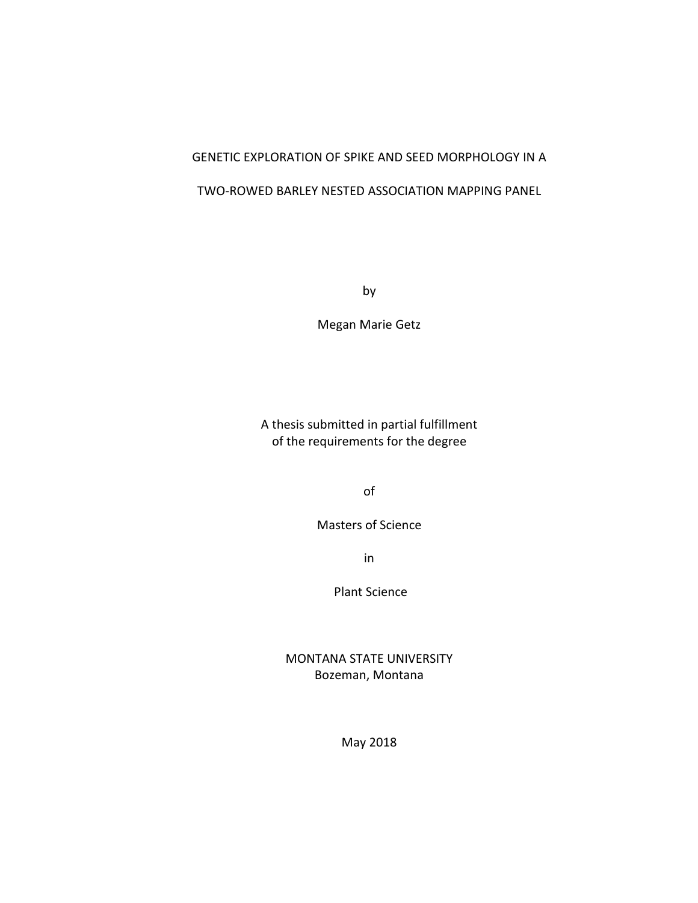# GENETIC EXPLORATION OF SPIKE AND SEED MORPHOLOGY IN A TWO-ROWED BARLEY NESTED ASSOCIATION MAPPING PANEL

by

Megan Marie Getz

A thesis submitted in partial fulfillment
of the requirements for the degree

of

Masters of Science

in

Plant Science

MONTANA STATE UNIVERSITY
Bozeman, Montana

May 2018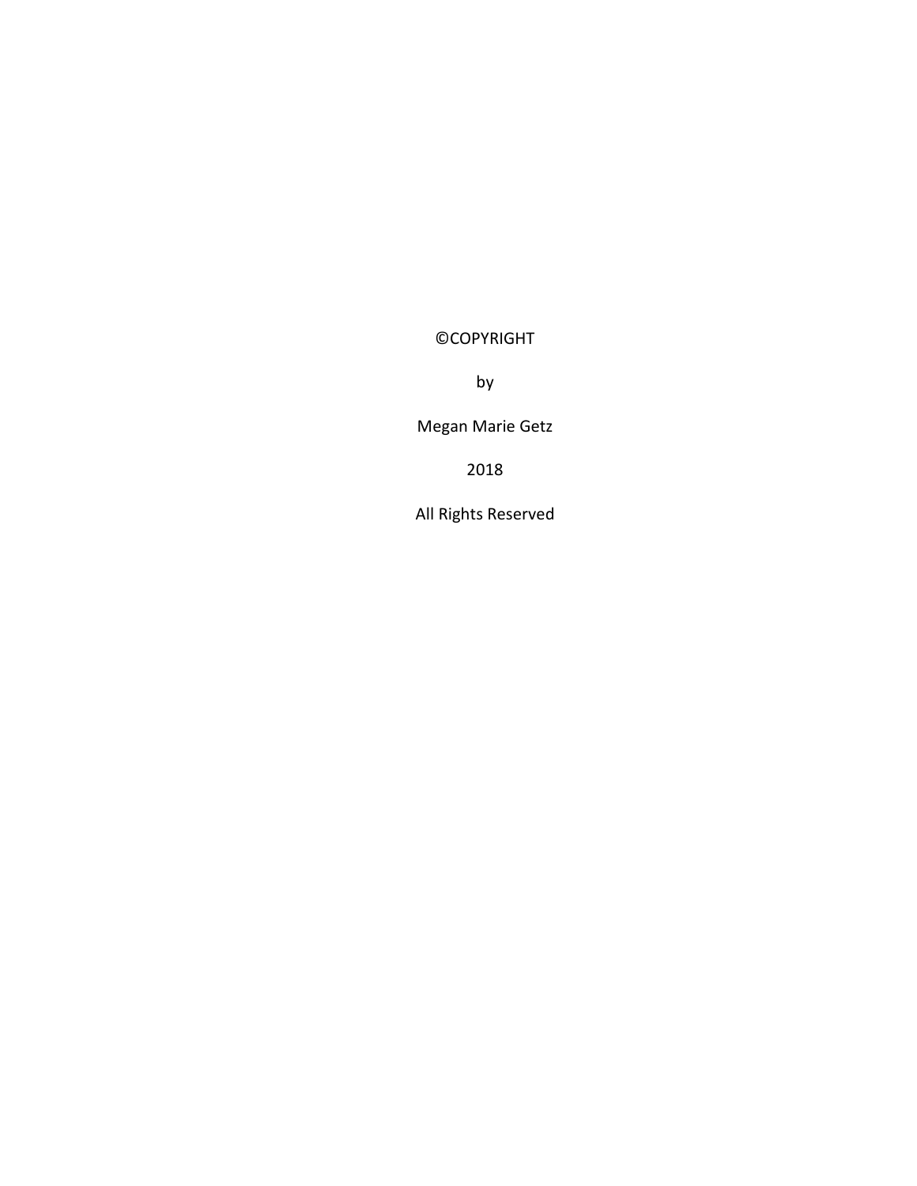©COPYRIGHT

by

Megan Marie Getz

2018

All Rights Reserved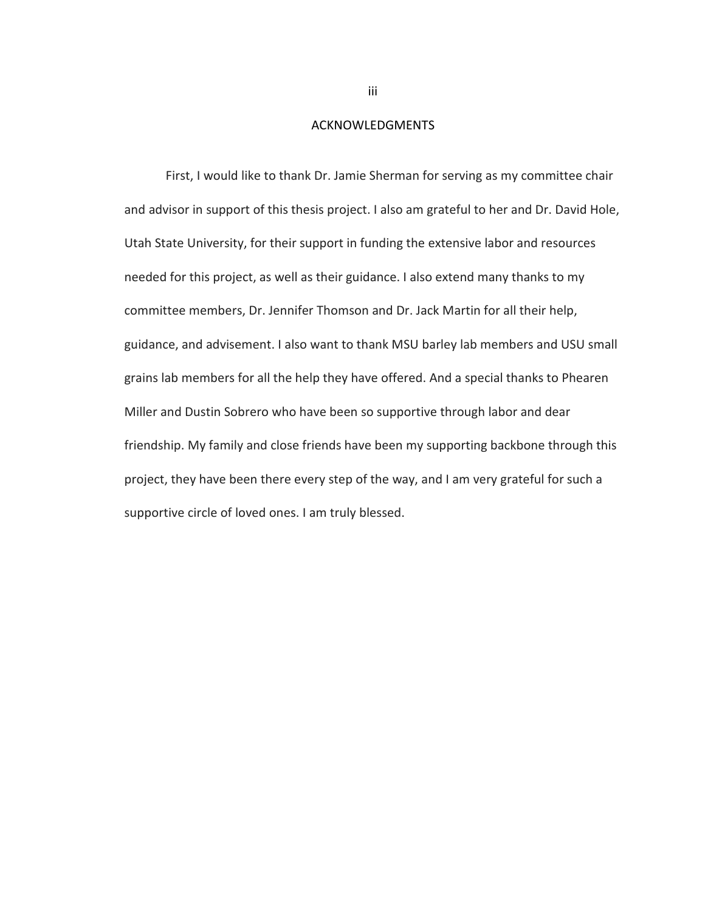# ACKNOWLEDGMENTS

First, I would like to thank Dr. Jamie Sherman for serving as my committee chair and advisor in support of this thesis project. I also am grateful to her and Dr. David Hole, Utah State University, for their support in funding the extensive labor and resources needed for this project, as well as their guidance. I also extend many thanks to my committee members, Dr. Jennifer Thomson and Dr. Jack Martin for all their help, guidance, and advisement. I also want to thank MSU barley lab members and USU small grains lab members for all the help they have offered. And a special thanks to Phearen Miller and Dustin Sobrero who have been so supportive through labor and dear friendship. My family and close friends have been my supporting backbone through this project, they have been there every step of the way, and I am very grateful for such a supportive circle of loved ones. I am truly blessed.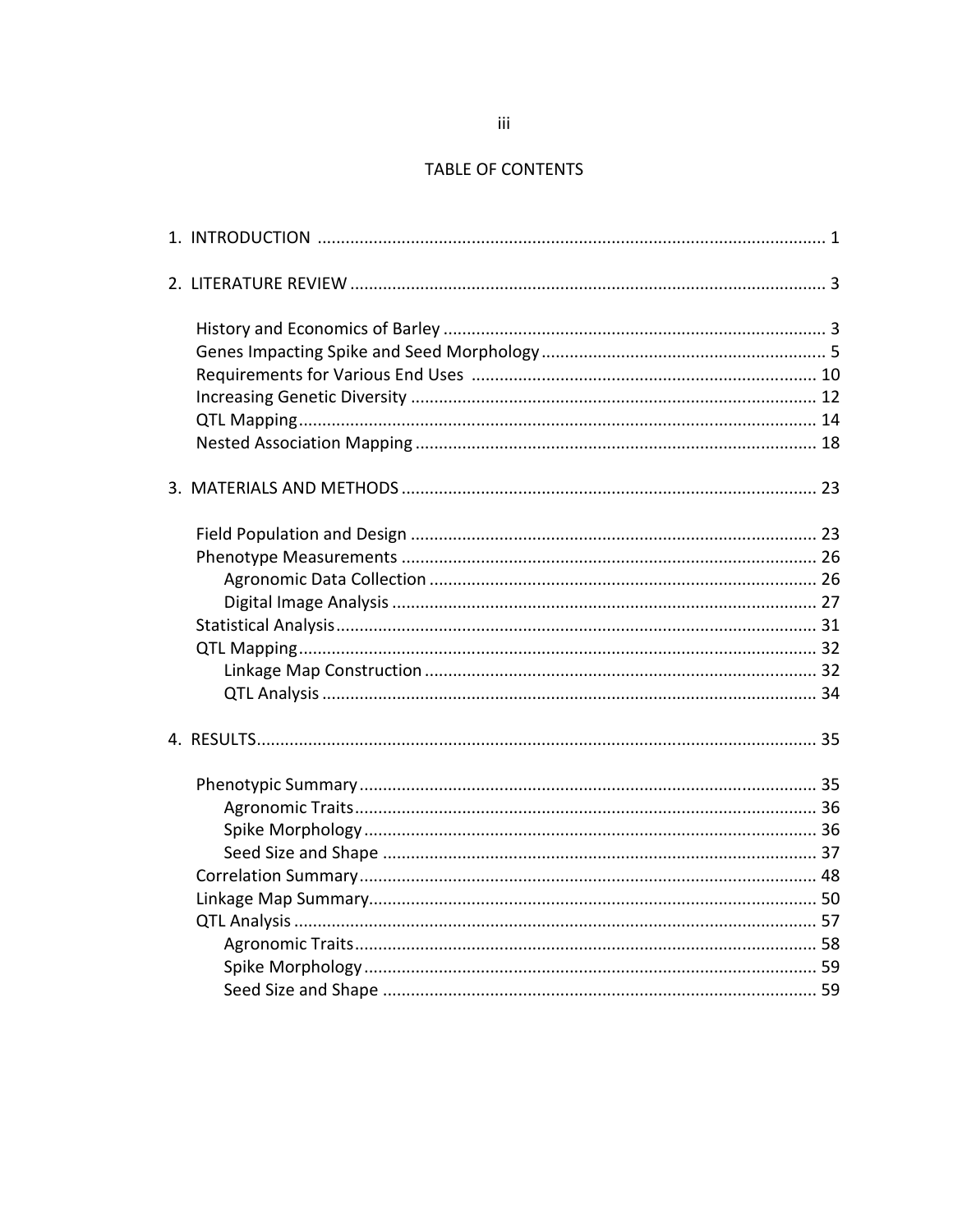# TABLE OF CONTENTS

1. INTRODUCTION ........................................................................................................... 1

2. LITERATURE REVIEW ..................................................................................................... 3

    History and Economics of Barley ................................................................................. 3
    Genes Impacting Spike and Seed Morphology ............................................................. 5
    Requirements for Various End Uses ......................................................................... 10
    Increasing Genetic Diversity ...................................................................................... 12
    QTL Mapping .............................................................................................................. 14
    Nested Association Mapping ..................................................................................... 18

3. MATERIALS AND METHODS ........................................................................................ 23

    Field Population and Design ...................................................................................... 23
    Phenotype Measurements ........................................................................................ 26
        Agronomic Data Collection .................................................................................. 26
        Digital Image Analysis .......................................................................................... 27
    Statistical Analysis ...................................................................................................... 31
    QTL Mapping .............................................................................................................. 32
        Linkage Map Construction ................................................................................... 32
        QTL Analysis ......................................................................................................... 34

4. RESULTS ....................................................................................................................... 35

    Phenotypic Summary ................................................................................................. 35
        Agronomic Traits .................................................................................................. 36
        Spike Morphology ................................................................................................ 36
        Seed Size and Shape ............................................................................................ 37
    Correlation Summary ................................................................................................. 48
    Linkage Map Summary ............................................................................................... 50
    QTL Analysis ............................................................................................................... 57
        Agronomic Traits .................................................................................................. 58
        Spike Morphology ................................................................................................ 59
        Seed Size and Shape ............................................................................................ 59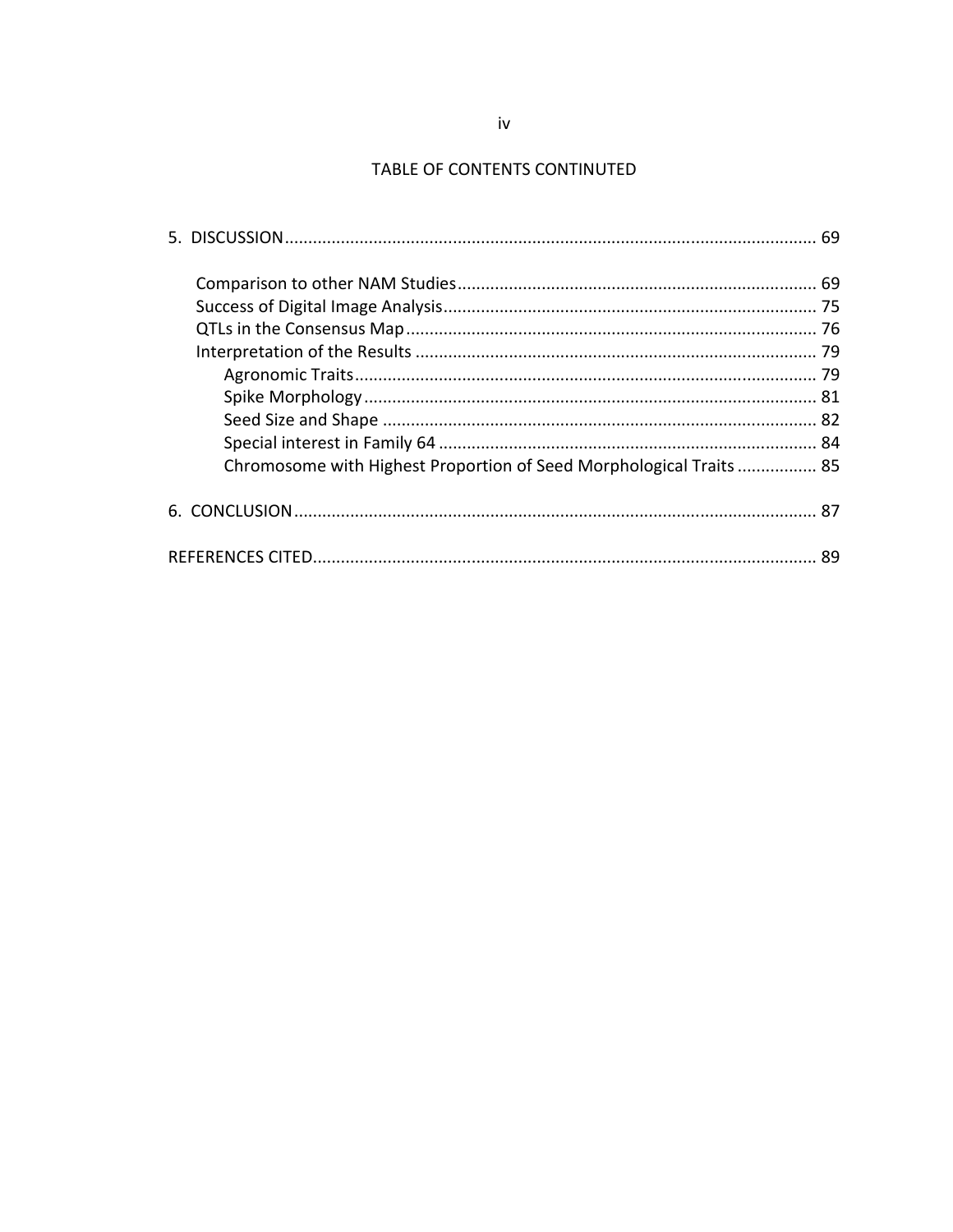## TABLE OF CONTENTS CONTINUTED

5. DISCUSSION ........................................................................................................ 69

    Comparison to other NAM Studies .................................................................. 69
    Success of Digital Image Analysis .................................................................... 75
    QTLs in the Consensus Map ............................................................................ 76
    Interpretation of the Results ........................................................................... 79
        Agronomic Traits ......................................................................................... 79
        Spike Morphology ....................................................................................... 81
        Seed Size and Shape ................................................................................... 82
        Special interest in Family 64 ....................................................................... 84
        Chromosome with Highest Proportion of Seed Morphological Traits ................. 85

6. CONCLUSION ...................................................................................................... 87

REFERENCES CITED ................................................................................................ 89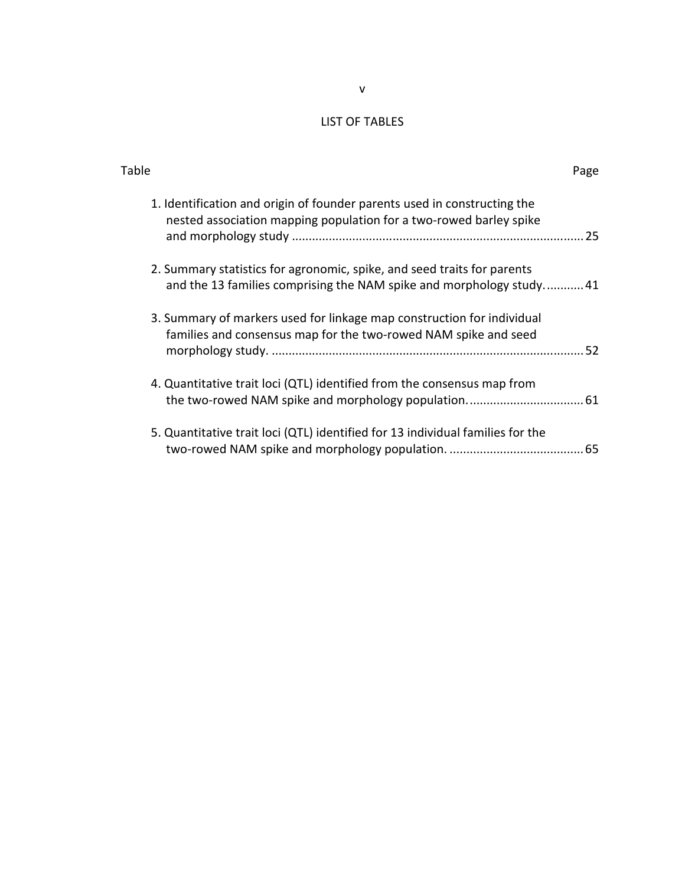# LIST OF TABLES

| Table | Page |
|---|---|
| 1. Identification and origin of founder parents used in constructing the nested association mapping population for a two-rowed barley spike and morphology study | 25 |
| 2. Summary statistics for agronomic, spike, and seed traits for parents and the 13 families comprising the NAM spike and morphology study. | 41 |
| 3. Summary of markers used for linkage map construction for individual families and consensus map for the two-rowed NAM spike and seed morphology study. | 52 |
| 4. Quantitative trait loci (QTL) identified from the consensus map from the two-rowed NAM spike and morphology population. | 61 |
| 5. Quantitative trait loci (QTL) identified for 13 individual families for the two-rowed NAM spike and morphology population. | 65 |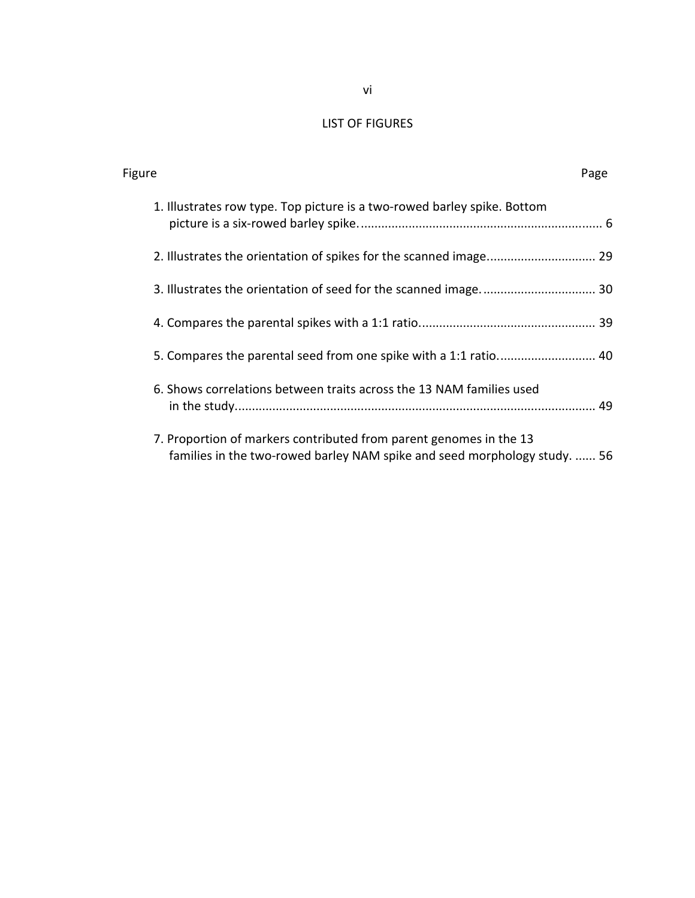# LIST OF FIGURES

Figure Page

1. Illustrates row type. Top picture is a two-rowed barley spike. Bottom picture is a six-rowed barley spike. ....................................................................... 6
2. Illustrates the orientation of spikes for the scanned image. ................................ 29
3. Illustrates the orientation of seed for the scanned image. ................................. 30
4. Compares the parental spikes with a 1:1 ratio. .................................................. 39
5. Compares the parental seed from one spike with a 1:1 ratio. ............................ 40
6. Shows correlations between traits across the 13 NAM families used in the study. ......................................................................................................... 49
7. Proportion of markers contributed from parent genomes in the 13 families in the two-rowed barley NAM spike and seed morphology study. ...... 56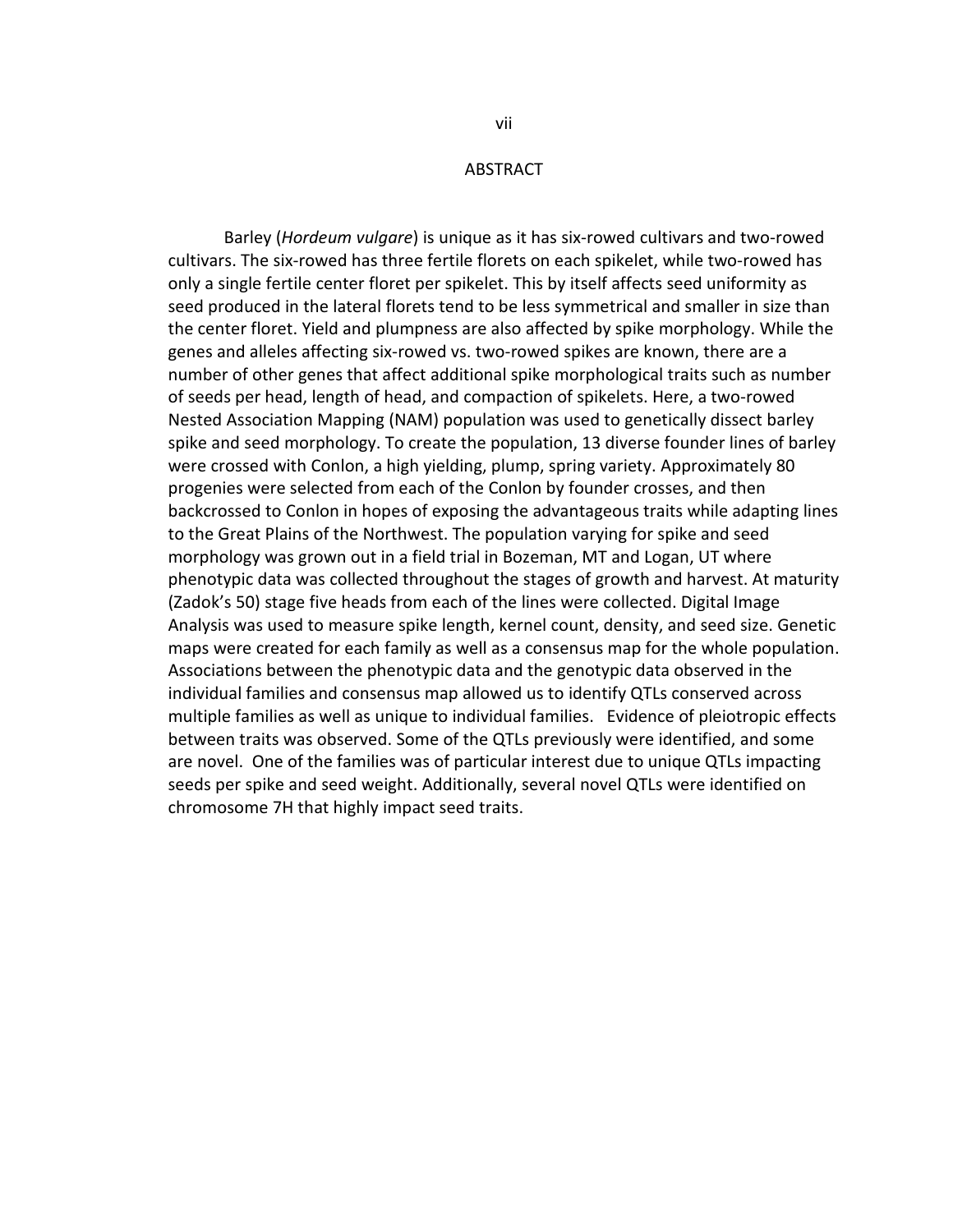# ABSTRACT

Barley (*Hordeum vulgare*) is unique as it has six-rowed cultivars and two-rowed cultivars. The six-rowed has three fertile florets on each spikelet, while two-rowed has only a single fertile center floret per spikelet. This by itself affects seed uniformity as seed produced in the lateral florets tend to be less symmetrical and smaller in size than the center floret. Yield and plumpness are also affected by spike morphology. While the genes and alleles affecting six-rowed vs. two-rowed spikes are known, there are a number of other genes that affect additional spike morphological traits such as number of seeds per head, length of head, and compaction of spikelets. Here, a two-rowed Nested Association Mapping (NAM) population was used to genetically dissect barley spike and seed morphology. To create the population, 13 diverse founder lines of barley were crossed with Conlon, a high yielding, plump, spring variety. Approximately 80 progenies were selected from each of the Conlon by founder crosses, and then backcrossed to Conlon in hopes of exposing the advantageous traits while adapting lines to the Great Plains of the Northwest. The population varying for spike and seed morphology was grown out in a field trial in Bozeman, MT and Logan, UT where phenotypic data was collected throughout the stages of growth and harvest. At maturity (Zadok's 50) stage five heads from each of the lines were collected. Digital Image Analysis was used to measure spike length, kernel count, density, and seed size. Genetic maps were created for each family as well as a consensus map for the whole population. Associations between the phenotypic data and the genotypic data observed in the individual families and consensus map allowed us to identify QTLs conserved across multiple families as well as unique to individual families. Evidence of pleiotropic effects between traits was observed. Some of the QTLs previously were identified, and some are novel. One of the families was of particular interest due to unique QTLs impacting seeds per spike and seed weight. Additionally, several novel QTLs were identified on chromosome 7H that highly impact seed traits.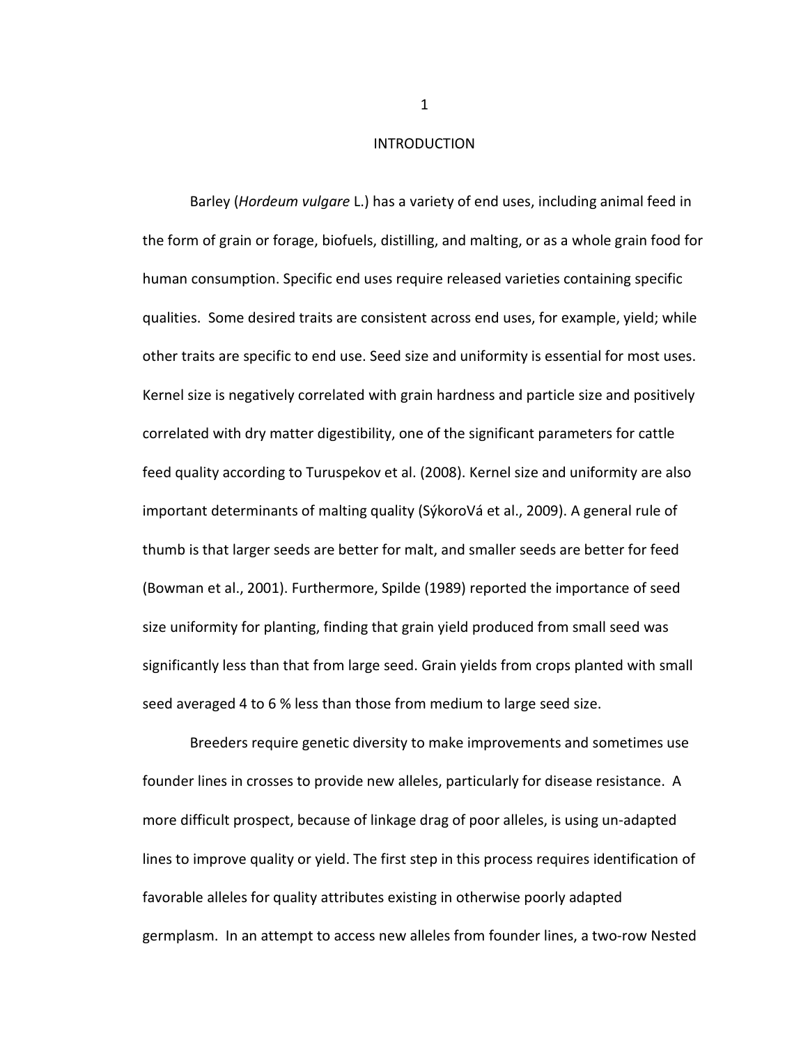# INTRODUCTION

Barley (*Hordeum vulgare* L.) has a variety of end uses, including animal feed in the form of grain or forage, biofuels, distilling, and malting, or as a whole grain food for human consumption. Specific end uses require released varieties containing specific qualities. Some desired traits are consistent across end uses, for example, yield; while other traits are specific to end use. Seed size and uniformity is essential for most uses. Kernel size is negatively correlated with grain hardness and particle size and positively correlated with dry matter digestibility, one of the significant parameters for cattle feed quality according to Turuspekov et al. (2008). Kernel size and uniformity are also important determinants of malting quality (SýkoroVá et al., 2009). A general rule of thumb is that larger seeds are better for malt, and smaller seeds are better for feed (Bowman et al., 2001). Furthermore, Spilde (1989) reported the importance of seed size uniformity for planting, finding that grain yield produced from small seed was significantly less than that from large seed. Grain yields from crops planted with small seed averaged 4 to 6 % less than those from medium to large seed size.

Breeders require genetic diversity to make improvements and sometimes use founder lines in crosses to provide new alleles, particularly for disease resistance. A more difficult prospect, because of linkage drag of poor alleles, is using un-adapted lines to improve quality or yield. The first step in this process requires identification of favorable alleles for quality attributes existing in otherwise poorly adapted germplasm. In an attempt to access new alleles from founder lines, a two-row Nested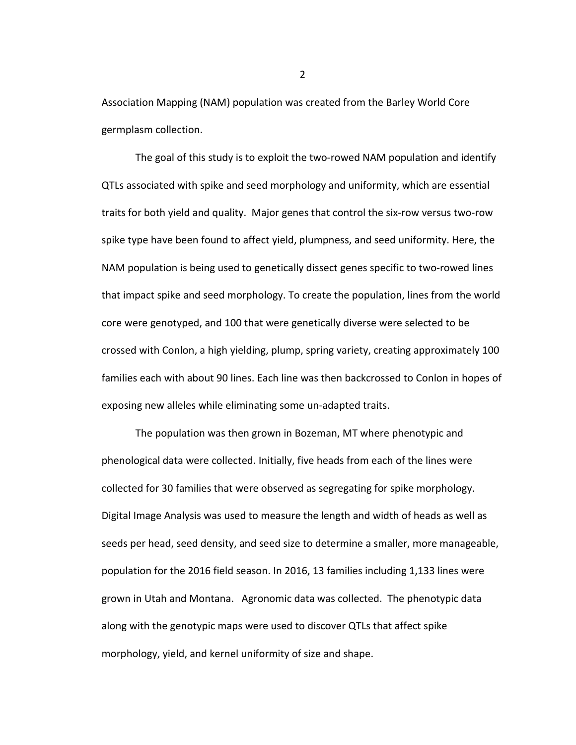Association Mapping (NAM) population was created from the Barley World Core germplasm collection.

The goal of this study is to exploit the two-rowed NAM population and identify QTLs associated with spike and seed morphology and uniformity, which are essential traits for both yield and quality. Major genes that control the six-row versus two-row spike type have been found to affect yield, plumpness, and seed uniformity. Here, the NAM population is being used to genetically dissect genes specific to two-rowed lines that impact spike and seed morphology. To create the population, lines from the world core were genotyped, and 100 that were genetically diverse were selected to be crossed with Conlon, a high yielding, plump, spring variety, creating approximately 100 families each with about 90 lines. Each line was then backcrossed to Conlon in hopes of exposing new alleles while eliminating some un-adapted traits.

The population was then grown in Bozeman, MT where phenotypic and phenological data were collected. Initially, five heads from each of the lines were collected for 30 families that were observed as segregating for spike morphology. Digital Image Analysis was used to measure the length and width of heads as well as seeds per head, seed density, and seed size to determine a smaller, more manageable, population for the 2016 field season. In 2016, 13 families including 1,133 lines were grown in Utah and Montana. Agronomic data was collected. The phenotypic data along with the genotypic maps were used to discover QTLs that affect spike morphology, yield, and kernel uniformity of size and shape.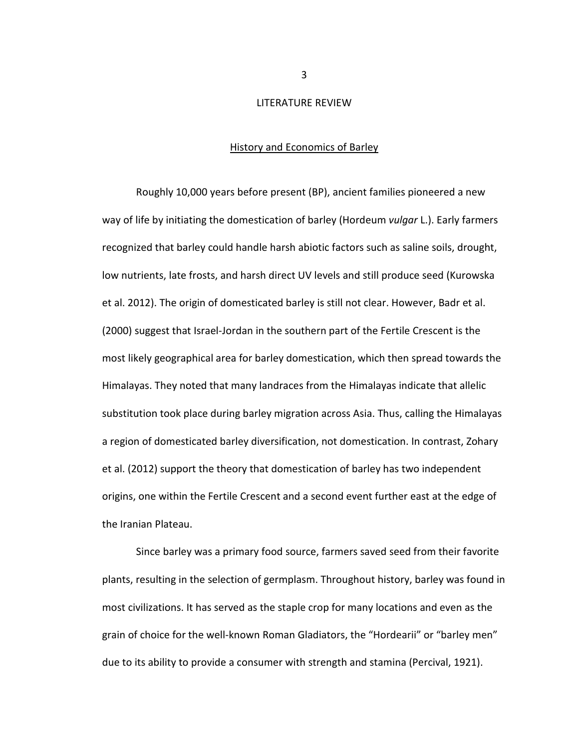# LITERATURE REVIEW

## History and Economics of Barley

Roughly 10,000 years before present (BP), ancient families pioneered a new way of life by initiating the domestication of barley (Hordeum *vulgar* L.). Early farmers recognized that barley could handle harsh abiotic factors such as saline soils, drought, low nutrients, late frosts, and harsh direct UV levels and still produce seed (Kurowska et al. 2012). The origin of domesticated barley is still not clear. However, Badr et al. (2000) suggest that Israel-Jordan in the southern part of the Fertile Crescent is the most likely geographical area for barley domestication, which then spread towards the Himalayas. They noted that many landraces from the Himalayas indicate that allelic substitution took place during barley migration across Asia. Thus, calling the Himalayas a region of domesticated barley diversification, not domestication. In contrast, Zohary et al. (2012) support the theory that domestication of barley has two independent origins, one within the Fertile Crescent and a second event further east at the edge of the Iranian Plateau.

Since barley was a primary food source, farmers saved seed from their favorite plants, resulting in the selection of germplasm. Throughout history, barley was found in most civilizations. It has served as the staple crop for many locations and even as the grain of choice for the well-known Roman Gladiators, the "Hordearii" or "barley men" due to its ability to provide a consumer with strength and stamina (Percival, 1921).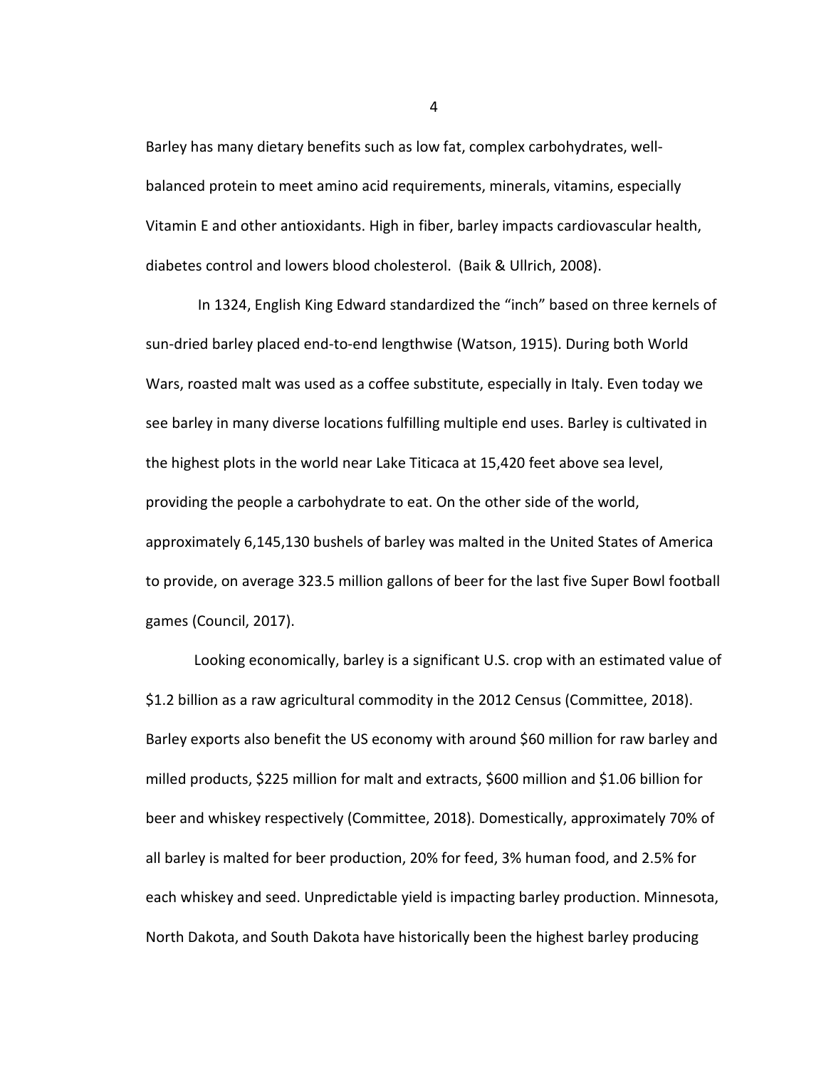Barley has many dietary benefits such as low fat, complex carbohydrates, well-balanced protein to meet amino acid requirements, minerals, vitamins, especially Vitamin E and other antioxidants. High in fiber, barley impacts cardiovascular health, diabetes control and lowers blood cholesterol. (Baik & Ullrich, 2008).

In 1324, English King Edward standardized the "inch" based on three kernels of sun-dried barley placed end-to-end lengthwise (Watson, 1915). During both World Wars, roasted malt was used as a coffee substitute, especially in Italy. Even today we see barley in many diverse locations fulfilling multiple end uses. Barley is cultivated in the highest plots in the world near Lake Titicaca at 15,420 feet above sea level, providing the people a carbohydrate to eat. On the other side of the world, approximately 6,145,130 bushels of barley was malted in the United States of America to provide, on average 323.5 million gallons of beer for the last five Super Bowl football games (Council, 2017).

Looking economically, barley is a significant U.S. crop with an estimated value of $1.2 billion as a raw agricultural commodity in the 2012 Census (Committee, 2018). Barley exports also benefit the US economy with around $60 million for raw barley and milled products, $225 million for malt and extracts, $600 million and $1.06 billion for beer and whiskey respectively (Committee, 2018). Domestically, approximately 70% of all barley is malted for beer production, 20% for feed, 3% human food, and 2.5% for each whiskey and seed. Unpredictable yield is impacting barley production. Minnesota, North Dakota, and South Dakota have historically been the highest barley producing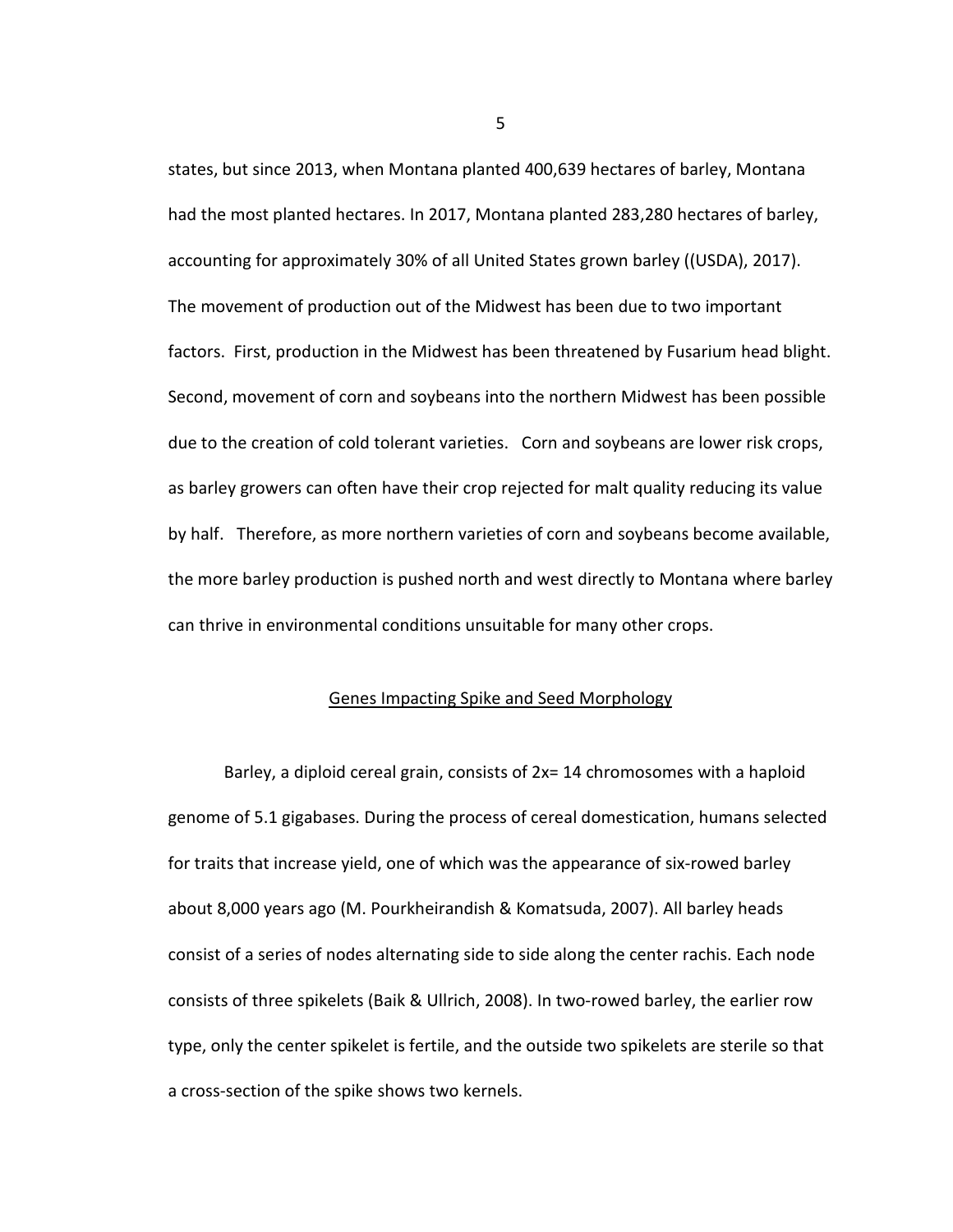states, but since 2013, when Montana planted 400,639 hectares of barley, Montana had the most planted hectares. In 2017, Montana planted 283,280 hectares of barley, accounting for approximately 30% of all United States grown barley ((USDA), 2017). The movement of production out of the Midwest has been due to two important factors. First, production in the Midwest has been threatened by Fusarium head blight. Second, movement of corn and soybeans into the northern Midwest has been possible due to the creation of cold tolerant varieties. Corn and soybeans are lower risk crops, as barley growers can often have their crop rejected for malt quality reducing its value by half. Therefore, as more northern varieties of corn and soybeans become available, the more barley production is pushed north and west directly to Montana where barley can thrive in environmental conditions unsuitable for many other crops.

## Genes Impacting Spike and Seed Morphology

Barley, a diploid cereal grain, consists of 2x= 14 chromosomes with a haploid genome of 5.1 gigabases. During the process of cereal domestication, humans selected for traits that increase yield, one of which was the appearance of six-rowed barley about 8,000 years ago (M. Pourkheirandish & Komatsuda, 2007). All barley heads consist of a series of nodes alternating side to side along the center rachis. Each node consists of three spikelets (Baik & Ullrich, 2008). In two-rowed barley, the earlier row type, only the center spikelet is fertile, and the outside two spikelets are sterile so that a cross-section of the spike shows two kernels.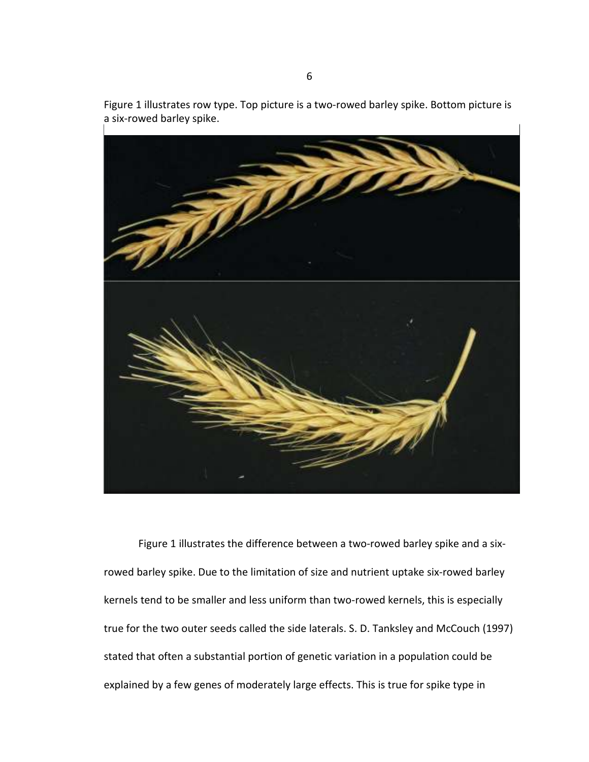Figure 1 illustrates row type. Top picture is a two-rowed barley spike. Bottom picture is a six-rowed barley spike.

Figure 1 illustrates the difference between a two-rowed barley spike and a six-rowed barley spike. Due to the limitation of size and nutrient uptake six-rowed barley kernels tend to be smaller and less uniform than two-rowed kernels, this is especially true for the two outer seeds called the side laterals. S. D. Tanksley and McCouch (1997) stated that often a substantial portion of genetic variation in a population could be explained by a few genes of moderately large effects. This is true for spike type in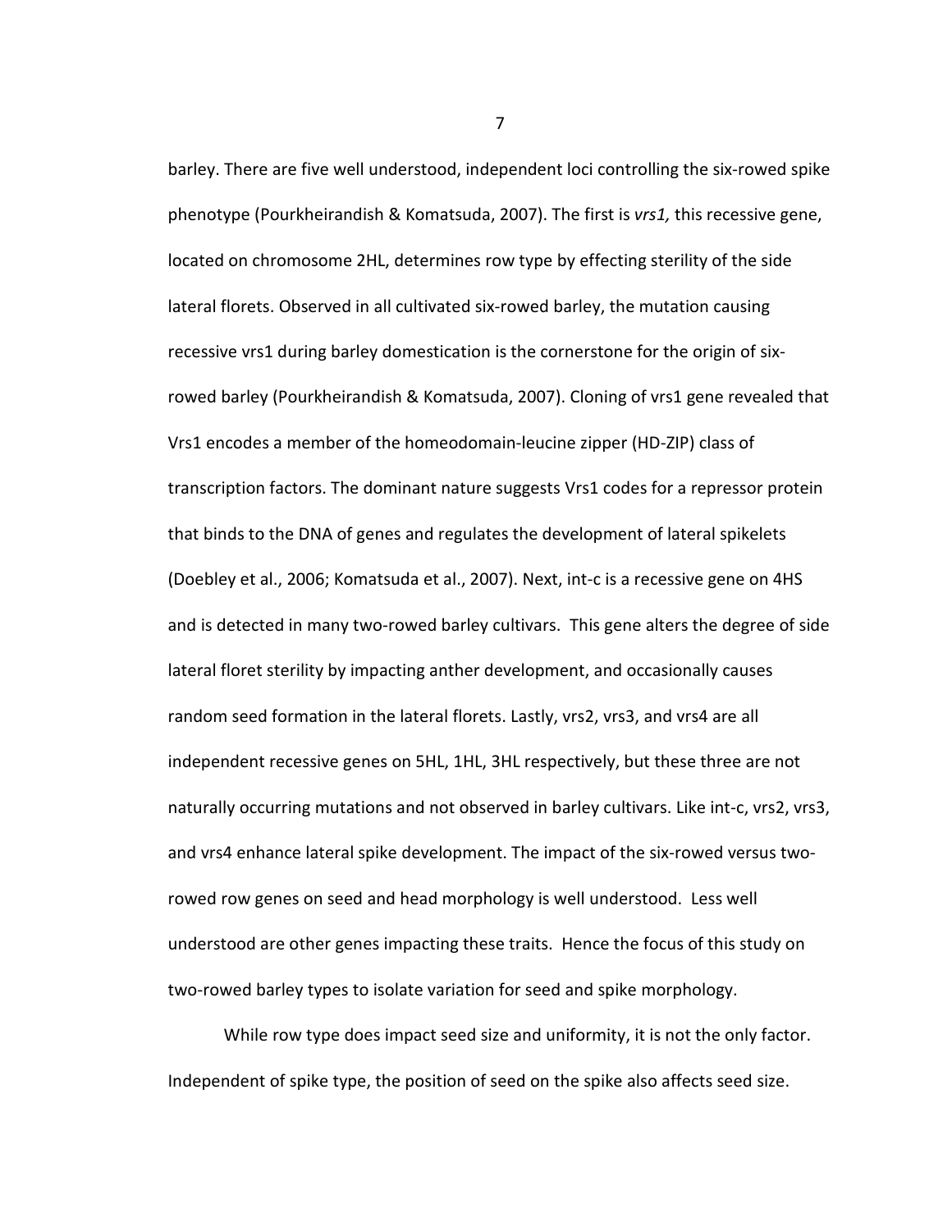barley. There are five well understood, independent loci controlling the six-rowed spike phenotype (Pourkheirandish & Komatsuda, 2007). The first is *vrs1,* this recessive gene, located on chromosome 2HL, determines row type by effecting sterility of the side lateral florets. Observed in all cultivated six-rowed barley, the mutation causing recessive vrs1 during barley domestication is the cornerstone for the origin of six-rowed barley (Pourkheirandish & Komatsuda, 2007). Cloning of vrs1 gene revealed that Vrs1 encodes a member of the homeodomain-leucine zipper (HD-ZIP) class of transcription factors. The dominant nature suggests Vrs1 codes for a repressor protein that binds to the DNA of genes and regulates the development of lateral spikelets (Doebley et al., 2006; Komatsuda et al., 2007). Next, int-c is a recessive gene on 4HS and is detected in many two-rowed barley cultivars. This gene alters the degree of side lateral floret sterility by impacting anther development, and occasionally causes random seed formation in the lateral florets. Lastly, vrs2, vrs3, and vrs4 are all independent recessive genes on 5HL, 1HL, 3HL respectively, but these three are not naturally occurring mutations and not observed in barley cultivars. Like int-c, vrs2, vrs3, and vrs4 enhance lateral spike development. The impact of the six-rowed versus two-rowed row genes on seed and head morphology is well understood. Less well understood are other genes impacting these traits. Hence the focus of this study on two-rowed barley types to isolate variation for seed and spike morphology.

While row type does impact seed size and uniformity, it is not the only factor. Independent of spike type, the position of seed on the spike also affects seed size.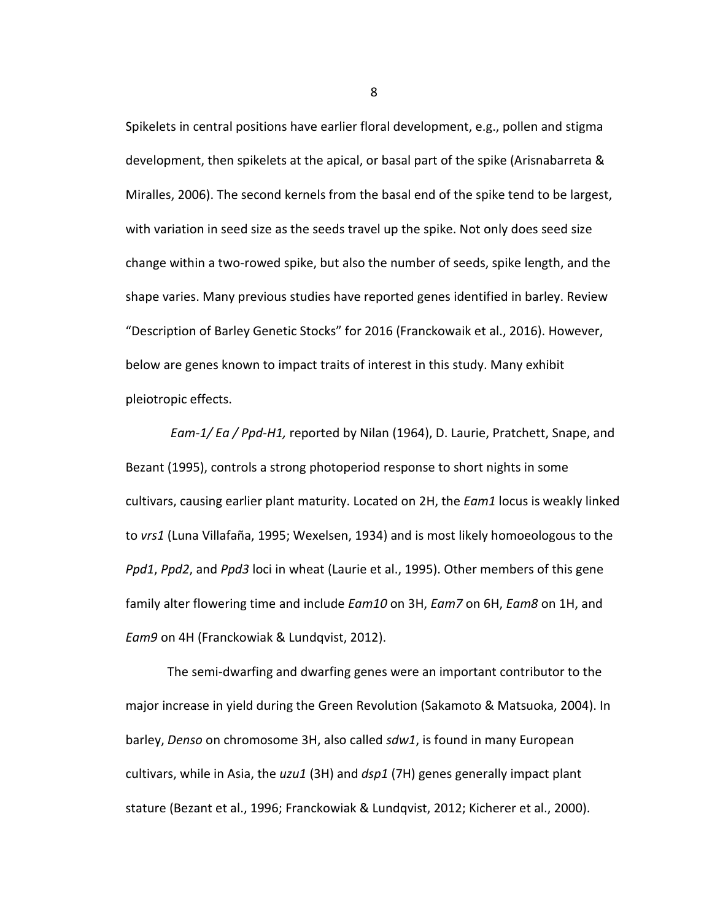Spikelets in central positions have earlier floral development, e.g., pollen and stigma development, then spikelets at the apical, or basal part of the spike (Arisnabarreta & Miralles, 2006). The second kernels from the basal end of the spike tend to be largest, with variation in seed size as the seeds travel up the spike. Not only does seed size change within a two-rowed spike, but also the number of seeds, spike length, and the shape varies. Many previous studies have reported genes identified in barley. Review "Description of Barley Genetic Stocks" for 2016 (Franckowaik et al., 2016). However, below are genes known to impact traits of interest in this study. Many exhibit pleiotropic effects.

*Eam-1/ Ea / Ppd-H1,* reported by Nilan (1964), D. Laurie, Pratchett, Snape, and Bezant (1995), controls a strong photoperiod response to short nights in some cultivars, causing earlier plant maturity. Located on 2H, the *Eam1* locus is weakly linked to *vrs1* (Luna Villafaña, 1995; Wexelsen, 1934) and is most likely homoeologous to the *Ppd1*, *Ppd2*, and *Ppd3* loci in wheat (Laurie et al., 1995). Other members of this gene family alter flowering time and include *Eam10* on 3H, *Eam7* on 6H, *Eam8* on 1H, and *Eam9* on 4H (Franckowiak & Lundqvist, 2012).

The semi-dwarfing and dwarfing genes were an important contributor to the major increase in yield during the Green Revolution (Sakamoto & Matsuoka, 2004). In barley, *Denso* on chromosome 3H, also called *sdw1*, is found in many European cultivars, while in Asia, the *uzu1* (3H) and *dsp1* (7H) genes generally impact plant stature (Bezant et al., 1996; Franckowiak & Lundqvist, 2012; Kicherer et al., 2000).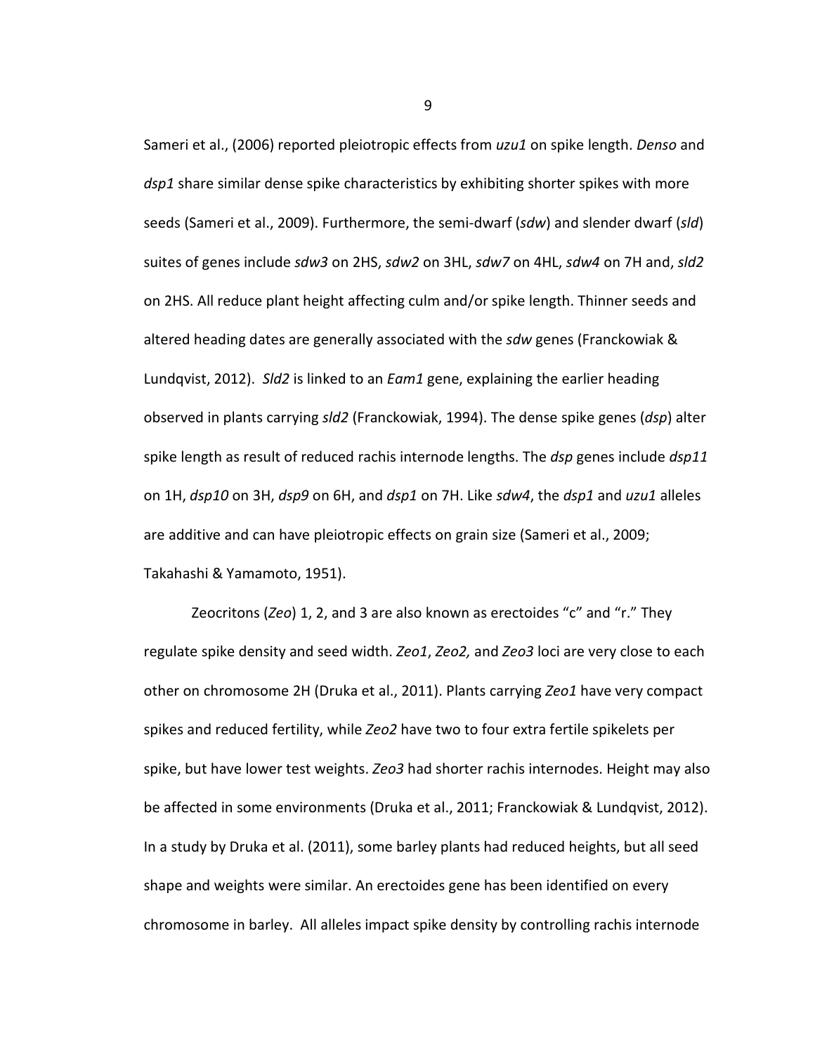Sameri et al., (2006) reported pleiotropic effects from *uzu1* on spike length. *Denso* and *dsp1* share similar dense spike characteristics by exhibiting shorter spikes with more seeds (Sameri et al., 2009). Furthermore, the semi-dwarf (*sdw*) and slender dwarf (*sld*) suites of genes include *sdw3* on 2HS, *sdw2* on 3HL, *sdw7* on 4HL, *sdw4* on 7H and, *sld2* on 2HS. All reduce plant height affecting culm and/or spike length. Thinner seeds and altered heading dates are generally associated with the *sdw* genes (Franckowiak & Lundqvist, 2012). *Sld2* is linked to an *Eam1* gene, explaining the earlier heading observed in plants carrying *sld2* (Franckowiak, 1994). The dense spike genes (*dsp*) alter spike length as result of reduced rachis internode lengths. The *dsp* genes include *dsp11* on 1H, *dsp10* on 3H, *dsp9* on 6H, and *dsp1* on 7H. Like *sdw4*, the *dsp1* and *uzu1* alleles are additive and can have pleiotropic effects on grain size (Sameri et al., 2009; Takahashi & Yamamoto, 1951).

Zeocritons (*Zeo*) 1, 2, and 3 are also known as erectoides "c" and "r." They regulate spike density and seed width. *Zeo1*, *Zeo2,* and *Zeo3* loci are very close to each other on chromosome 2H (Druka et al., 2011). Plants carrying *Zeo1* have very compact spikes and reduced fertility, while *Zeo2* have two to four extra fertile spikelets per spike, but have lower test weights. *Zeo3* had shorter rachis internodes. Height may also be affected in some environments (Druka et al., 2011; Franckowiak & Lundqvist, 2012). In a study by Druka et al. (2011), some barley plants had reduced heights, but all seed shape and weights were similar. An erectoides gene has been identified on every chromosome in barley. All alleles impact spike density by controlling rachis internode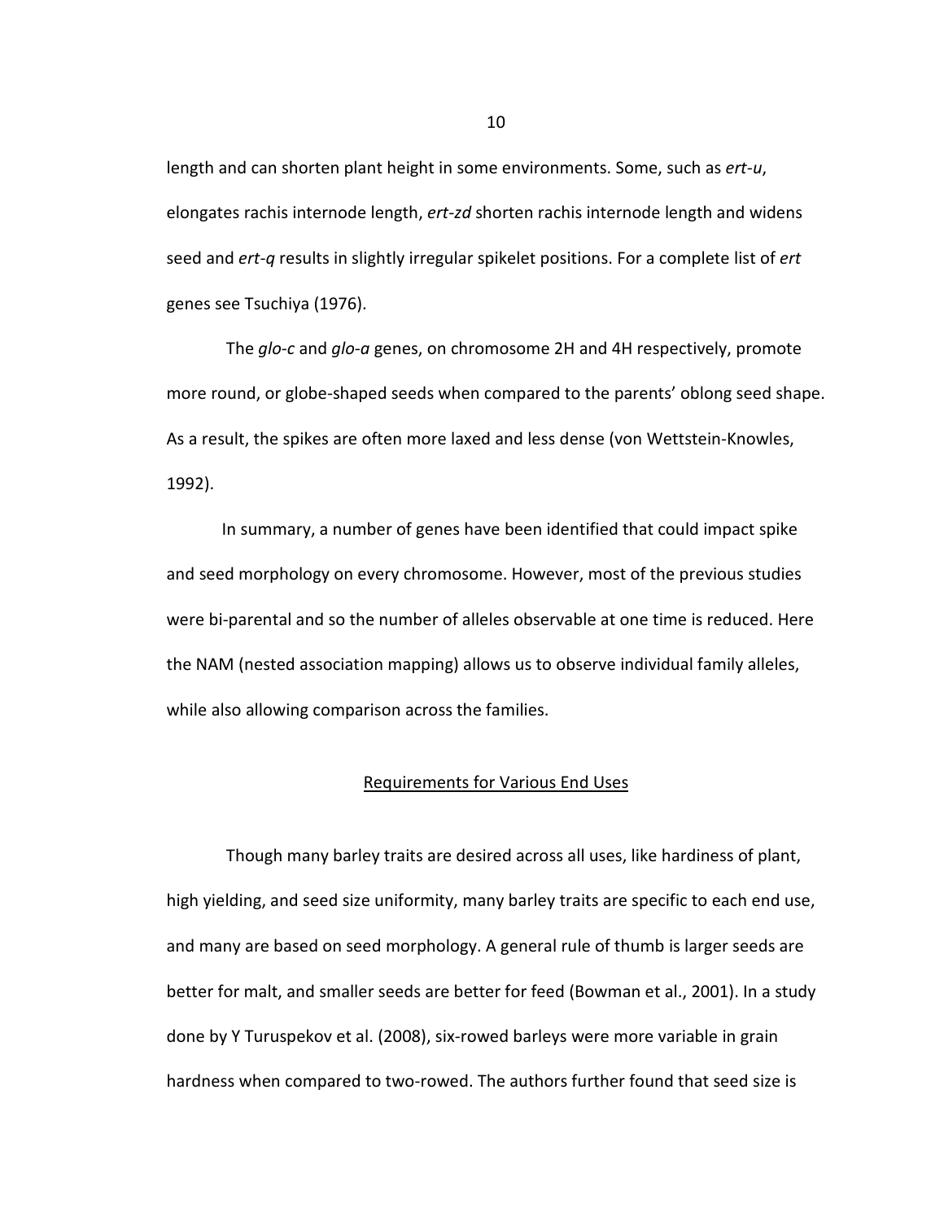length and can shorten plant height in some environments. Some, such as *ert-u*, elongates rachis internode length, *ert-zd* shorten rachis internode length and widens seed and *ert-q* results in slightly irregular spikelet positions. For a complete list of *ert* genes see Tsuchiya (1976).

The *glo-c* and *glo-a* genes, on chromosome 2H and 4H respectively, promote more round, or globe-shaped seeds when compared to the parents' oblong seed shape. As a result, the spikes are often more laxed and less dense (von Wettstein-Knowles, 1992).

In summary, a number of genes have been identified that could impact spike and seed morphology on every chromosome. However, most of the previous studies were bi-parental and so the number of alleles observable at one time is reduced. Here the NAM (nested association mapping) allows us to observe individual family alleles, while also allowing comparison across the families.

## Requirements for Various End Uses

Though many barley traits are desired across all uses, like hardiness of plant, high yielding, and seed size uniformity, many barley traits are specific to each end use, and many are based on seed morphology. A general rule of thumb is larger seeds are better for malt, and smaller seeds are better for feed (Bowman et al., 2001). In a study done by Y Turuspekov et al. (2008), six-rowed barleys were more variable in grain hardness when compared to two-rowed. The authors further found that seed size is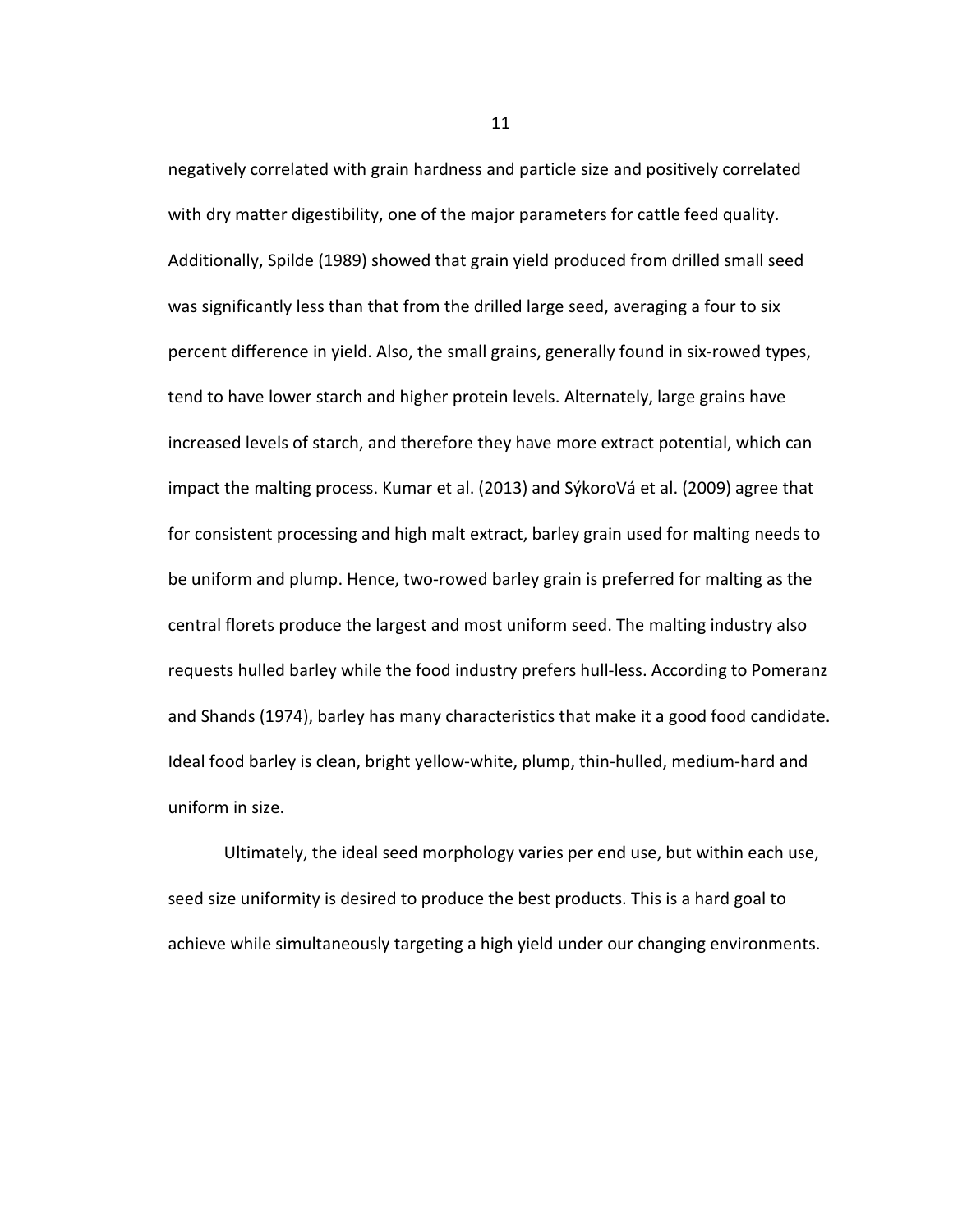negatively correlated with grain hardness and particle size and positively correlated with dry matter digestibility, one of the major parameters for cattle feed quality. Additionally, Spilde (1989) showed that grain yield produced from drilled small seed was significantly less than that from the drilled large seed, averaging a four to six percent difference in yield. Also, the small grains, generally found in six-rowed types, tend to have lower starch and higher protein levels. Alternately, large grains have increased levels of starch, and therefore they have more extract potential, which can impact the malting process. Kumar et al. (2013) and SýkoroVá et al. (2009) agree that for consistent processing and high malt extract, barley grain used for malting needs to be uniform and plump. Hence, two-rowed barley grain is preferred for malting as the central florets produce the largest and most uniform seed. The malting industry also requests hulled barley while the food industry prefers hull-less. According to Pomeranz and Shands (1974), barley has many characteristics that make it a good food candidate. Ideal food barley is clean, bright yellow-white, plump, thin-hulled, medium-hard and uniform in size.

Ultimately, the ideal seed morphology varies per end use, but within each use, seed size uniformity is desired to produce the best products. This is a hard goal to achieve while simultaneously targeting a high yield under our changing environments.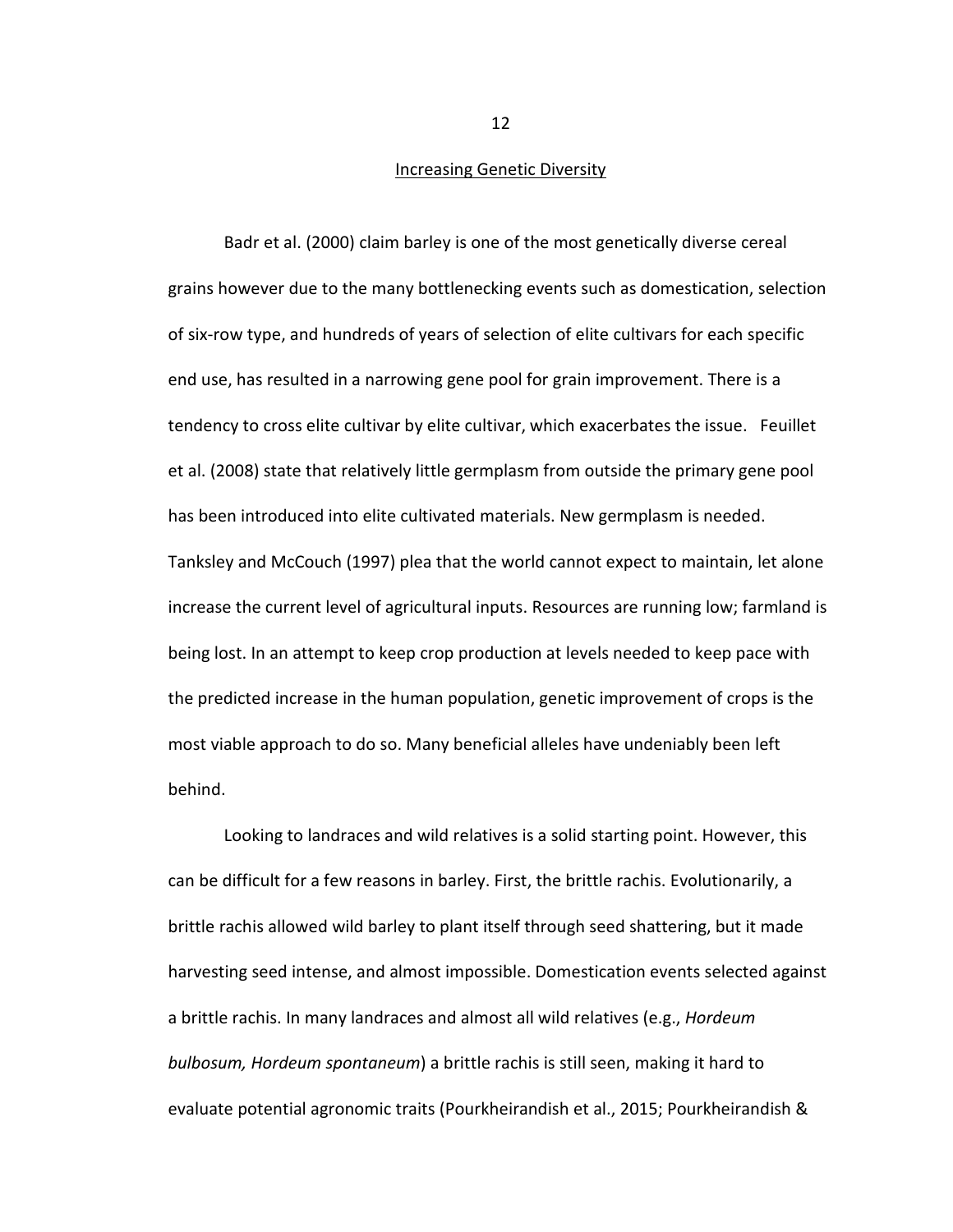## Increasing Genetic Diversity

Badr et al. (2000) claim barley is one of the most genetically diverse cereal grains however due to the many bottlenecking events such as domestication, selection of six-row type, and hundreds of years of selection of elite cultivars for each specific end use, has resulted in a narrowing gene pool for grain improvement. There is a tendency to cross elite cultivar by elite cultivar, which exacerbates the issue. Feuillet et al. (2008) state that relatively little germplasm from outside the primary gene pool has been introduced into elite cultivated materials. New germplasm is needed. Tanksley and McCouch (1997) plea that the world cannot expect to maintain, let alone increase the current level of agricultural inputs. Resources are running low; farmland is being lost. In an attempt to keep crop production at levels needed to keep pace with the predicted increase in the human population, genetic improvement of crops is the most viable approach to do so. Many beneficial alleles have undeniably been left behind.

Looking to landraces and wild relatives is a solid starting point. However, this can be difficult for a few reasons in barley. First, the brittle rachis. Evolutionarily, a brittle rachis allowed wild barley to plant itself through seed shattering, but it made harvesting seed intense, and almost impossible. Domestication events selected against a brittle rachis. In many landraces and almost all wild relatives (e.g., *Hordeum bulbosum, Hordeum spontaneum*) a brittle rachis is still seen, making it hard to evaluate potential agronomic traits (Pourkheirandish et al., 2015; Pourkheirandish &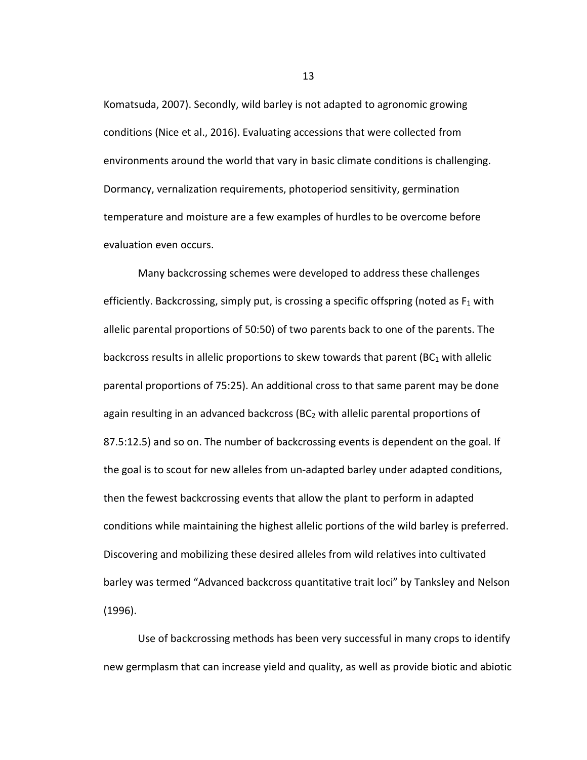Komatsuda, 2007). Secondly, wild barley is not adapted to agronomic growing conditions (Nice et al., 2016). Evaluating accessions that were collected from environments around the world that vary in basic climate conditions is challenging. Dormancy, vernalization requirements, photoperiod sensitivity, germination temperature and moisture are a few examples of hurdles to be overcome before evaluation even occurs.

Many backcrossing schemes were developed to address these challenges efficiently. Backcrossing, simply put, is crossing a specific offspring (noted as $F_1$ with allelic parental proportions of 50:50) of two parents back to one of the parents. The backcross results in allelic proportions to skew towards that parent ($BC_1$ with allelic parental proportions of 75:25). An additional cross to that same parent may be done again resulting in an advanced backcross ($BC_2$ with allelic parental proportions of 87.5:12.5) and so on. The number of backcrossing events is dependent on the goal. If the goal is to scout for new alleles from un-adapted barley under adapted conditions, then the fewest backcrossing events that allow the plant to perform in adapted conditions while maintaining the highest allelic portions of the wild barley is preferred. Discovering and mobilizing these desired alleles from wild relatives into cultivated barley was termed "Advanced backcross quantitative trait loci" by Tanksley and Nelson (1996).

Use of backcrossing methods has been very successful in many crops to identify new germplasm that can increase yield and quality, as well as provide biotic and abiotic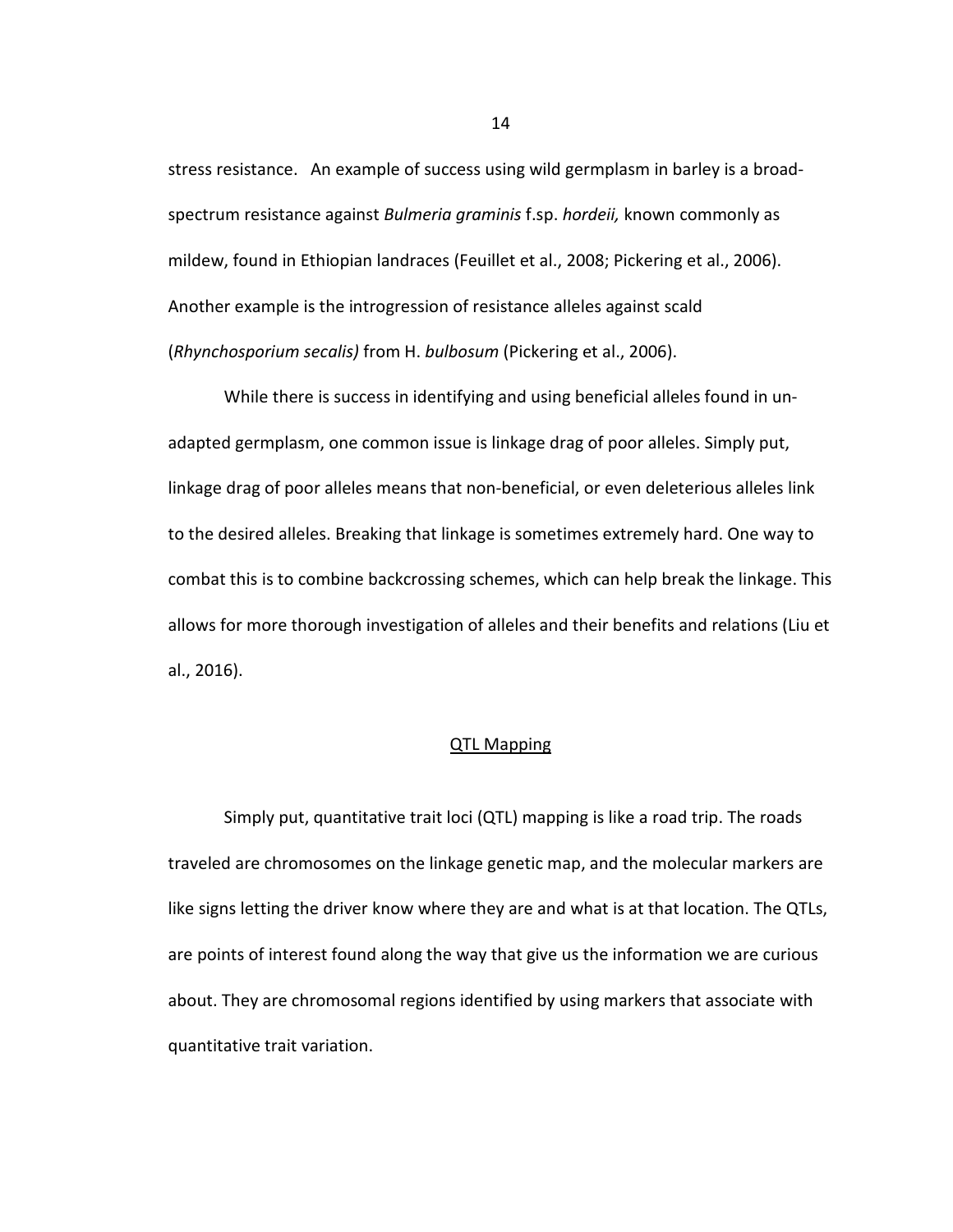stress resistance.   An example of success using wild germplasm in barley is a broad-spectrum resistance against *Bulmeria graminis* f.sp. *hordeii,* known commonly as mildew, found in Ethiopian landraces (Feuillet et al., 2008; Pickering et al., 2006). Another example is the introgression of resistance alleles against scald (*Rhynchosporium secalis)* from H. *bulbosum* (Pickering et al., 2006).

While there is success in identifying and using beneficial alleles found in un-adapted germplasm, one common issue is linkage drag of poor alleles. Simply put, linkage drag of poor alleles means that non-beneficial, or even deleterious alleles link to the desired alleles. Breaking that linkage is sometimes extremely hard. One way to combat this is to combine backcrossing schemes, which can help break the linkage. This allows for more thorough investigation of alleles and their benefits and relations (Liu et al., 2016).

## QTL Mapping

Simply put, quantitative trait loci (QTL) mapping is like a road trip. The roads traveled are chromosomes on the linkage genetic map, and the molecular markers are like signs letting the driver know where they are and what is at that location. The QTLs, are points of interest found along the way that give us the information we are curious about. They are chromosomal regions identified by using markers that associate with quantitative trait variation.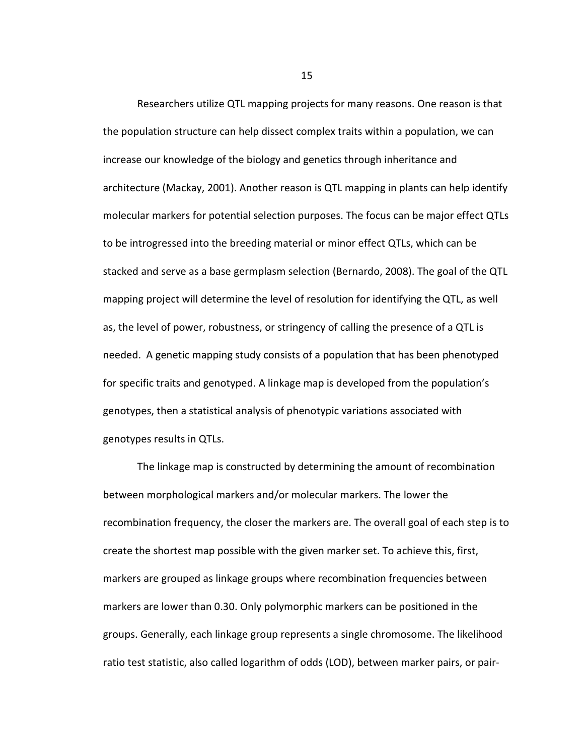Researchers utilize QTL mapping projects for many reasons. One reason is that the population structure can help dissect complex traits within a population, we can increase our knowledge of the biology and genetics through inheritance and architecture (Mackay, 2001). Another reason is QTL mapping in plants can help identify molecular markers for potential selection purposes. The focus can be major effect QTLs to be introgressed into the breeding material or minor effect QTLs, which can be stacked and serve as a base germplasm selection (Bernardo, 2008). The goal of the QTL mapping project will determine the level of resolution for identifying the QTL, as well as, the level of power, robustness, or stringency of calling the presence of a QTL is needed. A genetic mapping study consists of a population that has been phenotyped for specific traits and genotyped. A linkage map is developed from the population's genotypes, then a statistical analysis of phenotypic variations associated with genotypes results in QTLs.

The linkage map is constructed by determining the amount of recombination between morphological markers and/or molecular markers. The lower the recombination frequency, the closer the markers are. The overall goal of each step is to create the shortest map possible with the given marker set. To achieve this, first, markers are grouped as linkage groups where recombination frequencies between markers are lower than 0.30. Only polymorphic markers can be positioned in the groups. Generally, each linkage group represents a single chromosome. The likelihood ratio test statistic, also called logarithm of odds (LOD), between marker pairs, or pair-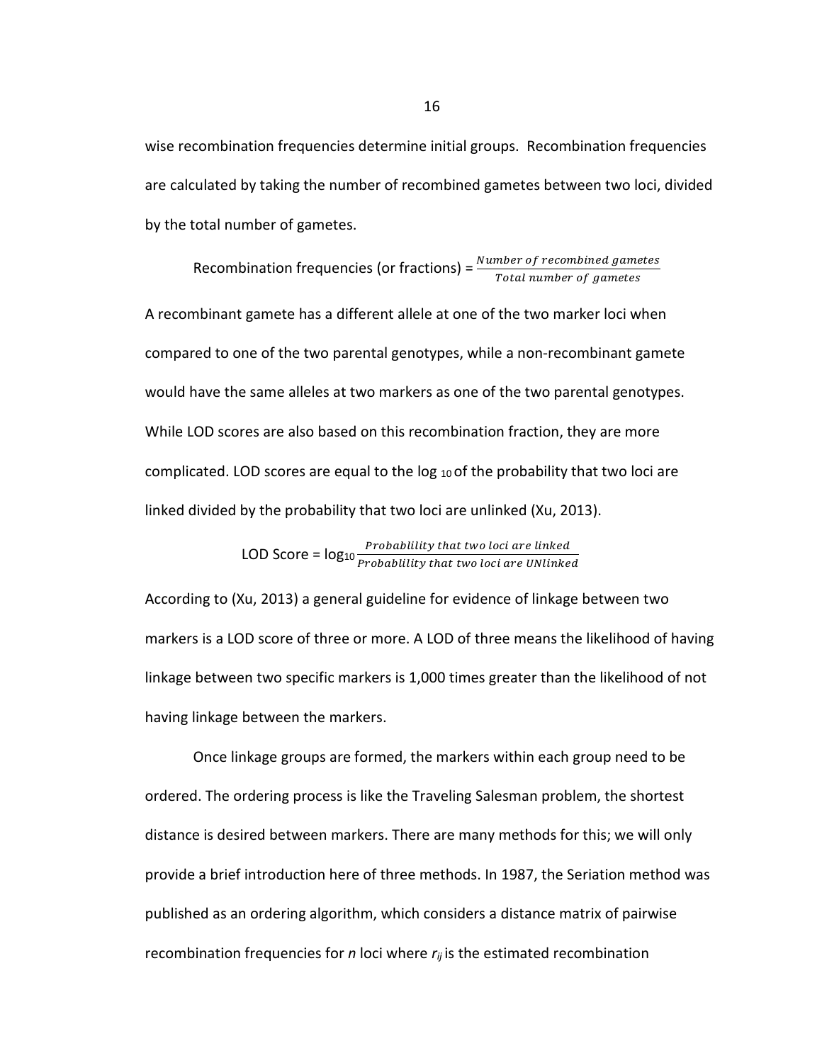wise recombination frequencies determine initial groups. Recombination frequencies are calculated by taking the number of recombined gametes between two loci, divided by the total number of gametes.

$$\text{Recombination frequencies (or fractions)} = \frac{Number\ of\ recombined\ gametes}{Total\ number\ of\ gametes}$$

A recombinant gamete has a different allele at one of the two marker loci when compared to one of the two parental genotypes, while a non-recombinant gamete would have the same alleles at two markers as one of the two parental genotypes. While LOD scores are also based on this recombination fraction, they are more complicated. LOD scores are equal to the $\log_{10}$ of the probability that two loci are linked divided by the probability that two loci are unlinked (Xu, 2013).

$$\text{LOD Score} = \log_{10} \frac{Probablility\ that\ two\ loci\ are\ linked}{Probablility\ that\ two\ loci\ are\ UNlinked}$$

According to (Xu, 2013) a general guideline for evidence of linkage between two markers is a LOD score of three or more. A LOD of three means the likelihood of having linkage between two specific markers is 1,000 times greater than the likelihood of not having linkage between the markers.

Once linkage groups are formed, the markers within each group need to be ordered. The ordering process is like the Traveling Salesman problem, the shortest distance is desired between markers. There are many methods for this; we will only provide a brief introduction here of three methods. In 1987, the Seriation method was published as an ordering algorithm, which considers a distance matrix of pairwise recombination frequencies for $n$ loci where $r_{ij}$ is the estimated recombination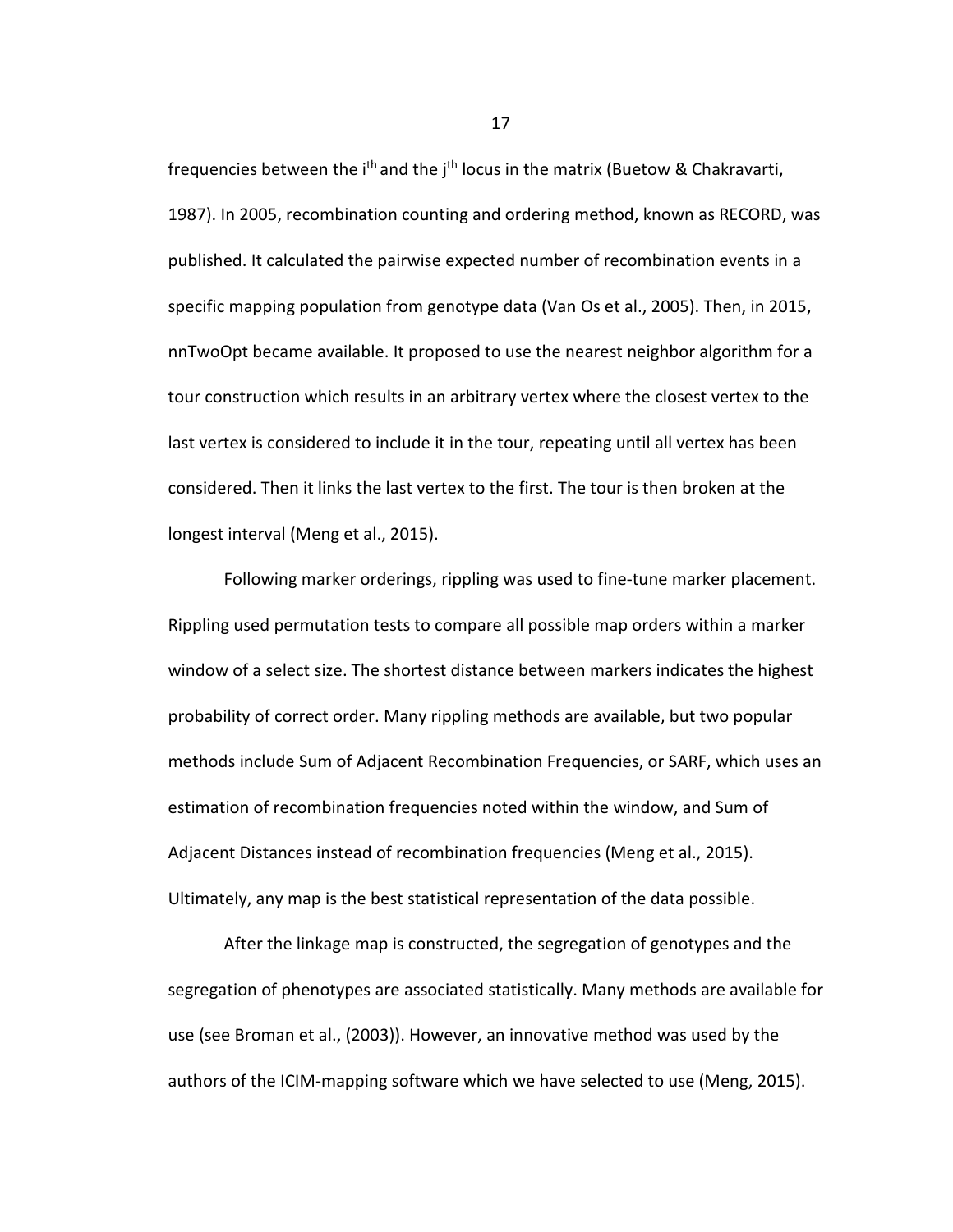frequencies between the $i^{th}$ and the $j^{th}$ locus in the matrix (Buetow & Chakravarti, 1987). In 2005, recombination counting and ordering method, known as RECORD, was published. It calculated the pairwise expected number of recombination events in a specific mapping population from genotype data (Van Os et al., 2005). Then, in 2015, nnTwoOpt became available. It proposed to use the nearest neighbor algorithm for a tour construction which results in an arbitrary vertex where the closest vertex to the last vertex is considered to include it in the tour, repeating until all vertex has been considered. Then it links the last vertex to the first. The tour is then broken at the longest interval (Meng et al., 2015).

Following marker orderings, rippling was used to fine-tune marker placement. Rippling used permutation tests to compare all possible map orders within a marker window of a select size. The shortest distance between markers indicates the highest probability of correct order. Many rippling methods are available, but two popular methods include Sum of Adjacent Recombination Frequencies, or SARF, which uses an estimation of recombination frequencies noted within the window, and Sum of Adjacent Distances instead of recombination frequencies (Meng et al., 2015). Ultimately, any map is the best statistical representation of the data possible.

After the linkage map is constructed, the segregation of genotypes and the segregation of phenotypes are associated statistically. Many methods are available for use (see Broman et al., (2003)). However, an innovative method was used by the authors of the ICIM-mapping software which we have selected to use (Meng, 2015).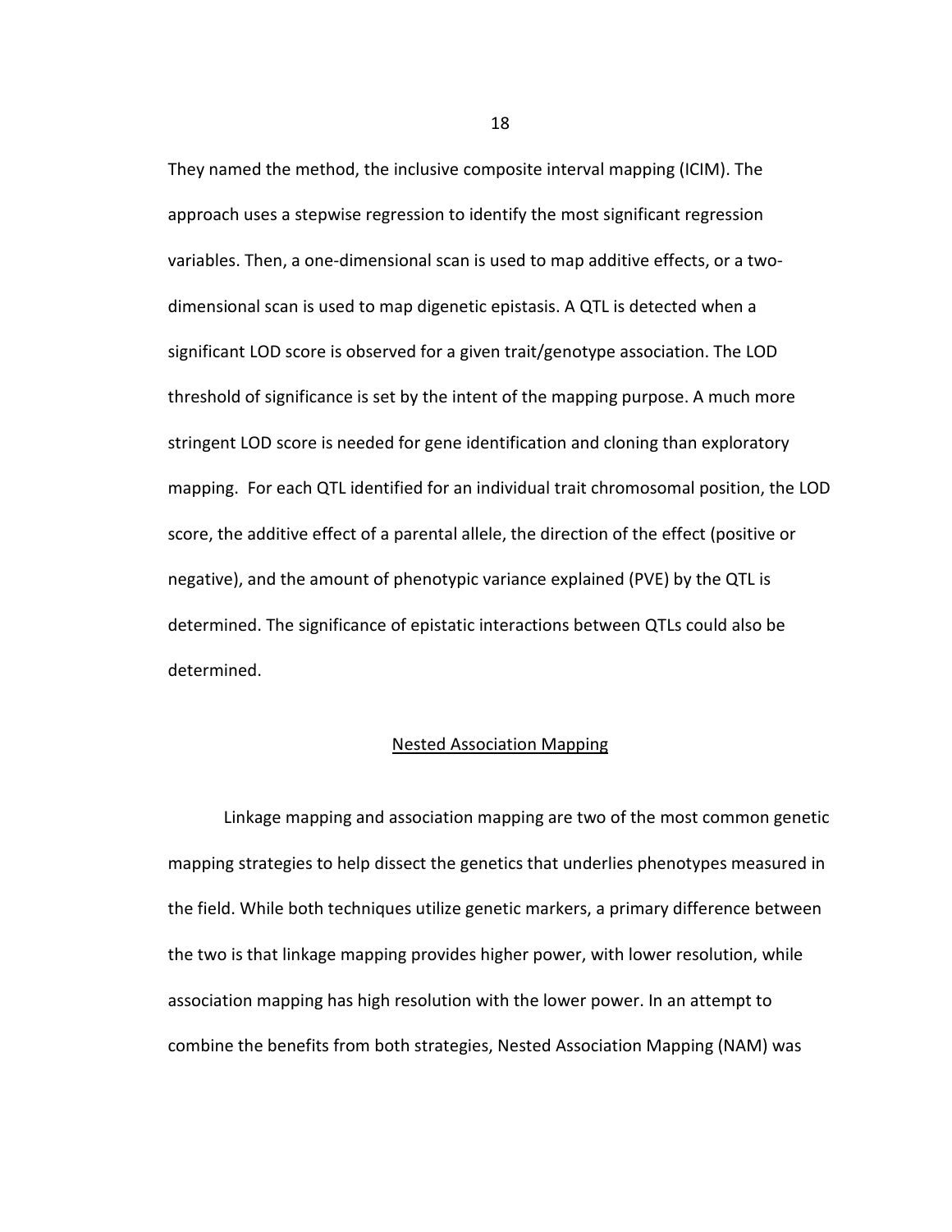They named the method, the inclusive composite interval mapping (ICIM). The approach uses a stepwise regression to identify the most significant regression variables. Then, a one-dimensional scan is used to map additive effects, or a two-dimensional scan is used to map digenetic epistasis. A QTL is detected when a significant LOD score is observed for a given trait/genotype association. The LOD threshold of significance is set by the intent of the mapping purpose. A much more stringent LOD score is needed for gene identification and cloning than exploratory mapping. For each QTL identified for an individual trait chromosomal position, the LOD score, the additive effect of a parental allele, the direction of the effect (positive or negative), and the amount of phenotypic variance explained (PVE) by the QTL is determined. The significance of epistatic interactions between QTLs could also be determined.

## Nested Association Mapping

Linkage mapping and association mapping are two of the most common genetic mapping strategies to help dissect the genetics that underlies phenotypes measured in the field. While both techniques utilize genetic markers, a primary difference between the two is that linkage mapping provides higher power, with lower resolution, while association mapping has high resolution with the lower power. In an attempt to combine the benefits from both strategies, Nested Association Mapping (NAM) was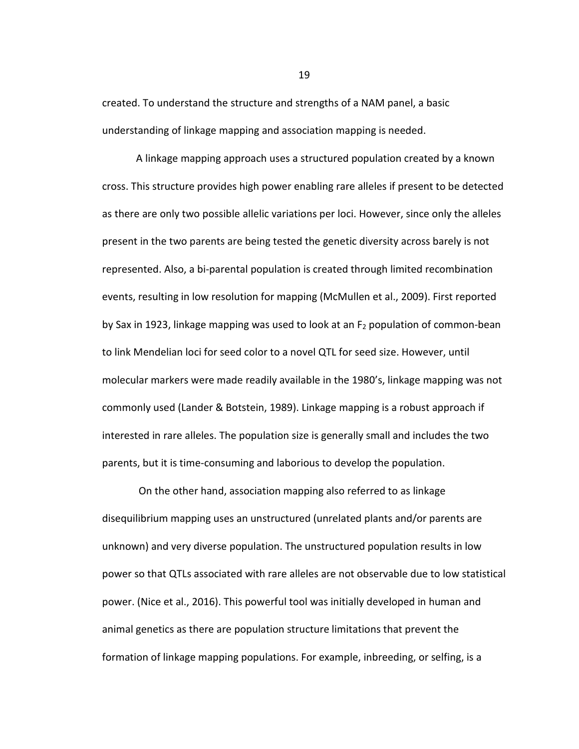created. To understand the structure and strengths of a NAM panel, a basic understanding of linkage mapping and association mapping is needed.

A linkage mapping approach uses a structured population created by a known cross. This structure provides high power enabling rare alleles if present to be detected as there are only two possible allelic variations per loci. However, since only the alleles present in the two parents are being tested the genetic diversity across barely is not represented. Also, a bi-parental population is created through limited recombination events, resulting in low resolution for mapping (McMullen et al., 2009). First reported by Sax in 1923, linkage mapping was used to look at an $F_2$ population of common-bean to link Mendelian loci for seed color to a novel QTL for seed size. However, until molecular markers were made readily available in the 1980's, linkage mapping was not commonly used (Lander & Botstein, 1989). Linkage mapping is a robust approach if interested in rare alleles. The population size is generally small and includes the two parents, but it is time-consuming and laborious to develop the population.

On the other hand, association mapping also referred to as linkage disequilibrium mapping uses an unstructured (unrelated plants and/or parents are unknown) and very diverse population. The unstructured population results in low power so that QTLs associated with rare alleles are not observable due to low statistical power. (Nice et al., 2016). This powerful tool was initially developed in human and animal genetics as there are population structure limitations that prevent the formation of linkage mapping populations. For example, inbreeding, or selfing, is a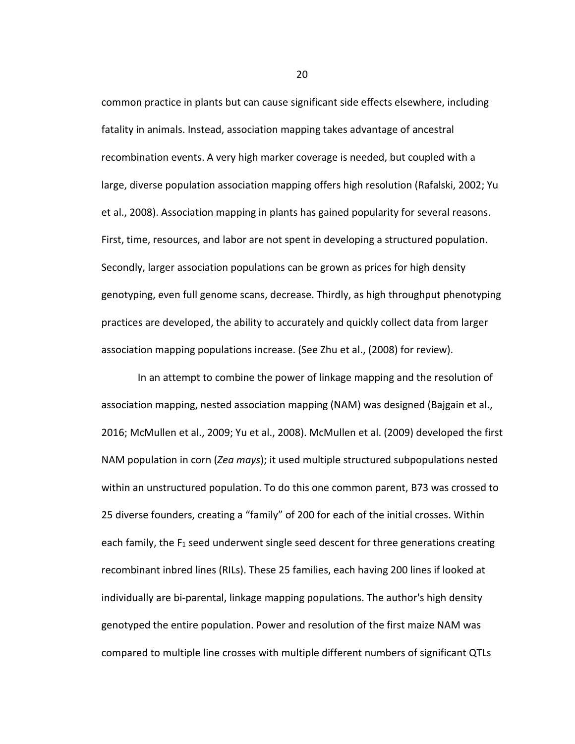common practice in plants but can cause significant side effects elsewhere, including fatality in animals. Instead, association mapping takes advantage of ancestral recombination events. A very high marker coverage is needed, but coupled with a large, diverse population association mapping offers high resolution (Rafalski, 2002; Yu et al., 2008). Association mapping in plants has gained popularity for several reasons. First, time, resources, and labor are not spent in developing a structured population. Secondly, larger association populations can be grown as prices for high density genotyping, even full genome scans, decrease. Thirdly, as high throughput phenotyping practices are developed, the ability to accurately and quickly collect data from larger association mapping populations increase. (See Zhu et al., (2008) for review).

In an attempt to combine the power of linkage mapping and the resolution of association mapping, nested association mapping (NAM) was designed (Bajgain et al., 2016; McMullen et al., 2009; Yu et al., 2008). McMullen et al. (2009) developed the first NAM population in corn (*Zea mays*); it used multiple structured subpopulations nested within an unstructured population. To do this one common parent, B73 was crossed to 25 diverse founders, creating a "family" of 200 for each of the initial crosses. Within each family, the $F_1$ seed underwent single seed descent for three generations creating recombinant inbred lines (RILs). These 25 families, each having 200 lines if looked at individually are bi-parental, linkage mapping populations. The author's high density genotyped the entire population. Power and resolution of the first maize NAM was compared to multiple line crosses with multiple different numbers of significant QTLs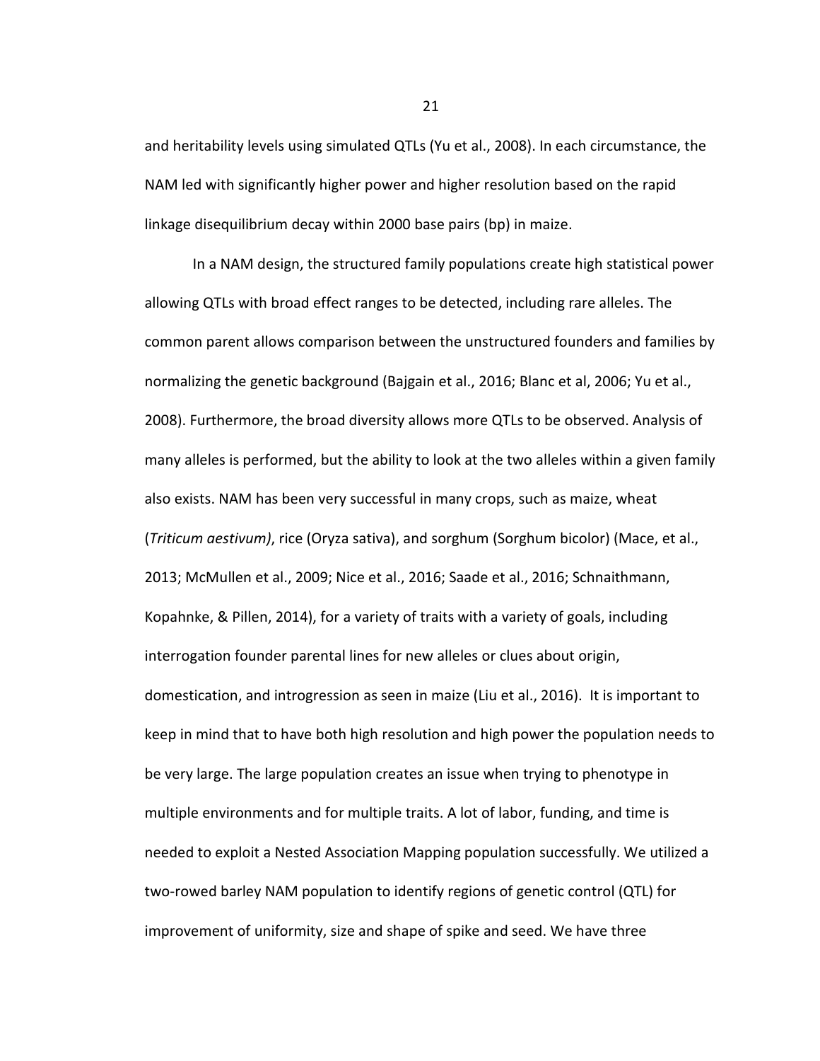and heritability levels using simulated QTLs (Yu et al., 2008). In each circumstance, the NAM led with significantly higher power and higher resolution based on the rapid linkage disequilibrium decay within 2000 base pairs (bp) in maize.

In a NAM design, the structured family populations create high statistical power allowing QTLs with broad effect ranges to be detected, including rare alleles. The common parent allows comparison between the unstructured founders and families by normalizing the genetic background (Bajgain et al., 2016; Blanc et al, 2006; Yu et al., 2008). Furthermore, the broad diversity allows more QTLs to be observed. Analysis of many alleles is performed, but the ability to look at the two alleles within a given family also exists. NAM has been very successful in many crops, such as maize, wheat (*Triticum aestivum)*, rice (Oryza sativa), and sorghum (Sorghum bicolor) (Mace, et al., 2013; McMullen et al., 2009; Nice et al., 2016; Saade et al., 2016; Schnaithmann, Kopahnke, & Pillen, 2014), for a variety of traits with a variety of goals, including interrogation founder parental lines for new alleles or clues about origin, domestication, and introgression as seen in maize (Liu et al., 2016). It is important to keep in mind that to have both high resolution and high power the population needs to be very large. The large population creates an issue when trying to phenotype in multiple environments and for multiple traits. A lot of labor, funding, and time is needed to exploit a Nested Association Mapping population successfully. We utilized a two-rowed barley NAM population to identify regions of genetic control (QTL) for improvement of uniformity, size and shape of spike and seed. We have three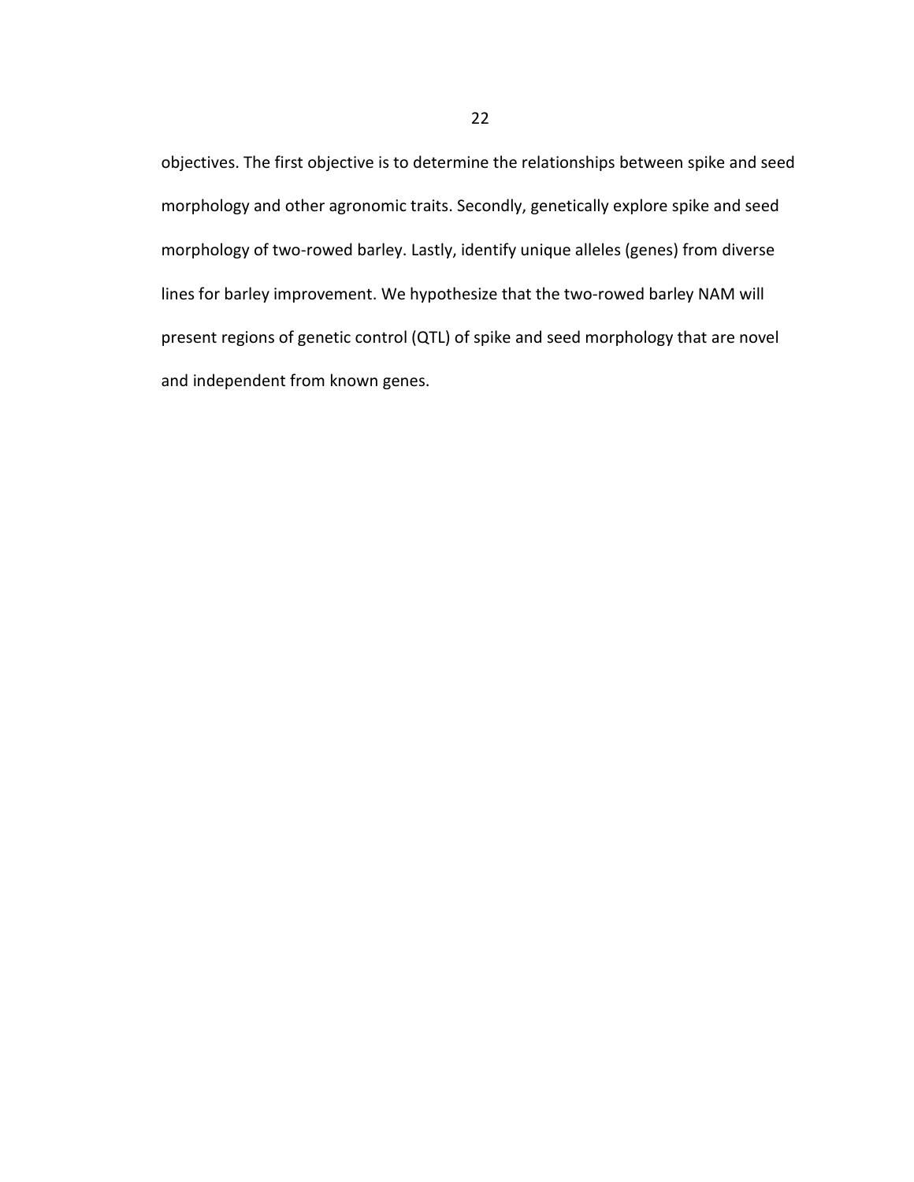objectives. The first objective is to determine the relationships between spike and seed morphology and other agronomic traits. Secondly, genetically explore spike and seed morphology of two-rowed barley. Lastly, identify unique alleles (genes) from diverse lines for barley improvement. We hypothesize that the two-rowed barley NAM will present regions of genetic control (QTL) of spike and seed morphology that are novel and independent from known genes.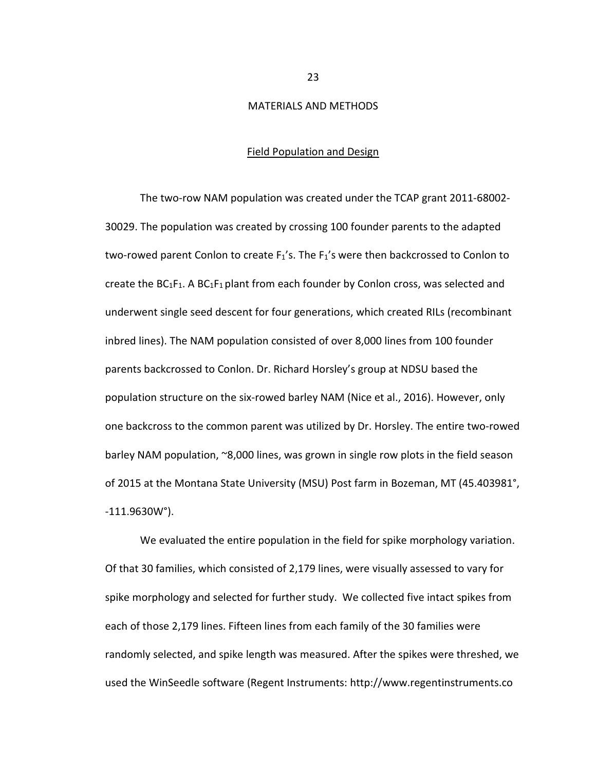# MATERIALS AND METHODS

## Field Population and Design

The two-row NAM population was created under the TCAP grant 2011-68002-30029. The population was created by crossing 100 founder parents to the adapted two-rowed parent Conlon to create $F_1$'s. The $F_1$'s were then backcrossed to Conlon to create the $BC_1F_1$. A $BC_1F_1$ plant from each founder by Conlon cross, was selected and underwent single seed descent for four generations, which created RILs (recombinant inbred lines). The NAM population consisted of over 8,000 lines from 100 founder parents backcrossed to Conlon. Dr. Richard Horsley's group at NDSU based the population structure on the six-rowed barley NAM (Nice et al., 2016). However, only one backcross to the common parent was utilized by Dr. Horsley. The entire two-rowed barley NAM population, ~8,000 lines, was grown in single row plots in the field season of 2015 at the Montana State University (MSU) Post farm in Bozeman, MT (45.403981°, -111.9630W°).

We evaluated the entire population in the field for spike morphology variation. Of that 30 families, which consisted of 2,179 lines, were visually assessed to vary for spike morphology and selected for further study. We collected five intact spikes from each of those 2,179 lines. Fifteen lines from each family of the 30 families were randomly selected, and spike length was measured. After the spikes were threshed, we used the WinSeedle software (Regent Instruments: http://www.regentinstruments.co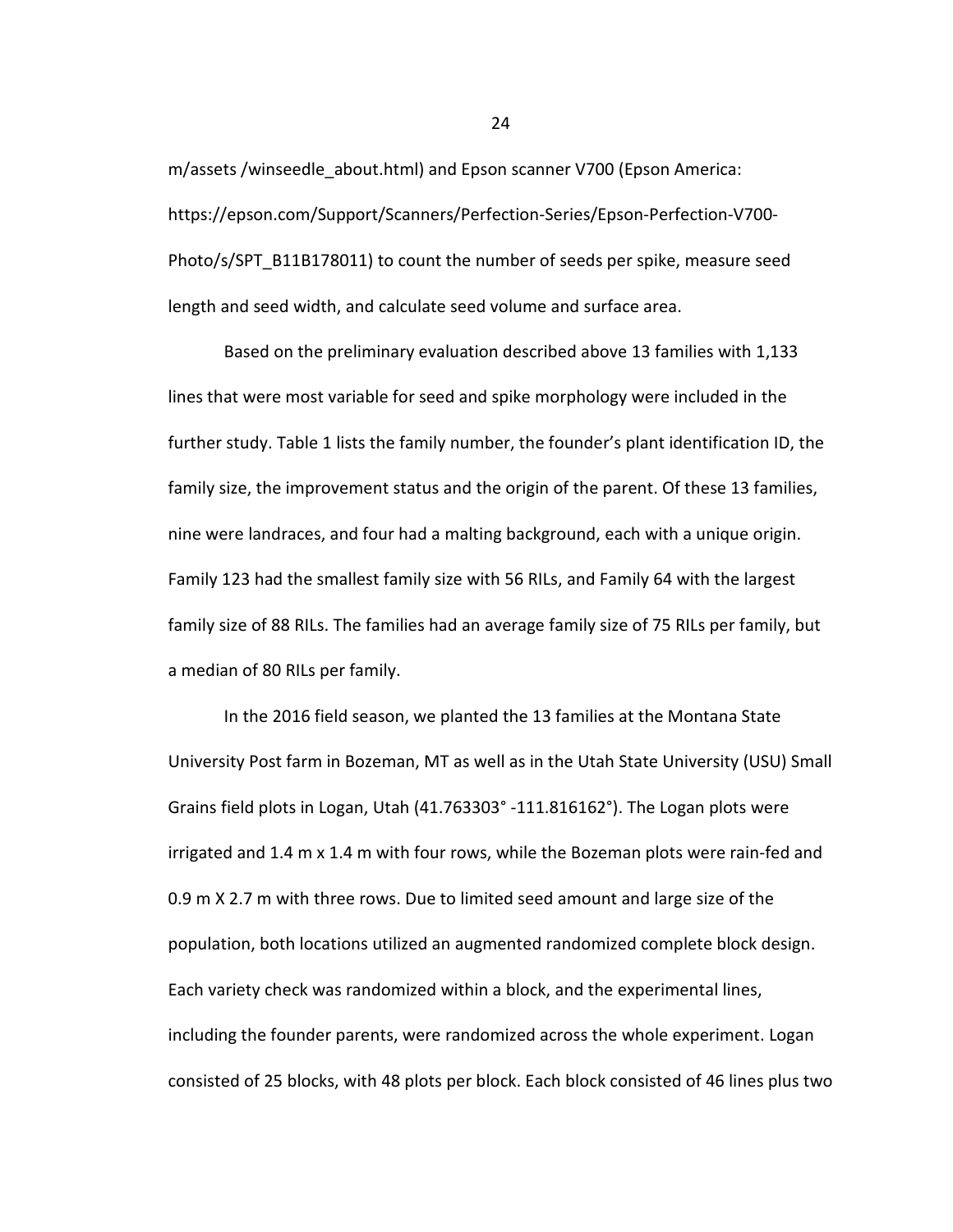m/assets /winseedle_about.html) and Epson scanner V700 (Epson America: https://epson.com/Support/Scanners/Perfection-Series/Epson-Perfection-V700-Photo/s/SPT_B11B178011) to count the number of seeds per spike, measure seed length and seed width, and calculate seed volume and surface area.

Based on the preliminary evaluation described above 13 families with 1,133 lines that were most variable for seed and spike morphology were included in the further study. Table 1 lists the family number, the founder's plant identification ID, the family size, the improvement status and the origin of the parent. Of these 13 families, nine were landraces, and four had a malting background, each with a unique origin. Family 123 had the smallest family size with 56 RILs, and Family 64 with the largest family size of 88 RILs. The families had an average family size of 75 RILs per family, but a median of 80 RILs per family.

In the 2016 field season, we planted the 13 families at the Montana State University Post farm in Bozeman, MT as well as in the Utah State University (USU) Small Grains field plots in Logan, Utah (41.763303° -111.816162°). The Logan plots were irrigated and 1.4 m x 1.4 m with four rows, while the Bozeman plots were rain-fed and 0.9 m X 2.7 m with three rows. Due to limited seed amount and large size of the population, both locations utilized an augmented randomized complete block design. Each variety check was randomized within a block, and the experimental lines, including the founder parents, were randomized across the whole experiment. Logan consisted of 25 blocks, with 48 plots per block. Each block consisted of 46 lines plus two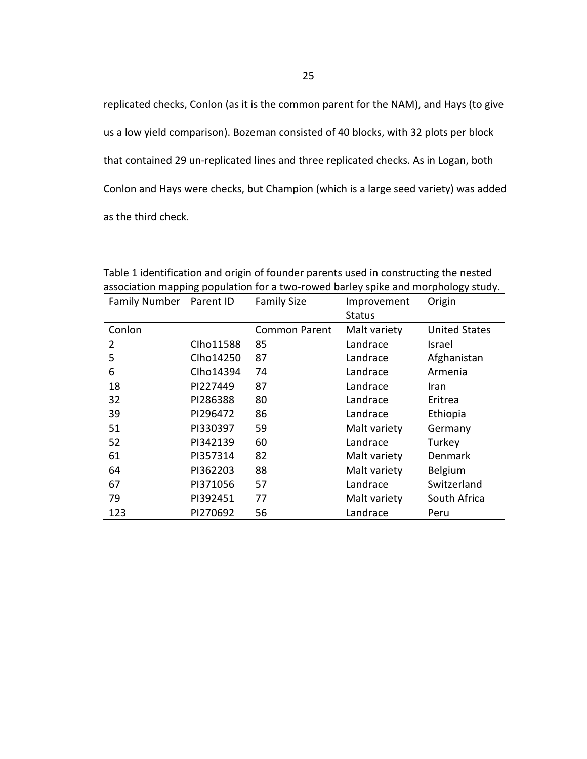replicated checks, Conlon (as it is the common parent for the NAM), and Hays (to give us a low yield comparison). Bozeman consisted of 40 blocks, with 32 plots per block that contained 29 un-replicated lines and three replicated checks. As in Logan, both Conlon and Hays were checks, but Champion (which is a large seed variety) was added as the third check.

Table 1 identification and origin of founder parents used in constructing the nested association mapping population for a two-rowed barley spike and morphology study.

| Family Number | Parent ID | Family Size | Improvement Status | Origin |
|---|---|---|---|---|
| Conlon | | Common Parent | Malt variety | United States |
| 2 | CIho11588 | 85 | Landrace | Israel |
| 5 | CIho14250 | 87 | Landrace | Afghanistan |
| 6 | CIho14394 | 74 | Landrace | Armenia |
| 18 | PI227449 | 87 | Landrace | Iran |
| 32 | PI286388 | 80 | Landrace | Eritrea |
| 39 | PI296472 | 86 | Landrace | Ethiopia |
| 51 | PI330397 | 59 | Malt variety | Germany |
| 52 | PI342139 | 60 | Landrace | Turkey |
| 61 | PI357314 | 82 | Malt variety | Denmark |
| 64 | PI362203 | 88 | Malt variety | Belgium |
| 67 | PI371056 | 57 | Landrace | Switzerland |
| 79 | PI392451 | 77 | Malt variety | South Africa |
| 123 | PI270692 | 56 | Landrace | Peru |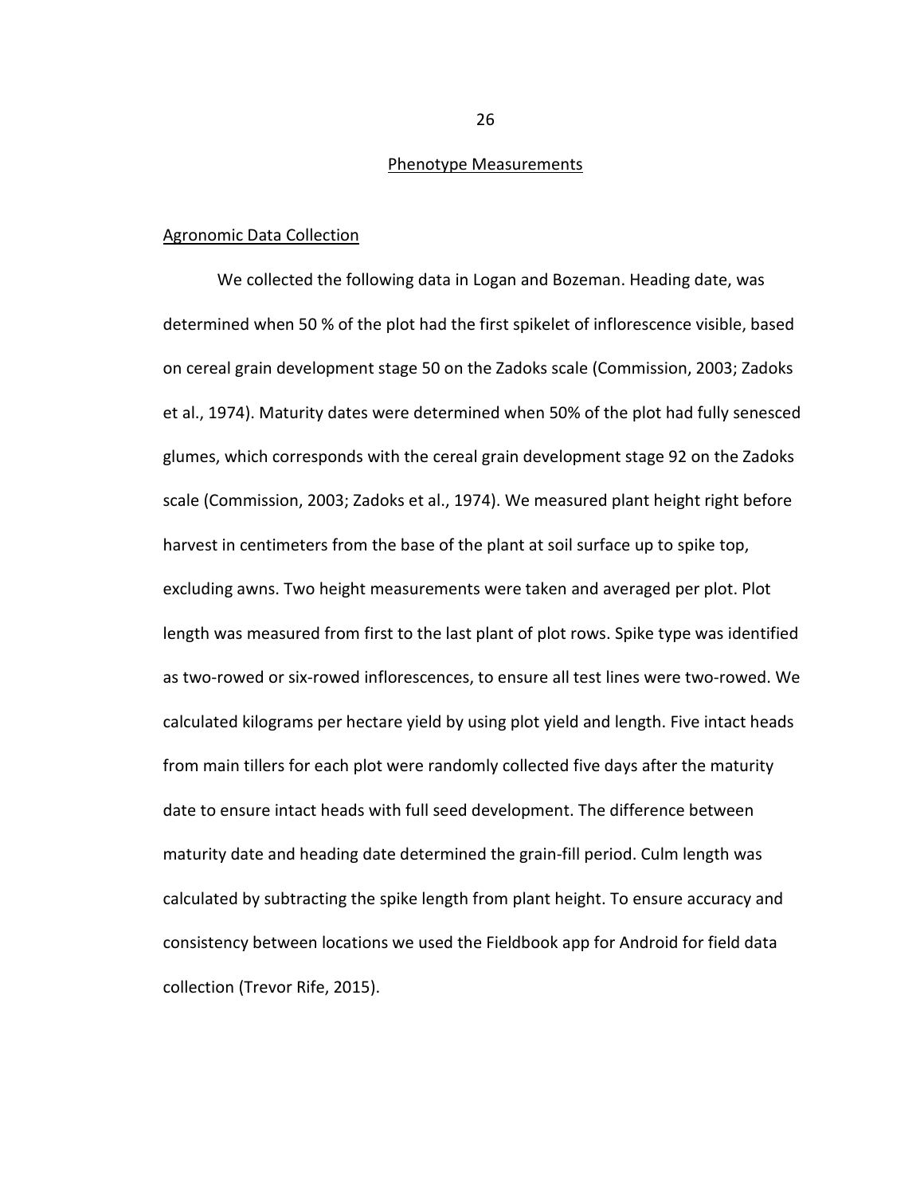## Phenotype Measurements

### Agronomic Data Collection

We collected the following data in Logan and Bozeman. Heading date, was determined when 50 % of the plot had the first spikelet of inflorescence visible, based on cereal grain development stage 50 on the Zadoks scale (Commission, 2003; Zadoks et al., 1974). Maturity dates were determined when 50% of the plot had fully senesced glumes, which corresponds with the cereal grain development stage 92 on the Zadoks scale (Commission, 2003; Zadoks et al., 1974). We measured plant height right before harvest in centimeters from the base of the plant at soil surface up to spike top, excluding awns. Two height measurements were taken and averaged per plot. Plot length was measured from first to the last plant of plot rows. Spike type was identified as two-rowed or six-rowed inflorescences, to ensure all test lines were two-rowed. We calculated kilograms per hectare yield by using plot yield and length. Five intact heads from main tillers for each plot were randomly collected five days after the maturity date to ensure intact heads with full seed development. The difference between maturity date and heading date determined the grain-fill period. Culm length was calculated by subtracting the spike length from plant height. To ensure accuracy and consistency between locations we used the Fieldbook app for Android for field data collection (Trevor Rife, 2015).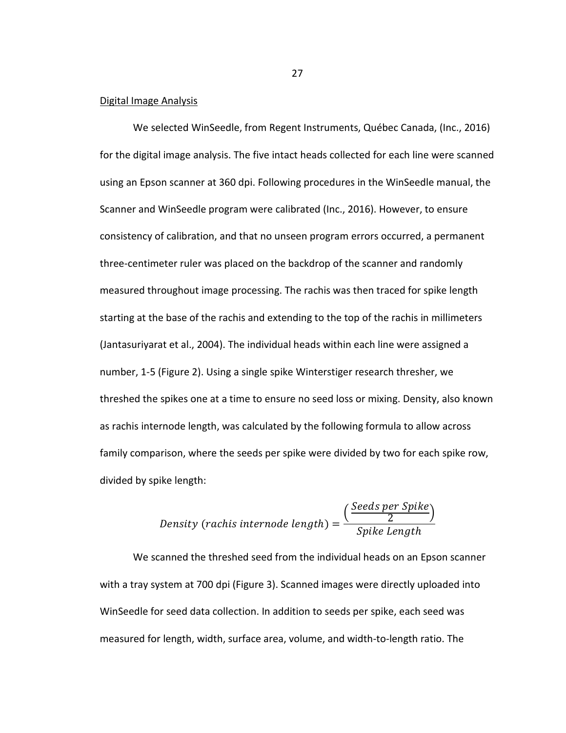Digital Image Analysis

We selected WinSeedle, from Regent Instruments, Québec Canada, (Inc., 2016) for the digital image analysis. The five intact heads collected for each line were scanned using an Epson scanner at 360 dpi. Following procedures in the WinSeedle manual, the Scanner and WinSeedle program were calibrated (Inc., 2016). However, to ensure consistency of calibration, and that no unseen program errors occurred, a permanent three-centimeter ruler was placed on the backdrop of the scanner and randomly measured throughout image processing. The rachis was then traced for spike length starting at the base of the rachis and extending to the top of the rachis in millimeters (Jantasuriyarat et al., 2004). The individual heads within each line were assigned a number, 1-5 (Figure 2). Using a single spike Winterstiger research thresher, we threshed the spikes one at a time to ensure no seed loss or mixing. Density, also known as rachis internode length, was calculated by the following formula to allow across family comparison, where the seeds per spike were divided by two for each spike row, divided by spike length:

$$Density\ (rachis\ internode\ length) = \frac{\left(\frac{Seeds\ per\ Spike}{2}\right)}{Spike\ Length}$$

We scanned the threshed seed from the individual heads on an Epson scanner with a tray system at 700 dpi (Figure 3). Scanned images were directly uploaded into WinSeedle for seed data collection. In addition to seeds per spike, each seed was measured for length, width, surface area, volume, and width-to-length ratio. The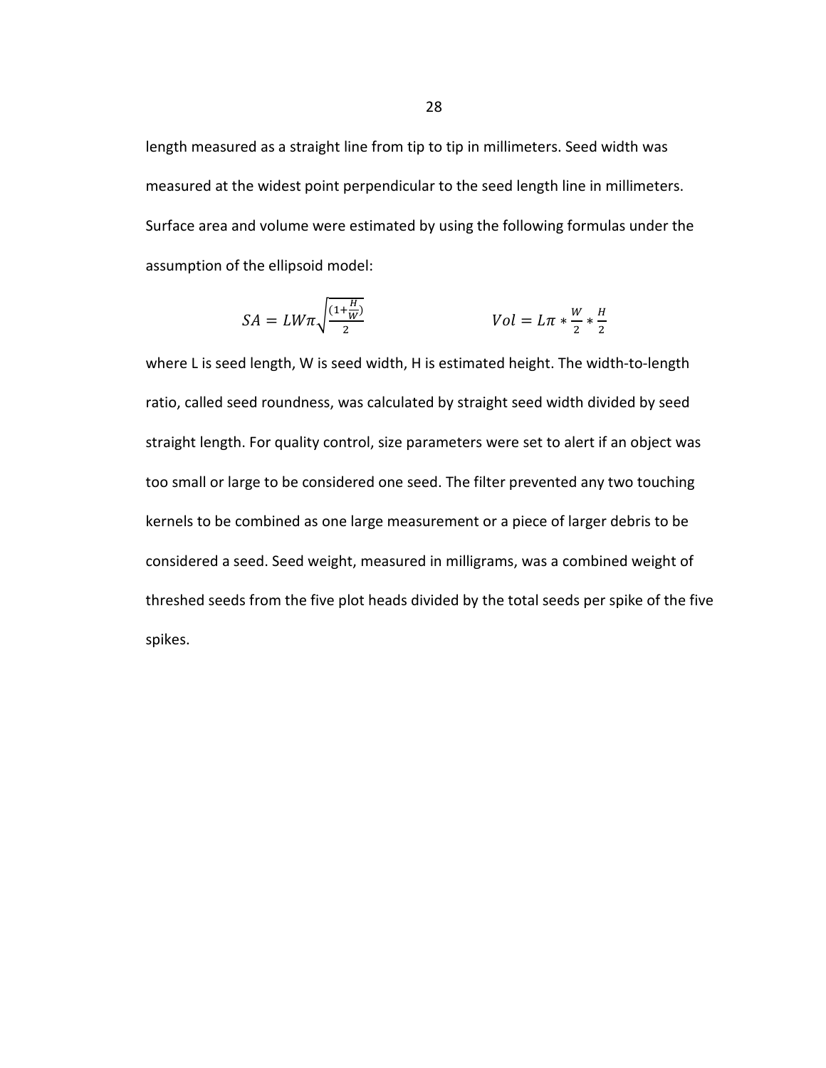length measured as a straight line from tip to tip in millimeters. Seed width was measured at the widest point perpendicular to the seed length line in millimeters. Surface area and volume were estimated by using the following formulas under the assumption of the ellipsoid model:

$$SA = LW\pi\sqrt{\frac{(1+\frac{H}{W})}{2}} \qquad\qquad Vol = L\pi * \frac{W}{2} * \frac{H}{2}$$

where L is seed length, W is seed width, H is estimated height. The width-to-length ratio, called seed roundness, was calculated by straight seed width divided by seed straight length. For quality control, size parameters were set to alert if an object was too small or large to be considered one seed. The filter prevented any two touching kernels to be combined as one large measurement or a piece of larger debris to be considered a seed. Seed weight, measured in milligrams, was a combined weight of threshed seeds from the five plot heads divided by the total seeds per spike of the five spikes.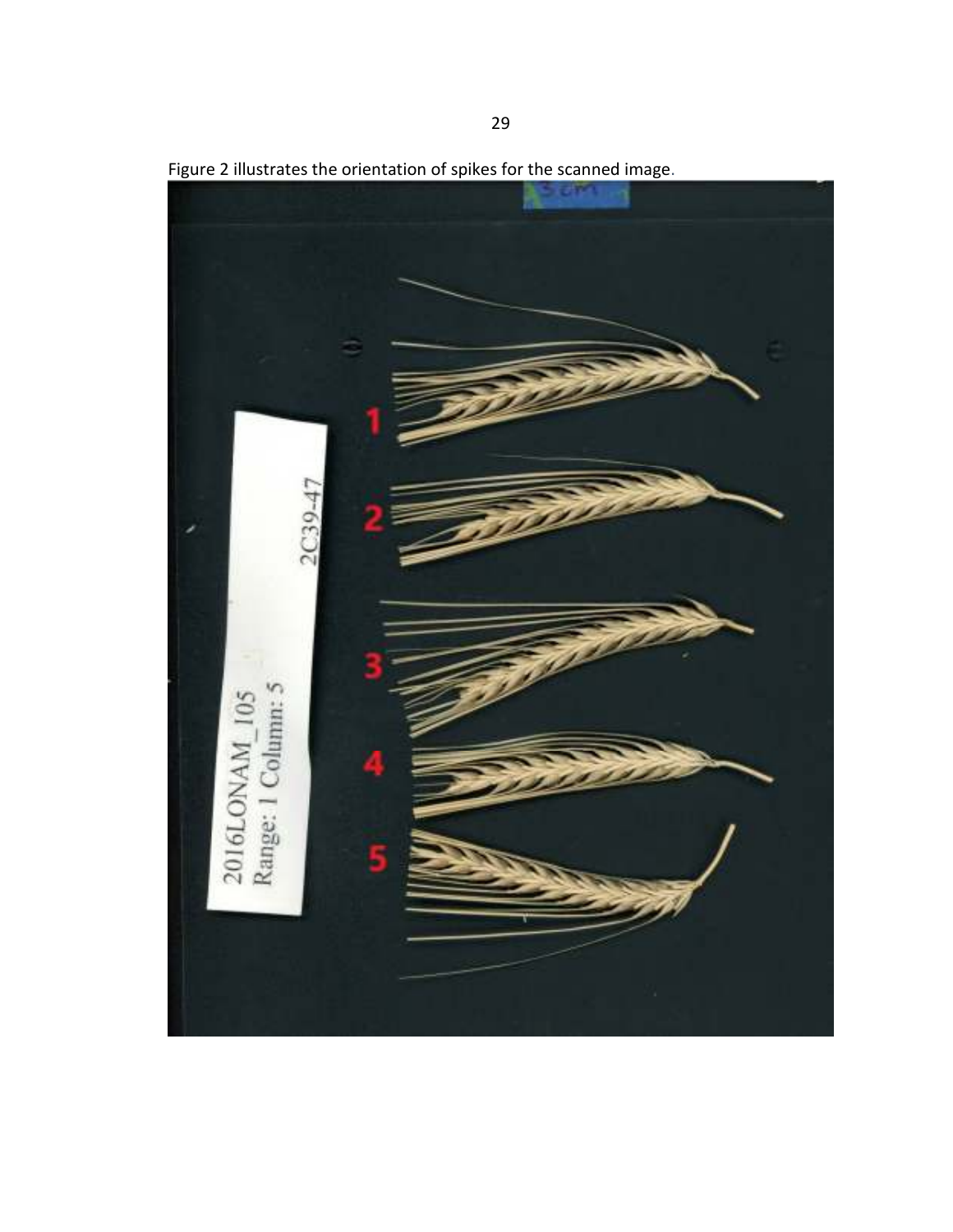Figure 2 illustrates the orientation of spikes for the scanned image.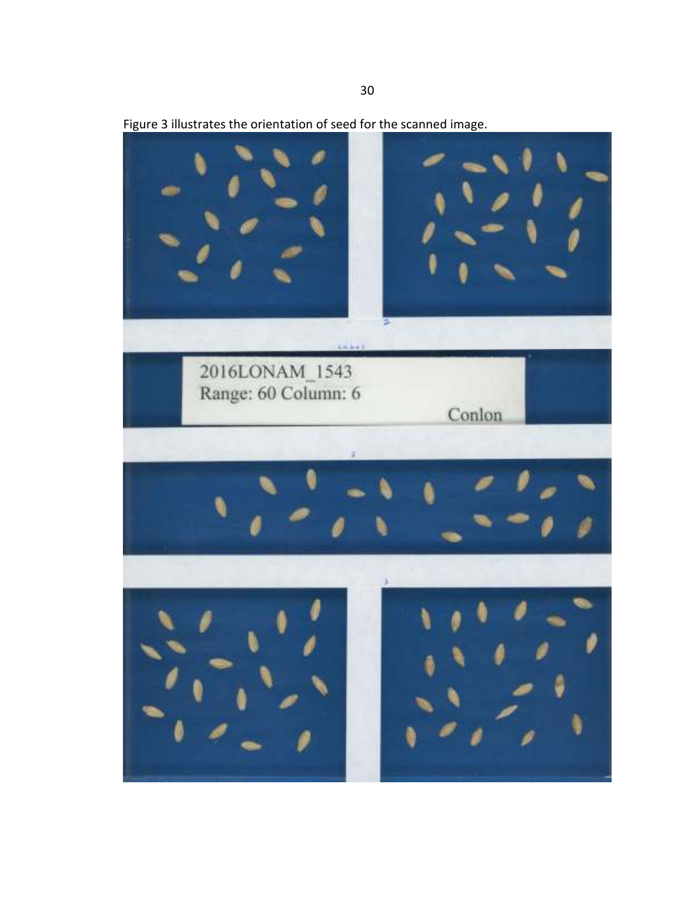Figure 3 illustrates the orientation of seed for the scanned image.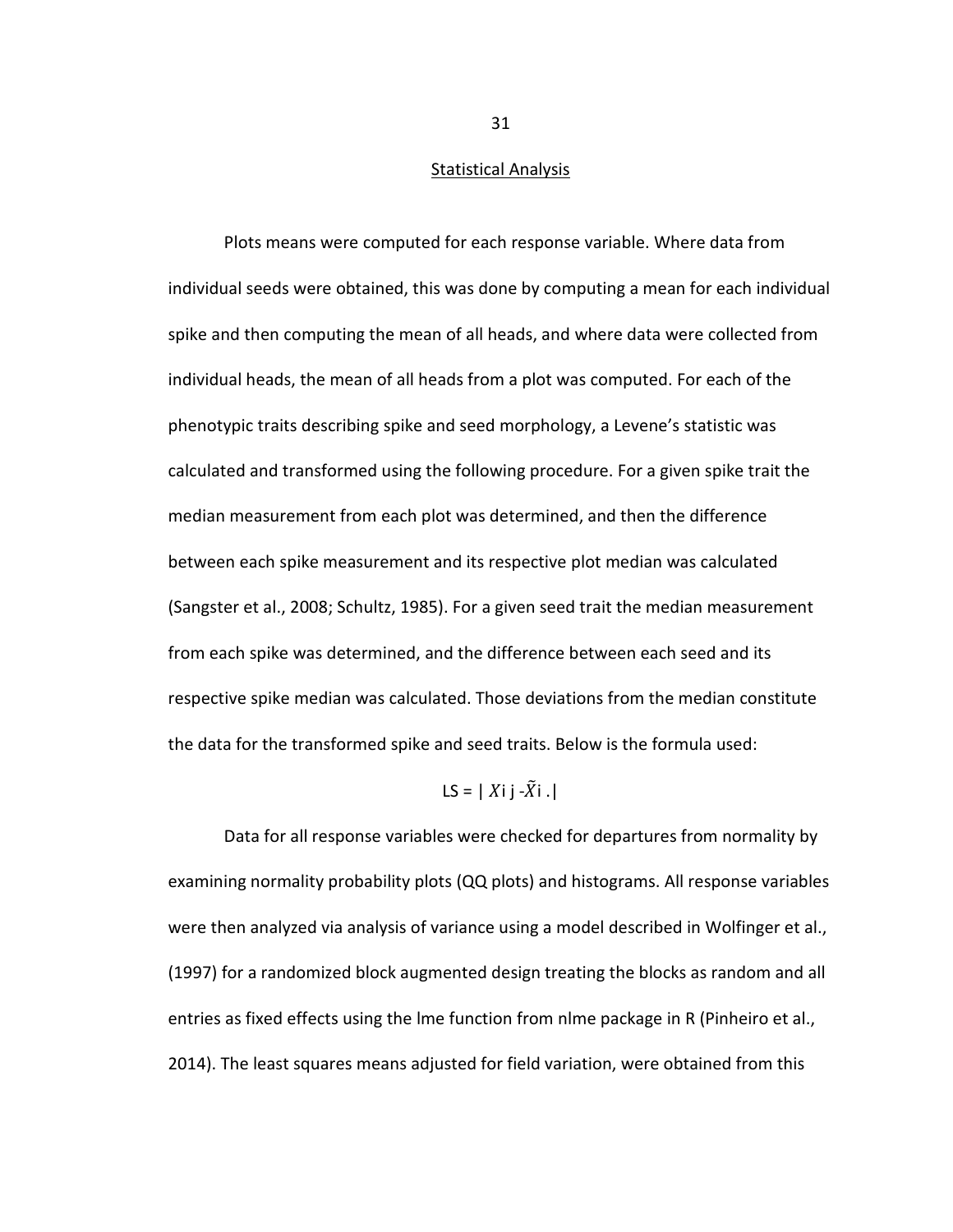## Statistical Analysis

Plots means were computed for each response variable. Where data from individual seeds were obtained, this was done by computing a mean for each individual spike and then computing the mean of all heads, and where data were collected from individual heads, the mean of all heads from a plot was computed. For each of the phenotypic traits describing spike and seed morphology, a Levene's statistic was calculated and transformed using the following procedure. For a given spike trait the median measurement from each plot was determined, and then the difference between each spike measurement and its respective plot median was calculated (Sangster et al., 2008; Schultz, 1985). For a given seed trait the median measurement from each spike was determined, and the difference between each seed and its respective spike median was calculated. Those deviations from the median constitute the data for the transformed spike and seed traits. Below is the formula used:

$$LS = | X_{ij} - \tilde{X}_{i.} |$$

Data for all response variables were checked for departures from normality by examining normality probability plots (QQ plots) and histograms. All response variables were then analyzed via analysis of variance using a model described in Wolfinger et al., (1997) for a randomized block augmented design treating the blocks as random and all entries as fixed effects using the lme function from nlme package in R (Pinheiro et al., 2014). The least squares means adjusted for field variation, were obtained from this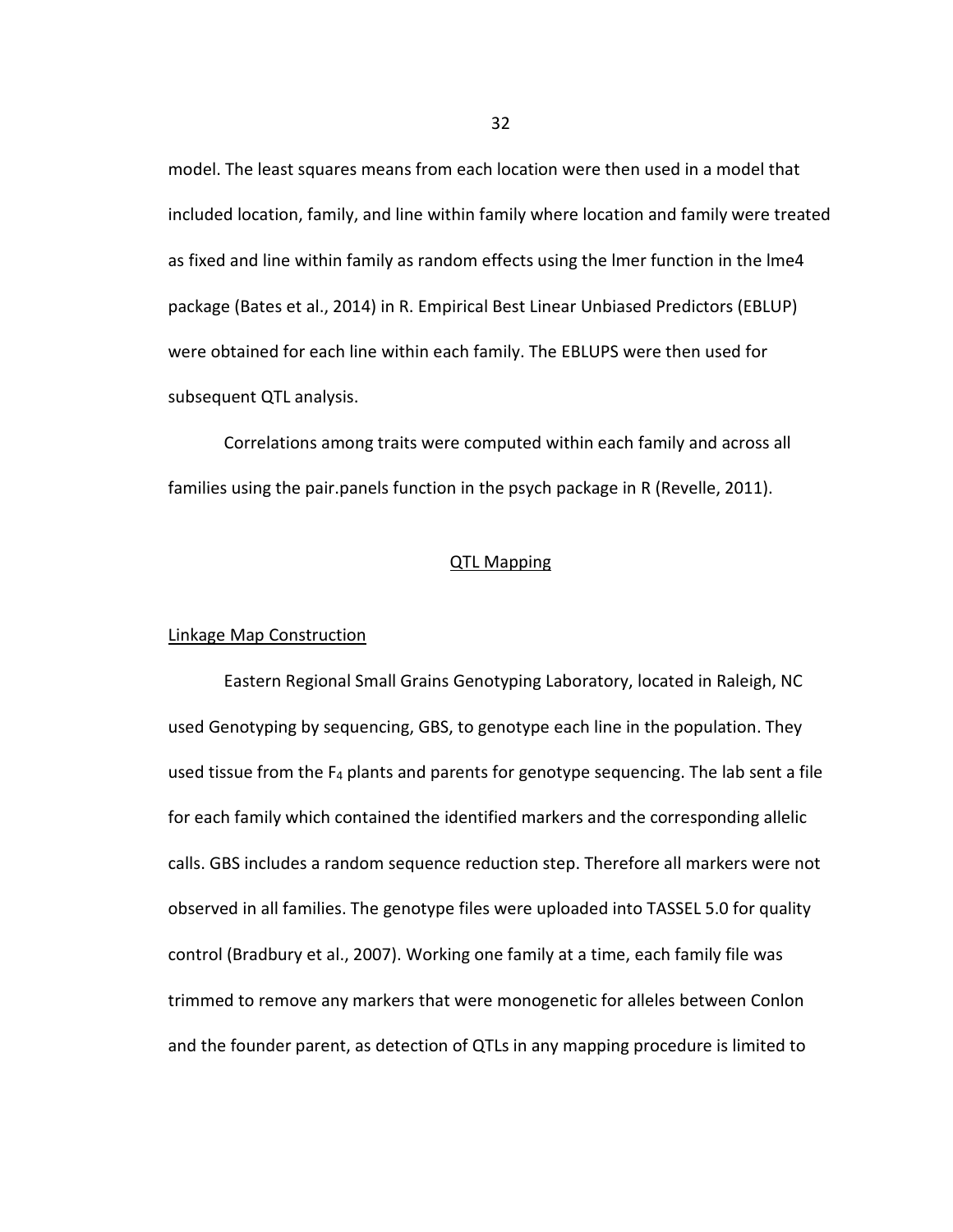model. The least squares means from each location were then used in a model that included location, family, and line within family where location and family were treated as fixed and line within family as random effects using the lmer function in the lme4 package (Bates et al., 2014) in R. Empirical Best Linear Unbiased Predictors (EBLUP) were obtained for each line within each family. The EBLUPS were then used for subsequent QTL analysis.

Correlations among traits were computed within each family and across all families using the pair.panels function in the psych package in R (Revelle, 2011).

## QTL Mapping

### Linkage Map Construction

Eastern Regional Small Grains Genotyping Laboratory, located in Raleigh, NC used Genotyping by sequencing, GBS, to genotype each line in the population. They used tissue from the $F_4$ plants and parents for genotype sequencing. The lab sent a file for each family which contained the identified markers and the corresponding allelic calls. GBS includes a random sequence reduction step. Therefore all markers were not observed in all families. The genotype files were uploaded into TASSEL 5.0 for quality control (Bradbury et al., 2007). Working one family at a time, each family file was trimmed to remove any markers that were monogenetic for alleles between Conlon and the founder parent, as detection of QTLs in any mapping procedure is limited to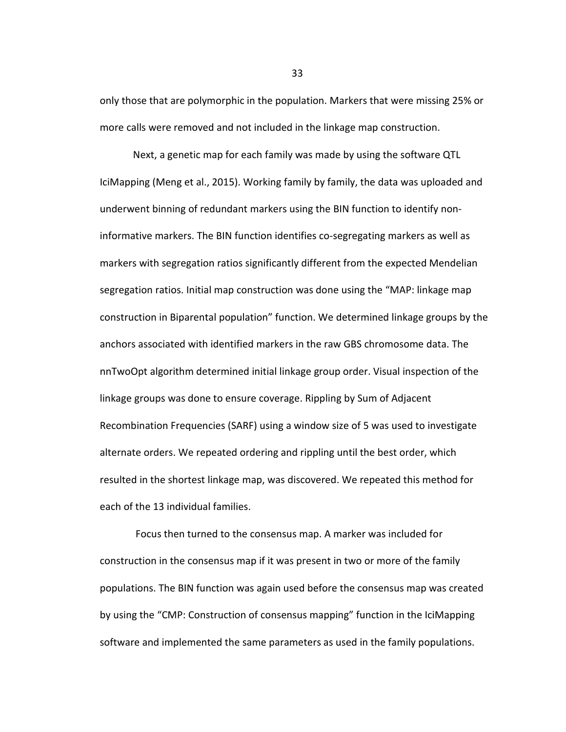only those that are polymorphic in the population. Markers that were missing 25% or more calls were removed and not included in the linkage map construction.

Next, a genetic map for each family was made by using the software QTL IciMapping (Meng et al., 2015). Working family by family, the data was uploaded and underwent binning of redundant markers using the BIN function to identify non-informative markers. The BIN function identifies co-segregating markers as well as markers with segregation ratios significantly different from the expected Mendelian segregation ratios. Initial map construction was done using the "MAP: linkage map construction in Biparental population" function. We determined linkage groups by the anchors associated with identified markers in the raw GBS chromosome data. The nnTwoOpt algorithm determined initial linkage group order. Visual inspection of the linkage groups was done to ensure coverage. Rippling by Sum of Adjacent Recombination Frequencies (SARF) using a window size of 5 was used to investigate alternate orders. We repeated ordering and rippling until the best order, which resulted in the shortest linkage map, was discovered. We repeated this method for each of the 13 individual families.

Focus then turned to the consensus map. A marker was included for construction in the consensus map if it was present in two or more of the family populations. The BIN function was again used before the consensus map was created by using the "CMP: Construction of consensus mapping" function in the IciMapping software and implemented the same parameters as used in the family populations.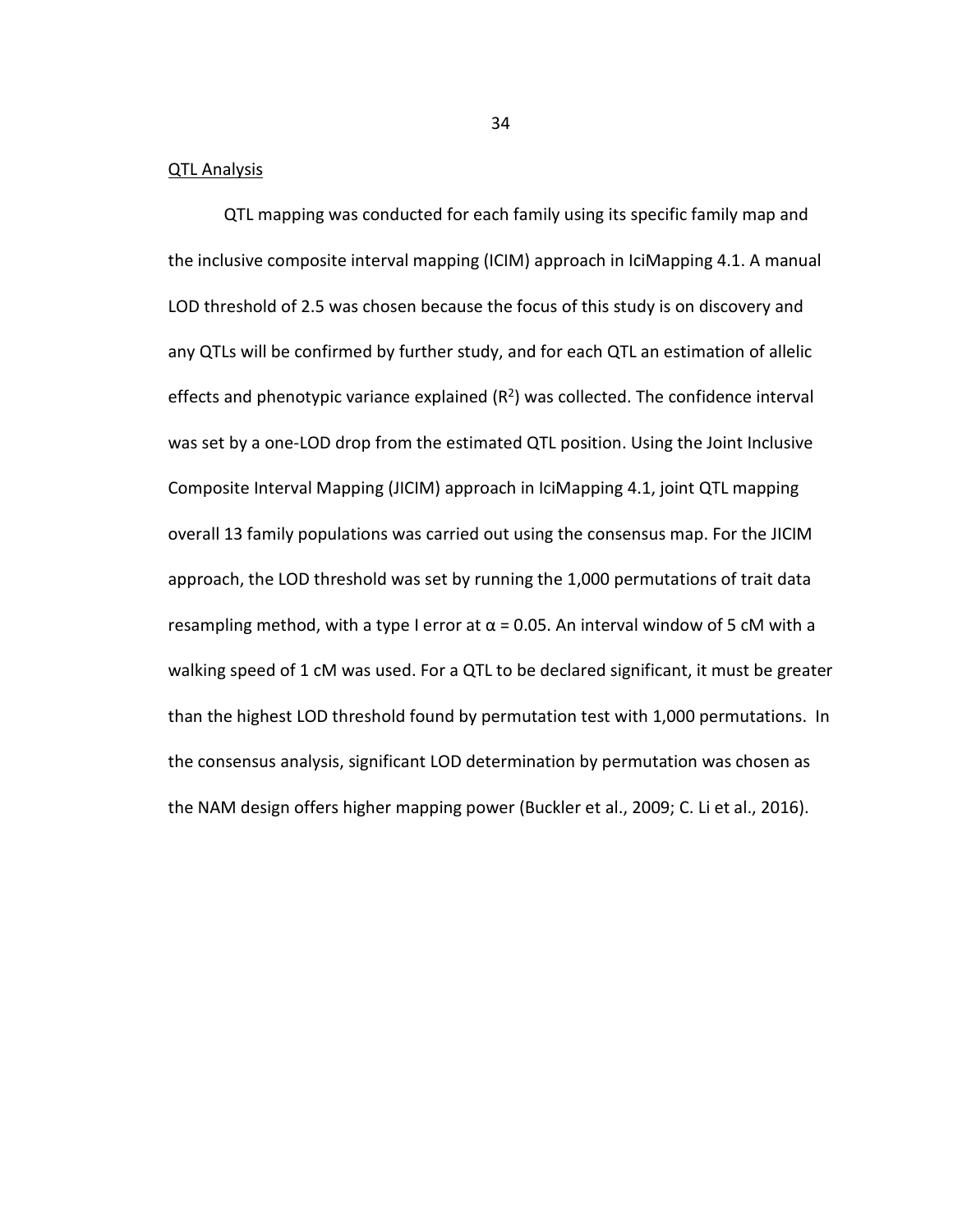QTL Analysis

QTL mapping was conducted for each family using its specific family map and the inclusive composite interval mapping (ICIM) approach in IciMapping 4.1. A manual LOD threshold of 2.5 was chosen because the focus of this study is on discovery and any QTLs will be confirmed by further study, and for each QTL an estimation of allelic effects and phenotypic variance explained ($R^2$) was collected. The confidence interval was set by a one-LOD drop from the estimated QTL position. Using the Joint Inclusive Composite Interval Mapping (JICIM) approach in IciMapping 4.1, joint QTL mapping overall 13 family populations was carried out using the consensus map. For the JICIM approach, the LOD threshold was set by running the 1,000 permutations of trait data resampling method, with a type I error at $\alpha = 0.05$. An interval window of 5 cM with a walking speed of 1 cM was used. For a QTL to be declared significant, it must be greater than the highest LOD threshold found by permutation test with 1,000 permutations. In the consensus analysis, significant LOD determination by permutation was chosen as the NAM design offers higher mapping power (Buckler et al., 2009; C. Li et al., 2016).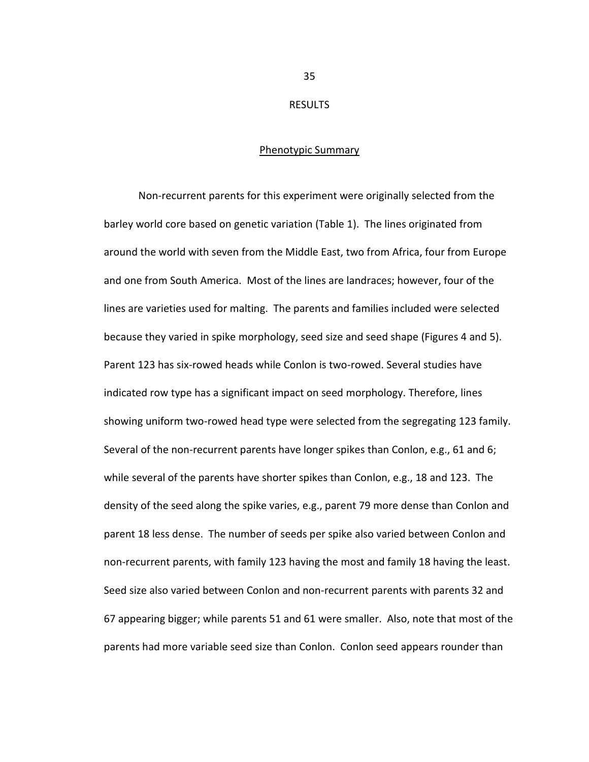# RESULTS

## Phenotypic Summary

Non-recurrent parents for this experiment were originally selected from the barley world core based on genetic variation (Table 1). The lines originated from around the world with seven from the Middle East, two from Africa, four from Europe and one from South America. Most of the lines are landraces; however, four of the lines are varieties used for malting. The parents and families included were selected because they varied in spike morphology, seed size and seed shape (Figures 4 and 5). Parent 123 has six-rowed heads while Conlon is two-rowed. Several studies have indicated row type has a significant impact on seed morphology. Therefore, lines showing uniform two-rowed head type were selected from the segregating 123 family. Several of the non-recurrent parents have longer spikes than Conlon, e.g., 61 and 6; while several of the parents have shorter spikes than Conlon, e.g., 18 and 123. The density of the seed along the spike varies, e.g., parent 79 more dense than Conlon and parent 18 less dense. The number of seeds per spike also varied between Conlon and non-recurrent parents, with family 123 having the most and family 18 having the least. Seed size also varied between Conlon and non-recurrent parents with parents 32 and 67 appearing bigger; while parents 51 and 61 were smaller. Also, note that most of the parents had more variable seed size than Conlon. Conlon seed appears rounder than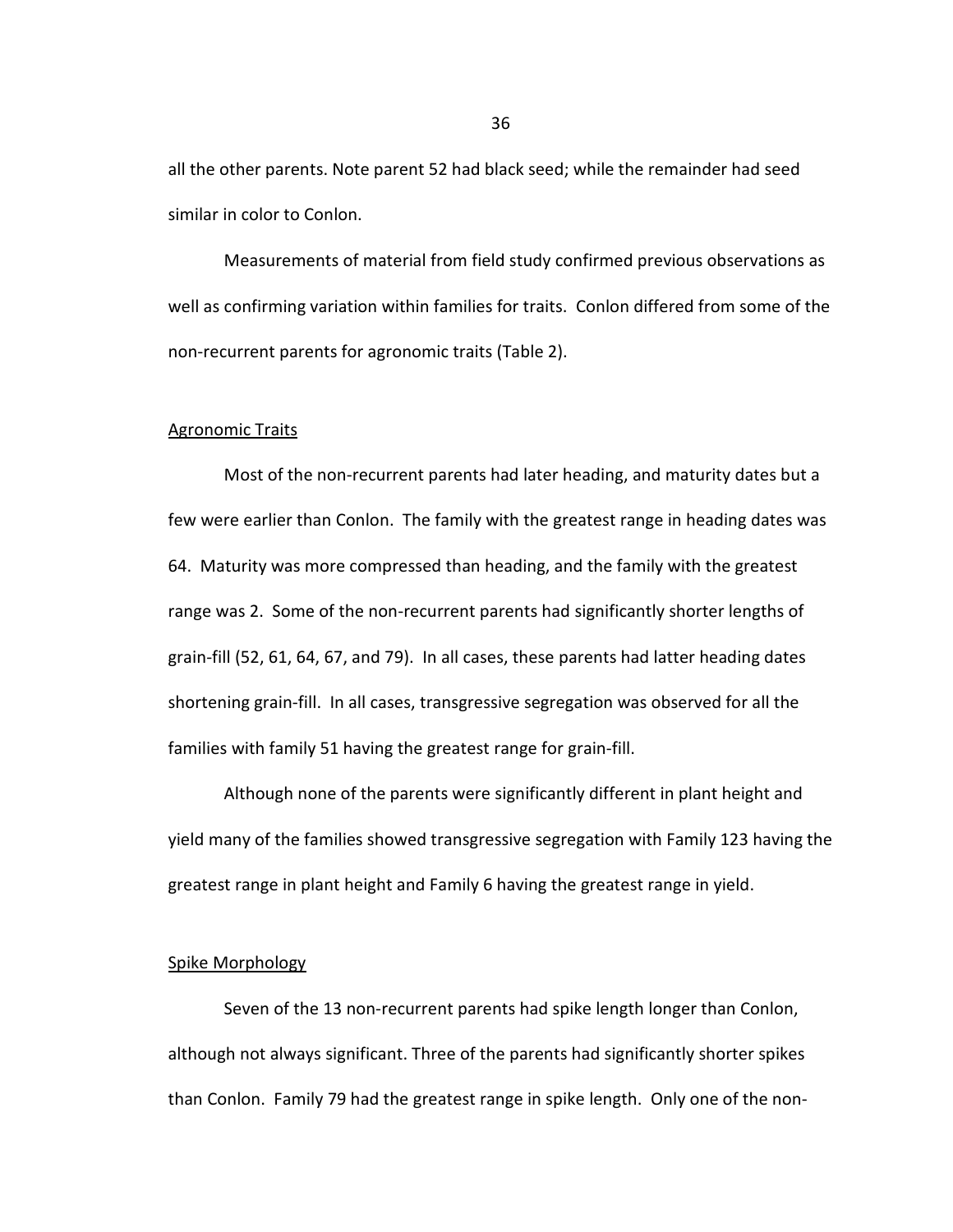all the other parents. Note parent 52 had black seed; while the remainder had seed similar in color to Conlon.

Measurements of material from field study confirmed previous observations as well as confirming variation within families for traits. Conlon differed from some of the non-recurrent parents for agronomic traits (Table 2).

## Agronomic Traits

Most of the non-recurrent parents had later heading, and maturity dates but a few were earlier than Conlon. The family with the greatest range in heading dates was 64. Maturity was more compressed than heading, and the family with the greatest range was 2. Some of the non-recurrent parents had significantly shorter lengths of grain-fill (52, 61, 64, 67, and 79). In all cases, these parents had latter heading dates shortening grain-fill. In all cases, transgressive segregation was observed for all the families with family 51 having the greatest range for grain-fill.

Although none of the parents were significantly different in plant height and yield many of the families showed transgressive segregation with Family 123 having the greatest range in plant height and Family 6 having the greatest range in yield.

## Spike Morphology

Seven of the 13 non-recurrent parents had spike length longer than Conlon, although not always significant. Three of the parents had significantly shorter spikes than Conlon. Family 79 had the greatest range in spike length. Only one of the non-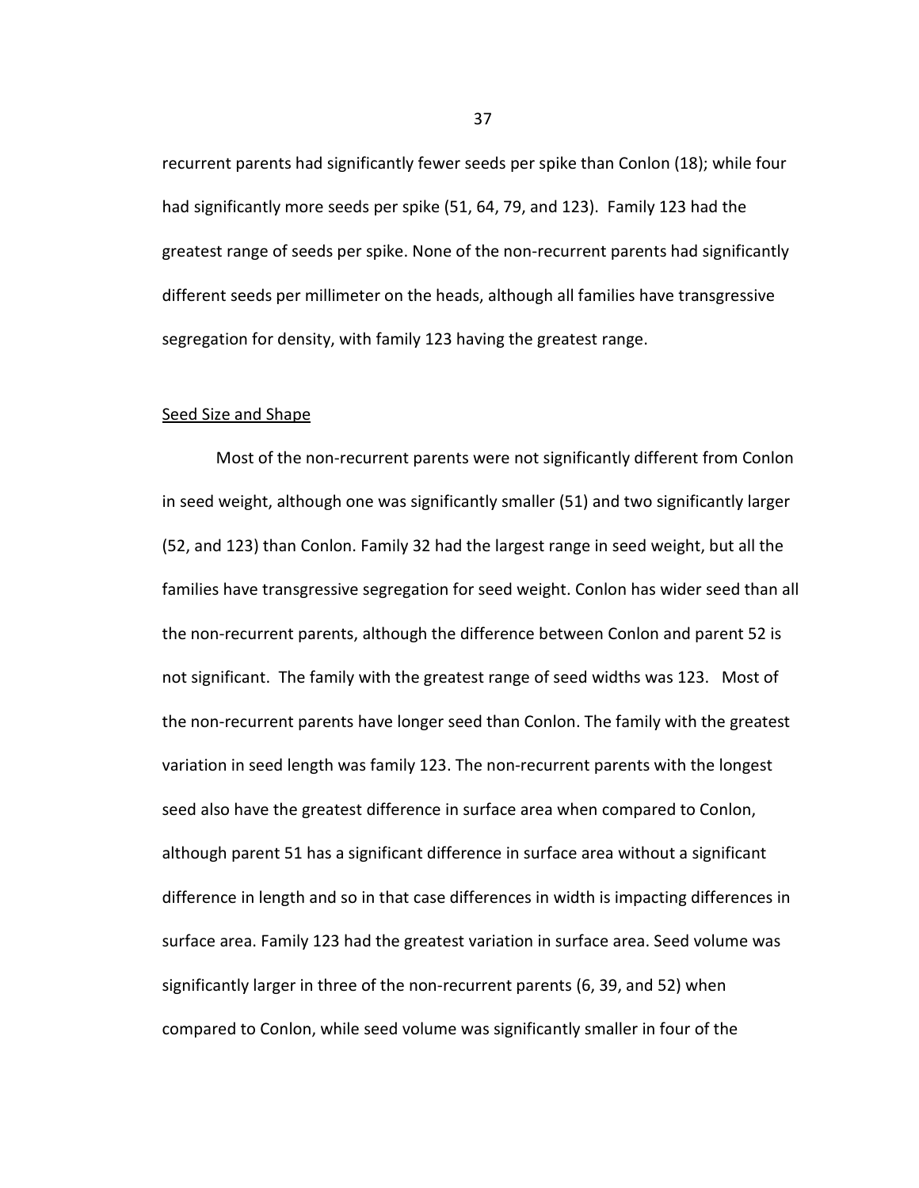recurrent parents had significantly fewer seeds per spike than Conlon (18); while four had significantly more seeds per spike (51, 64, 79, and 123). Family 123 had the greatest range of seeds per spike. None of the non-recurrent parents had significantly different seeds per millimeter on the heads, although all families have transgressive segregation for density, with family 123 having the greatest range.

Seed Size and Shape

Most of the non-recurrent parents were not significantly different from Conlon in seed weight, although one was significantly smaller (51) and two significantly larger (52, and 123) than Conlon. Family 32 had the largest range in seed weight, but all the families have transgressive segregation for seed weight. Conlon has wider seed than all the non-recurrent parents, although the difference between Conlon and parent 52 is not significant. The family with the greatest range of seed widths was 123. Most of the non-recurrent parents have longer seed than Conlon. The family with the greatest variation in seed length was family 123. The non-recurrent parents with the longest seed also have the greatest difference in surface area when compared to Conlon, although parent 51 has a significant difference in surface area without a significant difference in length and so in that case differences in width is impacting differences in surface area. Family 123 had the greatest variation in surface area. Seed volume was significantly larger in three of the non-recurrent parents (6, 39, and 52) when compared to Conlon, while seed volume was significantly smaller in four of the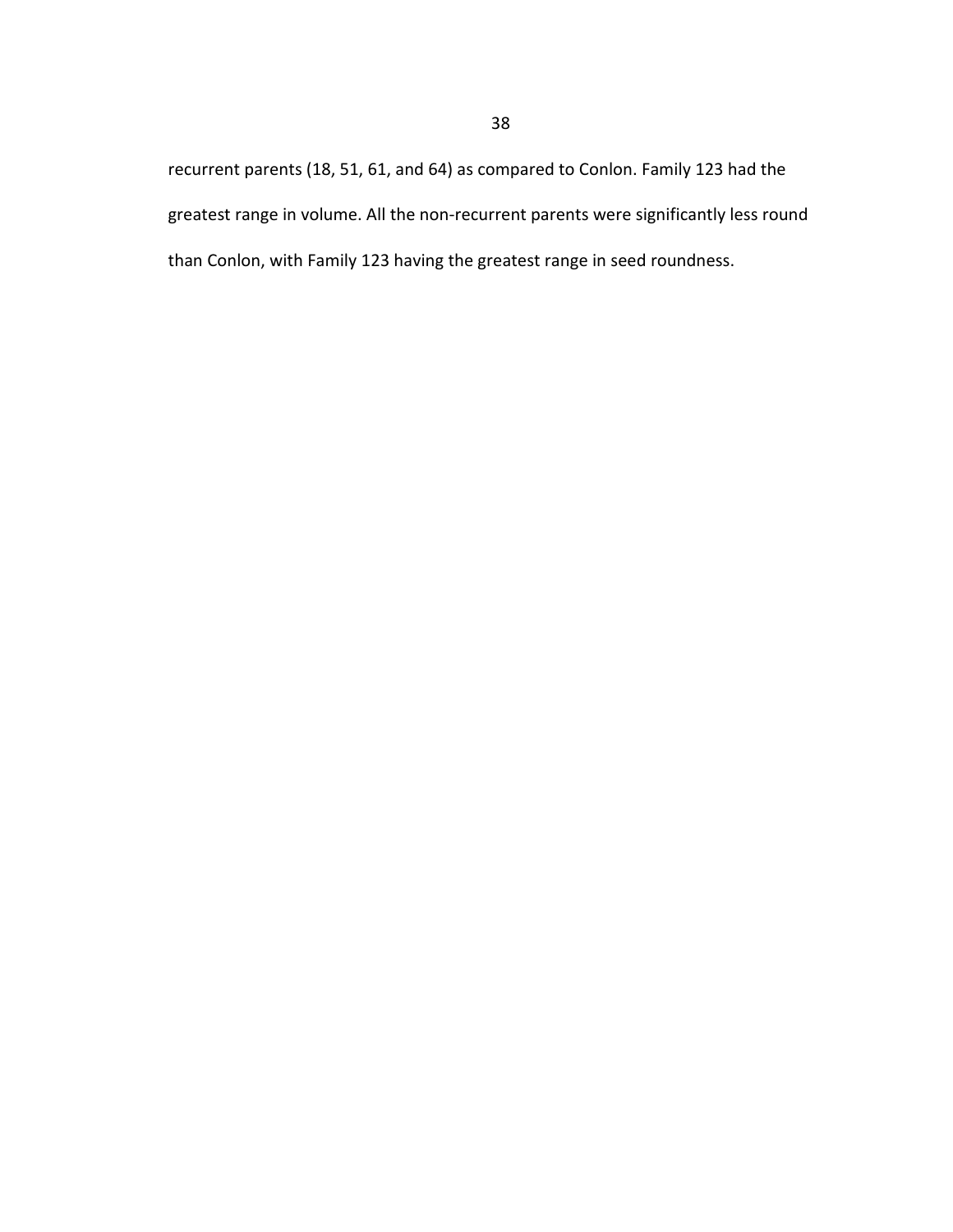recurrent parents (18, 51, 61, and 64) as compared to Conlon. Family 123 had the greatest range in volume. All the non-recurrent parents were significantly less round than Conlon, with Family 123 having the greatest range in seed roundness.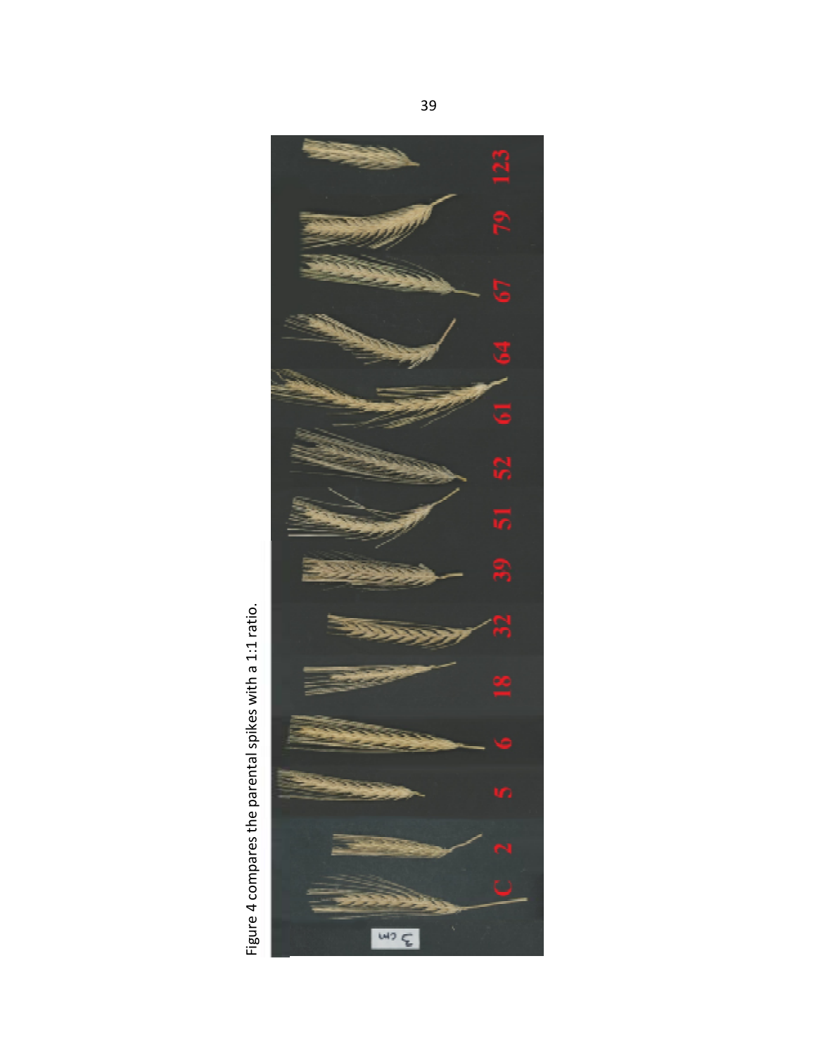Figure 4 compares the parental spikes with a 1:1 ratio.

C 2 5 6 18 32 39 51 52 61 64 67 79 123

3 cm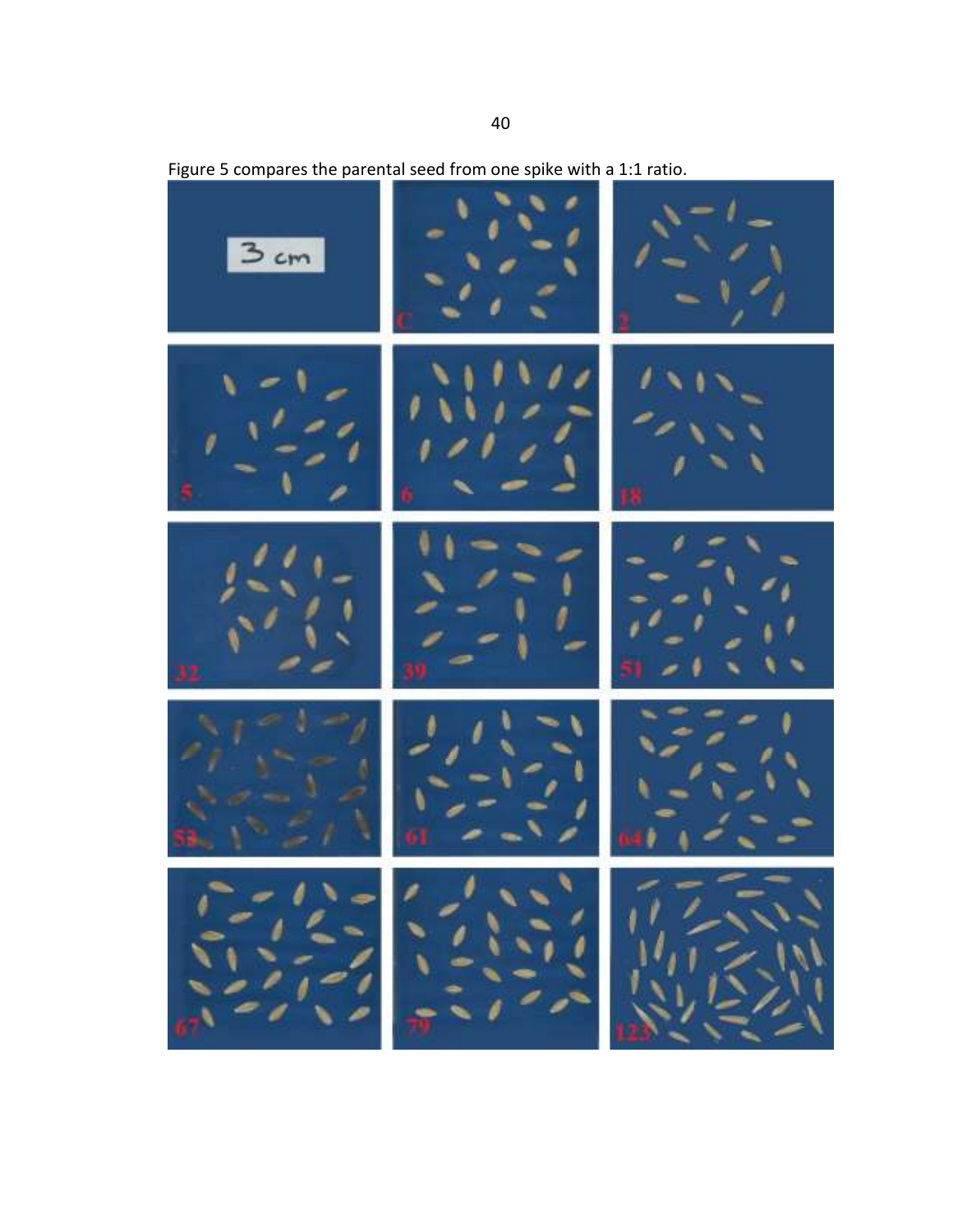Figure 5 compares the parental seed from one spike with a 1:1 ratio.

3 cm

C

2

5

6

18

32

39

51

53

61

64

67

79

123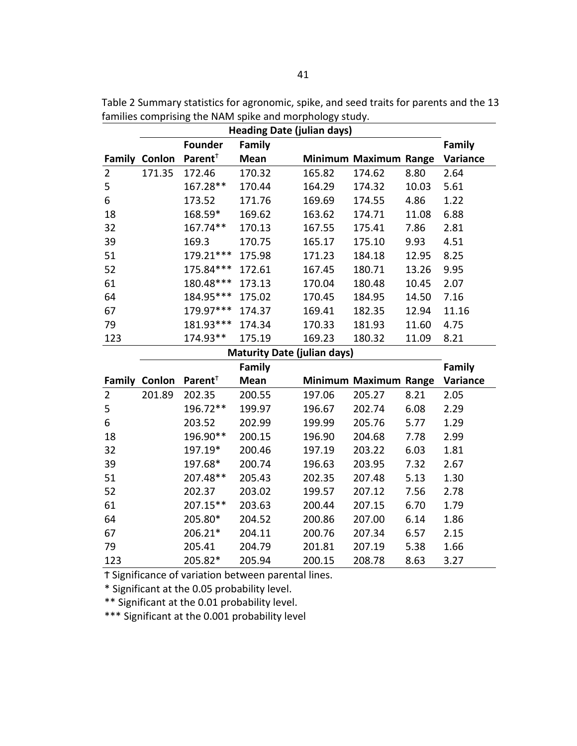Table 2 Summary statistics for agronomic, spike, and seed traits for parents and the 13 families comprising the NAM spike and morphology study.

| | | Heading Date (julian days) | | | | | |
|---|---|---|---|---|---|---|---|
| Family | Conlon | Founder Parent† | Family Mean | Minimum | Maximum | Range | Family Variance |
| 2 | 171.35 | 172.46 | 170.32 | 165.82 | 174.62 | 8.80 | 2.64 |
| 5 | | 167.28** | 170.44 | 164.29 | 174.32 | 10.03 | 5.61 |
| 6 | | 173.52 | 171.76 | 169.69 | 174.55 | 4.86 | 1.22 |
| 18 | | 168.59* | 169.62 | 163.62 | 174.71 | 11.08 | 6.88 |
| 32 | | 167.74** | 170.13 | 167.55 | 175.41 | 7.86 | 2.81 |
| 39 | | 169.3 | 170.75 | 165.17 | 175.10 | 9.93 | 4.51 |
| 51 | | 179.21*** | 175.98 | 171.23 | 184.18 | 12.95 | 8.25 |
| 52 | | 175.84*** | 172.61 | 167.45 | 180.71 | 13.26 | 9.95 |
| 61 | | 180.48*** | 173.13 | 170.04 | 180.48 | 10.45 | 2.07 |
| 64 | | 184.95*** | 175.02 | 170.45 | 184.95 | 14.50 | 7.16 |
| 67 | | 179.97*** | 174.37 | 169.41 | 182.35 | 12.94 | 11.16 |
| 79 | | 181.93*** | 174.34 | 170.33 | 181.93 | 11.60 | 4.75 |
| 123 | | 174.93** | 175.19 | 169.23 | 180.32 | 11.09 | 8.21 |

| | | Maturity Date (julian days) | | | | | |
|---|---|---|---|---|---|---|---|
| Family | Conlon | Parent† | Family Mean | Minimum | Maximum | Range | Family Variance |
| 2 | 201.89 | 202.35 | 200.55 | 197.06 | 205.27 | 8.21 | 2.05 |
| 5 | | 196.72** | 199.97 | 196.67 | 202.74 | 6.08 | 2.29 |
| 6 | | 203.52 | 202.99 | 199.99 | 205.76 | 5.77 | 1.29 |
| 18 | | 196.90** | 200.15 | 196.90 | 204.68 | 7.78 | 2.99 |
| 32 | | 197.19* | 200.46 | 197.19 | 203.22 | 6.03 | 1.81 |
| 39 | | 197.68* | 200.74 | 196.63 | 203.95 | 7.32 | 2.67 |
| 51 | | 207.48** | 205.43 | 202.35 | 207.48 | 5.13 | 1.30 |
| 52 | | 202.37 | 203.02 | 199.57 | 207.12 | 7.56 | 2.78 |
| 61 | | 207.15** | 203.63 | 200.44 | 207.15 | 6.70 | 1.79 |
| 64 | | 205.80* | 204.52 | 200.86 | 207.00 | 6.14 | 1.86 |
| 67 | | 206.21* | 204.11 | 200.76 | 207.34 | 6.57 | 2.15 |
| 79 | | 205.41 | 204.79 | 201.81 | 207.19 | 5.38 | 1.66 |
| 123 | | 205.82* | 205.94 | 200.15 | 208.78 | 8.63 | 3.27 |

† Significance of variation between parental lines.

* Significant at the 0.05 probability level.

** Significant at the 0.01 probability level.

*** Significant at the 0.001 probability level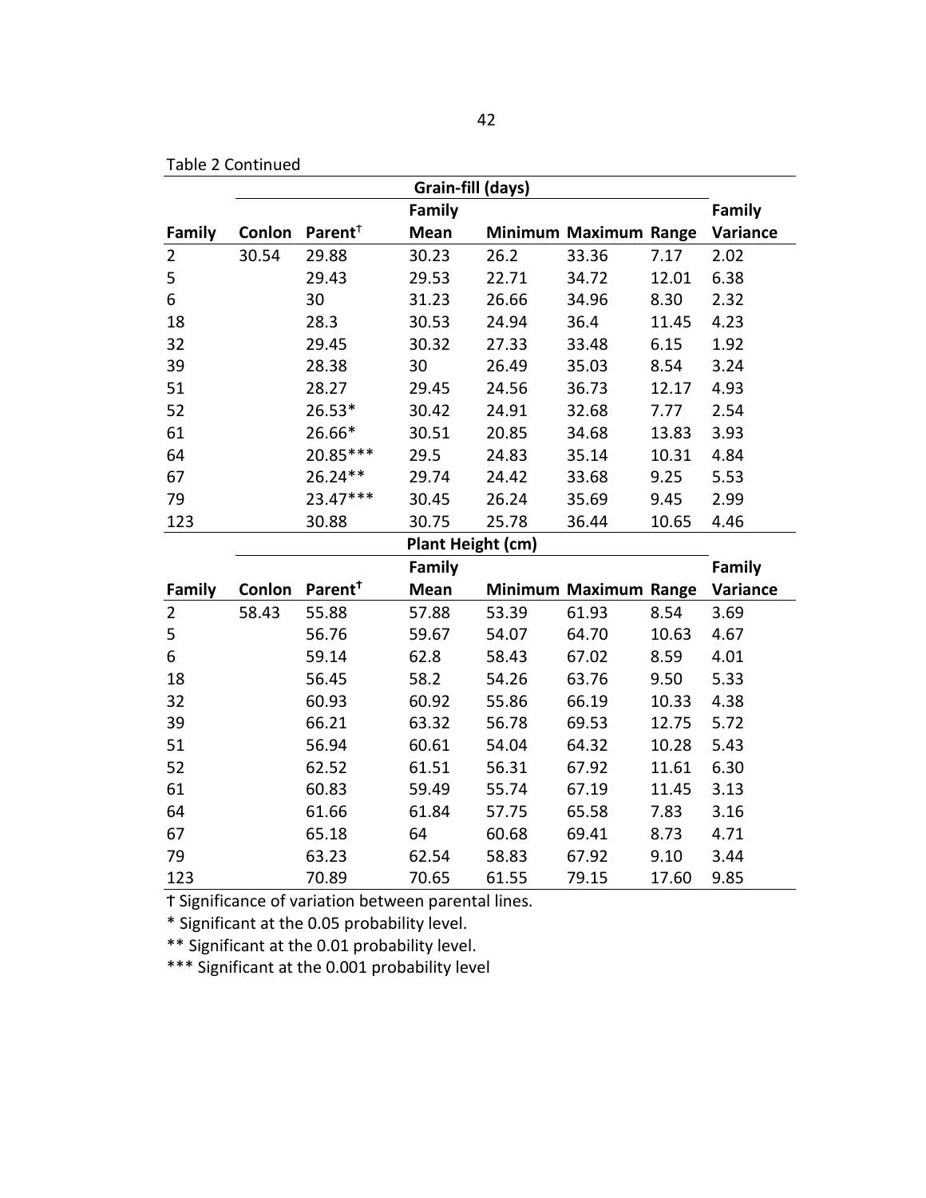Table 2 Continued

| | Grain-fill (days) | | | | | | |
|---|---|---|---|---|---|---|---|
| **Family** | **Conlon** | **Parent**† | **Family Mean** | **Minimum** | **Maximum** | **Range** | **Family Variance** |
| 2 | 30.54 | 29.88 | 30.23 | 26.2 | 33.36 | 7.17 | 2.02 |
| 5 | | 29.43 | 29.53 | 22.71 | 34.72 | 12.01 | 6.38 |
| 6 | | 30 | 31.23 | 26.66 | 34.96 | 8.30 | 2.32 |
| 18 | | 28.3 | 30.53 | 24.94 | 36.4 | 11.45 | 4.23 |
| 32 | | 29.45 | 30.32 | 27.33 | 33.48 | 6.15 | 1.92 |
| 39 | | 28.38 | 30 | 26.49 | 35.03 | 8.54 | 3.24 |
| 51 | | 28.27 | 29.45 | 24.56 | 36.73 | 12.17 | 4.93 |
| 52 | | 26.53* | 30.42 | 24.91 | 32.68 | 7.77 | 2.54 |
| 61 | | 26.66* | 30.51 | 20.85 | 34.68 | 13.83 | 3.93 |
| 64 | | 20.85*** | 29.5 | 24.83 | 35.14 | 10.31 | 4.84 |
| 67 | | 26.24** | 29.74 | 24.42 | 33.68 | 9.25 | 5.53 |
| 79 | | 23.47*** | 30.45 | 26.24 | 35.69 | 9.45 | 2.99 |
| 123 | | 30.88 | 30.75 | 25.78 | 36.44 | 10.65 | 4.46 |
| | **Plant Height (cm)** | | | | | | |
| **Family** | **Conlon** | **Parent**† | **Family Mean** | **Minimum** | **Maximum** | **Range** | **Family Variance** |
| 2 | 58.43 | 55.88 | 57.88 | 53.39 | 61.93 | 8.54 | 3.69 |
| 5 | | 56.76 | 59.67 | 54.07 | 64.70 | 10.63 | 4.67 |
| 6 | | 59.14 | 62.8 | 58.43 | 67.02 | 8.59 | 4.01 |
| 18 | | 56.45 | 58.2 | 54.26 | 63.76 | 9.50 | 5.33 |
| 32 | | 60.93 | 60.92 | 55.86 | 66.19 | 10.33 | 4.38 |
| 39 | | 66.21 | 63.32 | 56.78 | 69.53 | 12.75 | 5.72 |
| 51 | | 56.94 | 60.61 | 54.04 | 64.32 | 10.28 | 5.43 |
| 52 | | 62.52 | 61.51 | 56.31 | 67.92 | 11.61 | 6.30 |
| 61 | | 60.83 | 59.49 | 55.74 | 67.19 | 11.45 | 3.13 |
| 64 | | 61.66 | 61.84 | 57.75 | 65.58 | 7.83 | 3.16 |
| 67 | | 65.18 | 64 | 60.68 | 69.41 | 8.73 | 4.71 |
| 79 | | 63.23 | 62.54 | 58.83 | 67.92 | 9.10 | 3.44 |
| 123 | | 70.89 | 70.65 | 61.55 | 79.15 | 17.60 | 9.85 |

† Significance of variation between parental lines.

* Significant at the 0.05 probability level.

** Significant at the 0.01 probability level.

*** Significant at the 0.001 probability level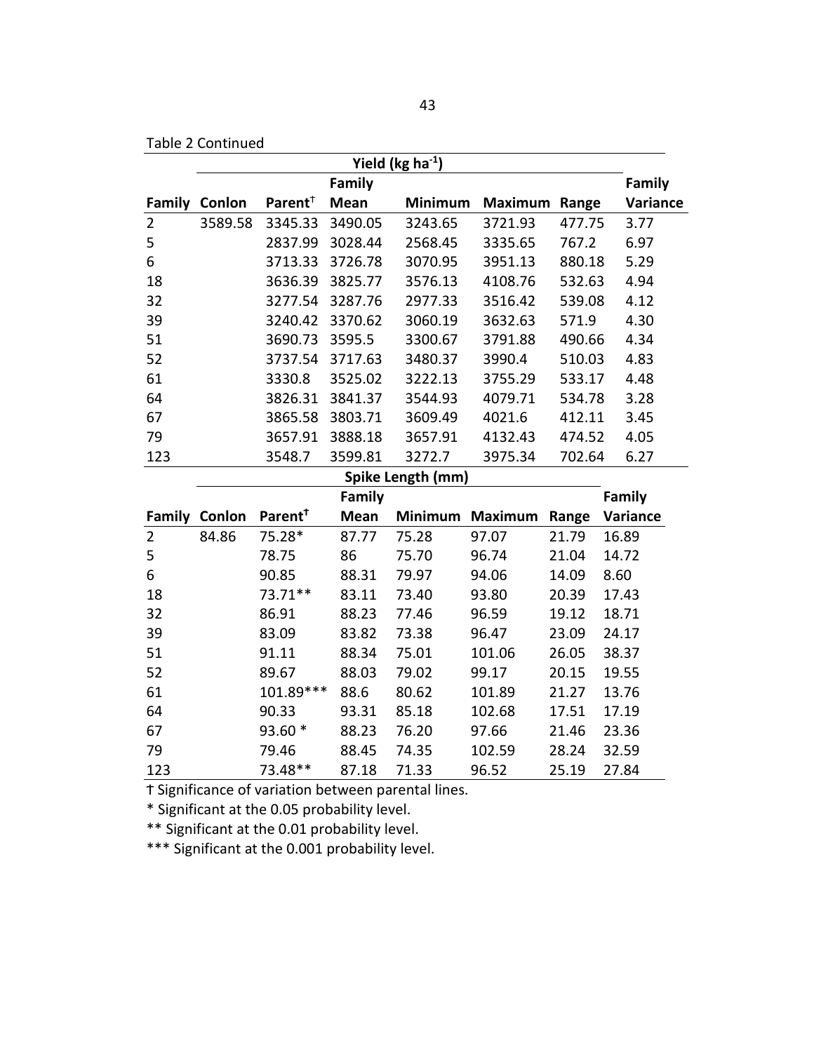Table 2 Continued

| | Yield (kg ha$^{-1}$) | | | | | | |
|---|---|---|---|---|---|---|---|
| Family | Conlon | Parent[†] | Family Mean | Minimum | Maximum | Range | Family Variance |
| 2 | 3589.58 | 3345.33 | 3490.05 | 3243.65 | 3721.93 | 477.75 | 3.77 |
| 5 | | 2837.99 | 3028.44 | 2568.45 | 3335.65 | 767.2 | 6.97 |
| 6 | | 3713.33 | 3726.78 | 3070.95 | 3951.13 | 880.18 | 5.29 |
| 18 | | 3636.39 | 3825.77 | 3576.13 | 4108.76 | 532.63 | 4.94 |
| 32 | | 3277.54 | 3287.76 | 2977.33 | 3516.42 | 539.08 | 4.12 |
| 39 | | 3240.42 | 3370.62 | 3060.19 | 3632.63 | 571.9 | 4.30 |
| 51 | | 3690.73 | 3595.5 | 3300.67 | 3791.88 | 490.66 | 4.34 |
| 52 | | 3737.54 | 3717.63 | 3480.37 | 3990.4 | 510.03 | 4.83 |
| 61 | | 3330.8 | 3525.02 | 3222.13 | 3755.29 | 533.17 | 4.48 |
| 64 | | 3826.31 | 3841.37 | 3544.93 | 4079.71 | 534.78 | 3.28 |
| 67 | | 3865.58 | 3803.71 | 3609.49 | 4021.6 | 412.11 | 3.45 |
| 79 | | 3657.91 | 3888.18 | 3657.91 | 4132.43 | 474.52 | 4.05 |
| 123 | | 3548.7 | 3599.81 | 3272.7 | 3975.34 | 702.64 | 6.27 |

| | Spike Length (mm) | | | | | | |
|---|---|---|---|---|---|---|---|
| Family | Conlon | Parent[†] | Family Mean | Minimum | Maximum | Range | Family Variance |
| 2 | 84.86 | 75.28* | 87.77 | 75.28 | 97.07 | 21.79 | 16.89 |
| 5 | | 78.75 | 86 | 75.70 | 96.74 | 21.04 | 14.72 |
| 6 | | 90.85 | 88.31 | 79.97 | 94.06 | 14.09 | 8.60 |
| 18 | | 73.71** | 83.11 | 73.40 | 93.80 | 20.39 | 17.43 |
| 32 | | 86.91 | 88.23 | 77.46 | 96.59 | 19.12 | 18.71 |
| 39 | | 83.09 | 83.82 | 73.38 | 96.47 | 23.09 | 24.17 |
| 51 | | 91.11 | 88.34 | 75.01 | 101.06 | 26.05 | 38.37 |
| 52 | | 89.67 | 88.03 | 79.02 | 99.17 | 20.15 | 19.55 |
| 61 | | 101.89*** | 88.6 | 80.62 | 101.89 | 21.27 | 13.76 |
| 64 | | 90.33 | 93.31 | 85.18 | 102.68 | 17.51 | 17.19 |
| 67 | | 93.60 * | 88.23 | 76.20 | 97.66 | 21.46 | 23.36 |
| 79 | | 79.46 | 88.45 | 74.35 | 102.59 | 28.24 | 32.59 |
| 123 | | 73.48** | 87.18 | 71.33 | 96.52 | 25.19 | 27.84 |

† Significance of variation between parental lines.

* Significant at the 0.05 probability level.

** Significant at the 0.01 probability level.

*** Significant at the 0.001 probability level.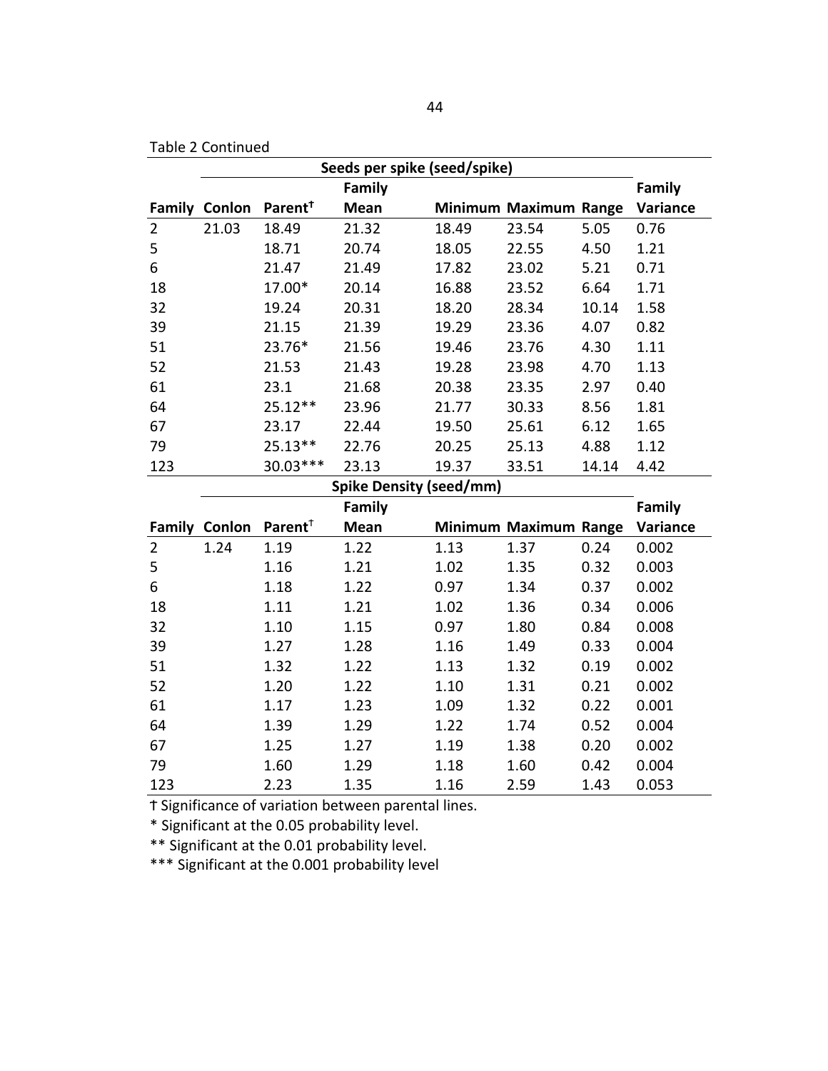Table 2 Continued

| | Seeds per spike (seed/spike) | | | | | | |
|---|---|---|---|---|---|---|---|
| Family | Conlon | Parent† | Family Mean | Minimum | Maximum | Range | Family Variance |
| 2 | 21.03 | 18.49 | 21.32 | 18.49 | 23.54 | 5.05 | 0.76 |
| 5 | | 18.71 | 20.74 | 18.05 | 22.55 | 4.50 | 1.21 |
| 6 | | 21.47 | 21.49 | 17.82 | 23.02 | 5.21 | 0.71 |
| 18 | | 17.00* | 20.14 | 16.88 | 23.52 | 6.64 | 1.71 |
| 32 | | 19.24 | 20.31 | 18.20 | 28.34 | 10.14 | 1.58 |
| 39 | | 21.15 | 21.39 | 19.29 | 23.36 | 4.07 | 0.82 |
| 51 | | 23.76* | 21.56 | 19.46 | 23.76 | 4.30 | 1.11 |
| 52 | | 21.53 | 21.43 | 19.28 | 23.98 | 4.70 | 1.13 |
| 61 | | 23.1 | 21.68 | 20.38 | 23.35 | 2.97 | 0.40 |
| 64 | | 25.12** | 23.96 | 21.77 | 30.33 | 8.56 | 1.81 |
| 67 | | 23.17 | 22.44 | 19.50 | 25.61 | 6.12 | 1.65 |
| 79 | | 25.13** | 22.76 | 20.25 | 25.13 | 4.88 | 1.12 |
| 123 | | 30.03*** | 23.13 | 19.37 | 33.51 | 14.14 | 4.42 |
| | **Spike Density (seed/mm)** | | | | | | |
| Family | Conlon | Parent† | Family Mean | Minimum | Maximum | Range | Family Variance |
| 2 | 1.24 | 1.19 | 1.22 | 1.13 | 1.37 | 0.24 | 0.002 |
| 5 | | 1.16 | 1.21 | 1.02 | 1.35 | 0.32 | 0.003 |
| 6 | | 1.18 | 1.22 | 0.97 | 1.34 | 0.37 | 0.002 |
| 18 | | 1.11 | 1.21 | 1.02 | 1.36 | 0.34 | 0.006 |
| 32 | | 1.10 | 1.15 | 0.97 | 1.80 | 0.84 | 0.008 |
| 39 | | 1.27 | 1.28 | 1.16 | 1.49 | 0.33 | 0.004 |
| 51 | | 1.32 | 1.22 | 1.13 | 1.32 | 0.19 | 0.002 |
| 52 | | 1.20 | 1.22 | 1.10 | 1.31 | 0.21 | 0.002 |
| 61 | | 1.17 | 1.23 | 1.09 | 1.32 | 0.22 | 0.001 |
| 64 | | 1.39 | 1.29 | 1.22 | 1.74 | 0.52 | 0.004 |
| 67 | | 1.25 | 1.27 | 1.19 | 1.38 | 0.20 | 0.002 |
| 79 | | 1.60 | 1.29 | 1.18 | 1.60 | 0.42 | 0.004 |
| 123 | | 2.23 | 1.35 | 1.16 | 2.59 | 1.43 | 0.053 |

† Significance of variation between parental lines.

* Significant at the 0.05 probability level.

** Significant at the 0.01 probability level.

*** Significant at the 0.001 probability level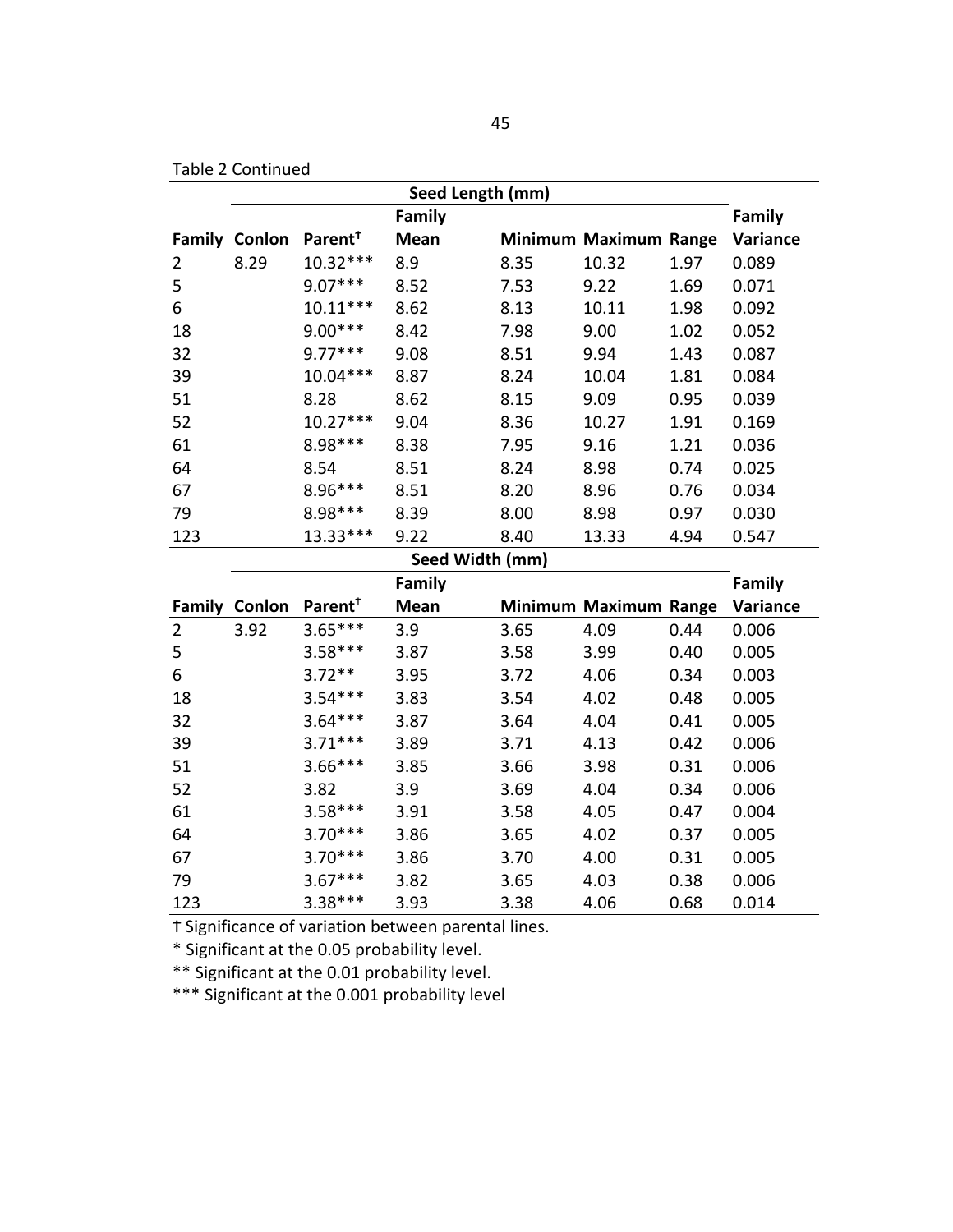Table 2 Continued

| | Seed Length (mm) | | | | | | |
|---|---|---|---|---|---|---|---|
| Family | Conlon | Parent† | Family Mean | Minimum | Maximum | Range | Family Variance |
| 2 | 8.29 | 10.32*** | 8.9 | 8.35 | 10.32 | 1.97 | 0.089 |
| 5 | | 9.07*** | 8.52 | 7.53 | 9.22 | 1.69 | 0.071 |
| 6 | | 10.11*** | 8.62 | 8.13 | 10.11 | 1.98 | 0.092 |
| 18 | | 9.00*** | 8.42 | 7.98 | 9.00 | 1.02 | 0.052 |
| 32 | | 9.77*** | 9.08 | 8.51 | 9.94 | 1.43 | 0.087 |
| 39 | | 10.04*** | 8.87 | 8.24 | 10.04 | 1.81 | 0.084 |
| 51 | | 8.28 | 8.62 | 8.15 | 9.09 | 0.95 | 0.039 |
| 52 | | 10.27*** | 9.04 | 8.36 | 10.27 | 1.91 | 0.169 |
| 61 | | 8.98*** | 8.38 | 7.95 | 9.16 | 1.21 | 0.036 |
| 64 | | 8.54 | 8.51 | 8.24 | 8.98 | 0.74 | 0.025 |
| 67 | | 8.96*** | 8.51 | 8.20 | 8.96 | 0.76 | 0.034 |
| 79 | | 8.98*** | 8.39 | 8.00 | 8.98 | 0.97 | 0.030 |
| 123 | | 13.33*** | 9.22 | 8.40 | 13.33 | 4.94 | 0.547 |
| | Seed Width (mm) | | | | | | |
| Family | Conlon | Parent† | Family Mean | Minimum | Maximum | Range | Family Variance |
| 2 | 3.92 | 3.65*** | 3.9 | 3.65 | 4.09 | 0.44 | 0.006 |
| 5 | | 3.58*** | 3.87 | 3.58 | 3.99 | 0.40 | 0.005 |
| 6 | | 3.72** | 3.95 | 3.72 | 4.06 | 0.34 | 0.003 |
| 18 | | 3.54*** | 3.83 | 3.54 | 4.02 | 0.48 | 0.005 |
| 32 | | 3.64*** | 3.87 | 3.64 | 4.04 | 0.41 | 0.005 |
| 39 | | 3.71*** | 3.89 | 3.71 | 4.13 | 0.42 | 0.006 |
| 51 | | 3.66*** | 3.85 | 3.66 | 3.98 | 0.31 | 0.006 |
| 52 | | 3.82 | 3.9 | 3.69 | 4.04 | 0.34 | 0.006 |
| 61 | | 3.58*** | 3.91 | 3.58 | 4.05 | 0.47 | 0.004 |
| 64 | | 3.70*** | 3.86 | 3.65 | 4.02 | 0.37 | 0.005 |
| 67 | | 3.70*** | 3.86 | 3.70 | 4.00 | 0.31 | 0.005 |
| 79 | | 3.67*** | 3.82 | 3.65 | 4.03 | 0.38 | 0.006 |
| 123 | | 3.38*** | 3.93 | 3.38 | 4.06 | 0.68 | 0.014 |

† Significance of variation between parental lines.

* Significant at the 0.05 probability level.

** Significant at the 0.01 probability level.

*** Significant at the 0.001 probability level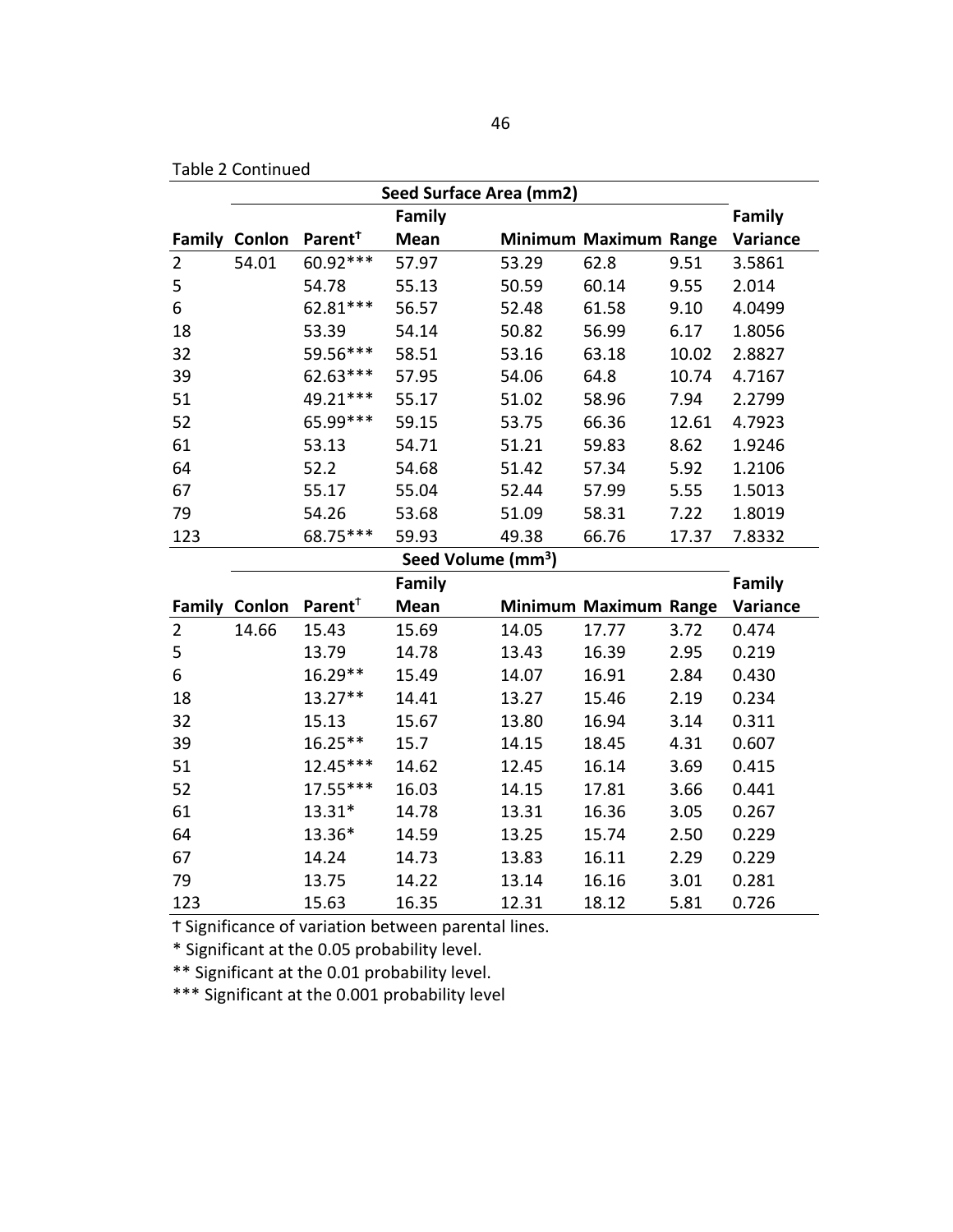Table 2 Continued

| | Seed Surface Area (mm2) | | | | | | |
|---|---|---|---|---|---|---|---|
| Family | Conlon | Parent† | Family Mean | Minimum | Maximum | Range | Family Variance |
| 2 | 54.01 | 60.92*** | 57.97 | 53.29 | 62.8 | 9.51 | 3.5861 |
| 5 | | 54.78 | 55.13 | 50.59 | 60.14 | 9.55 | 2.014 |
| 6 | | 62.81*** | 56.57 | 52.48 | 61.58 | 9.10 | 4.0499 |
| 18 | | 53.39 | 54.14 | 50.82 | 56.99 | 6.17 | 1.8056 |
| 32 | | 59.56*** | 58.51 | 53.16 | 63.18 | 10.02 | 2.8827 |
| 39 | | 62.63*** | 57.95 | 54.06 | 64.8 | 10.74 | 4.7167 |
| 51 | | 49.21*** | 55.17 | 51.02 | 58.96 | 7.94 | 2.2799 |
| 52 | | 65.99*** | 59.15 | 53.75 | 66.36 | 12.61 | 4.7923 |
| 61 | | 53.13 | 54.71 | 51.21 | 59.83 | 8.62 | 1.9246 |
| 64 | | 52.2 | 54.68 | 51.42 | 57.34 | 5.92 | 1.2106 |
| 67 | | 55.17 | 55.04 | 52.44 | 57.99 | 5.55 | 1.5013 |
| 79 | | 54.26 | 53.68 | 51.09 | 58.31 | 7.22 | 1.8019 |
| 123 | | 68.75*** | 59.93 | 49.38 | 66.76 | 17.37 | 7.8332 |

| | Seed Volume ($mm^3$) | | | | | | |
|---|---|---|---|---|---|---|---|
| Family | Conlon | Parent† | Family Mean | Minimum | Maximum | Range | Family Variance |
| 2 | 14.66 | 15.43 | 15.69 | 14.05 | 17.77 | 3.72 | 0.474 |
| 5 | | 13.79 | 14.78 | 13.43 | 16.39 | 2.95 | 0.219 |
| 6 | | 16.29** | 15.49 | 14.07 | 16.91 | 2.84 | 0.430 |
| 18 | | 13.27** | 14.41 | 13.27 | 15.46 | 2.19 | 0.234 |
| 32 | | 15.13 | 15.67 | 13.80 | 16.94 | 3.14 | 0.311 |
| 39 | | 16.25** | 15.7 | 14.15 | 18.45 | 4.31 | 0.607 |
| 51 | | 12.45*** | 14.62 | 12.45 | 16.14 | 3.69 | 0.415 |
| 52 | | 17.55*** | 16.03 | 14.15 | 17.81 | 3.66 | 0.441 |
| 61 | | 13.31* | 14.78 | 13.31 | 16.36 | 3.05 | 0.267 |
| 64 | | 13.36* | 14.59 | 13.25 | 15.74 | 2.50 | 0.229 |
| 67 | | 14.24 | 14.73 | 13.83 | 16.11 | 2.29 | 0.229 |
| 79 | | 13.75 | 14.22 | 13.14 | 16.16 | 3.01 | 0.281 |
| 123 | | 15.63 | 16.35 | 12.31 | 18.12 | 5.81 | 0.726 |

† Significance of variation between parental lines.

* Significant at the 0.05 probability level.

** Significant at the 0.01 probability level.

*** Significant at the 0.001 probability level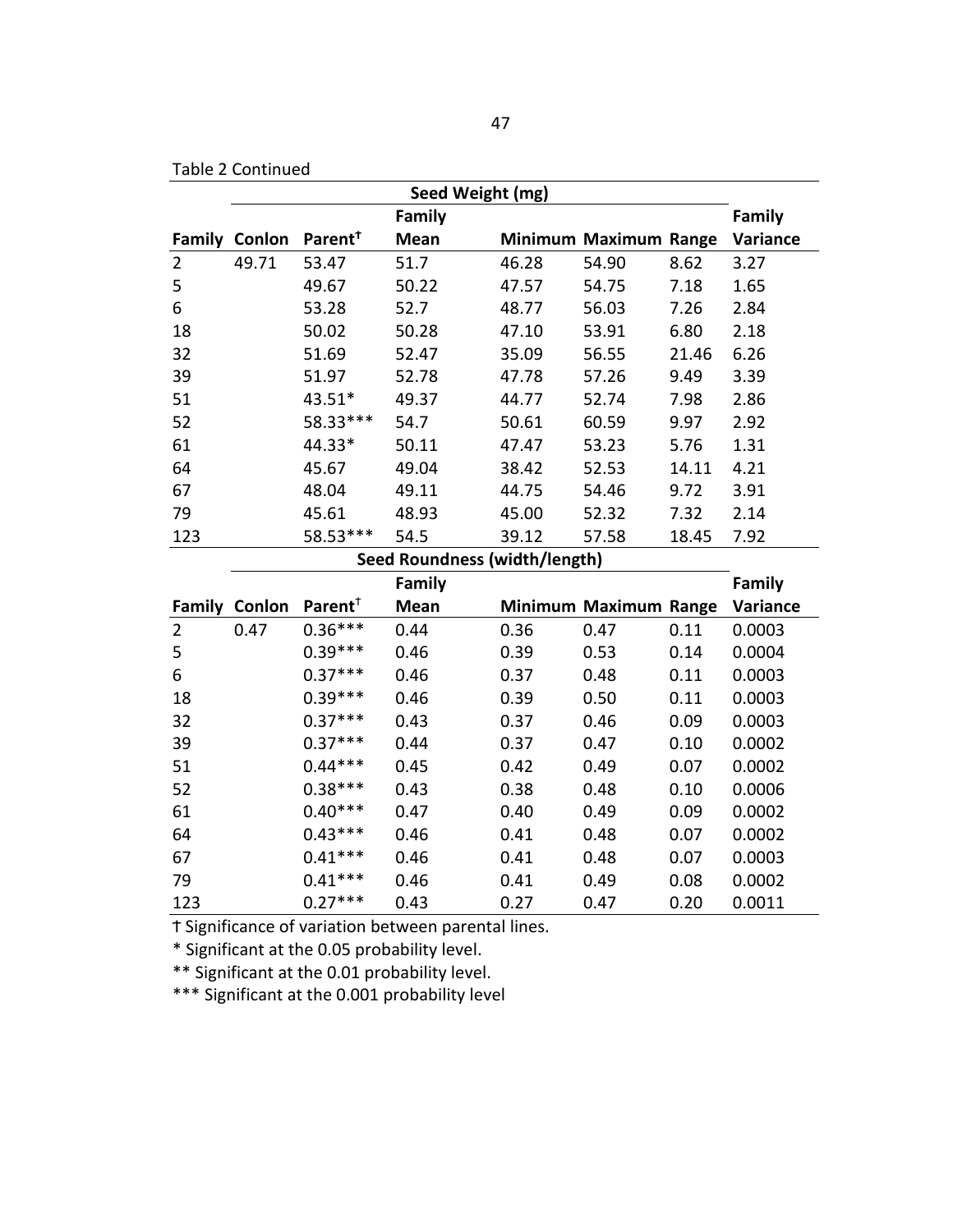Table 2 Continued

| | Seed Weight (mg) | | | | | | |
|---|---|---|---|---|---|---|---|
| Family | Conlon | Parent† | Family Mean | Minimum | Maximum | Range | Family Variance |
| 2 | 49.71 | 53.47 | 51.7 | 46.28 | 54.90 | 8.62 | 3.27 |
| 5 | | 49.67 | 50.22 | 47.57 | 54.75 | 7.18 | 1.65 |
| 6 | | 53.28 | 52.7 | 48.77 | 56.03 | 7.26 | 2.84 |
| 18 | | 50.02 | 50.28 | 47.10 | 53.91 | 6.80 | 2.18 |
| 32 | | 51.69 | 52.47 | 35.09 | 56.55 | 21.46 | 6.26 |
| 39 | | 51.97 | 52.78 | 47.78 | 57.26 | 9.49 | 3.39 |
| 51 | | 43.51* | 49.37 | 44.77 | 52.74 | 7.98 | 2.86 |
| 52 | | 58.33*** | 54.7 | 50.61 | 60.59 | 9.97 | 2.92 |
| 61 | | 44.33* | 50.11 | 47.47 | 53.23 | 5.76 | 1.31 |
| 64 | | 45.67 | 49.04 | 38.42 | 52.53 | 14.11 | 4.21 |
| 67 | | 48.04 | 49.11 | 44.75 | 54.46 | 9.72 | 3.91 |
| 79 | | 45.61 | 48.93 | 45.00 | 52.32 | 7.32 | 2.14 |
| 123 | | 58.53*** | 54.5 | 39.12 | 57.58 | 18.45 | 7.92 |
| | **Seed Roundness (width/length)** | | | | | | |
| Family | Conlon | Parent† | Family Mean | Minimum | Maximum | Range | Family Variance |
| 2 | 0.47 | 0.36*** | 0.44 | 0.36 | 0.47 | 0.11 | 0.0003 |
| 5 | | 0.39*** | 0.46 | 0.39 | 0.53 | 0.14 | 0.0004 |
| 6 | | 0.37*** | 0.46 | 0.37 | 0.48 | 0.11 | 0.0003 |
| 18 | | 0.39*** | 0.46 | 0.39 | 0.50 | 0.11 | 0.0003 |
| 32 | | 0.37*** | 0.43 | 0.37 | 0.46 | 0.09 | 0.0003 |
| 39 | | 0.37*** | 0.44 | 0.37 | 0.47 | 0.10 | 0.0002 |
| 51 | | 0.44*** | 0.45 | 0.42 | 0.49 | 0.07 | 0.0002 |
| 52 | | 0.38*** | 0.43 | 0.38 | 0.48 | 0.10 | 0.0006 |
| 61 | | 0.40*** | 0.47 | 0.40 | 0.49 | 0.09 | 0.0002 |
| 64 | | 0.43*** | 0.46 | 0.41 | 0.48 | 0.07 | 0.0002 |
| 67 | | 0.41*** | 0.46 | 0.41 | 0.48 | 0.07 | 0.0003 |
| 79 | | 0.41*** | 0.46 | 0.41 | 0.49 | 0.08 | 0.0002 |
| 123 | | 0.27*** | 0.43 | 0.27 | 0.47 | 0.20 | 0.0011 |

† Significance of variation between parental lines.

* Significant at the 0.05 probability level.

** Significant at the 0.01 probability level.

*** Significant at the 0.001 probability level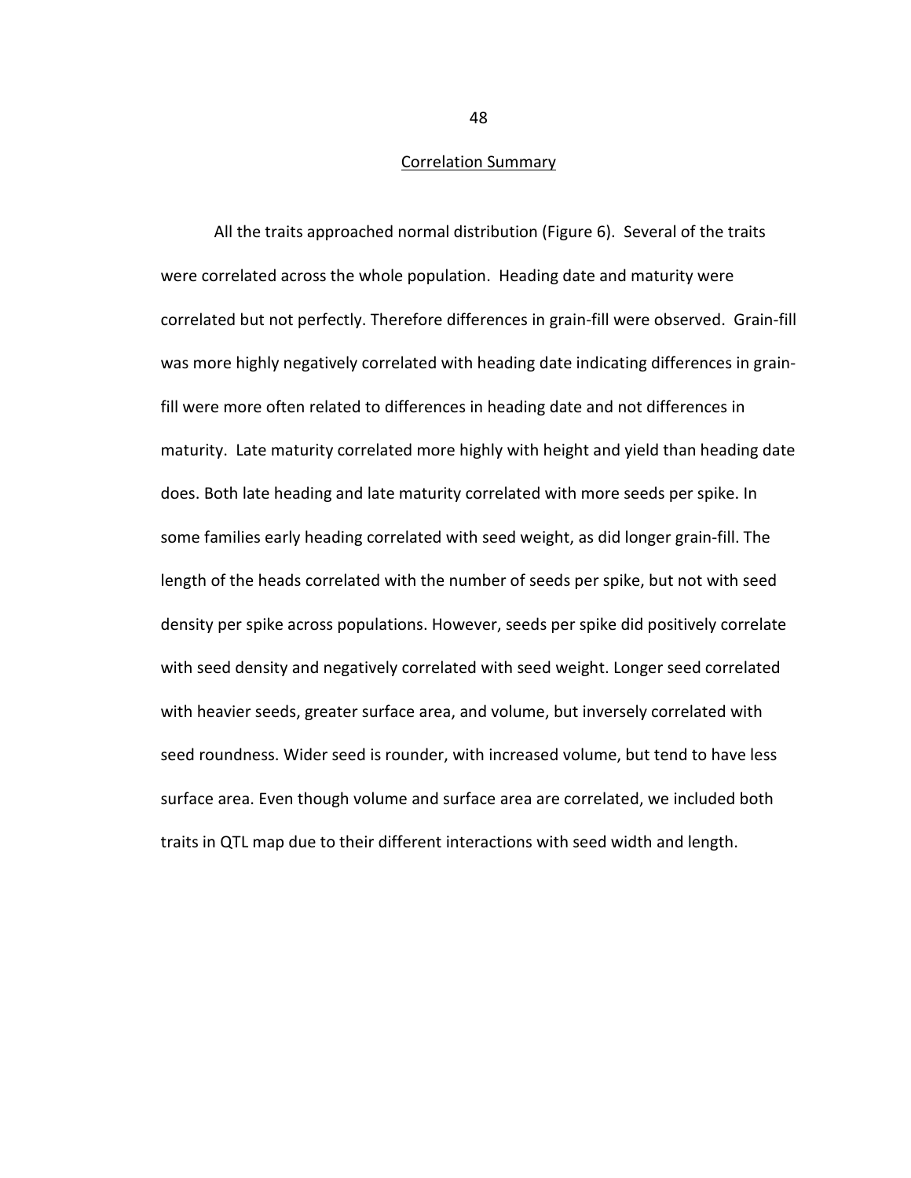## Correlation Summary

All the traits approached normal distribution (Figure 6). Several of the traits were correlated across the whole population. Heading date and maturity were correlated but not perfectly. Therefore differences in grain-fill were observed. Grain-fill was more highly negatively correlated with heading date indicating differences in grain-fill were more often related to differences in heading date and not differences in maturity. Late maturity correlated more highly with height and yield than heading date does. Both late heading and late maturity correlated with more seeds per spike. In some families early heading correlated with seed weight, as did longer grain-fill. The length of the heads correlated with the number of seeds per spike, but not with seed density per spike across populations. However, seeds per spike did positively correlate with seed density and negatively correlated with seed weight. Longer seed correlated with heavier seeds, greater surface area, and volume, but inversely correlated with seed roundness. Wider seed is rounder, with increased volume, but tend to have less surface area. Even though volume and surface area are correlated, we included both traits in QTL map due to their different interactions with seed width and length.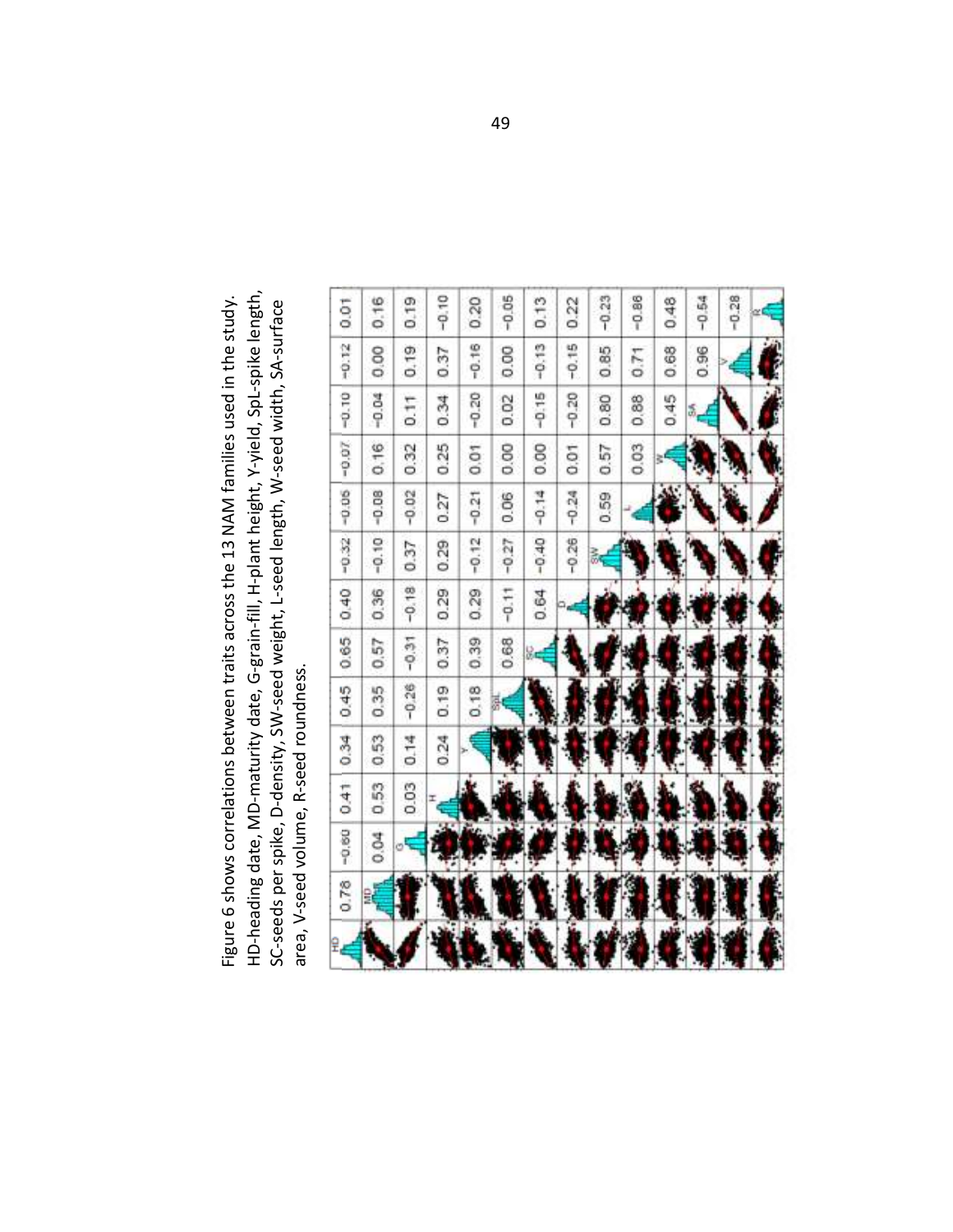Figure 6 shows correlations between traits across the 13 NAM families used in the study. HD-heading date, MD-maturity date, G-grain-fill, H-plant height, Y-yield, SpL-spike length, SC-seeds per spike, D-density, SW-seed weight, L-seed length, W-seed width, SA-surface area, V-seed volume, R-seed roundness.

HD 0.78 −0.60 0.41 0.34 0.45 0.65 0.40 −0.32 −0.06 −0.07 −0.10 −0.12 0.01

MD 0.04 0.53 0.53 0.35 0.57 0.36 −0.10 −0.08 0.16 −0.04 0.00 0.16

G 0.03 0.14 −0.26 −0.31 −0.18 0.37 −0.02 0.32 0.11 0.19 0.19

H 0.24 0.19 0.37 0.29 0.29 0.27 0.25 0.34 0.37 −0.10

Y 0.18 0.39 0.29 −0.12 −0.21 0.01 −0.20 −0.16 0.20

SpL 0.68 −0.11 −0.27 0.06 0.00 0.02 0.00 −0.05

SC 0.64 −0.40 −0.14 0.00 −0.15 −0.13 0.13

D −0.26 −0.24 0.01 −0.20 −0.15 0.22

SW 0.59 0.57 0.80 0.85 −0.23

L 0.03 0.88 0.71 −0.86

W 0.45 0.68 0.48

SA 0.96 −0.54

V −0.28

R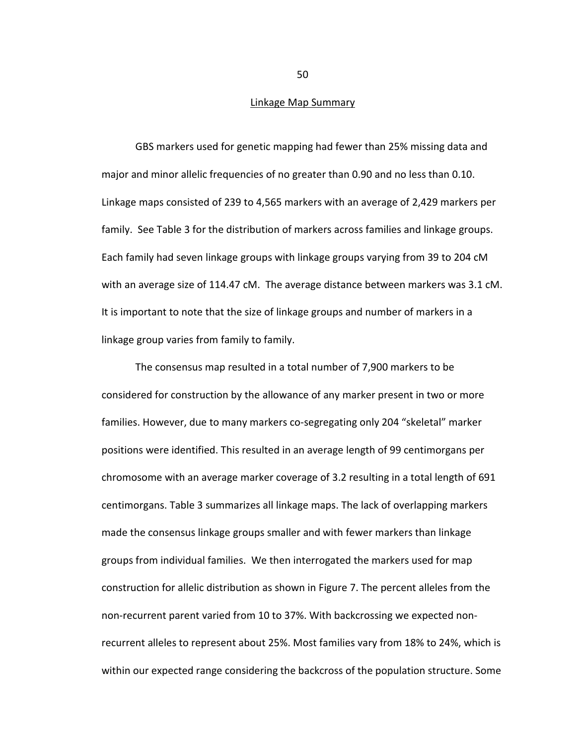## Linkage Map Summary

GBS markers used for genetic mapping had fewer than 25% missing data and major and minor allelic frequencies of no greater than 0.90 and no less than 0.10. Linkage maps consisted of 239 to 4,565 markers with an average of 2,429 markers per family. See Table 3 for the distribution of markers across families and linkage groups. Each family had seven linkage groups with linkage groups varying from 39 to 204 cM with an average size of 114.47 cM. The average distance between markers was 3.1 cM. It is important to note that the size of linkage groups and number of markers in a linkage group varies from family to family.

The consensus map resulted in a total number of 7,900 markers to be considered for construction by the allowance of any marker present in two or more families. However, due to many markers co-segregating only 204 "skeletal" marker positions were identified. This resulted in an average length of 99 centimorgans per chromosome with an average marker coverage of 3.2 resulting in a total length of 691 centimorgans. Table 3 summarizes all linkage maps. The lack of overlapping markers made the consensus linkage groups smaller and with fewer markers than linkage groups from individual families. We then interrogated the markers used for map construction for allelic distribution as shown in Figure 7. The percent alleles from the non-recurrent parent varied from 10 to 37%. With backcrossing we expected non-recurrent alleles to represent about 25%. Most families vary from 18% to 24%, which is within our expected range considering the backcross of the population structure. Some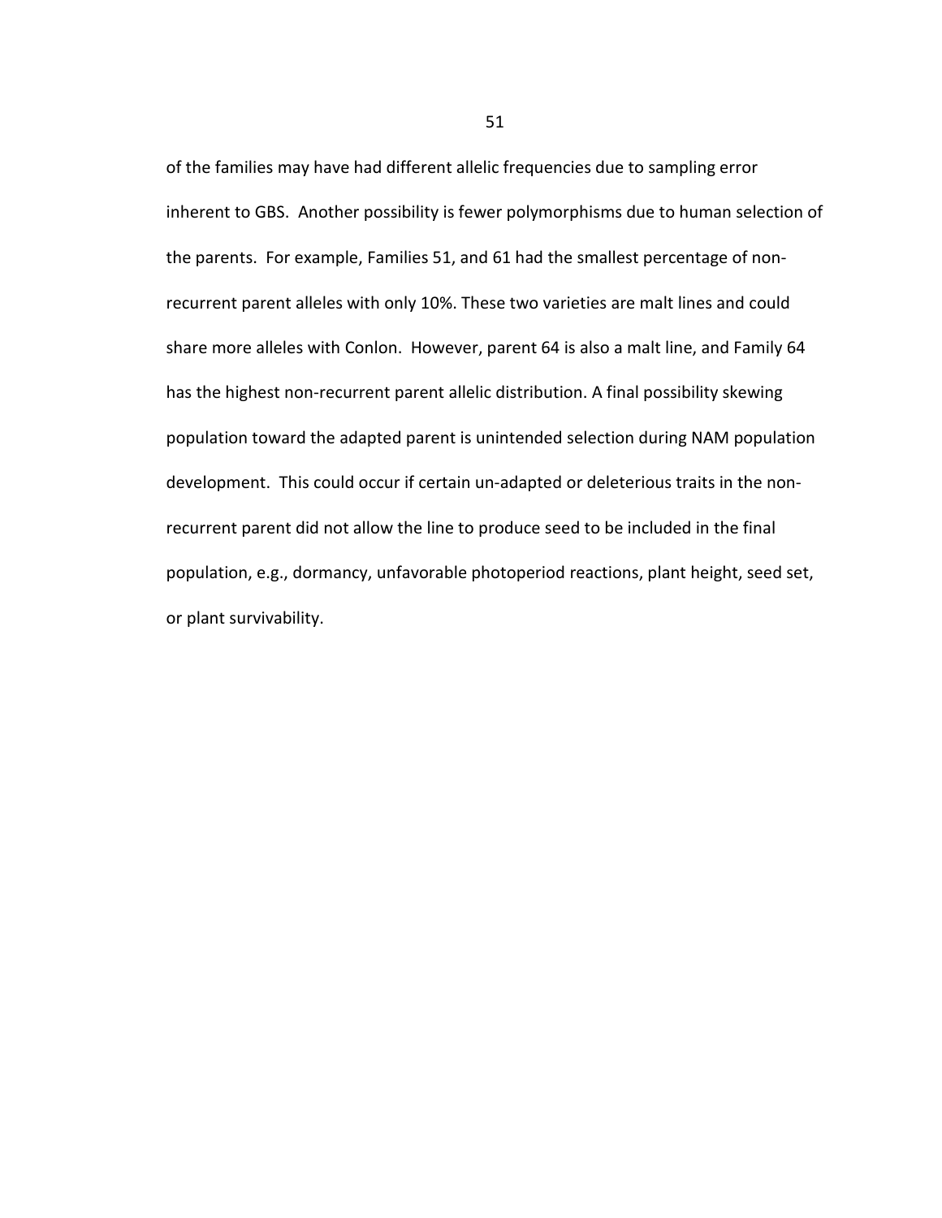of the families may have had different allelic frequencies due to sampling error inherent to GBS. Another possibility is fewer polymorphisms due to human selection of the parents. For example, Families 51, and 61 had the smallest percentage of non-recurrent parent alleles with only 10%. These two varieties are malt lines and could share more alleles with Conlon. However, parent 64 is also a malt line, and Family 64 has the highest non-recurrent parent allelic distribution. A final possibility skewing population toward the adapted parent is unintended selection during NAM population development. This could occur if certain un-adapted or deleterious traits in the non-recurrent parent did not allow the line to produce seed to be included in the final population, e.g., dormancy, unfavorable photoperiod reactions, plant height, seed set, or plant survivability.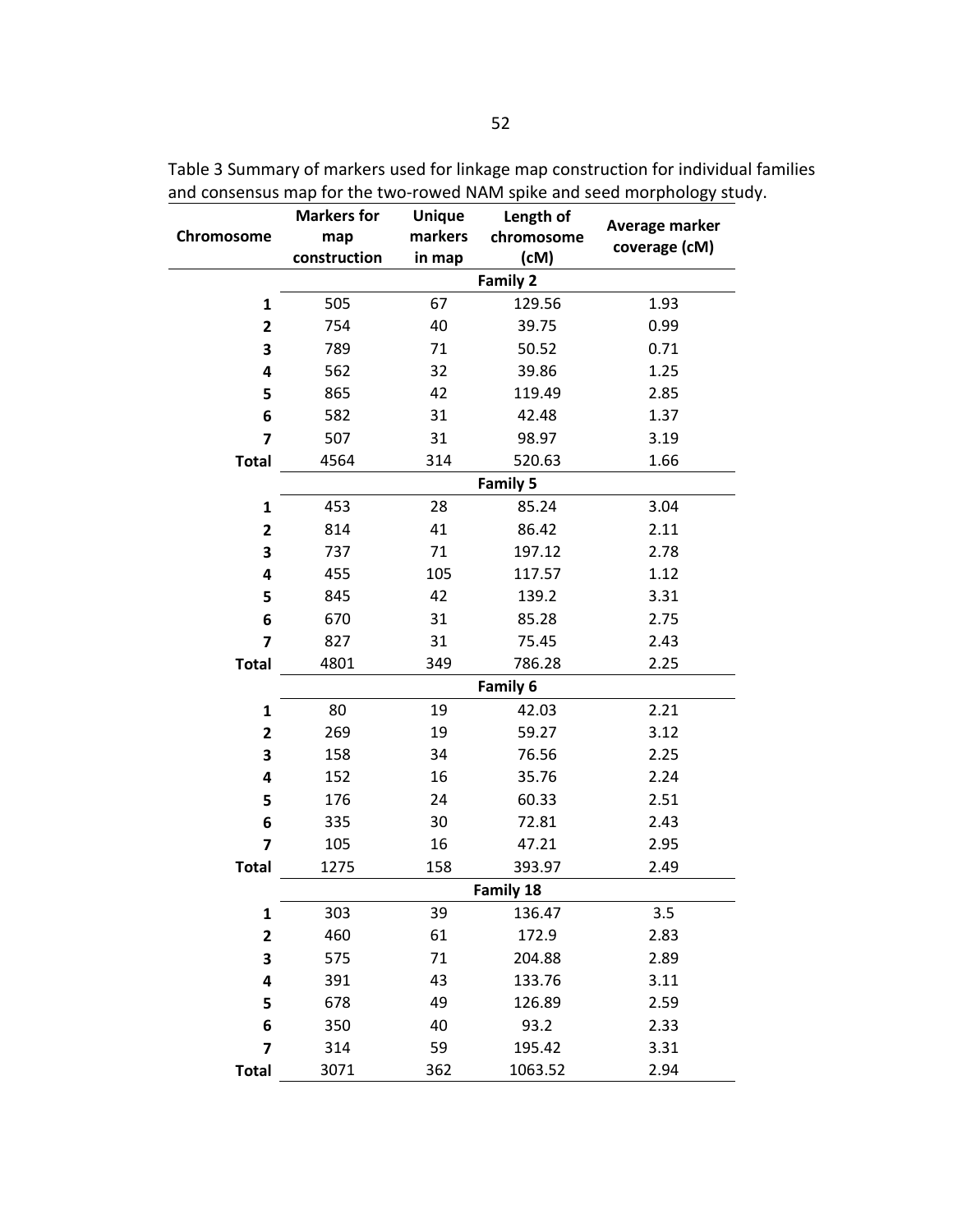Table 3 Summary of markers used for linkage map construction for individual families and consensus map for the two-rowed NAM spike and seed morphology study.

| Chromosome | Markers for map construction | Unique markers in map | Length of chromosome (cM) | Average marker coverage (cM) |
|---|---|---|---|---|
| | | Family 2 | | |
| **1** | 505 | 67 | 129.56 | 1.93 |
| **2** | 754 | 40 | 39.75 | 0.99 |
| **3** | 789 | 71 | 50.52 | 0.71 |
| **4** | 562 | 32 | 39.86 | 1.25 |
| **5** | 865 | 42 | 119.49 | 2.85 |
| **6** | 582 | 31 | 42.48 | 1.37 |
| **7** | 507 | 31 | 98.97 | 3.19 |
| **Total** | 4564 | 314 | 520.63 | 1.66 |
| | | Family 5 | | |
| **1** | 453 | 28 | 85.24 | 3.04 |
| **2** | 814 | 41 | 86.42 | 2.11 |
| **3** | 737 | 71 | 197.12 | 2.78 |
| **4** | 455 | 105 | 117.57 | 1.12 |
| **5** | 845 | 42 | 139.2 | 3.31 |
| **6** | 670 | 31 | 85.28 | 2.75 |
| **7** | 827 | 31 | 75.45 | 2.43 |
| **Total** | 4801 | 349 | 786.28 | 2.25 |
| | | Family 6 | | |
| **1** | 80 | 19 | 42.03 | 2.21 |
| **2** | 269 | 19 | 59.27 | 3.12 |
| **3** | 158 | 34 | 76.56 | 2.25 |
| **4** | 152 | 16 | 35.76 | 2.24 |
| **5** | 176 | 24 | 60.33 | 2.51 |
| **6** | 335 | 30 | 72.81 | 2.43 |
| **7** | 105 | 16 | 47.21 | 2.95 |
| **Total** | 1275 | 158 | 393.97 | 2.49 |
| | | Family 18 | | |
| **1** | 303 | 39 | 136.47 | 3.5 |
| **2** | 460 | 61 | 172.9 | 2.83 |
| **3** | 575 | 71 | 204.88 | 2.89 |
| **4** | 391 | 43 | 133.76 | 3.11 |
| **5** | 678 | 49 | 126.89 | 2.59 |
| **6** | 350 | 40 | 93.2 | 2.33 |
| **7** | 314 | 59 | 195.42 | 3.31 |
| **Total** | 3071 | 362 | 1063.52 | 2.94 |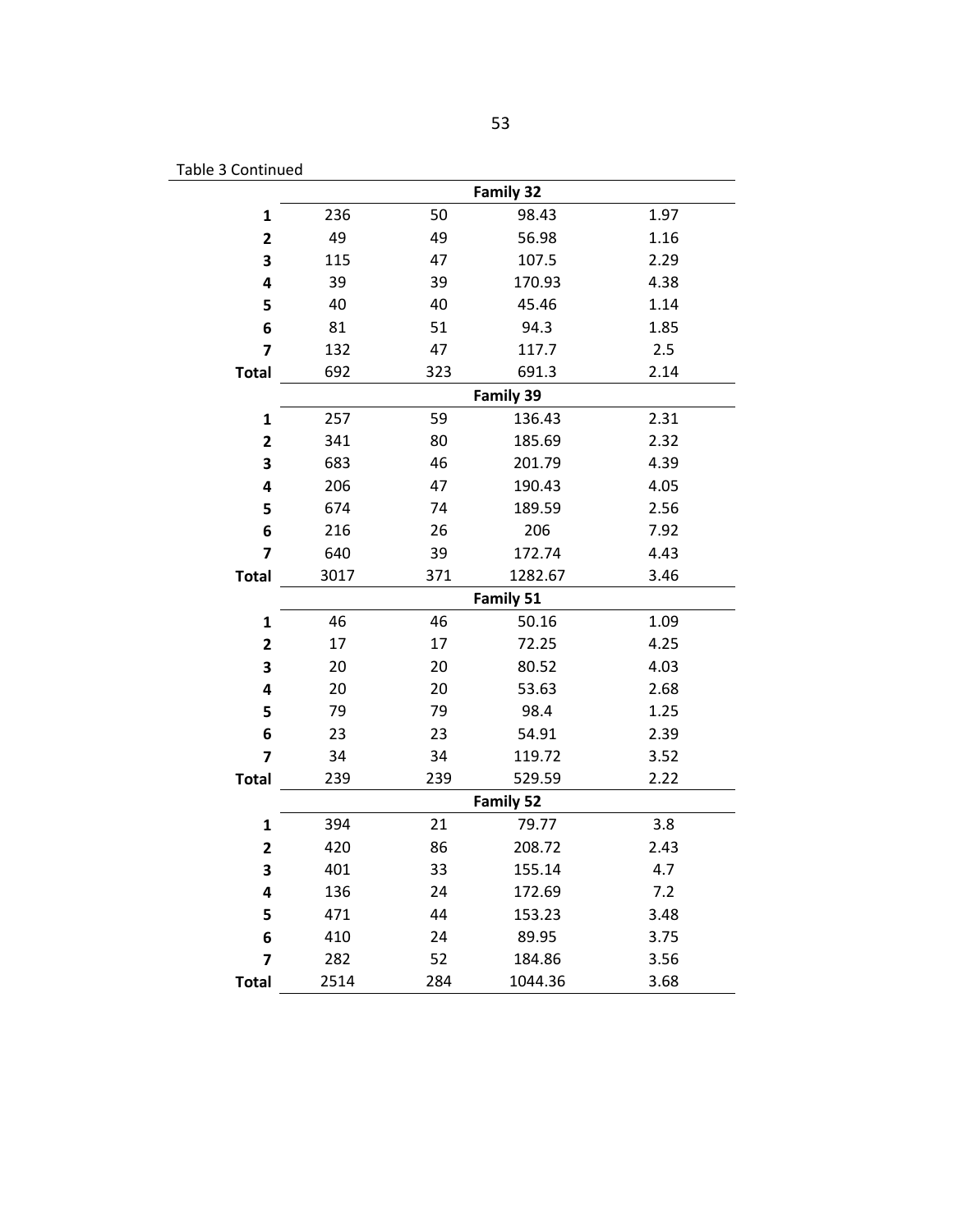Table 3 Continued

| | | | | |
|---|---|---|---|---|
| | | **Family 32** | | |
| **1** | 236 | 50 | 98.43 | 1.97 |
| **2** | 49 | 49 | 56.98 | 1.16 |
| **3** | 115 | 47 | 107.5 | 2.29 |
| **4** | 39 | 39 | 170.93 | 4.38 |
| **5** | 40 | 40 | 45.46 | 1.14 |
| **6** | 81 | 51 | 94.3 | 1.85 |
| **7** | 132 | 47 | 117.7 | 2.5 |
| **Total** | 692 | 323 | 691.3 | 2.14 |
| | | **Family 39** | | |
| **1** | 257 | 59 | 136.43 | 2.31 |
| **2** | 341 | 80 | 185.69 | 2.32 |
| **3** | 683 | 46 | 201.79 | 4.39 |
| **4** | 206 | 47 | 190.43 | 4.05 |
| **5** | 674 | 74 | 189.59 | 2.56 |
| **6** | 216 | 26 | 206 | 7.92 |
| **7** | 640 | 39 | 172.74 | 4.43 |
| **Total** | 3017 | 371 | 1282.67 | 3.46 |
| | | **Family 51** | | |
| **1** | 46 | 46 | 50.16 | 1.09 |
| **2** | 17 | 17 | 72.25 | 4.25 |
| **3** | 20 | 20 | 80.52 | 4.03 |
| **4** | 20 | 20 | 53.63 | 2.68 |
| **5** | 79 | 79 | 98.4 | 1.25 |
| **6** | 23 | 23 | 54.91 | 2.39 |
| **7** | 34 | 34 | 119.72 | 3.52 |
| **Total** | 239 | 239 | 529.59 | 2.22 |
| | | **Family 52** | | |
| **1** | 394 | 21 | 79.77 | 3.8 |
| **2** | 420 | 86 | 208.72 | 2.43 |
| **3** | 401 | 33 | 155.14 | 4.7 |
| **4** | 136 | 24 | 172.69 | 7.2 |
| **5** | 471 | 44 | 153.23 | 3.48 |
| **6** | 410 | 24 | 89.95 | 3.75 |
| **7** | 282 | 52 | 184.86 | 3.56 |
| **Total** | 2514 | 284 | 1044.36 | 3.68 |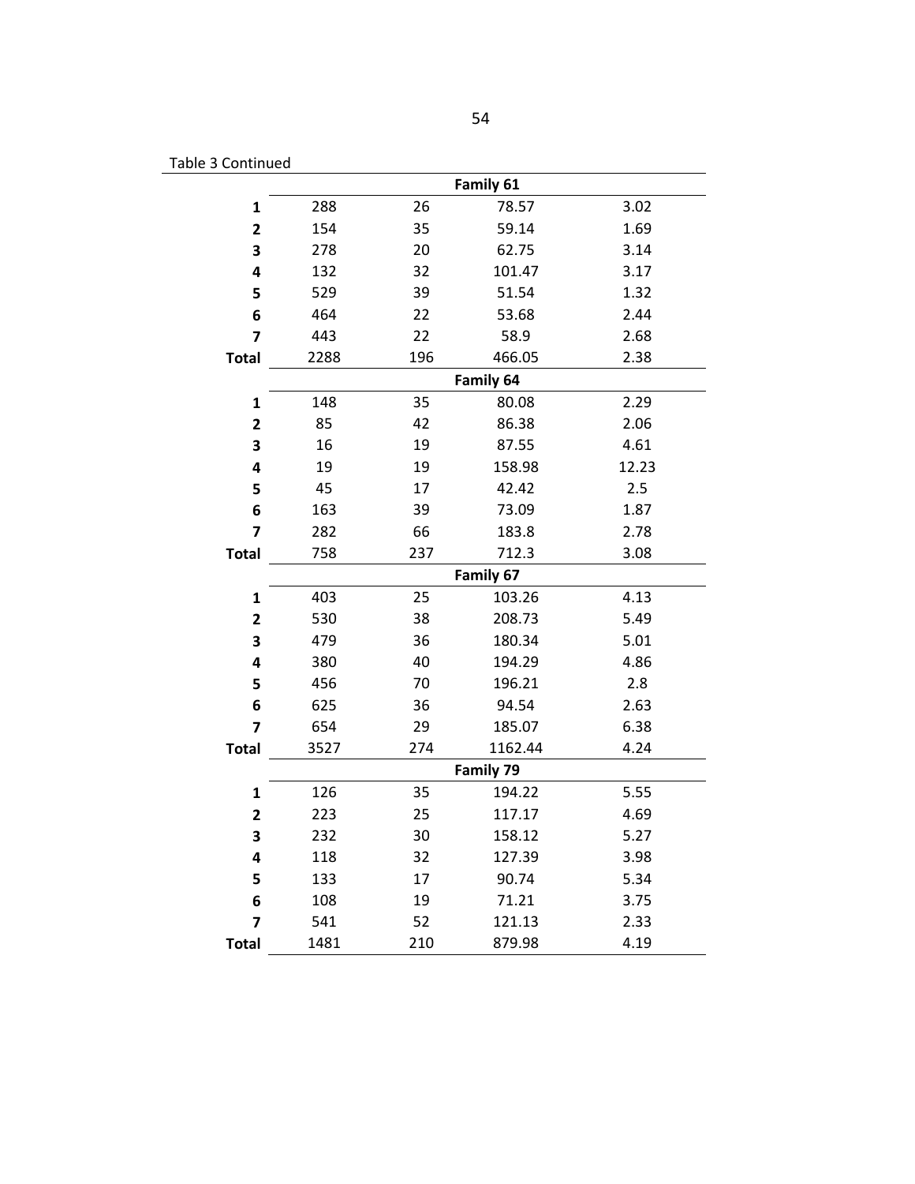Table 3 Continued

| | | | | |
|---|---|---|---|---|
| | | | **Family 61** | |
| **1** | 288 | 26 | 78.57 | 3.02 |
| **2** | 154 | 35 | 59.14 | 1.69 |
| **3** | 278 | 20 | 62.75 | 3.14 |
| **4** | 132 | 32 | 101.47 | 3.17 |
| **5** | 529 | 39 | 51.54 | 1.32 |
| **6** | 464 | 22 | 53.68 | 2.44 |
| **7** | 443 | 22 | 58.9 | 2.68 |
| **Total** | 2288 | 196 | 466.05 | 2.38 |
| | | | **Family 64** | |
| **1** | 148 | 35 | 80.08 | 2.29 |
| **2** | 85 | 42 | 86.38 | 2.06 |
| **3** | 16 | 19 | 87.55 | 4.61 |
| **4** | 19 | 19 | 158.98 | 12.23 |
| **5** | 45 | 17 | 42.42 | 2.5 |
| **6** | 163 | 39 | 73.09 | 1.87 |
| **7** | 282 | 66 | 183.8 | 2.78 |
| **Total** | 758 | 237 | 712.3 | 3.08 |
| | | | **Family 67** | |
| **1** | 403 | 25 | 103.26 | 4.13 |
| **2** | 530 | 38 | 208.73 | 5.49 |
| **3** | 479 | 36 | 180.34 | 5.01 |
| **4** | 380 | 40 | 194.29 | 4.86 |
| **5** | 456 | 70 | 196.21 | 2.8 |
| **6** | 625 | 36 | 94.54 | 2.63 |
| **7** | 654 | 29 | 185.07 | 6.38 |
| **Total** | 3527 | 274 | 1162.44 | 4.24 |
| | | | **Family 79** | |
| **1** | 126 | 35 | 194.22 | 5.55 |
| **2** | 223 | 25 | 117.17 | 4.69 |
| **3** | 232 | 30 | 158.12 | 5.27 |
| **4** | 118 | 32 | 127.39 | 3.98 |
| **5** | 133 | 17 | 90.74 | 5.34 |
| **6** | 108 | 19 | 71.21 | 3.75 |
| **7** | 541 | 52 | 121.13 | 2.33 |
| **Total** | 1481 | 210 | 879.98 | 4.19 |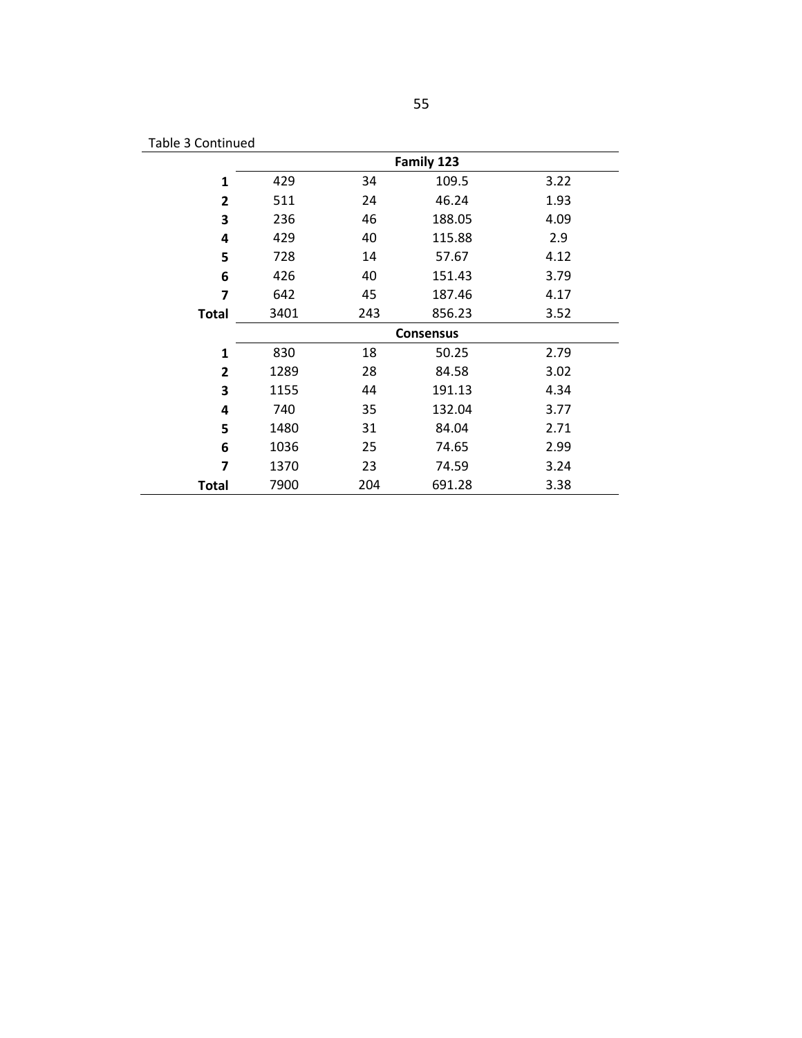Table 3 Continued

| | | | | |
|---|---|---|---|---|
| | | **Family 123** | | |
| **1** | 429 | 34 | 109.5 | 3.22 |
| **2** | 511 | 24 | 46.24 | 1.93 |
| **3** | 236 | 46 | 188.05 | 4.09 |
| **4** | 429 | 40 | 115.88 | 2.9 |
| **5** | 728 | 14 | 57.67 | 4.12 |
| **6** | 426 | 40 | 151.43 | 3.79 |
| **7** | 642 | 45 | 187.46 | 4.17 |
| **Total** | 3401 | 243 | 856.23 | 3.52 |
| | | **Consensus** | | |
| **1** | 830 | 18 | 50.25 | 2.79 |
| **2** | 1289 | 28 | 84.58 | 3.02 |
| **3** | 1155 | 44 | 191.13 | 4.34 |
| **4** | 740 | 35 | 132.04 | 3.77 |
| **5** | 1480 | 31 | 84.04 | 2.71 |
| **6** | 1036 | 25 | 74.65 | 2.99 |
| **7** | 1370 | 23 | 74.59 | 3.24 |
| **Total** | 7900 | 204 | 691.28 | 3.38 |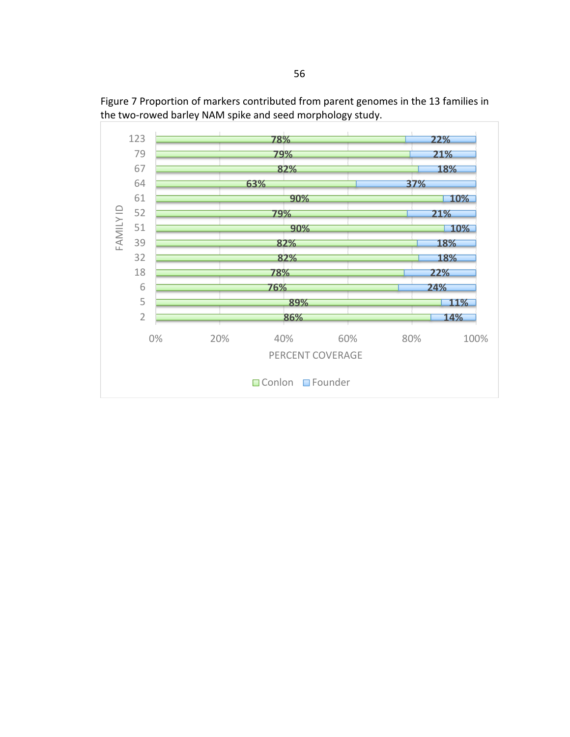Figure 7 Proportion of markers contributed from parent genomes in the 13 families in the two-rowed barley NAM spike and seed morphology study.

FAMILY ID

123 78% 22%
79 79% 21%
67 82% 18%
64 63% 37%
61 90% 10%
52 79% 21%
51 90% 10%
39 82% 18%
32 82% 18%
18 78% 22%
6 76% 24%
5 89% 11%
2 86% 14%

0% 20% 40% 60% 80% 100%

PERCENT COVERAGE

Conlon Founder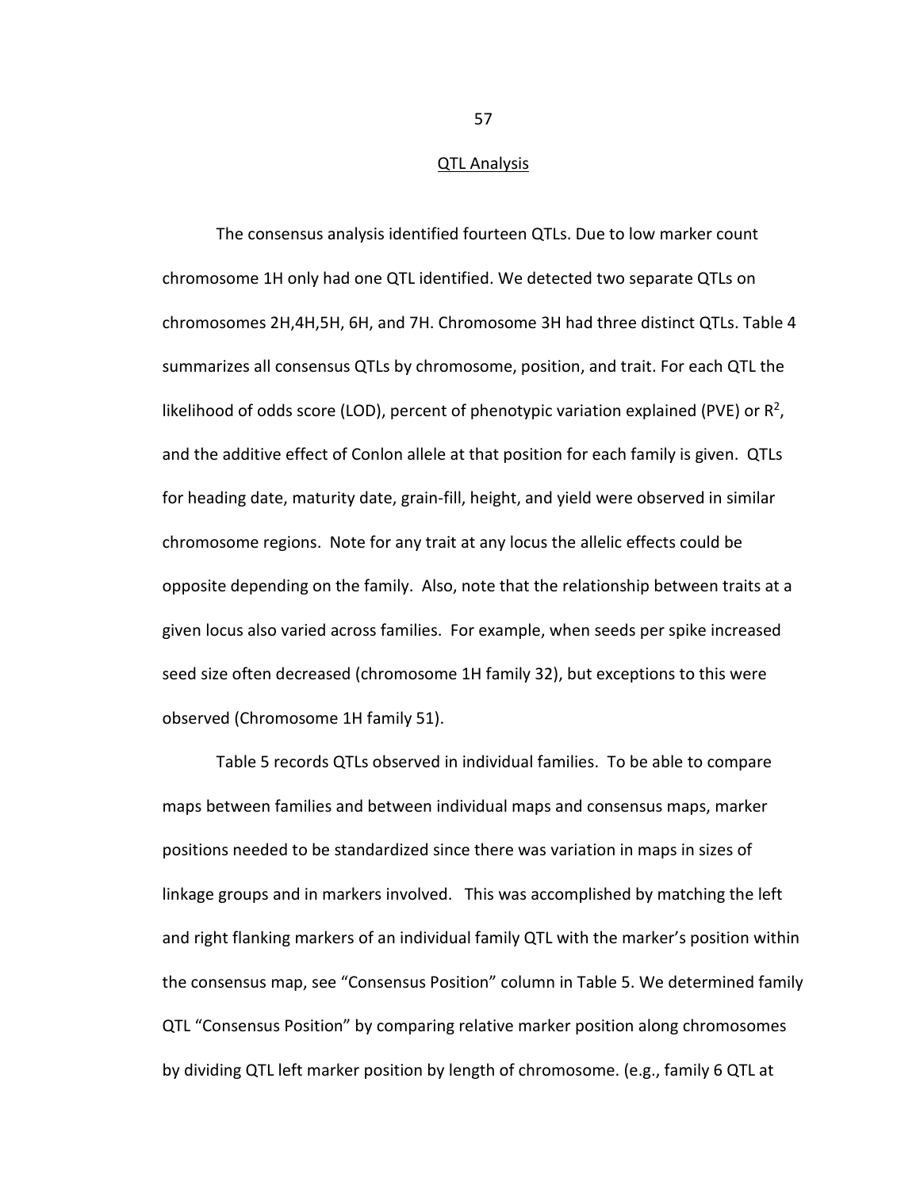## QTL Analysis

The consensus analysis identified fourteen QTLs. Due to low marker count chromosome 1H only had one QTL identified. We detected two separate QTLs on chromosomes 2H,4H,5H, 6H, and 7H. Chromosome 3H had three distinct QTLs. Table 4 summarizes all consensus QTLs by chromosome, position, and trait. For each QTL the likelihood of odds score (LOD), percent of phenotypic variation explained (PVE) or $R^2$, and the additive effect of Conlon allele at that position for each family is given. QTLs for heading date, maturity date, grain-fill, height, and yield were observed in similar chromosome regions. Note for any trait at any locus the allelic effects could be opposite depending on the family. Also, note that the relationship between traits at a given locus also varied across families. For example, when seeds per spike increased seed size often decreased (chromosome 1H family 32), but exceptions to this were observed (Chromosome 1H family 51).

Table 5 records QTLs observed in individual families. To be able to compare maps between families and between individual maps and consensus maps, marker positions needed to be standardized since there was variation in maps in sizes of linkage groups and in markers involved. This was accomplished by matching the left and right flanking markers of an individual family QTL with the marker's position within the consensus map, see "Consensus Position" column in Table 5. We determined family QTL "Consensus Position" by comparing relative marker position along chromosomes by dividing QTL left marker position by length of chromosome. (e.g., family 6 QTL at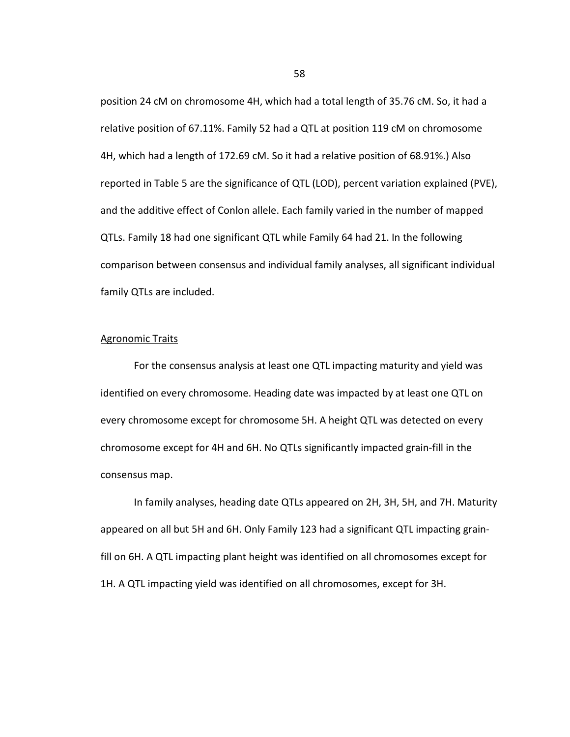position 24 cM on chromosome 4H, which had a total length of 35.76 cM. So, it had a relative position of 67.11%. Family 52 had a QTL at position 119 cM on chromosome 4H, which had a length of 172.69 cM. So it had a relative position of 68.91%.) Also reported in Table 5 are the significance of QTL (LOD), percent variation explained (PVE), and the additive effect of Conlon allele. Each family varied in the number of mapped QTLs. Family 18 had one significant QTL while Family 64 had 21. In the following comparison between consensus and individual family analyses, all significant individual family QTLs are included.

## Agronomic Traits

For the consensus analysis at least one QTL impacting maturity and yield was identified on every chromosome. Heading date was impacted by at least one QTL on every chromosome except for chromosome 5H. A height QTL was detected on every chromosome except for 4H and 6H. No QTLs significantly impacted grain-fill in the consensus map.

In family analyses, heading date QTLs appeared on 2H, 3H, 5H, and 7H. Maturity appeared on all but 5H and 6H. Only Family 123 had a significant QTL impacting grain-fill on 6H. A QTL impacting plant height was identified on all chromosomes except for 1H. A QTL impacting yield was identified on all chromosomes, except for 3H.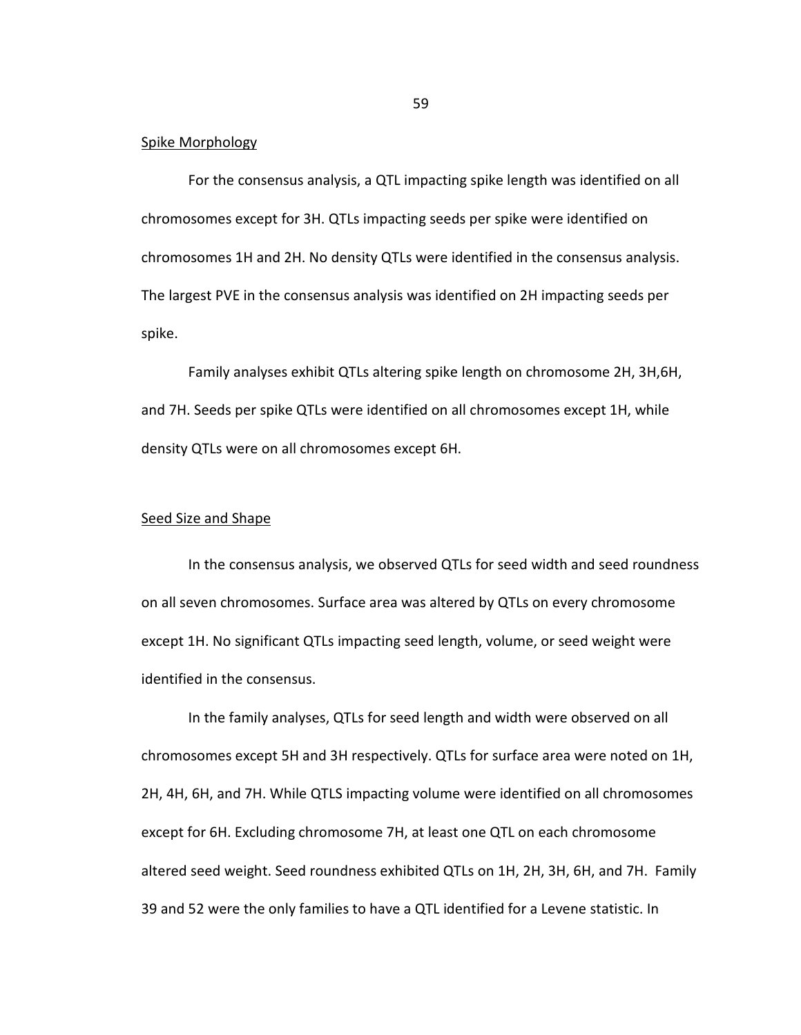Spike Morphology

For the consensus analysis, a QTL impacting spike length was identified on all chromosomes except for 3H. QTLs impacting seeds per spike were identified on chromosomes 1H and 2H. No density QTLs were identified in the consensus analysis. The largest PVE in the consensus analysis was identified on 2H impacting seeds per spike.

Family analyses exhibit QTLs altering spike length on chromosome 2H, 3H,6H, and 7H. Seeds per spike QTLs were identified on all chromosomes except 1H, while density QTLs were on all chromosomes except 6H.

Seed Size and Shape

In the consensus analysis, we observed QTLs for seed width and seed roundness on all seven chromosomes. Surface area was altered by QTLs on every chromosome except 1H. No significant QTLs impacting seed length, volume, or seed weight were identified in the consensus.

In the family analyses, QTLs for seed length and width were observed on all chromosomes except 5H and 3H respectively. QTLs for surface area were noted on 1H, 2H, 4H, 6H, and 7H. While QTLS impacting volume were identified on all chromosomes except for 6H. Excluding chromosome 7H, at least one QTL on each chromosome altered seed weight. Seed roundness exhibited QTLs on 1H, 2H, 3H, 6H, and 7H. Family 39 and 52 were the only families to have a QTL identified for a Levene statistic. In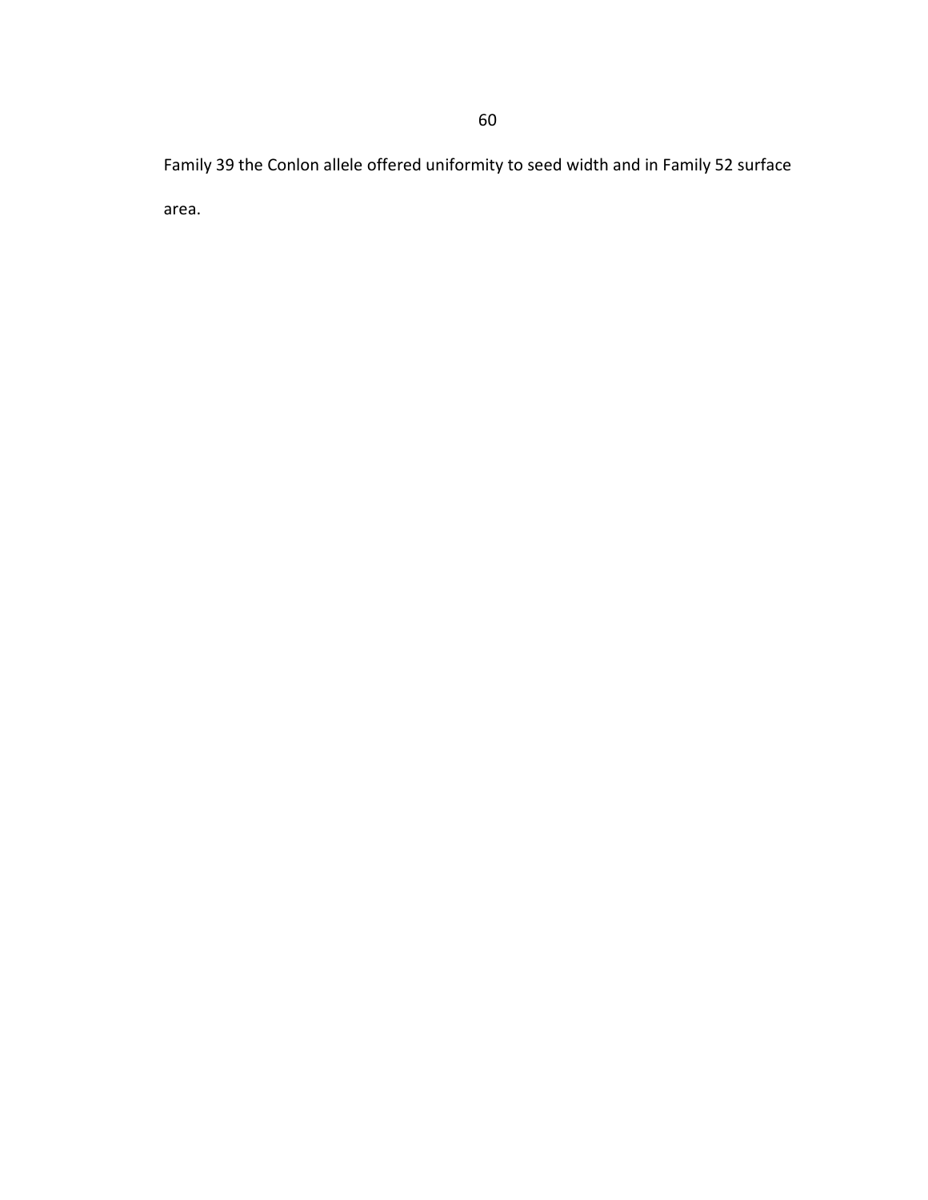Family 39 the Conlon allele offered uniformity to seed width and in Family 52 surface area.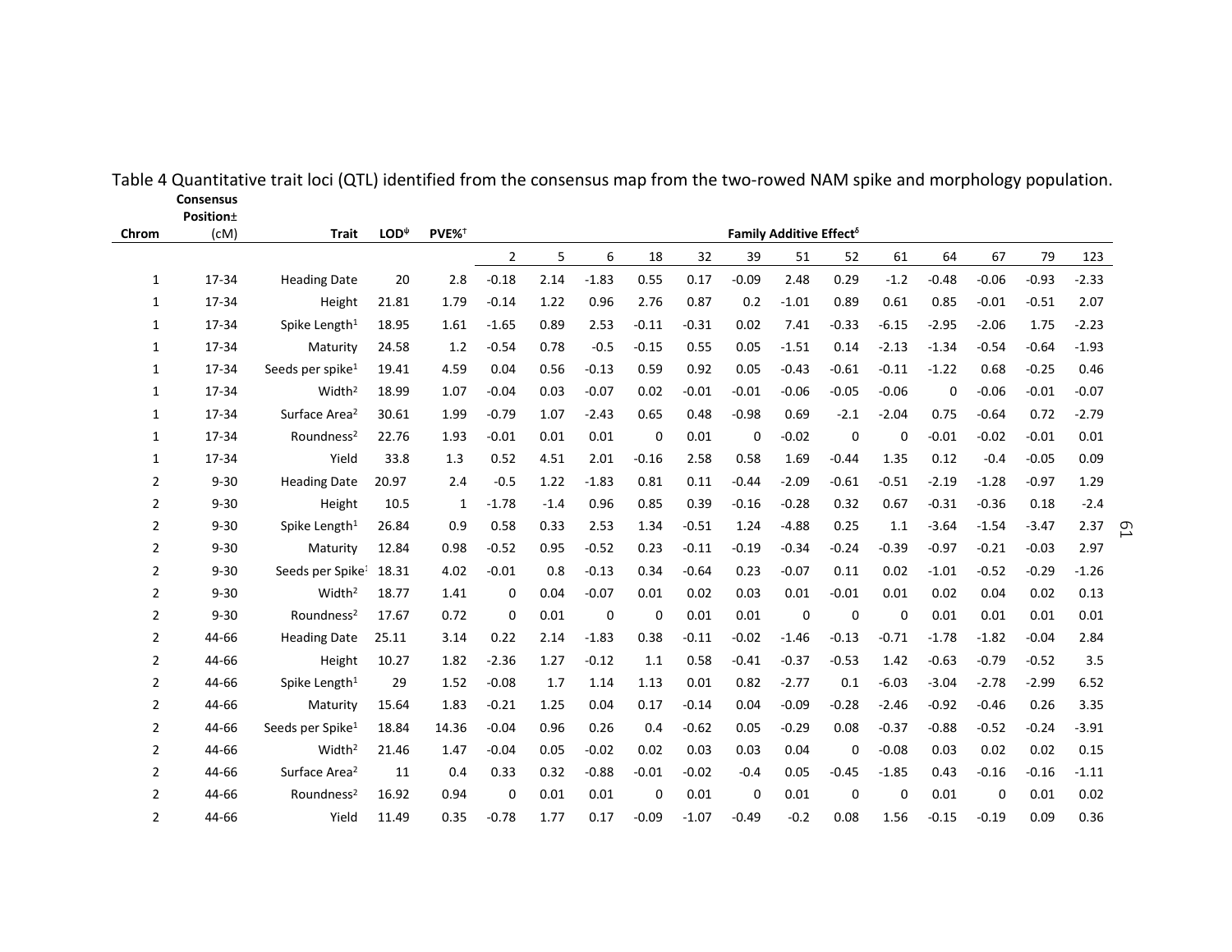Table 4 Quantitative trait loci (QTL) identified from the consensus map from the two-rowed NAM spike and morphology population.

| Chrom | Consensus Position± (cM) | Trait | LOD[ψ] | PVE%[†] | Family Additive Effect[δ] | | | | | | | | | | | | |
|---|---|---|---|---|---|---|---|---|---|---|---|---|---|---|---|---|---|
| | | | | | 2 | 5 | 6 | 18 | 32 | 39 | 51 | 52 | 61 | 64 | 67 | 79 | 123 |
| 1 | 17-34 | Heading Date | 20 | 2.8 | -0.18 | 2.14 | -1.83 | 0.55 | 0.17 | -0.09 | 2.48 | 0.29 | -1.2 | -0.48 | -0.06 | -0.93 | -2.33 |
| 1 | 17-34 | Height | 21.81 | 1.79 | -0.14 | 1.22 | 0.96 | 2.76 | 0.87 | 0.2 | -1.01 | 0.89 | 0.61 | 0.85 | -0.01 | -0.51 | 2.07 |
| 1 | 17-34 | Spike Length[1] | 18.95 | 1.61 | -1.65 | 0.89 | 2.53 | -0.11 | -0.31 | 0.02 | 7.41 | -0.33 | -6.15 | -2.95 | -2.06 | 1.75 | -2.23 |
| 1 | 17-34 | Maturity | 24.58 | 1.2 | -0.54 | 0.78 | -0.5 | -0.15 | 0.55 | 0.05 | -1.51 | 0.14 | -2.13 | -1.34 | -0.54 | -0.64 | -1.93 |
| 1 | 17-34 | Seeds per spike[1] | 19.41 | 4.59 | 0.04 | 0.56 | -0.13 | 0.59 | 0.92 | 0.05 | -0.43 | -0.61 | -0.11 | -1.22 | 0.68 | -0.25 | 0.46 |
| 1 | 17-34 | Width[2] | 18.99 | 1.07 | -0.04 | 0.03 | -0.07 | 0.02 | -0.01 | -0.01 | -0.06 | -0.05 | -0.06 | 0 | -0.06 | -0.01 | -0.07 |
| 1 | 17-34 | Surface Area[2] | 30.61 | 1.99 | -0.79 | 1.07 | -2.43 | 0.65 | 0.48 | -0.98 | 0.69 | -2.1 | -2.04 | 0.75 | -0.64 | 0.72 | -2.79 |
| 1 | 17-34 | Roundness[2] | 22.76 | 1.93 | -0.01 | 0.01 | 0.01 | 0 | 0.01 | 0 | -0.02 | 0 | 0 | -0.01 | -0.02 | -0.01 | 0.01 |
| 1 | 17-34 | Yield | 33.8 | 1.3 | 0.52 | 4.51 | 2.01 | -0.16 | 2.58 | 0.58 | 1.69 | -0.44 | 1.35 | 0.12 | -0.4 | -0.05 | 0.09 |
| 2 | 9-30 | Heading Date | 20.97 | 2.4 | -0.5 | 1.22 | -1.83 | 0.81 | 0.11 | -0.44 | -2.09 | -0.61 | -0.51 | -2.19 | -1.28 | -0.97 | 1.29 |
| 2 | 9-30 | Height | 10.5 | 1 | -1.78 | -1.4 | 0.96 | 0.85 | 0.39 | -0.16 | -0.28 | 0.32 | 0.67 | -0.31 | -0.36 | 0.18 | -2.4 |
| 2 | 9-30 | Spike Length[1] | 26.84 | 0.9 | 0.58 | 0.33 | 2.53 | 1.34 | -0.51 | 1.24 | -4.88 | 0.25 | 1.1 | -3.64 | -1.54 | -3.47 | 2.37 |
| 2 | 9-30 | Maturity | 12.84 | 0.98 | -0.52 | 0.95 | -0.52 | 0.23 | -0.11 | -0.19 | -0.34 | -0.24 | -0.39 | -0.97 | -0.21 | -0.03 | 2.97 |
| 2 | 9-30 | Seeds per Spike[1] | 18.31 | 4.02 | -0.01 | 0.8 | -0.13 | 0.34 | -0.64 | 0.23 | -0.07 | 0.11 | 0.02 | -1.01 | -0.52 | -0.29 | -1.26 |
| 2 | 9-30 | Width[2] | 18.77 | 1.41 | 0 | 0.04 | -0.07 | 0.01 | 0.02 | 0.03 | 0.01 | -0.01 | 0.01 | 0.02 | 0.04 | 0.02 | 0.13 |
| 2 | 9-30 | Roundness[2] | 17.67 | 0.72 | 0 | 0.01 | 0 | 0 | 0.01 | 0.01 | 0 | 0 | 0 | 0.01 | 0.01 | 0.01 | 0.01 |
| 2 | 44-66 | Heading Date | 25.11 | 3.14 | 0.22 | 2.14 | -1.83 | 0.38 | -0.11 | -0.02 | -1.46 | -0.13 | -0.71 | -1.78 | -1.82 | -0.04 | 2.84 |
| 2 | 44-66 | Height | 10.27 | 1.82 | -2.36 | 1.27 | -0.12 | 1.1 | 0.58 | -0.41 | -0.37 | -0.53 | 1.42 | -0.63 | -0.79 | -0.52 | 3.5 |
| 2 | 44-66 | Spike Length[1] | 29 | 1.52 | -0.08 | 1.7 | 1.14 | 1.13 | 0.01 | 0.82 | -2.77 | 0.1 | -6.03 | -3.04 | -2.78 | -2.99 | 6.52 |
| 2 | 44-66 | Maturity | 15.64 | 1.83 | -0.21 | 1.25 | 0.04 | 0.17 | -0.14 | 0.04 | -0.09 | -0.28 | -2.46 | -0.92 | -0.46 | 0.26 | 3.35 |
| 2 | 44-66 | Seeds per Spike[1] | 18.84 | 14.36 | -0.04 | 0.96 | 0.26 | 0.4 | -0.62 | 0.05 | -0.29 | 0.08 | -0.37 | -0.88 | -0.52 | -0.24 | -3.91 |
| 2 | 44-66 | Width[2] | 21.46 | 1.47 | -0.04 | 0.05 | -0.02 | 0.02 | 0.03 | 0.03 | 0.04 | 0 | -0.08 | 0.03 | 0.02 | 0.02 | 0.15 |
| 2 | 44-66 | Surface Area[2] | 11 | 0.4 | 0.33 | 0.32 | -0.88 | -0.01 | -0.02 | -0.4 | 0.05 | -0.45 | -1.85 | 0.43 | -0.16 | -0.16 | -1.11 |
| 2 | 44-66 | Roundness[2] | 16.92 | 0.94 | 0 | 0.01 | 0.01 | 0 | 0.01 | 0 | 0.01 | 0 | 0 | 0.01 | 0 | 0.01 | 0.02 |
| 2 | 44-66 | Yield | 11.49 | 0.35 | -0.78 | 1.77 | 0.17 | -0.09 | -1.07 | -0.49 | -0.2 | 0.08 | 1.56 | -0.15 | -0.19 | 0.09 | 0.36 |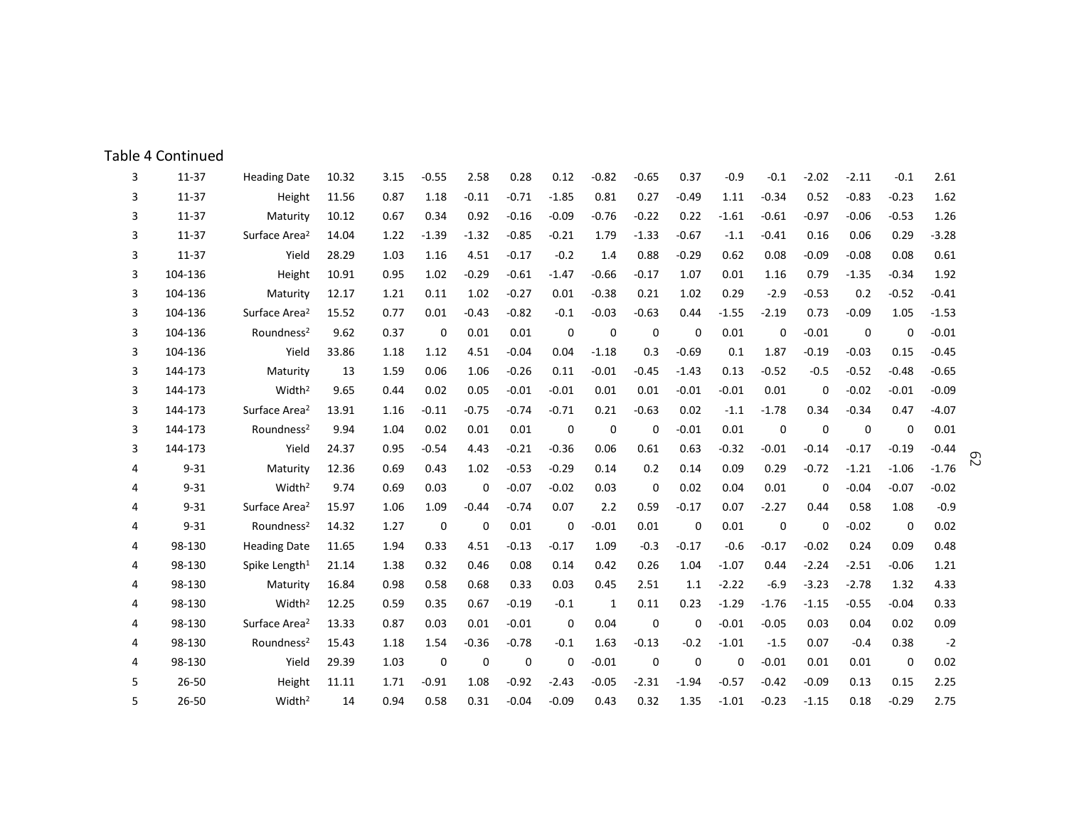Table 4 Continued

| | | | | | | | | | | | | | | | | | | |
|---|---|---|---|---|---|---|---|---|---|---|---|---|---|---|---|---|---|---|
| 3 | 11-37 | Heading Date | 10.32 | 3.15 | -0.55 | 2.58 | 0.28 | 0.12 | -0.82 | -0.65 | 0.37 | -0.9 | -0.1 | -2.02 | -2.11 | -0.1 | 2.61 |
| 3 | 11-37 | Height | 11.56 | 0.87 | 1.18 | -0.11 | -0.71 | -1.85 | 0.81 | 0.27 | -0.49 | 1.11 | -0.34 | 0.52 | -0.83 | -0.23 | 1.62 |
| 3 | 11-37 | Maturity | 10.12 | 0.67 | 0.34 | 0.92 | -0.16 | -0.09 | -0.76 | -0.22 | 0.22 | -1.61 | -0.61 | -0.97 | -0.06 | -0.53 | 1.26 |
| 3 | 11-37 | Surface Area[2] | 14.04 | 1.22 | -1.39 | -1.32 | -0.85 | -0.21 | 1.79 | -1.33 | -0.67 | -1.1 | -0.41 | 0.16 | 0.06 | 0.29 | -3.28 |
| 3 | 11-37 | Yield | 28.29 | 1.03 | 1.16 | 4.51 | -0.17 | -0.2 | 1.4 | 0.88 | -0.29 | 0.62 | 0.08 | -0.09 | -0.08 | 0.08 | 0.61 |
| 3 | 104-136 | Height | 10.91 | 0.95 | 1.02 | -0.29 | -0.61 | -1.47 | -0.66 | -0.17 | 1.07 | 0.01 | 1.16 | 0.79 | -1.35 | -0.34 | 1.92 |
| 3 | 104-136 | Maturity | 12.17 | 1.21 | 0.11 | 1.02 | -0.27 | 0.01 | -0.38 | 0.21 | 1.02 | 0.29 | -2.9 | -0.53 | 0.2 | -0.52 | -0.41 |
| 3 | 104-136 | Surface Area[2] | 15.52 | 0.77 | 0.01 | -0.43 | -0.82 | -0.1 | -0.03 | -0.63 | 0.44 | -1.55 | -2.19 | 0.73 | -0.09 | 1.05 | -1.53 |
| 3 | 104-136 | Roundness[2] | 9.62 | 0.37 | 0 | 0.01 | 0.01 | 0 | 0 | 0 | 0 | 0.01 | 0 | -0.01 | 0 | 0 | -0.01 |
| 3 | 104-136 | Yield | 33.86 | 1.18 | 1.12 | 4.51 | -0.04 | 0.04 | -1.18 | 0.3 | -0.69 | 0.1 | 1.87 | -0.19 | -0.03 | 0.15 | -0.45 |
| 3 | 144-173 | Maturity | 13 | 1.59 | 0.06 | 1.06 | -0.26 | 0.11 | -0.01 | -0.45 | -1.43 | 0.13 | -0.52 | -0.5 | -0.52 | -0.48 | -0.65 |
| 3 | 144-173 | Width[2] | 9.65 | 0.44 | 0.02 | 0.05 | -0.01 | -0.01 | 0.01 | 0.01 | -0.01 | -0.01 | 0.01 | 0 | -0.02 | -0.01 | -0.09 |
| 3 | 144-173 | Surface Area[2] | 13.91 | 1.16 | -0.11 | -0.75 | -0.74 | -0.71 | 0.21 | -0.63 | 0.02 | -1.1 | -1.78 | 0.34 | -0.34 | 0.47 | -4.07 |
| 3 | 144-173 | Roundness[2] | 9.94 | 1.04 | 0.02 | 0.01 | 0.01 | 0 | 0 | 0 | -0.01 | 0.01 | 0 | 0 | 0 | 0 | 0.01 |
| 3 | 144-173 | Yield | 24.37 | 0.95 | -0.54 | 4.43 | -0.21 | -0.36 | 0.06 | 0.61 | 0.63 | -0.32 | -0.01 | -0.14 | -0.17 | -0.19 | -0.44 |
| 4 | 9-31 | Maturity | 12.36 | 0.69 | 0.43 | 1.02 | -0.53 | -0.29 | 0.14 | 0.2 | 0.14 | 0.09 | 0.29 | -0.72 | -1.21 | -1.06 | -1.76 |
| 4 | 9-31 | Width[2] | 9.74 | 0.69 | 0.03 | 0 | -0.07 | -0.02 | 0.03 | 0 | 0.02 | 0.04 | 0.01 | 0 | -0.04 | -0.07 | -0.02 |
| 4 | 9-31 | Surface Area[2] | 15.97 | 1.06 | 1.09 | -0.44 | -0.74 | 0.07 | 2.2 | 0.59 | -0.17 | 0.07 | -2.27 | 0.44 | 0.58 | 1.08 | -0.9 |
| 4 | 9-31 | Roundness[2] | 14.32 | 1.27 | 0 | 0 | 0.01 | 0 | -0.01 | 0.01 | 0 | 0.01 | 0 | 0 | -0.02 | 0 | 0.02 |
| 4 | 98-130 | Heading Date | 11.65 | 1.94 | 0.33 | 4.51 | -0.13 | -0.17 | 1.09 | -0.3 | -0.17 | -0.6 | -0.17 | -0.02 | 0.24 | 0.09 | 0.48 |
| 4 | 98-130 | Spike Length[1] | 21.14 | 1.38 | 0.32 | 0.46 | 0.08 | 0.14 | 0.42 | 0.26 | 1.04 | -1.07 | 0.44 | -2.24 | -2.51 | -0.06 | 1.21 |
| 4 | 98-130 | Maturity | 16.84 | 0.98 | 0.58 | 0.68 | 0.33 | 0.03 | 0.45 | 2.51 | 1.1 | -2.22 | -6.9 | -3.23 | -2.78 | 1.32 | 4.33 |
| 4 | 98-130 | Width[2] | 12.25 | 0.59 | 0.35 | 0.67 | -0.19 | -0.1 | 1 | 0.11 | 0.23 | -1.29 | -1.76 | -1.15 | -0.55 | -0.04 | 0.33 |
| 4 | 98-130 | Surface Area[2] | 13.33 | 0.87 | 0.03 | 0.01 | -0.01 | 0 | 0.04 | 0 | 0 | -0.01 | -0.05 | 0.03 | 0.04 | 0.02 | 0.09 |
| 4 | 98-130 | Roundness[2] | 15.43 | 1.18 | 1.54 | -0.36 | -0.78 | -0.1 | 1.63 | -0.13 | -0.2 | -1.01 | -1.5 | 0.07 | -0.4 | 0.38 | -2 |
| 4 | 98-130 | Yield | 29.39 | 1.03 | 0 | 0 | 0 | 0 | -0.01 | 0 | 0 | 0 | -0.01 | 0.01 | 0.01 | 0 | 0.02 |
| 5 | 26-50 | Height | 11.11 | 1.71 | -0.91 | 1.08 | -0.92 | -2.43 | -0.05 | -2.31 | -1.94 | -0.57 | -0.42 | -0.09 | 0.13 | 0.15 | 2.25 |
| 5 | 26-50 | Width[2] | 14 | 0.94 | 0.58 | 0.31 | -0.04 | -0.09 | 0.43 | 0.32 | 1.35 | -1.01 | -0.23 | -1.15 | 0.18 | -0.29 | 2.75 |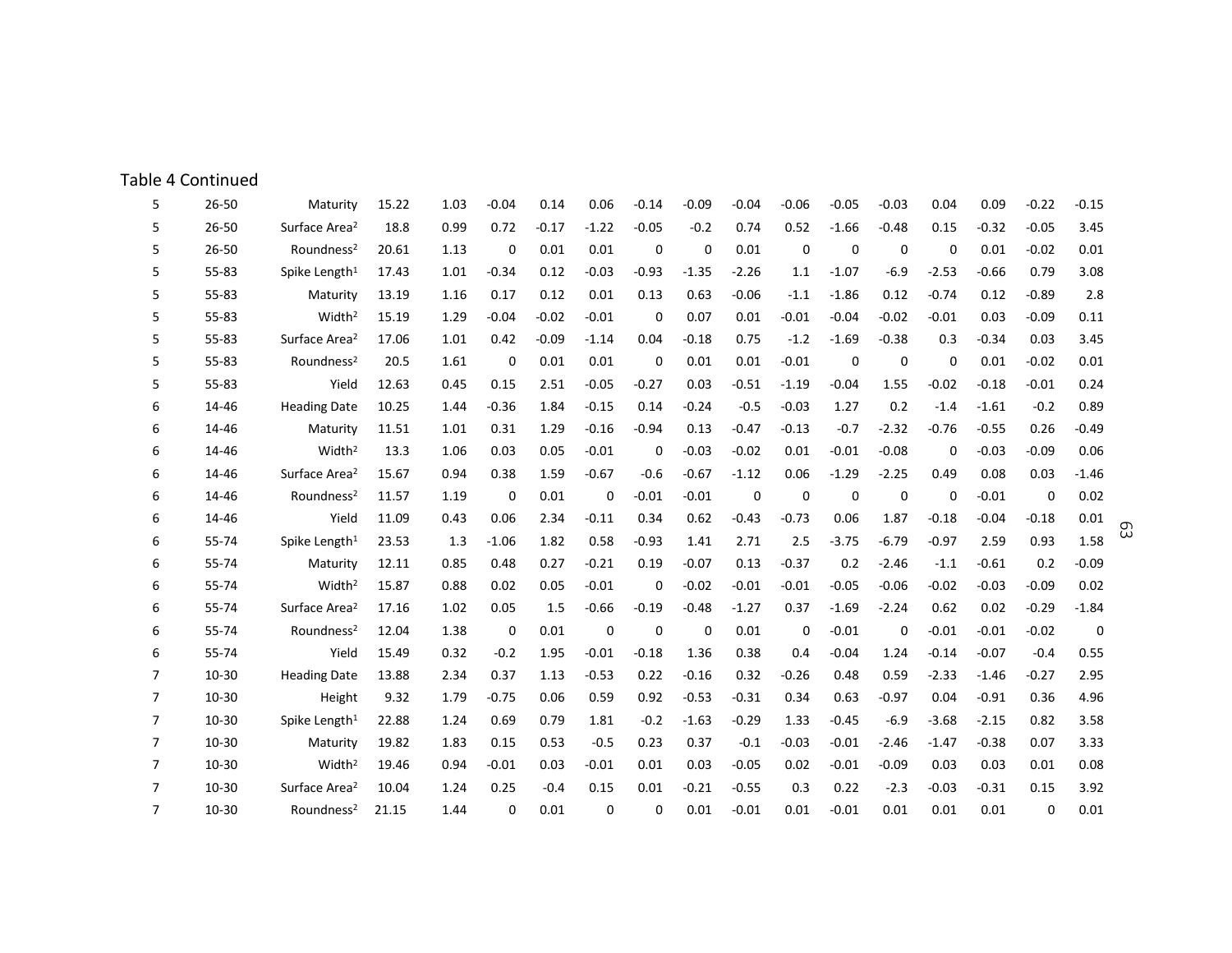Table 4 Continued

| | | | | | | | | | | | | | | | | | | |
|---|---|---|---|---|---|---|---|---|---|---|---|---|---|---|---|---|---|---|
| 5 | 26-50 | Maturity | 15.22 | 1.03 | -0.04 | 0.14 | 0.06 | -0.14 | -0.09 | -0.04 | -0.06 | -0.05 | -0.03 | 0.04 | 0.09 | -0.22 | -0.15 |
| 5 | 26-50 | Surface Area[2] | 18.8 | 0.99 | 0.72 | -0.17 | -1.22 | -0.05 | -0.2 | 0.74 | 0.52 | -1.66 | -0.48 | 0.15 | -0.32 | -0.05 | 3.45 |
| 5 | 26-50 | Roundness[2] | 20.61 | 1.13 | 0 | 0.01 | 0.01 | 0 | 0 | 0.01 | 0 | 0 | 0 | 0 | 0.01 | -0.02 | 0.01 |
| 5 | 55-83 | Spike Length[1] | 17.43 | 1.01 | -0.34 | 0.12 | -0.03 | -0.93 | -1.35 | -2.26 | 1.1 | -1.07 | -6.9 | -2.53 | -0.66 | 0.79 | 3.08 |
| 5 | 55-83 | Maturity | 13.19 | 1.16 | 0.17 | 0.12 | 0.01 | 0.13 | 0.63 | -0.06 | -1.1 | -1.86 | 0.12 | -0.74 | 0.12 | -0.89 | 2.8 |
| 5 | 55-83 | Width[2] | 15.19 | 1.29 | -0.04 | -0.02 | -0.01 | 0 | 0.07 | 0.01 | -0.01 | -0.04 | -0.02 | -0.01 | 0.03 | -0.09 | 0.11 |
| 5 | 55-83 | Surface Area[2] | 17.06 | 1.01 | 0.42 | -0.09 | -1.14 | 0.04 | -0.18 | 0.75 | -1.2 | -1.69 | -0.38 | 0.3 | -0.34 | 0.03 | 3.45 |
| 5 | 55-83 | Roundness[2] | 20.5 | 1.61 | 0 | 0.01 | 0.01 | 0 | 0.01 | 0.01 | -0.01 | 0 | 0 | 0 | 0.01 | -0.02 | 0.01 |
| 5 | 55-83 | Yield | 12.63 | 0.45 | 0.15 | 2.51 | -0.05 | -0.27 | 0.03 | -0.51 | -1.19 | -0.04 | 1.55 | -0.02 | -0.18 | -0.01 | 0.24 |
| 6 | 14-46 | Heading Date | 10.25 | 1.44 | -0.36 | 1.84 | -0.15 | 0.14 | -0.24 | -0.5 | -0.03 | 1.27 | 0.2 | -1.4 | -1.61 | -0.2 | 0.89 |
| 6 | 14-46 | Maturity | 11.51 | 1.01 | 0.31 | 1.29 | -0.16 | -0.94 | 0.13 | -0.47 | -0.13 | -0.7 | -2.32 | -0.76 | -0.55 | 0.26 | -0.49 |
| 6 | 14-46 | Width[2] | 13.3 | 1.06 | 0.03 | 0.05 | -0.01 | 0 | -0.03 | -0.02 | 0.01 | -0.01 | -0.08 | 0 | -0.03 | -0.09 | 0.06 |
| 6 | 14-46 | Surface Area[2] | 15.67 | 0.94 | 0.38 | 1.59 | -0.67 | -0.6 | -0.67 | -1.12 | 0.06 | -1.29 | -2.25 | 0.49 | 0.08 | 0.03 | -1.46 |
| 6 | 14-46 | Roundness[2] | 11.57 | 1.19 | 0 | 0.01 | 0 | -0.01 | -0.01 | 0 | 0 | 0 | 0 | 0 | -0.01 | 0 | 0.02 |
| 6 | 14-46 | Yield | 11.09 | 0.43 | 0.06 | 2.34 | -0.11 | 0.34 | 0.62 | -0.43 | -0.73 | 0.06 | 1.87 | -0.18 | -0.04 | -0.18 | 0.01 |
| 6 | 55-74 | Spike Length[1] | 23.53 | 1.3 | -1.06 | 1.82 | 0.58 | -0.93 | 1.41 | 2.71 | 2.5 | -3.75 | -6.79 | -0.97 | 2.59 | 0.93 | 1.58 |
| 6 | 55-74 | Maturity | 12.11 | 0.85 | 0.48 | 0.27 | -0.21 | 0.19 | -0.07 | 0.13 | -0.37 | 0.2 | -2.46 | -1.1 | -0.61 | 0.2 | -0.09 |
| 6 | 55-74 | Width[2] | 15.87 | 0.88 | 0.02 | 0.05 | -0.01 | 0 | -0.02 | -0.01 | -0.01 | -0.05 | -0.06 | -0.02 | -0.03 | -0.09 | 0.02 |
| 6 | 55-74 | Surface Area[2] | 17.16 | 1.02 | 0.05 | 1.5 | -0.66 | -0.19 | -0.48 | -1.27 | 0.37 | -1.69 | -2.24 | 0.62 | 0.02 | -0.29 | -1.84 |
| 6 | 55-74 | Roundness[2] | 12.04 | 1.38 | 0 | 0.01 | 0 | 0 | 0 | 0.01 | 0 | -0.01 | 0 | -0.01 | -0.01 | -0.02 | 0 |
| 6 | 55-74 | Yield | 15.49 | 0.32 | -0.2 | 1.95 | -0.01 | -0.18 | 1.36 | 0.38 | 0.4 | -0.04 | 1.24 | -0.14 | -0.07 | -0.4 | 0.55 |
| 7 | 10-30 | Heading Date | 13.88 | 2.34 | 0.37 | 1.13 | -0.53 | 0.22 | -0.16 | 0.32 | -0.26 | 0.48 | 0.59 | -2.33 | -1.46 | -0.27 | 2.95 |
| 7 | 10-30 | Height | 9.32 | 1.79 | -0.75 | 0.06 | 0.59 | 0.92 | -0.53 | -0.31 | 0.34 | 0.63 | -0.97 | 0.04 | -0.91 | 0.36 | 4.96 |
| 7 | 10-30 | Spike Length[1] | 22.88 | 1.24 | 0.69 | 0.79 | 1.81 | -0.2 | -1.63 | -0.29 | 1.33 | -0.45 | -6.9 | -3.68 | -2.15 | 0.82 | 3.58 |
| 7 | 10-30 | Maturity | 19.82 | 1.83 | 0.15 | 0.53 | -0.5 | 0.23 | 0.37 | -0.1 | -0.03 | -0.01 | -2.46 | -1.47 | -0.38 | 0.07 | 3.33 |
| 7 | 10-30 | Width[2] | 19.46 | 0.94 | -0.01 | 0.03 | -0.01 | 0.01 | 0.03 | -0.05 | 0.02 | -0.01 | -0.09 | 0.03 | 0.03 | 0.01 | 0.08 |
| 7 | 10-30 | Surface Area[2] | 10.04 | 1.24 | 0.25 | -0.4 | 0.15 | 0.01 | -0.21 | -0.55 | 0.3 | 0.22 | -2.3 | -0.03 | -0.31 | 0.15 | 3.92 |
| 7 | 10-30 | Roundness[2] | 21.15 | 1.44 | 0 | 0.01 | 0 | 0 | 0.01 | -0.01 | 0.01 | -0.01 | 0.01 | 0.01 | 0.01 | 0 | 0.01 |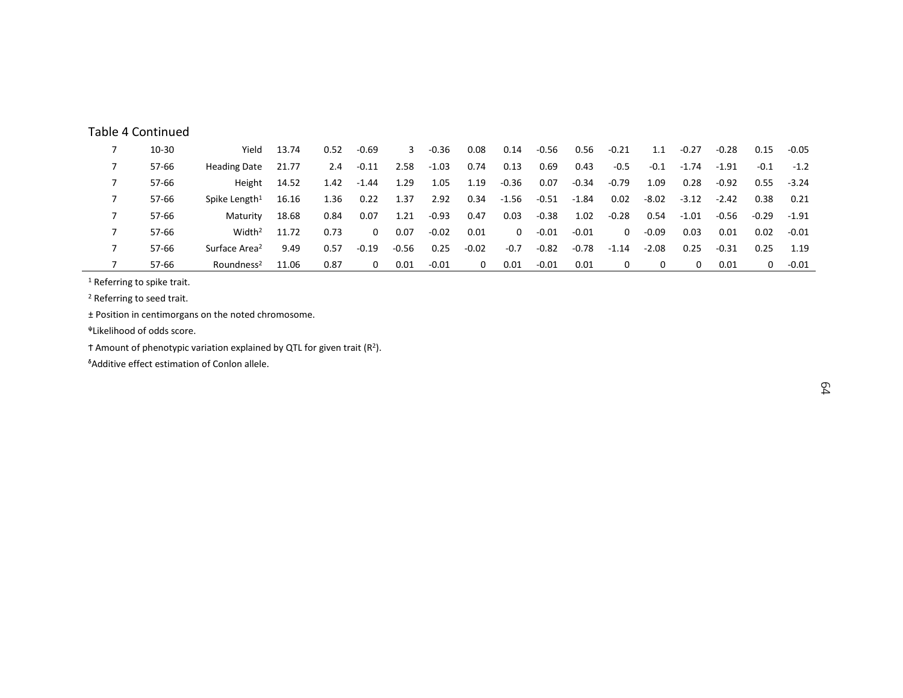Table 4 Continued

| | | | | | | | | | | | | | | | | | | |
|---|---|---|---|---|---|---|---|---|---|---|---|---|---|---|---|---|---|---|
| 7 | 10-30 | Yield | 13.74 | 0.52 | -0.69 | 3 | -0.36 | 0.08 | 0.14 | -0.56 | 0.56 | -0.21 | 1.1 | -0.27 | -0.28 | 0.15 | -0.05 |
| 7 | 57-66 | Heading Date | 21.77 | 2.4 | -0.11 | 2.58 | -1.03 | 0.74 | 0.13 | 0.69 | 0.43 | -0.5 | -0.1 | -1.74 | -1.91 | -0.1 | -1.2 |
| 7 | 57-66 | Height | 14.52 | 1.42 | -1.44 | 1.29 | 1.05 | 1.19 | -0.36 | 0.07 | -0.34 | -0.79 | 1.09 | 0.28 | -0.92 | 0.55 | -3.24 |
| 7 | 57-66 | Spike Length[1] | 16.16 | 1.36 | 0.22 | 1.37 | 2.92 | 0.34 | -1.56 | -0.51 | -1.84 | 0.02 | -8.02 | -3.12 | -2.42 | 0.38 | 0.21 |
| 7 | 57-66 | Maturity | 18.68 | 0.84 | 0.07 | 1.21 | -0.93 | 0.47 | 0.03 | -0.38 | 1.02 | -0.28 | 0.54 | -1.01 | -0.56 | -0.29 | -1.91 |
| 7 | 57-66 | Width[2] | 11.72 | 0.73 | 0 | 0.07 | -0.02 | 0.01 | 0 | -0.01 | -0.01 | 0 | -0.09 | 0.03 | 0.01 | 0.02 | -0.01 |
| 7 | 57-66 | Surface Area[2] | 9.49 | 0.57 | -0.19 | -0.56 | 0.25 | -0.02 | -0.7 | -0.82 | -0.78 | -1.14 | -2.08 | 0.25 | -0.31 | 0.25 | 1.19 |
| 7 | 57-66 | Roundness[2] | 11.06 | 0.87 | 0 | 0.01 | -0.01 | 0 | 0.01 | -0.01 | 0.01 | 0 | 0 | 0 | 0.01 | 0 | -0.01 |

[1] Referring to spike trait.

[2] Referring to seed trait.

± Position in centimorgans on the noted chromosome.

ᵠLikelihood of odds score.

† Amount of phenotypic variation explained by QTL for given trait ($R^2$).

ᵟAdditive effect estimation of Conlon allele.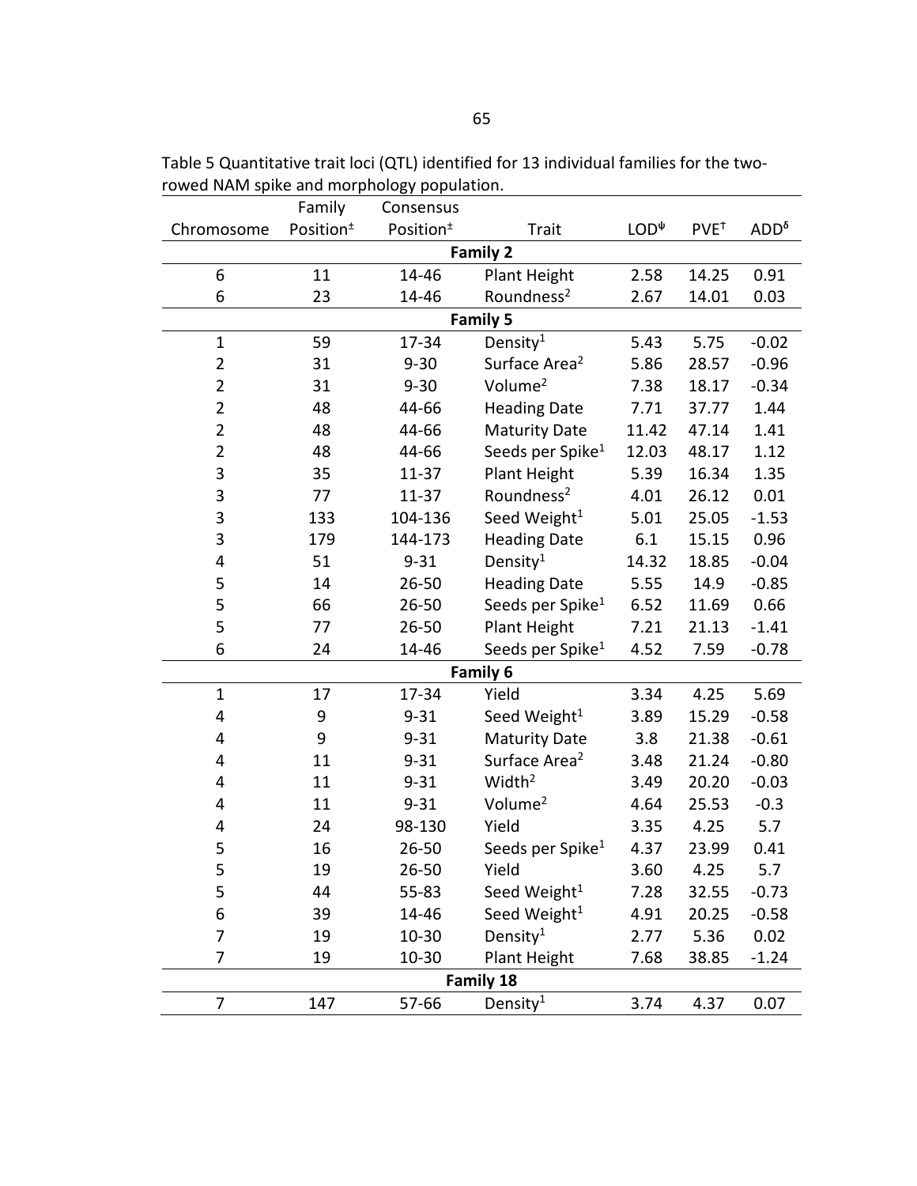Table 5 Quantitative trait loci (QTL) identified for 13 individual families for the two-rowed NAM spike and morphology population.

| Chromosome | Family Position± | Consensus Position± | Trait | LODΨ | PVE† | ADD^δ |
|---|---|---|---|---|---|---|
| **Family 2** | | | | | | |
| 6 | 11 | 14-46 | Plant Height | 2.58 | 14.25 | 0.91 |
| 6 | 23 | 14-46 | Roundness[2] | 2.67 | 14.01 | 0.03 |
| **Family 5** | | | | | | |
| 1 | 59 | 17-34 | Density[1] | 5.43 | 5.75 | -0.02 |
| 2 | 31 | 9-30 | Surface Area[2] | 5.86 | 28.57 | -0.96 |
| 2 | 31 | 9-30 | Volume[2] | 7.38 | 18.17 | -0.34 |
| 2 | 48 | 44-66 | Heading Date | 7.71 | 37.77 | 1.44 |
| 2 | 48 | 44-66 | Maturity Date | 11.42 | 47.14 | 1.41 |
| 2 | 48 | 44-66 | Seeds per Spike[1] | 12.03 | 48.17 | 1.12 |
| 3 | 35 | 11-37 | Plant Height | 5.39 | 16.34 | 1.35 |
| 3 | 77 | 11-37 | Roundness[2] | 4.01 | 26.12 | 0.01 |
| 3 | 133 | 104-136 | Seed Weight[1] | 5.01 | 25.05 | -1.53 |
| 3 | 179 | 144-173 | Heading Date | 6.1 | 15.15 | 0.96 |
| 4 | 51 | 9-31 | Density[1] | 14.32 | 18.85 | -0.04 |
| 5 | 14 | 26-50 | Heading Date | 5.55 | 14.9 | -0.85 |
| 5 | 66 | 26-50 | Seeds per Spike[1] | 6.52 | 11.69 | 0.66 |
| 5 | 77 | 26-50 | Plant Height | 7.21 | 21.13 | -1.41 |
| 6 | 24 | 14-46 | Seeds per Spike[1] | 4.52 | 7.59 | -0.78 |
| **Family 6** | | | | | | |
| 1 | 17 | 17-34 | Yield | 3.34 | 4.25 | 5.69 |
| 4 | 9 | 9-31 | Seed Weight[1] | 3.89 | 15.29 | -0.58 |
| 4 | 9 | 9-31 | Maturity Date | 3.8 | 21.38 | -0.61 |
| 4 | 11 | 9-31 | Surface Area[2] | 3.48 | 21.24 | -0.80 |
| 4 | 11 | 9-31 | Width[2] | 3.49 | 20.20 | -0.03 |
| 4 | 11 | 9-31 | Volume[2] | 4.64 | 25.53 | -0.3 |
| 4 | 24 | 98-130 | Yield | 3.35 | 4.25 | 5.7 |
| 5 | 16 | 26-50 | Seeds per Spike[1] | 4.37 | 23.99 | 0.41 |
| 5 | 19 | 26-50 | Yield | 3.60 | 4.25 | 5.7 |
| 5 | 44 | 55-83 | Seed Weight[1] | 7.28 | 32.55 | -0.73 |
| 6 | 39 | 14-46 | Seed Weight[1] | 4.91 | 20.25 | -0.58 |
| 7 | 19 | 10-30 | Density[1] | 2.77 | 5.36 | 0.02 |
| 7 | 19 | 10-30 | Plant Height | 7.68 | 38.85 | -1.24 |
| **Family 18** | | | | | | |
| 7 | 147 | 57-66 | Density[1] | 3.74 | 4.37 | 0.07 |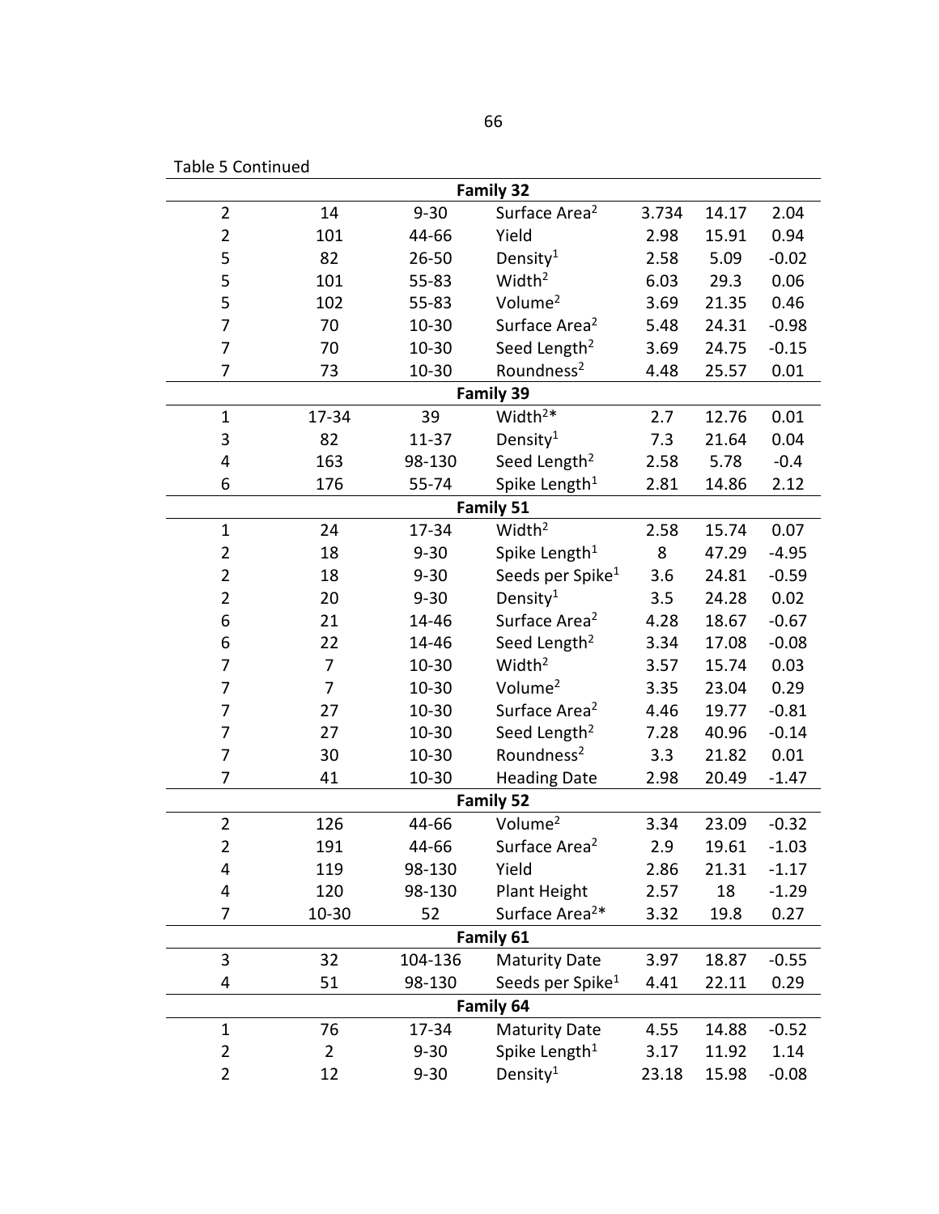Table 5 Continued

| | | | | | | |
|---|---|---|---|---|---|---|
| **Family 32** | | | | | | |
| 2 | 14 | 9-30 | Surface Area[2] | 3.734 | 14.17 | 2.04 |
| 2 | 101 | 44-66 | Yield | 2.98 | 15.91 | 0.94 |
| 5 | 82 | 26-50 | Density[1] | 2.58 | 5.09 | -0.02 |
| 5 | 101 | 55-83 | Width[2] | 6.03 | 29.3 | 0.06 |
| 5 | 102 | 55-83 | Volume[2] | 3.69 | 21.35 | 0.46 |
| 7 | 70 | 10-30 | Surface Area[2] | 5.48 | 24.31 | -0.98 |
| 7 | 70 | 10-30 | Seed Length[2] | 3.69 | 24.75 | -0.15 |
| 7 | 73 | 10-30 | Roundness[2] | 4.48 | 25.57 | 0.01 |
| **Family 39** | | | | | | |
| 1 | 17-34 | 39 | Width[2]* | 2.7 | 12.76 | 0.01 |
| 3 | 82 | 11-37 | Density[1] | 7.3 | 21.64 | 0.04 |
| 4 | 163 | 98-130 | Seed Length[2] | 2.58 | 5.78 | -0.4 |
| 6 | 176 | 55-74 | Spike Length[1] | 2.81 | 14.86 | 2.12 |
| **Family 51** | | | | | | |
| 1 | 24 | 17-34 | Width[2] | 2.58 | 15.74 | 0.07 |
| 2 | 18 | 9-30 | Spike Length[1] | 8 | 47.29 | -4.95 |
| 2 | 18 | 9-30 | Seeds per Spike[1] | 3.6 | 24.81 | -0.59 |
| 2 | 20 | 9-30 | Density[1] | 3.5 | 24.28 | 0.02 |
| 6 | 21 | 14-46 | Surface Area[2] | 4.28 | 18.67 | -0.67 |
| 6 | 22 | 14-46 | Seed Length[2] | 3.34 | 17.08 | -0.08 |
| 7 | 7 | 10-30 | Width[2] | 3.57 | 15.74 | 0.03 |
| 7 | 7 | 10-30 | Volume[2] | 3.35 | 23.04 | 0.29 |
| 7 | 27 | 10-30 | Surface Area[2] | 4.46 | 19.77 | -0.81 |
| 7 | 27 | 10-30 | Seed Length[2] | 7.28 | 40.96 | -0.14 |
| 7 | 30 | 10-30 | Roundness[2] | 3.3 | 21.82 | 0.01 |
| 7 | 41 | 10-30 | Heading Date | 2.98 | 20.49 | -1.47 |
| **Family 52** | | | | | | |
| 2 | 126 | 44-66 | Volume[2] | 3.34 | 23.09 | -0.32 |
| 2 | 191 | 44-66 | Surface Area[2] | 2.9 | 19.61 | -1.03 |
| 4 | 119 | 98-130 | Yield | 2.86 | 21.31 | -1.17 |
| 4 | 120 | 98-130 | Plant Height | 2.57 | 18 | -1.29 |
| 7 | 10-30 | 52 | Surface Area[2]* | 3.32 | 19.8 | 0.27 |
| **Family 61** | | | | | | |
| 3 | 32 | 104-136 | Maturity Date | 3.97 | 18.87 | -0.55 |
| 4 | 51 | 98-130 | Seeds per Spike[1] | 4.41 | 22.11 | 0.29 |
| **Family 64** | | | | | | |
| 1 | 76 | 17-34 | Maturity Date | 4.55 | 14.88 | -0.52 |
| 2 | 2 | 9-30 | Spike Length[1] | 3.17 | 11.92 | 1.14 |
| 2 | 12 | 9-30 | Density[1] | 23.18 | 15.98 | -0.08 |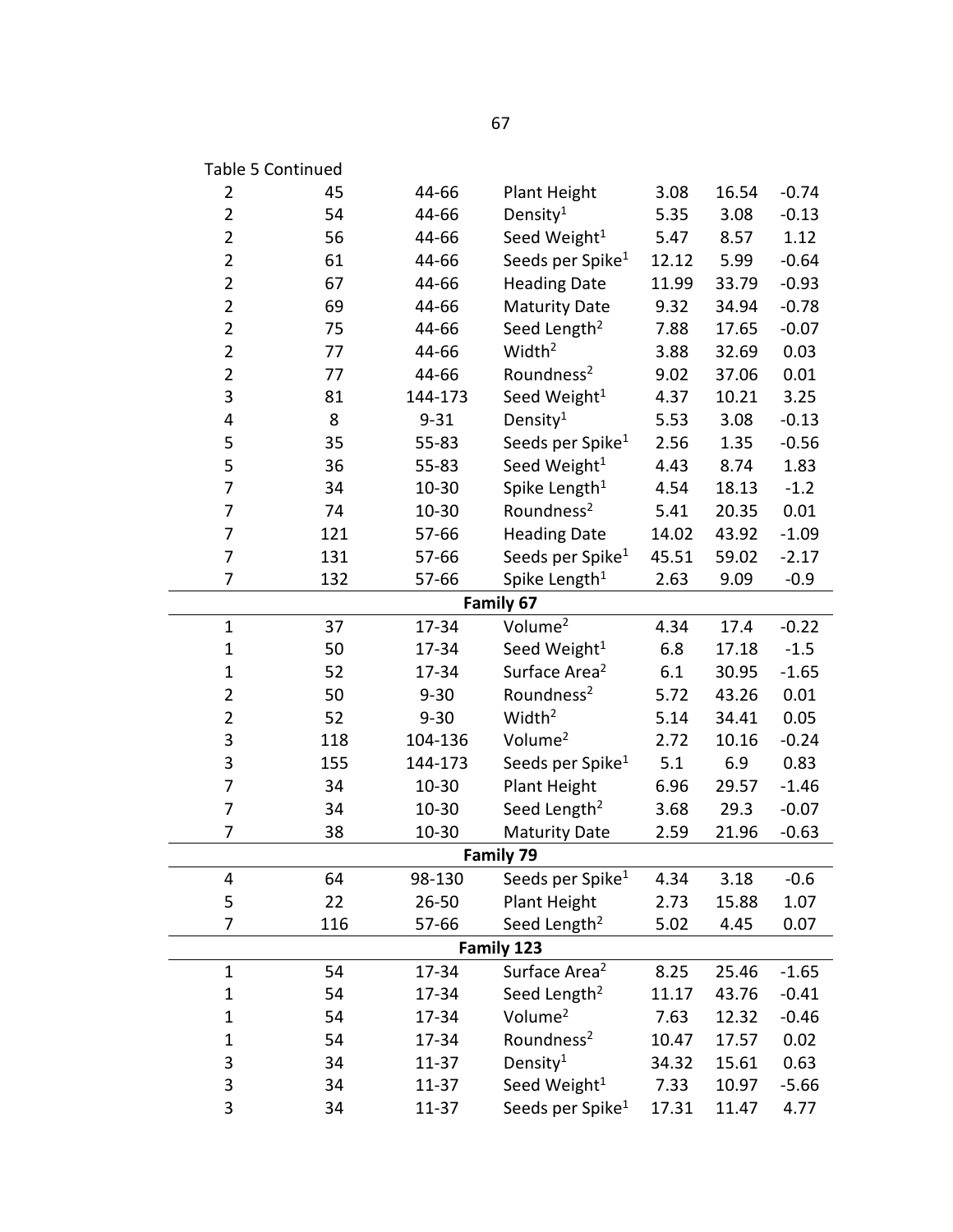Table 5 Continued

| | | | | | | |
|---|---|---|---|---|---|---|
| 2 | 45 | 44-66 | Plant Height | 3.08 | 16.54 | -0.74 |
| 2 | 54 | 44-66 | Density[1] | 5.35 | 3.08 | -0.13 |
| 2 | 56 | 44-66 | Seed Weight[1] | 5.47 | 8.57 | 1.12 |
| 2 | 61 | 44-66 | Seeds per Spike[1] | 12.12 | 5.99 | -0.64 |
| 2 | 67 | 44-66 | Heading Date | 11.99 | 33.79 | -0.93 |
| 2 | 69 | 44-66 | Maturity Date | 9.32 | 34.94 | -0.78 |
| 2 | 75 | 44-66 | Seed Length[2] | 7.88 | 17.65 | -0.07 |
| 2 | 77 | 44-66 | Width[2] | 3.88 | 32.69 | 0.03 |
| 2 | 77 | 44-66 | Roundness[2] | 9.02 | 37.06 | 0.01 |
| 3 | 81 | 144-173 | Seed Weight[1] | 4.37 | 10.21 | 3.25 |
| 4 | 8 | 9-31 | Density[1] | 5.53 | 3.08 | -0.13 |
| 5 | 35 | 55-83 | Seeds per Spike[1] | 2.56 | 1.35 | -0.56 |
| 5 | 36 | 55-83 | Seed Weight[1] | 4.43 | 8.74 | 1.83 |
| 7 | 34 | 10-30 | Spike Length[1] | 4.54 | 18.13 | -1.2 |
| 7 | 74 | 10-30 | Roundness[2] | 5.41 | 20.35 | 0.01 |
| 7 | 121 | 57-66 | Heading Date | 14.02 | 43.92 | -1.09 |
| 7 | 131 | 57-66 | Seeds per Spike[1] | 45.51 | 59.02 | -2.17 |
| 7 | 132 | 57-66 | Spike Length[1] | 2.63 | 9.09 | -0.9 |
| | | | **Family 67** | | | |
| 1 | 37 | 17-34 | Volume[2] | 4.34 | 17.4 | -0.22 |
| 1 | 50 | 17-34 | Seed Weight[1] | 6.8 | 17.18 | -1.5 |
| 1 | 52 | 17-34 | Surface Area[2] | 6.1 | 30.95 | -1.65 |
| 2 | 50 | 9-30 | Roundness[2] | 5.72 | 43.26 | 0.01 |
| 2 | 52 | 9-30 | Width[2] | 5.14 | 34.41 | 0.05 |
| 3 | 118 | 104-136 | Volume[2] | 2.72 | 10.16 | -0.24 |
| 3 | 155 | 144-173 | Seeds per Spike[1] | 5.1 | 6.9 | 0.83 |
| 7 | 34 | 10-30 | Plant Height | 6.96 | 29.57 | -1.46 |
| 7 | 34 | 10-30 | Seed Length[2] | 3.68 | 29.3 | -0.07 |
| 7 | 38 | 10-30 | Maturity Date | 2.59 | 21.96 | -0.63 |
| | | | **Family 79** | | | |
| 4 | 64 | 98-130 | Seeds per Spike[1] | 4.34 | 3.18 | -0.6 |
| 5 | 22 | 26-50 | Plant Height | 2.73 | 15.88 | 1.07 |
| 7 | 116 | 57-66 | Seed Length[2] | 5.02 | 4.45 | 0.07 |
| | | | **Family 123** | | | |
| 1 | 54 | 17-34 | Surface Area[2] | 8.25 | 25.46 | -1.65 |
| 1 | 54 | 17-34 | Seed Length[2] | 11.17 | 43.76 | -0.41 |
| 1 | 54 | 17-34 | Volume[2] | 7.63 | 12.32 | -0.46 |
| 1 | 54 | 17-34 | Roundness[2] | 10.47 | 17.57 | 0.02 |
| 3 | 34 | 11-37 | Density[1] | 34.32 | 15.61 | 0.63 |
| 3 | 34 | 11-37 | Seed Weight[1] | 7.33 | 10.97 | -5.66 |
| 3 | 34 | 11-37 | Seeds per Spike[1] | 17.31 | 11.47 | 4.77 |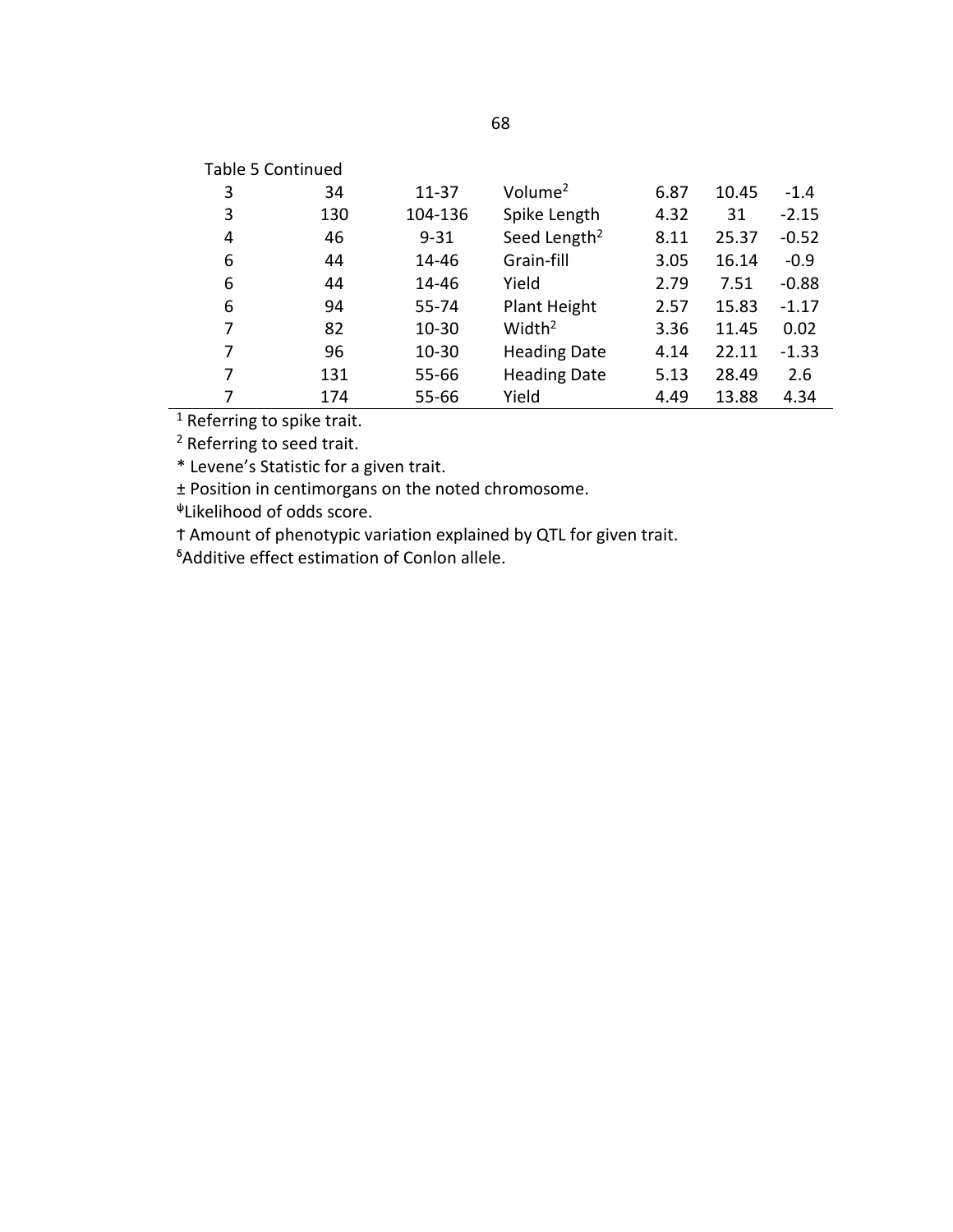Table 5 Continued

| | | | | | | |
|---|---|---|---|---|---|---|
| 3 | 34 | 11-37 | Volume[2] | 6.87 | 10.45 | -1.4 |
| 3 | 130 | 104-136 | Spike Length | 4.32 | 31 | -2.15 |
| 4 | 46 | 9-31 | Seed Length[2] | 8.11 | 25.37 | -0.52 |
| 6 | 44 | 14-46 | Grain-fill | 3.05 | 16.14 | -0.9 |
| 6 | 44 | 14-46 | Yield | 2.79 | 7.51 | -0.88 |
| 6 | 94 | 55-74 | Plant Height | 2.57 | 15.83 | -1.17 |
| 7 | 82 | 10-30 | Width[2] | 3.36 | 11.45 | 0.02 |
| 7 | 96 | 10-30 | Heading Date | 4.14 | 22.11 | -1.33 |
| 7 | 131 | 55-66 | Heading Date | 5.13 | 28.49 | 2.6 |
| 7 | 174 | 55-66 | Yield | 4.49 | 13.88 | 4.34 |

[1] Referring to spike trait.

[2] Referring to seed trait.

\* Levene's Statistic for a given trait.

± Position in centimorgans on the noted chromosome.

[ᴪ]Likelihood of odds score.

† Amount of phenotypic variation explained by QTL for given trait.

[δ]Additive effect estimation of Conlon allele.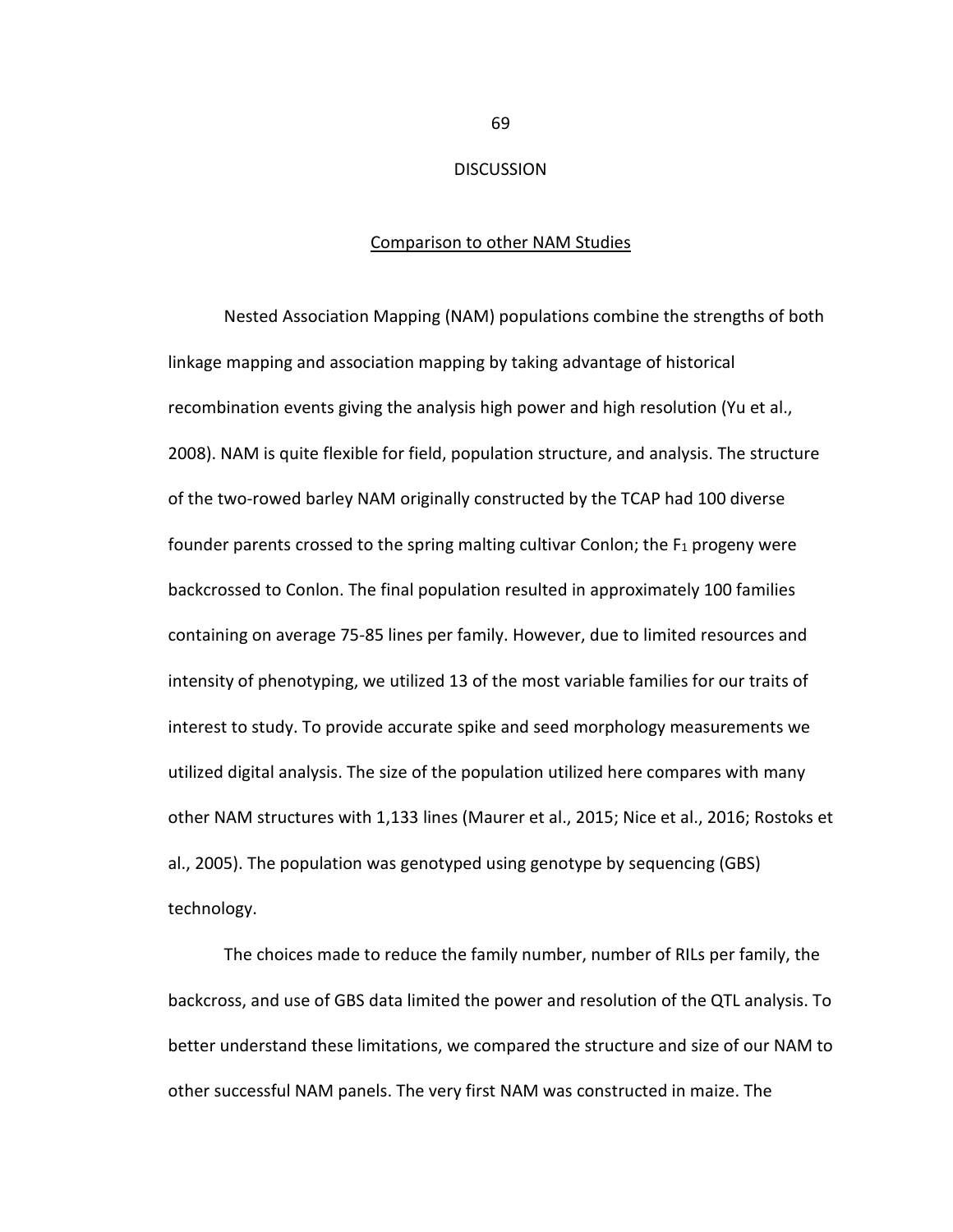# DISCUSSION

## Comparison to other NAM Studies

Nested Association Mapping (NAM) populations combine the strengths of both linkage mapping and association mapping by taking advantage of historical recombination events giving the analysis high power and high resolution (Yu et al., 2008). NAM is quite flexible for field, population structure, and analysis. The structure of the two-rowed barley NAM originally constructed by the TCAP had 100 diverse founder parents crossed to the spring malting cultivar Conlon; the $F_1$ progeny were backcrossed to Conlon. The final population resulted in approximately 100 families containing on average 75-85 lines per family. However, due to limited resources and intensity of phenotyping, we utilized 13 of the most variable families for our traits of interest to study. To provide accurate spike and seed morphology measurements we utilized digital analysis. The size of the population utilized here compares with many other NAM structures with 1,133 lines (Maurer et al., 2015; Nice et al., 2016; Rostoks et al., 2005). The population was genotyped using genotype by sequencing (GBS) technology.

The choices made to reduce the family number, number of RILs per family, the backcross, and use of GBS data limited the power and resolution of the QTL analysis. To better understand these limitations, we compared the structure and size of our NAM to other successful NAM panels. The very first NAM was constructed in maize. The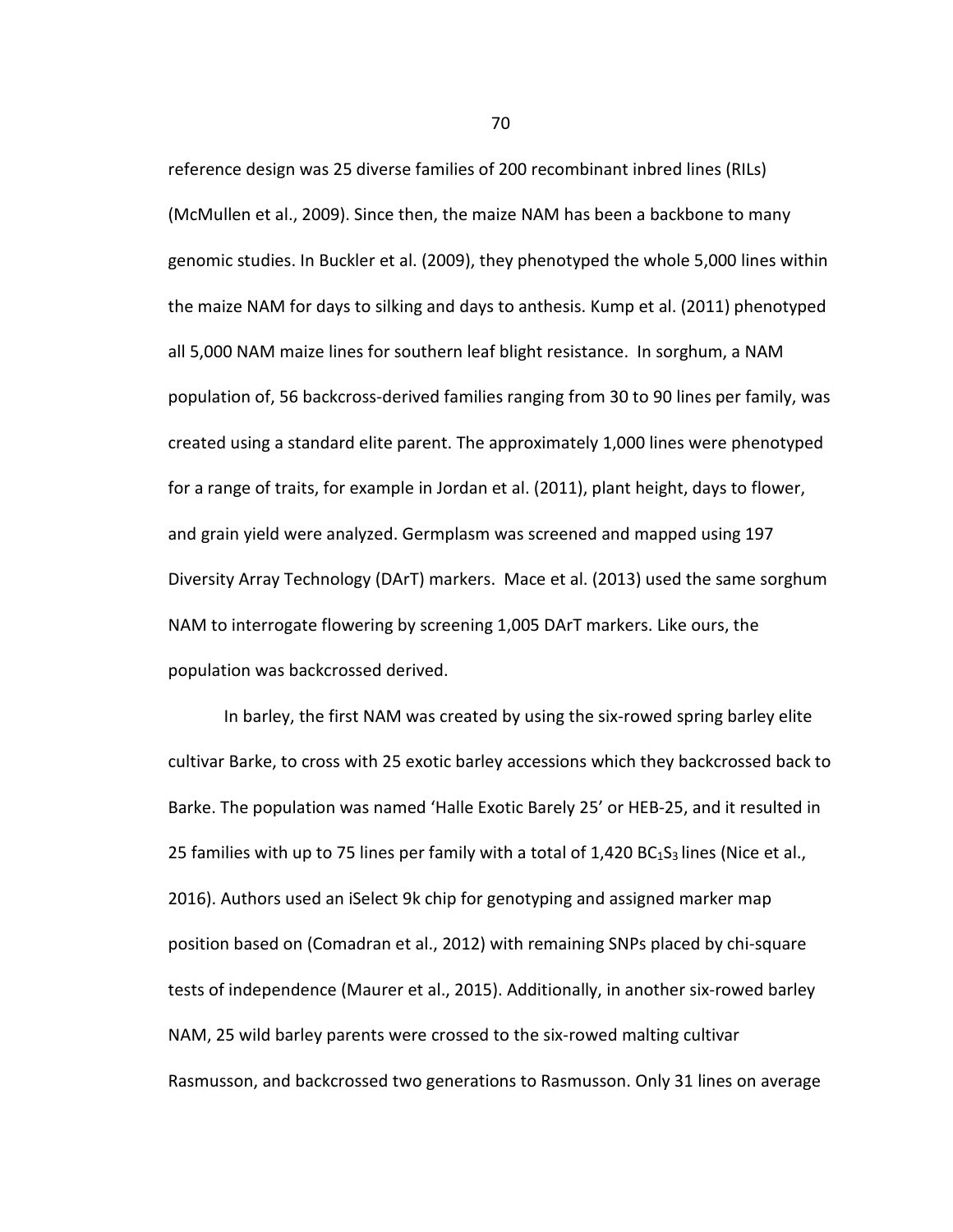reference design was 25 diverse families of 200 recombinant inbred lines (RILs) (McMullen et al., 2009). Since then, the maize NAM has been a backbone to many genomic studies. In Buckler et al. (2009), they phenotyped the whole 5,000 lines within the maize NAM for days to silking and days to anthesis. Kump et al. (2011) phenotyped all 5,000 NAM maize lines for southern leaf blight resistance. In sorghum, a NAM population of, 56 backcross-derived families ranging from 30 to 90 lines per family, was created using a standard elite parent. The approximately 1,000 lines were phenotyped for a range of traits, for example in Jordan et al. (2011), plant height, days to flower, and grain yield were analyzed. Germplasm was screened and mapped using 197 Diversity Array Technology (DArT) markers. Mace et al. (2013) used the same sorghum NAM to interrogate flowering by screening 1,005 DArT markers. Like ours, the population was backcrossed derived.

In barley, the first NAM was created by using the six-rowed spring barley elite cultivar Barke, to cross with 25 exotic barley accessions which they backcrossed back to Barke. The population was named 'Halle Exotic Barely 25' or HEB-25, and it resulted in 25 families with up to 75 lines per family with a total of 1,420 $BC_1S_3$ lines (Nice et al., 2016). Authors used an iSelect 9k chip for genotyping and assigned marker map position based on (Comadran et al., 2012) with remaining SNPs placed by chi-square tests of independence (Maurer et al., 2015). Additionally, in another six-rowed barley NAM, 25 wild barley parents were crossed to the six-rowed malting cultivar Rasmusson, and backcrossed two generations to Rasmusson. Only 31 lines on average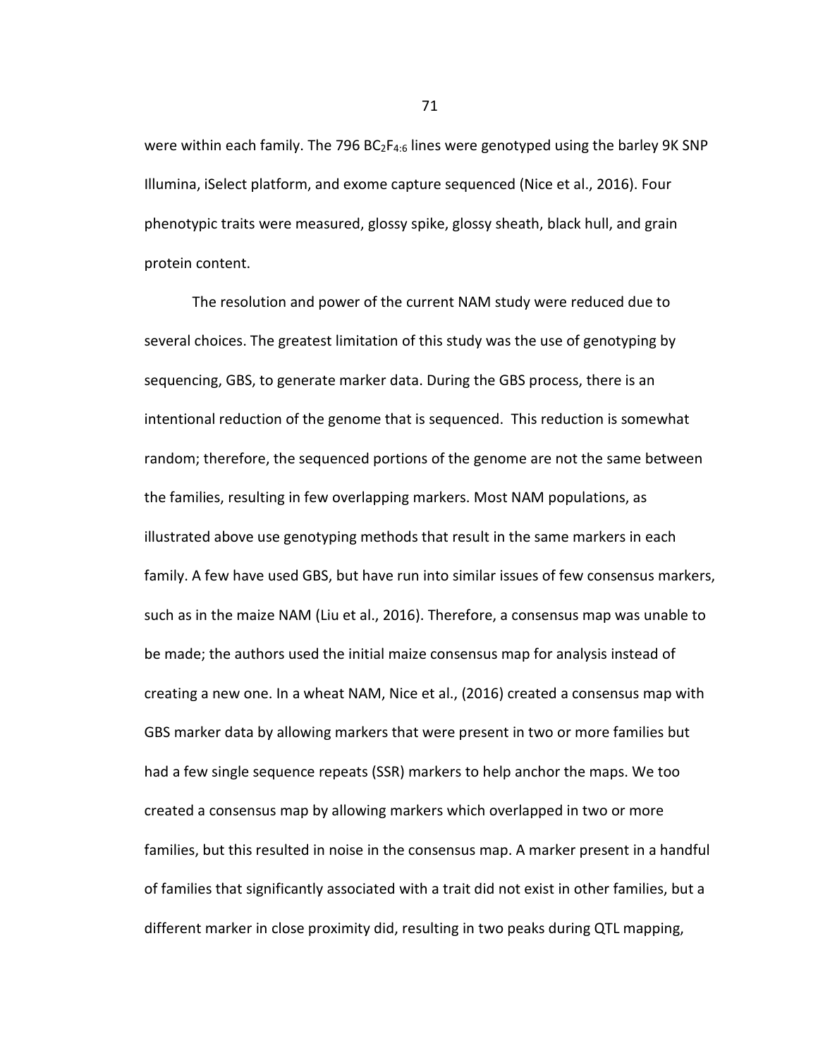were within each family. The 796 $BC_2F_{4:6}$ lines were genotyped using the barley 9K SNP Illumina, iSelect platform, and exome capture sequenced (Nice et al., 2016). Four phenotypic traits were measured, glossy spike, glossy sheath, black hull, and grain protein content.

The resolution and power of the current NAM study were reduced due to several choices. The greatest limitation of this study was the use of genotyping by sequencing, GBS, to generate marker data. During the GBS process, there is an intentional reduction of the genome that is sequenced. This reduction is somewhat random; therefore, the sequenced portions of the genome are not the same between the families, resulting in few overlapping markers. Most NAM populations, as illustrated above use genotyping methods that result in the same markers in each family. A few have used GBS, but have run into similar issues of few consensus markers, such as in the maize NAM (Liu et al., 2016). Therefore, a consensus map was unable to be made; the authors used the initial maize consensus map for analysis instead of creating a new one. In a wheat NAM, Nice et al., (2016) created a consensus map with GBS marker data by allowing markers that were present in two or more families but had a few single sequence repeats (SSR) markers to help anchor the maps. We too created a consensus map by allowing markers which overlapped in two or more families, but this resulted in noise in the consensus map. A marker present in a handful of families that significantly associated with a trait did not exist in other families, but a different marker in close proximity did, resulting in two peaks during QTL mapping,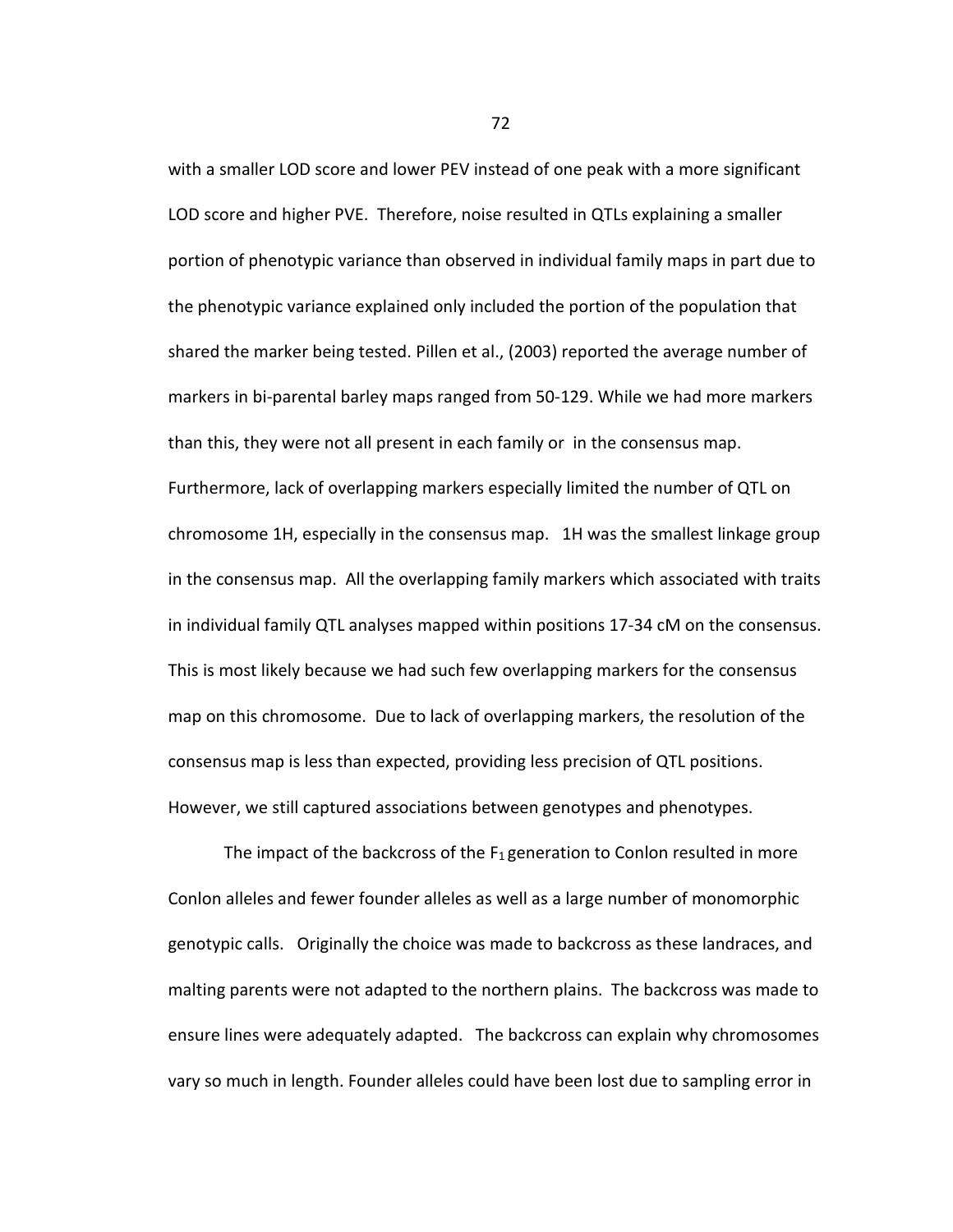with a smaller LOD score and lower PEV instead of one peak with a more significant LOD score and higher PVE. Therefore, noise resulted in QTLs explaining a smaller portion of phenotypic variance than observed in individual family maps in part due to the phenotypic variance explained only included the portion of the population that shared the marker being tested. Pillen et al., (2003) reported the average number of markers in bi-parental barley maps ranged from 50-129. While we had more markers than this, they were not all present in each family or in the consensus map. Furthermore, lack of overlapping markers especially limited the number of QTL on chromosome 1H, especially in the consensus map. 1H was the smallest linkage group in the consensus map. All the overlapping family markers which associated with traits in individual family QTL analyses mapped within positions 17-34 cM on the consensus. This is most likely because we had such few overlapping markers for the consensus map on this chromosome. Due to lack of overlapping markers, the resolution of the consensus map is less than expected, providing less precision of QTL positions. However, we still captured associations between genotypes and phenotypes.

The impact of the backcross of the $F_1$ generation to Conlon resulted in more Conlon alleles and fewer founder alleles as well as a large number of monomorphic genotypic calls. Originally the choice was made to backcross as these landraces, and malting parents were not adapted to the northern plains. The backcross was made to ensure lines were adequately adapted. The backcross can explain why chromosomes vary so much in length. Founder alleles could have been lost due to sampling error in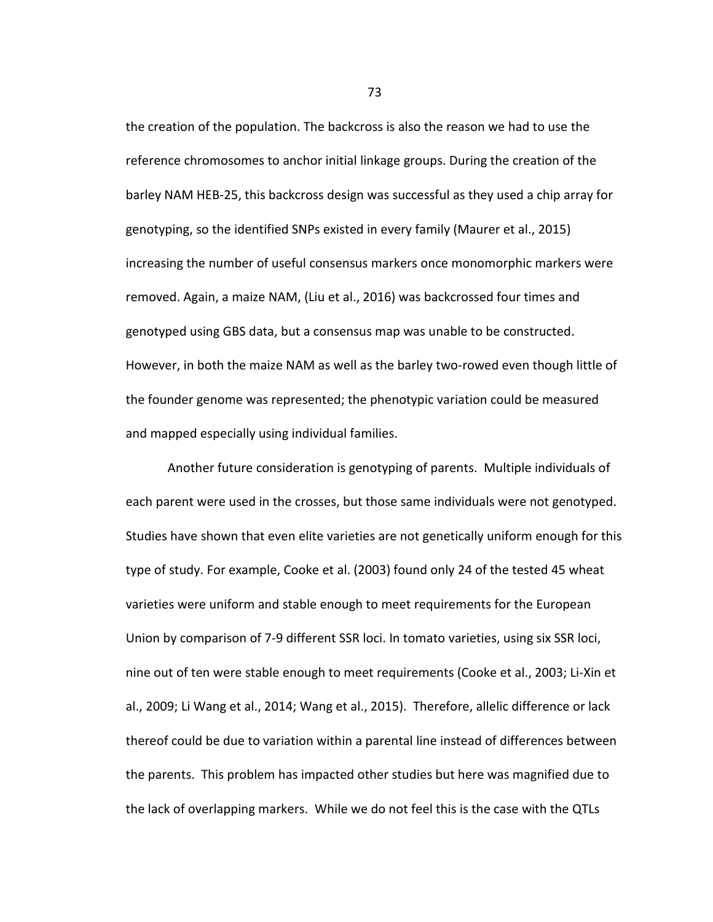the creation of the population. The backcross is also the reason we had to use the reference chromosomes to anchor initial linkage groups. During the creation of the barley NAM HEB-25, this backcross design was successful as they used a chip array for genotyping, so the identified SNPs existed in every family (Maurer et al., 2015) increasing the number of useful consensus markers once monomorphic markers were removed. Again, a maize NAM, (Liu et al., 2016) was backcrossed four times and genotyped using GBS data, but a consensus map was unable to be constructed. However, in both the maize NAM as well as the barley two-rowed even though little of the founder genome was represented; the phenotypic variation could be measured and mapped especially using individual families.

Another future consideration is genotyping of parents. Multiple individuals of each parent were used in the crosses, but those same individuals were not genotyped. Studies have shown that even elite varieties are not genetically uniform enough for this type of study. For example, Cooke et al. (2003) found only 24 of the tested 45 wheat varieties were uniform and stable enough to meet requirements for the European Union by comparison of 7-9 different SSR loci. In tomato varieties, using six SSR loci, nine out of ten were stable enough to meet requirements (Cooke et al., 2003; Li-Xin et al., 2009; Li Wang et al., 2014; Wang et al., 2015). Therefore, allelic difference or lack thereof could be due to variation within a parental line instead of differences between the parents. This problem has impacted other studies but here was magnified due to the lack of overlapping markers. While we do not feel this is the case with the QTLs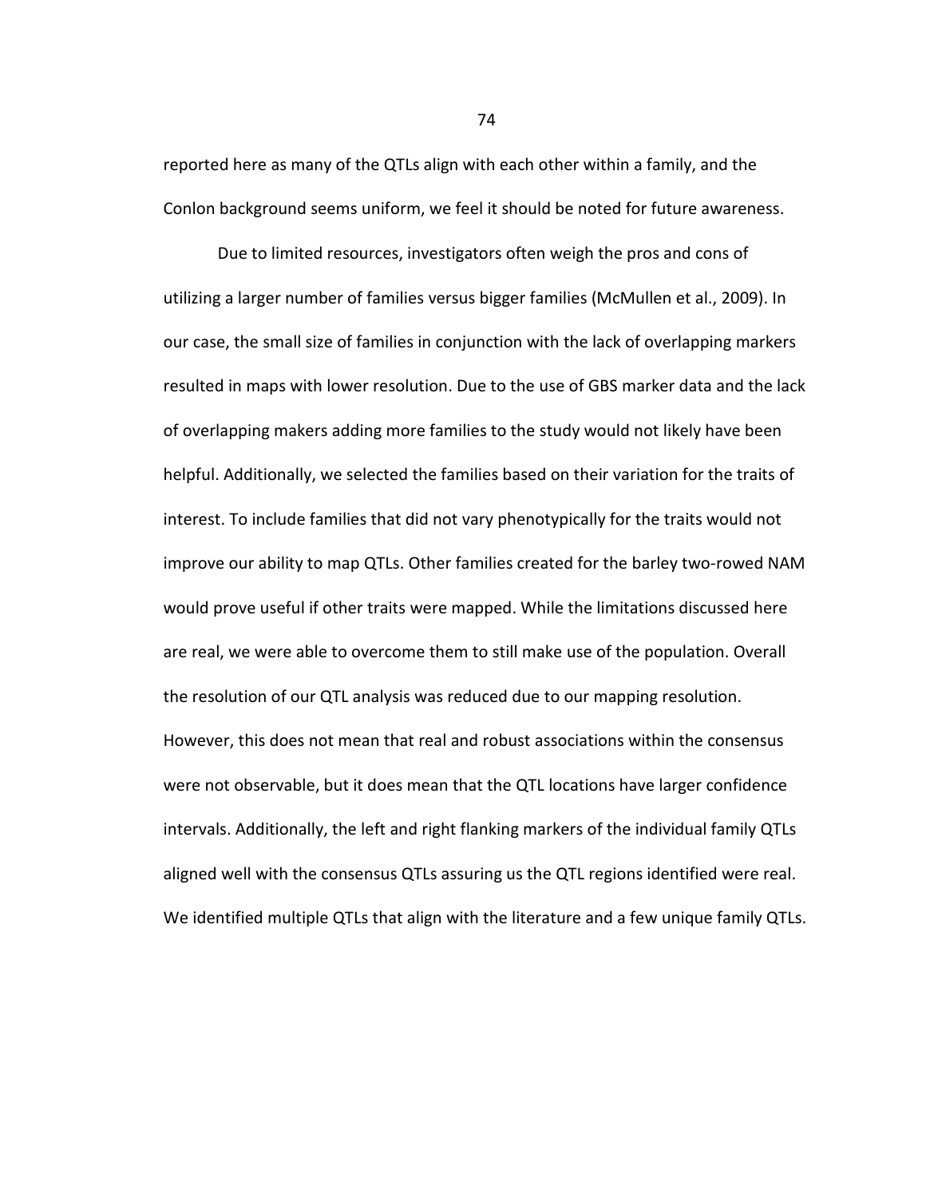reported here as many of the QTLs align with each other within a family, and the Conlon background seems uniform, we feel it should be noted for future awareness.

Due to limited resources, investigators often weigh the pros and cons of utilizing a larger number of families versus bigger families (McMullen et al., 2009). In our case, the small size of families in conjunction with the lack of overlapping markers resulted in maps with lower resolution. Due to the use of GBS marker data and the lack of overlapping makers adding more families to the study would not likely have been helpful. Additionally, we selected the families based on their variation for the traits of interest. To include families that did not vary phenotypically for the traits would not improve our ability to map QTLs. Other families created for the barley two-rowed NAM would prove useful if other traits were mapped. While the limitations discussed here are real, we were able to overcome them to still make use of the population. Overall the resolution of our QTL analysis was reduced due to our mapping resolution. However, this does not mean that real and robust associations within the consensus were not observable, but it does mean that the QTL locations have larger confidence intervals. Additionally, the left and right flanking markers of the individual family QTLs aligned well with the consensus QTLs assuring us the QTL regions identified were real. We identified multiple QTLs that align with the literature and a few unique family QTLs.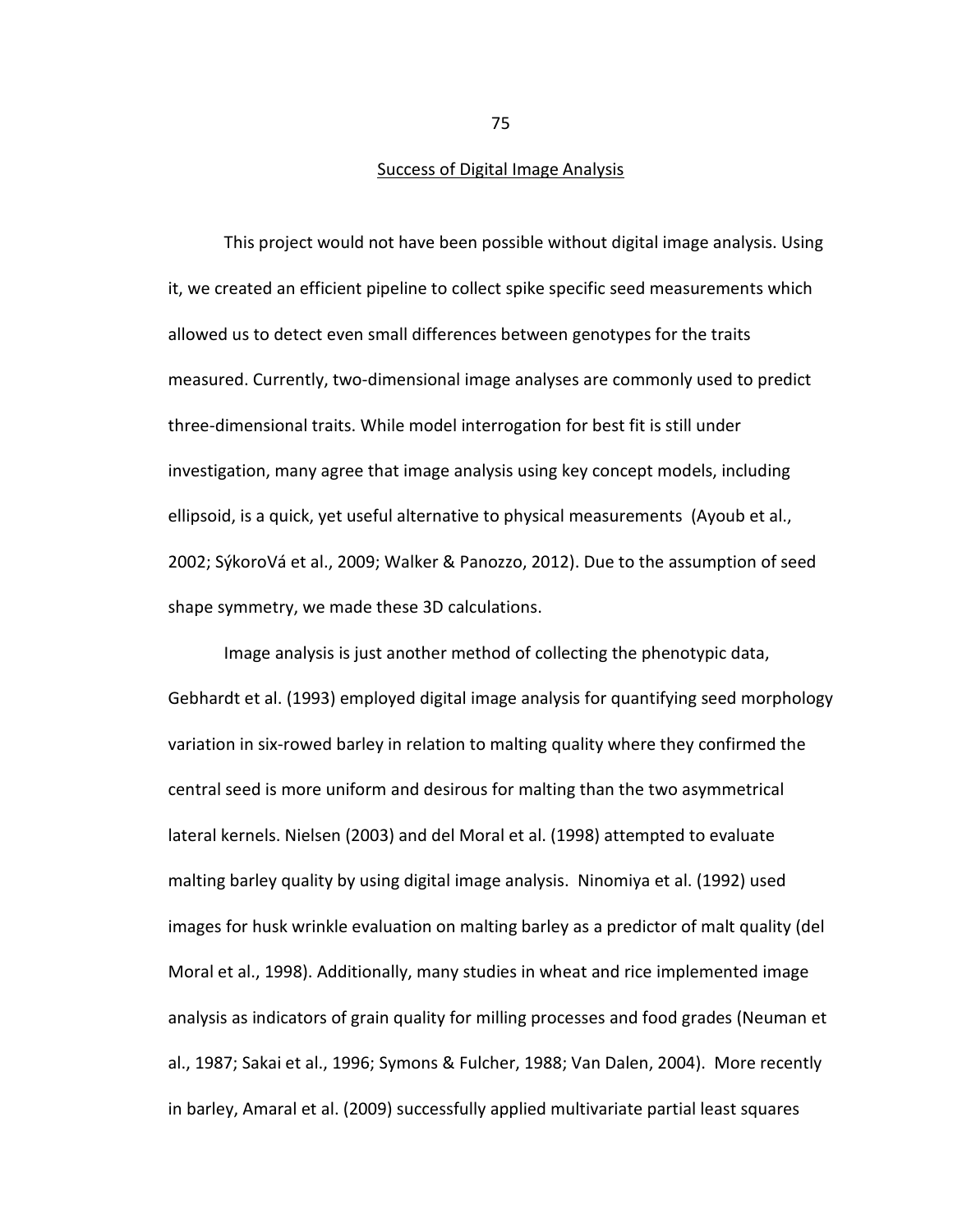## Success of Digital Image Analysis

This project would not have been possible without digital image analysis. Using it, we created an efficient pipeline to collect spike specific seed measurements which allowed us to detect even small differences between genotypes for the traits measured. Currently, two-dimensional image analyses are commonly used to predict three-dimensional traits. While model interrogation for best fit is still under investigation, many agree that image analysis using key concept models, including ellipsoid, is a quick, yet useful alternative to physical measurements (Ayoub et al., 2002; SýkoroVá et al., 2009; Walker & Panozzo, 2012). Due to the assumption of seed shape symmetry, we made these 3D calculations.

Image analysis is just another method of collecting the phenotypic data, Gebhardt et al. (1993) employed digital image analysis for quantifying seed morphology variation in six-rowed barley in relation to malting quality where they confirmed the central seed is more uniform and desirous for malting than the two asymmetrical lateral kernels. Nielsen (2003) and del Moral et al. (1998) attempted to evaluate malting barley quality by using digital image analysis. Ninomiya et al. (1992) used images for husk wrinkle evaluation on malting barley as a predictor of malt quality (del Moral et al., 1998). Additionally, many studies in wheat and rice implemented image analysis as indicators of grain quality for milling processes and food grades (Neuman et al., 1987; Sakai et al., 1996; Symons & Fulcher, 1988; Van Dalen, 2004). More recently in barley, Amaral et al. (2009) successfully applied multivariate partial least squares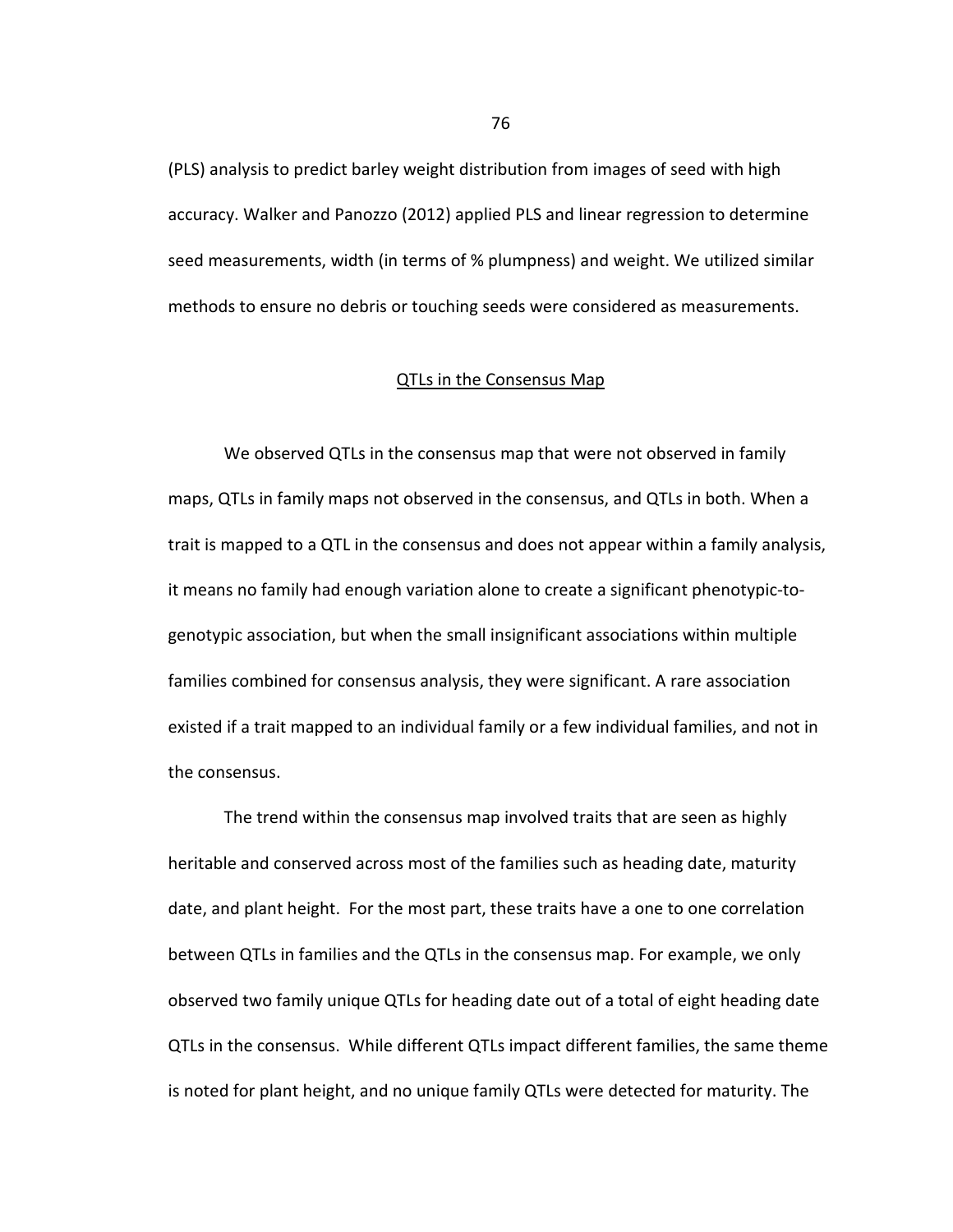(PLS) analysis to predict barley weight distribution from images of seed with high accuracy. Walker and Panozzo (2012) applied PLS and linear regression to determine seed measurements, width (in terms of % plumpness) and weight. We utilized similar methods to ensure no debris or touching seeds were considered as measurements.

## QTLs in the Consensus Map

We observed QTLs in the consensus map that were not observed in family maps, QTLs in family maps not observed in the consensus, and QTLs in both. When a trait is mapped to a QTL in the consensus and does not appear within a family analysis, it means no family had enough variation alone to create a significant phenotypic-to-genotypic association, but when the small insignificant associations within multiple families combined for consensus analysis, they were significant. A rare association existed if a trait mapped to an individual family or a few individual families, and not in the consensus.

The trend within the consensus map involved traits that are seen as highly heritable and conserved across most of the families such as heading date, maturity date, and plant height. For the most part, these traits have a one to one correlation between QTLs in families and the QTLs in the consensus map. For example, we only observed two family unique QTLs for heading date out of a total of eight heading date QTLs in the consensus. While different QTLs impact different families, the same theme is noted for plant height, and no unique family QTLs were detected for maturity. The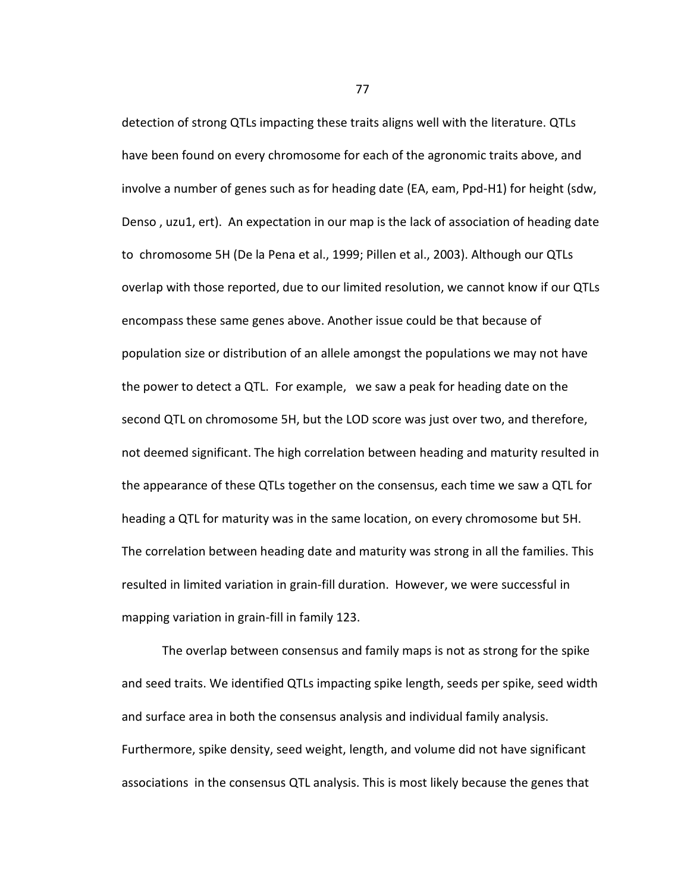detection of strong QTLs impacting these traits aligns well with the literature. QTLs have been found on every chromosome for each of the agronomic traits above, and involve a number of genes such as for heading date (EA, eam, Ppd-H1) for height (sdw, Denso , uzu1, ert). An expectation in our map is the lack of association of heading date to chromosome 5H (De la Pena et al., 1999; Pillen et al., 2003). Although our QTLs overlap with those reported, due to our limited resolution, we cannot know if our QTLs encompass these same genes above. Another issue could be that because of population size or distribution of an allele amongst the populations we may not have the power to detect a QTL. For example, we saw a peak for heading date on the second QTL on chromosome 5H, but the LOD score was just over two, and therefore, not deemed significant. The high correlation between heading and maturity resulted in the appearance of these QTLs together on the consensus, each time we saw a QTL for heading a QTL for maturity was in the same location, on every chromosome but 5H. The correlation between heading date and maturity was strong in all the families. This resulted in limited variation in grain-fill duration. However, we were successful in mapping variation in grain-fill in family 123.

The overlap between consensus and family maps is not as strong for the spike and seed traits. We identified QTLs impacting spike length, seeds per spike, seed width and surface area in both the consensus analysis and individual family analysis. Furthermore, spike density, seed weight, length, and volume did not have significant associations in the consensus QTL analysis. This is most likely because the genes that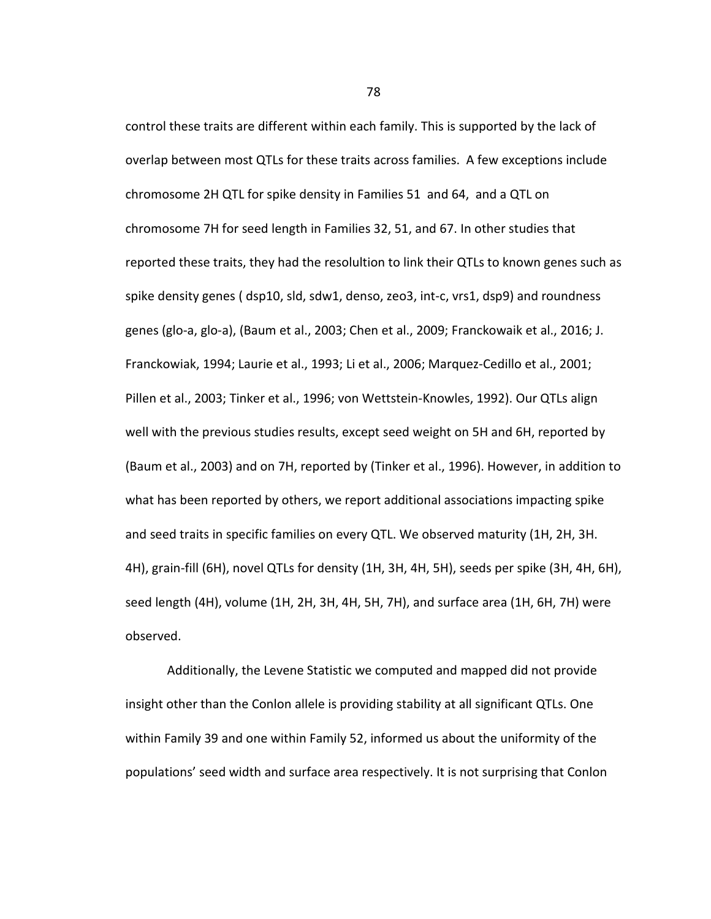control these traits are different within each family. This is supported by the lack of overlap between most QTLs for these traits across families. A few exceptions include chromosome 2H QTL for spike density in Families 51 and 64, and a QTL on chromosome 7H for seed length in Families 32, 51, and 67. In other studies that reported these traits, they had the resolultion to link their QTLs to known genes such as spike density genes ( dsp10, sld, sdw1, denso, zeo3, int-c, vrs1, dsp9) and roundness genes (glo-a, glo-a), (Baum et al., 2003; Chen et al., 2009; Franckowaik et al., 2016; J. Franckowiak, 1994; Laurie et al., 1993; Li et al., 2006; Marquez-Cedillo et al., 2001; Pillen et al., 2003; Tinker et al., 1996; von Wettstein-Knowles, 1992). Our QTLs align well with the previous studies results, except seed weight on 5H and 6H, reported by (Baum et al., 2003) and on 7H, reported by (Tinker et al., 1996). However, in addition to what has been reported by others, we report additional associations impacting spike and seed traits in specific families on every QTL. We observed maturity (1H, 2H, 3H. 4H), grain-fill (6H), novel QTLs for density (1H, 3H, 4H, 5H), seeds per spike (3H, 4H, 6H), seed length (4H), volume (1H, 2H, 3H, 4H, 5H, 7H), and surface area (1H, 6H, 7H) were observed.

Additionally, the Levene Statistic we computed and mapped did not provide insight other than the Conlon allele is providing stability at all significant QTLs. One within Family 39 and one within Family 52, informed us about the uniformity of the populations' seed width and surface area respectively. It is not surprising that Conlon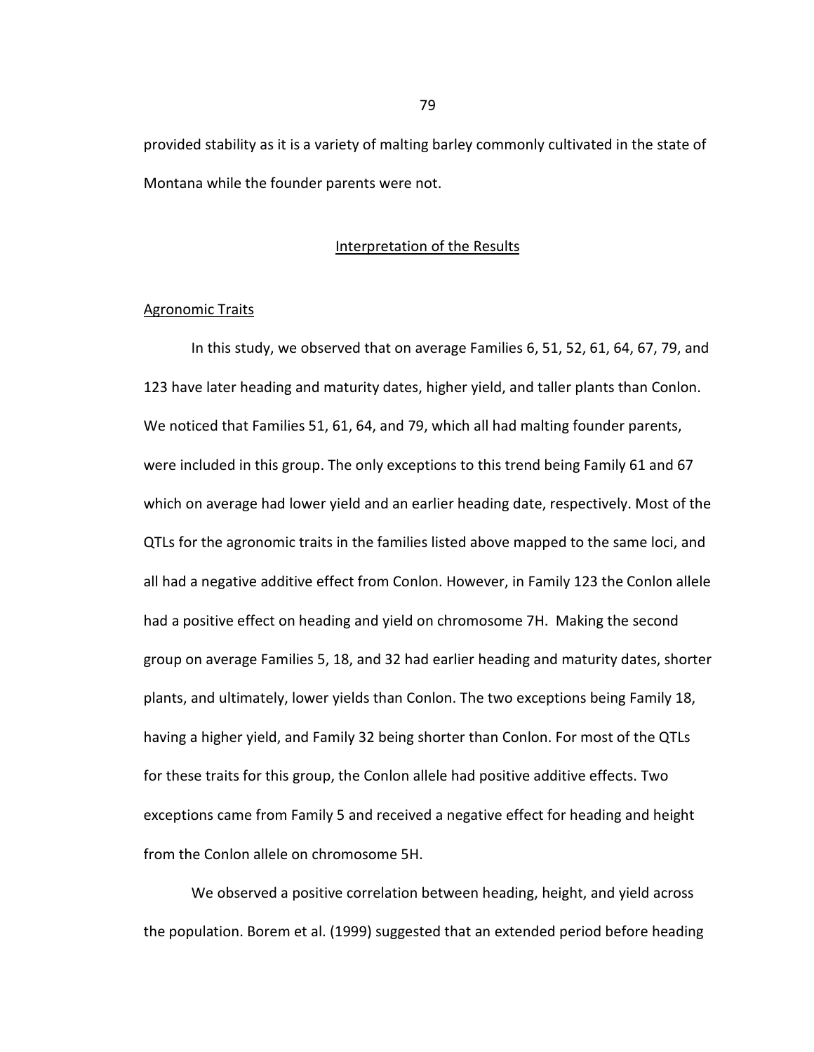provided stability as it is a variety of malting barley commonly cultivated in the state of Montana while the founder parents were not.

## Interpretation of the Results

### Agronomic Traits

In this study, we observed that on average Families 6, 51, 52, 61, 64, 67, 79, and 123 have later heading and maturity dates, higher yield, and taller plants than Conlon. We noticed that Families 51, 61, 64, and 79, which all had malting founder parents, were included in this group. The only exceptions to this trend being Family 61 and 67 which on average had lower yield and an earlier heading date, respectively. Most of the QTLs for the agronomic traits in the families listed above mapped to the same loci, and all had a negative additive effect from Conlon. However, in Family 123 the Conlon allele had a positive effect on heading and yield on chromosome 7H. Making the second group on average Families 5, 18, and 32 had earlier heading and maturity dates, shorter plants, and ultimately, lower yields than Conlon. The two exceptions being Family 18, having a higher yield, and Family 32 being shorter than Conlon. For most of the QTLs for these traits for this group, the Conlon allele had positive additive effects. Two exceptions came from Family 5 and received a negative effect for heading and height from the Conlon allele on chromosome 5H.

We observed a positive correlation between heading, height, and yield across the population. Borem et al. (1999) suggested that an extended period before heading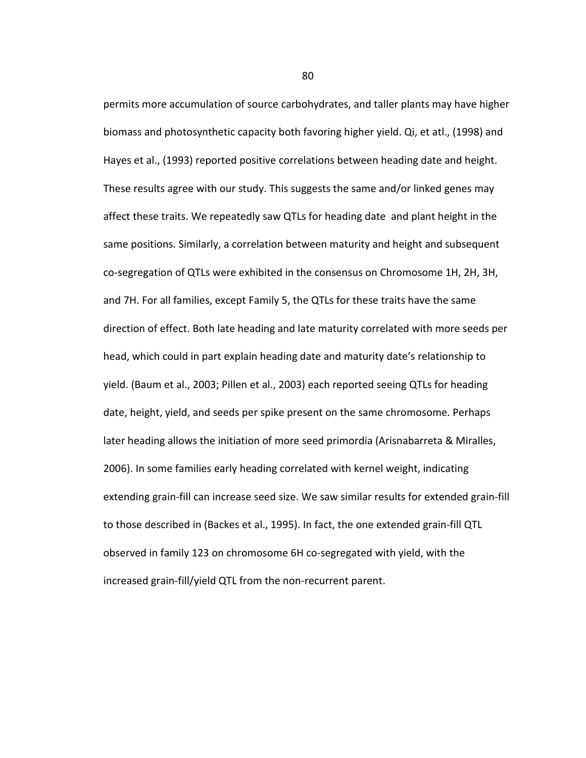permits more accumulation of source carbohydrates, and taller plants may have higher biomass and photosynthetic capacity both favoring higher yield. Qi, et atl., (1998) and Hayes et al., (1993) reported positive correlations between heading date and height. These results agree with our study. This suggests the same and/or linked genes may affect these traits. We repeatedly saw QTLs for heading date  and plant height in the same positions. Similarly, a correlation between maturity and height and subsequent co-segregation of QTLs were exhibited in the consensus on Chromosome 1H, 2H, 3H, and 7H. For all families, except Family 5, the QTLs for these traits have the same direction of effect. Both late heading and late maturity correlated with more seeds per head, which could in part explain heading date and maturity date's relationship to yield. (Baum et al., 2003; Pillen et al., 2003) each reported seeing QTLs for heading date, height, yield, and seeds per spike present on the same chromosome. Perhaps later heading allows the initiation of more seed primordia (Arisnabarreta & Miralles, 2006). In some families early heading correlated with kernel weight, indicating extending grain-fill can increase seed size. We saw similar results for extended grain-fill to those described in (Backes et al., 1995). In fact, the one extended grain-fill QTL observed in family 123 on chromosome 6H co-segregated with yield, with the increased grain-fill/yield QTL from the non-recurrent parent.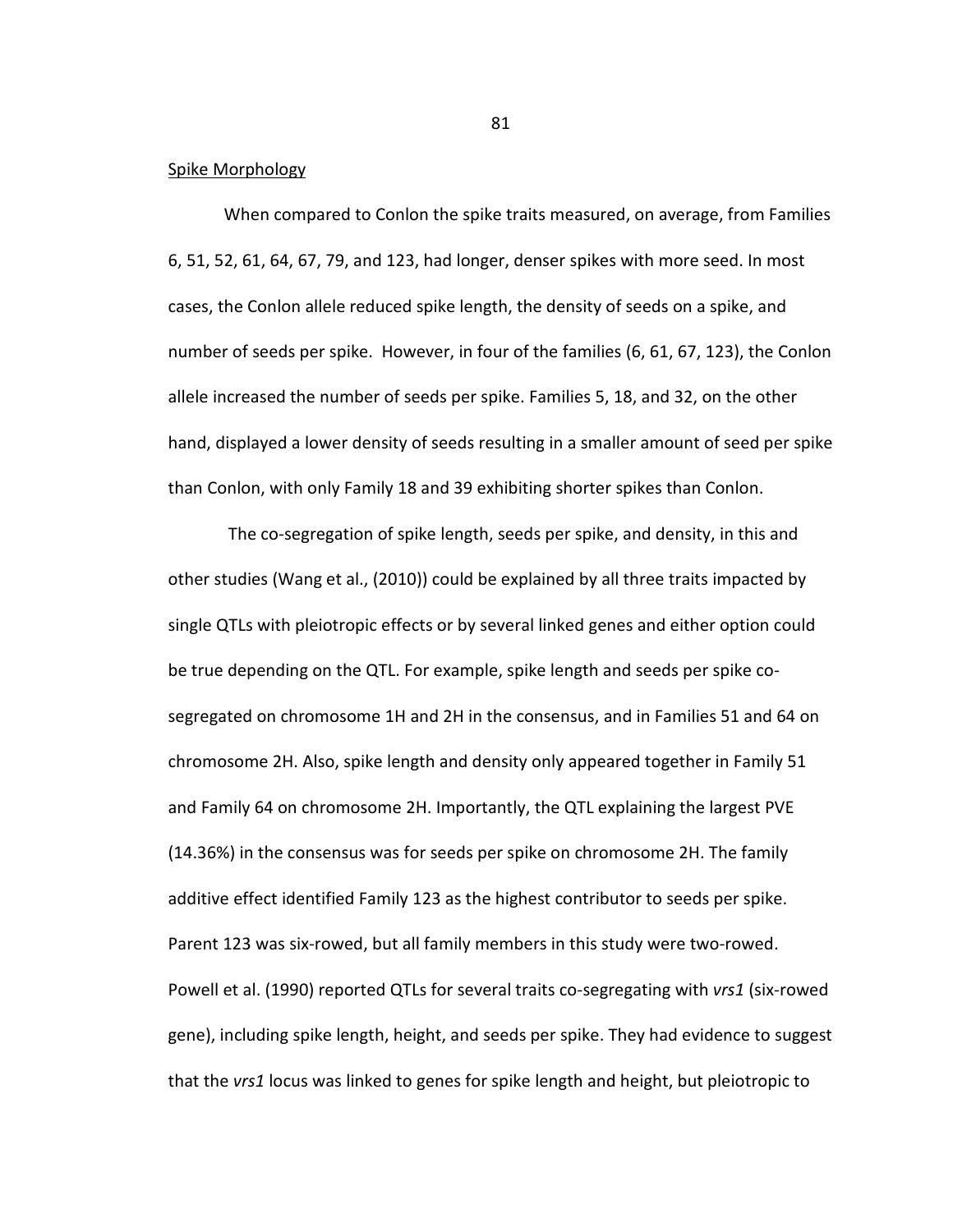Spike Morphology

When compared to Conlon the spike traits measured, on average, from Families 6, 51, 52, 61, 64, 67, 79, and 123, had longer, denser spikes with more seed. In most cases, the Conlon allele reduced spike length, the density of seeds on a spike, and number of seeds per spike. However, in four of the families (6, 61, 67, 123), the Conlon allele increased the number of seeds per spike. Families 5, 18, and 32, on the other hand, displayed a lower density of seeds resulting in a smaller amount of seed per spike than Conlon, with only Family 18 and 39 exhibiting shorter spikes than Conlon.

The co-segregation of spike length, seeds per spike, and density, in this and other studies (Wang et al., (2010)) could be explained by all three traits impacted by single QTLs with pleiotropic effects or by several linked genes and either option could be true depending on the QTL. For example, spike length and seeds per spike co-segregated on chromosome 1H and 2H in the consensus, and in Families 51 and 64 on chromosome 2H. Also, spike length and density only appeared together in Family 51 and Family 64 on chromosome 2H. Importantly, the QTL explaining the largest PVE (14.36%) in the consensus was for seeds per spike on chromosome 2H. The family additive effect identified Family 123 as the highest contributor to seeds per spike. Parent 123 was six-rowed, but all family members in this study were two-rowed. Powell et al. (1990) reported QTLs for several traits co-segregating with *vrs1* (six-rowed gene), including spike length, height, and seeds per spike. They had evidence to suggest that the *vrs1* locus was linked to genes for spike length and height, but pleiotropic to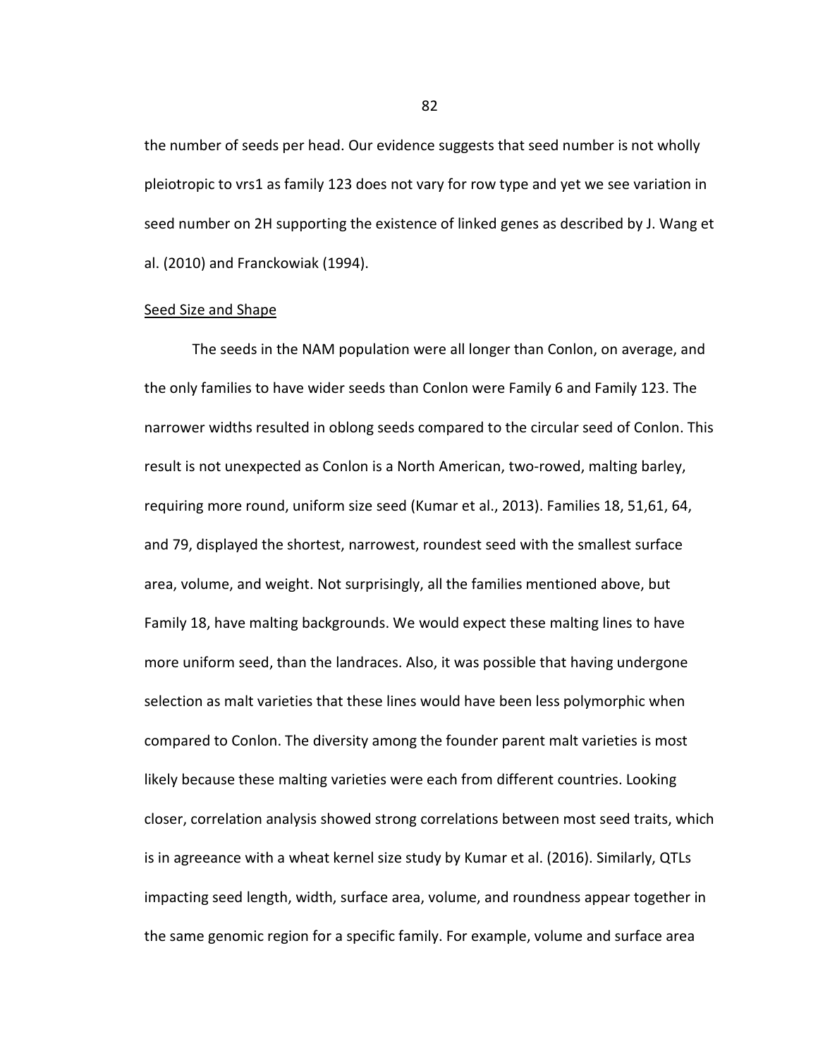the number of seeds per head. Our evidence suggests that seed number is not wholly pleiotropic to vrs1 as family 123 does not vary for row type and yet we see variation in seed number on 2H supporting the existence of linked genes as described by J. Wang et al. (2010) and Franckowiak (1994).

### Seed Size and Shape

The seeds in the NAM population were all longer than Conlon, on average, and the only families to have wider seeds than Conlon were Family 6 and Family 123. The narrower widths resulted in oblong seeds compared to the circular seed of Conlon. This result is not unexpected as Conlon is a North American, two-rowed, malting barley, requiring more round, uniform size seed (Kumar et al., 2013). Families 18, 51,61, 64, and 79, displayed the shortest, narrowest, roundest seed with the smallest surface area, volume, and weight. Not surprisingly, all the families mentioned above, but Family 18, have malting backgrounds. We would expect these malting lines to have more uniform seed, than the landraces. Also, it was possible that having undergone selection as malt varieties that these lines would have been less polymorphic when compared to Conlon. The diversity among the founder parent malt varieties is most likely because these malting varieties were each from different countries. Looking closer, correlation analysis showed strong correlations between most seed traits, which is in agreeance with a wheat kernel size study by Kumar et al. (2016). Similarly, QTLs impacting seed length, width, surface area, volume, and roundness appear together in the same genomic region for a specific family. For example, volume and surface area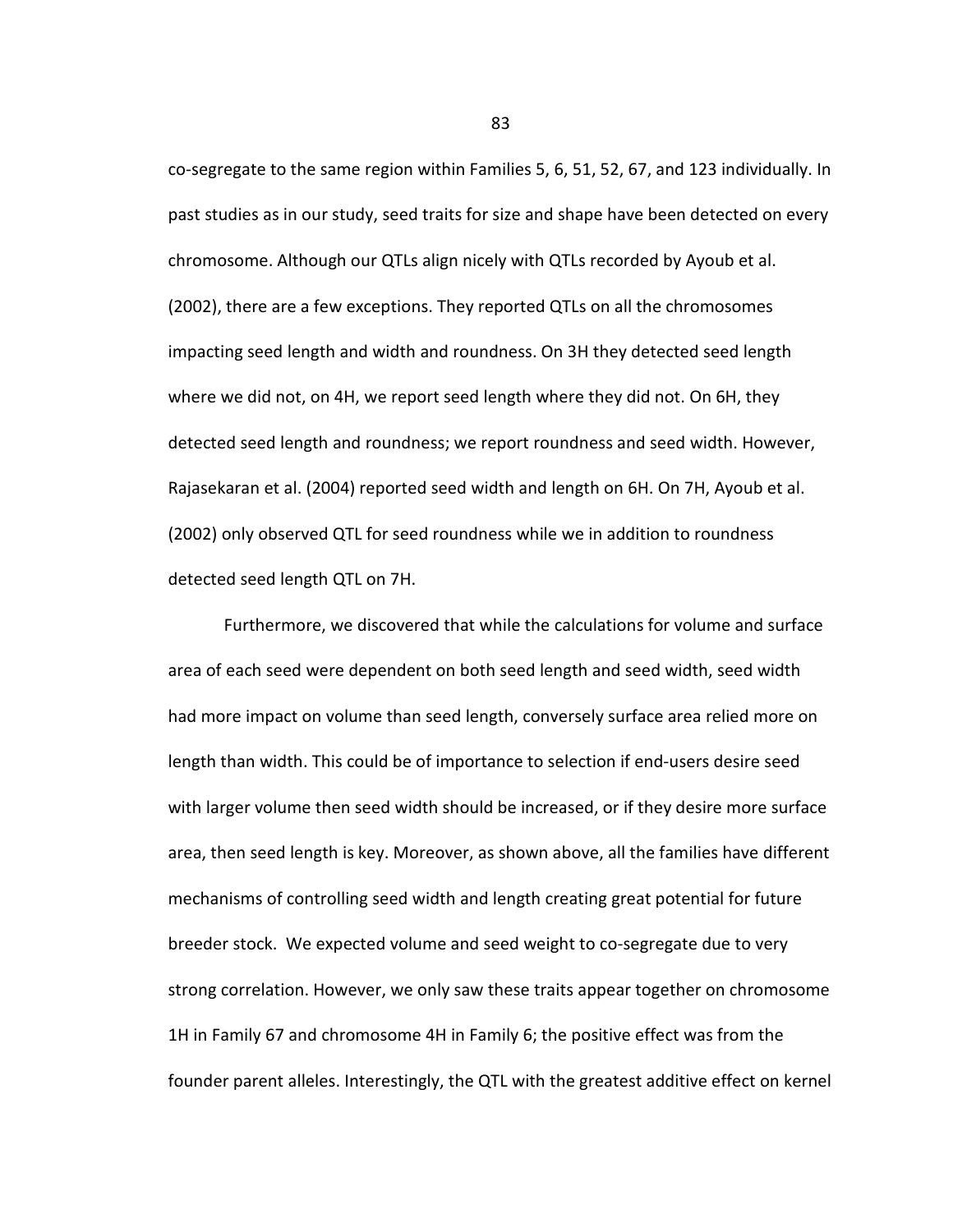co-segregate to the same region within Families 5, 6, 51, 52, 67, and 123 individually. In past studies as in our study, seed traits for size and shape have been detected on every chromosome. Although our QTLs align nicely with QTLs recorded by Ayoub et al. (2002), there are a few exceptions. They reported QTLs on all the chromosomes impacting seed length and width and roundness. On 3H they detected seed length where we did not, on 4H, we report seed length where they did not. On 6H, they detected seed length and roundness; we report roundness and seed width. However, Rajasekaran et al. (2004) reported seed width and length on 6H. On 7H, Ayoub et al. (2002) only observed QTL for seed roundness while we in addition to roundness detected seed length QTL on 7H.

Furthermore, we discovered that while the calculations for volume and surface area of each seed were dependent on both seed length and seed width, seed width had more impact on volume than seed length, conversely surface area relied more on length than width. This could be of importance to selection if end-users desire seed with larger volume then seed width should be increased, or if they desire more surface area, then seed length is key. Moreover, as shown above, all the families have different mechanisms of controlling seed width and length creating great potential for future breeder stock. We expected volume and seed weight to co-segregate due to very strong correlation. However, we only saw these traits appear together on chromosome 1H in Family 67 and chromosome 4H in Family 6; the positive effect was from the founder parent alleles. Interestingly, the QTL with the greatest additive effect on kernel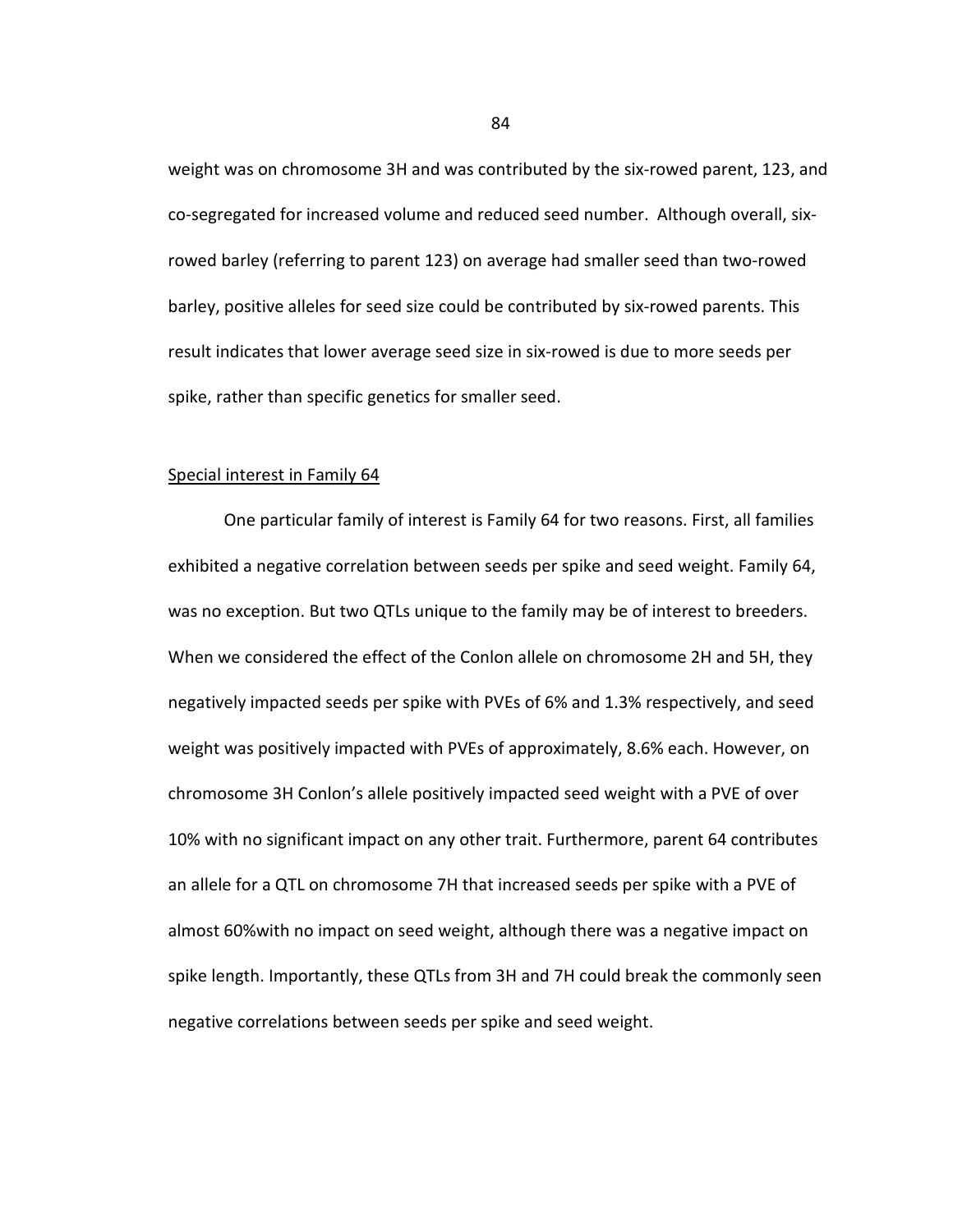weight was on chromosome 3H and was contributed by the six-rowed parent, 123, and co-segregated for increased volume and reduced seed number. Although overall, six-rowed barley (referring to parent 123) on average had smaller seed than two-rowed barley, positive alleles for seed size could be contributed by six-rowed parents. This result indicates that lower average seed size in six-rowed is due to more seeds per spike, rather than specific genetics for smaller seed.

<u>Special interest in Family 64</u>

One particular family of interest is Family 64 for two reasons. First, all families exhibited a negative correlation between seeds per spike and seed weight. Family 64, was no exception. But two QTLs unique to the family may be of interest to breeders. When we considered the effect of the Conlon allele on chromosome 2H and 5H, they negatively impacted seeds per spike with PVEs of 6% and 1.3% respectively, and seed weight was positively impacted with PVEs of approximately, 8.6% each. However, on chromosome 3H Conlon's allele positively impacted seed weight with a PVE of over 10% with no significant impact on any other trait. Furthermore, parent 64 contributes an allele for a QTL on chromosome 7H that increased seeds per spike with a PVE of almost 60%with no impact on seed weight, although there was a negative impact on spike length. Importantly, these QTLs from 3H and 7H could break the commonly seen negative correlations between seeds per spike and seed weight.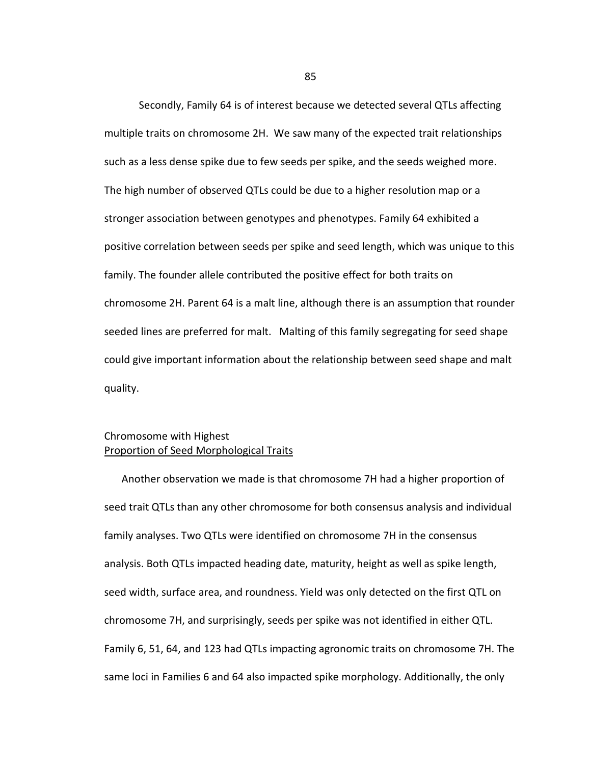Secondly, Family 64 is of interest because we detected several QTLs affecting multiple traits on chromosome 2H. We saw many of the expected trait relationships such as a less dense spike due to few seeds per spike, and the seeds weighed more. The high number of observed QTLs could be due to a higher resolution map or a stronger association between genotypes and phenotypes. Family 64 exhibited a positive correlation between seeds per spike and seed length, which was unique to this family. The founder allele contributed the positive effect for both traits on chromosome 2H. Parent 64 is a malt line, although there is an assumption that rounder seeded lines are preferred for malt. Malting of this family segregating for seed shape could give important information about the relationship between seed shape and malt quality.

### Chromosome with Highest Proportion of Seed Morphological Traits

Another observation we made is that chromosome 7H had a higher proportion of seed trait QTLs than any other chromosome for both consensus analysis and individual family analyses. Two QTLs were identified on chromosome 7H in the consensus analysis. Both QTLs impacted heading date, maturity, height as well as spike length, seed width, surface area, and roundness. Yield was only detected on the first QTL on chromosome 7H, and surprisingly, seeds per spike was not identified in either QTL. Family 6, 51, 64, and 123 had QTLs impacting agronomic traits on chromosome 7H. The same loci in Families 6 and 64 also impacted spike morphology. Additionally, the only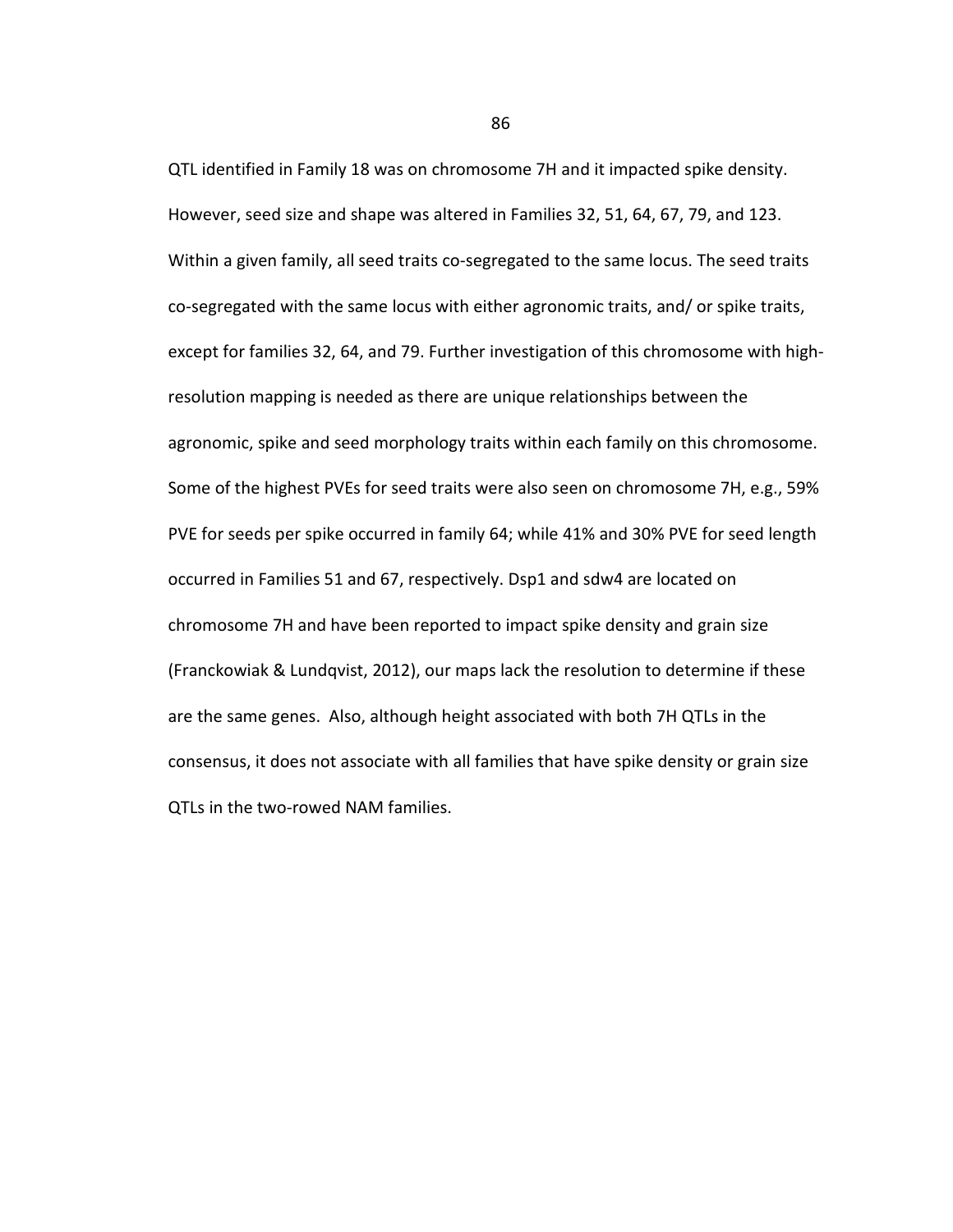QTL identified in Family 18 was on chromosome 7H and it impacted spike density. However, seed size and shape was altered in Families 32, 51, 64, 67, 79, and 123. Within a given family, all seed traits co-segregated to the same locus. The seed traits co-segregated with the same locus with either agronomic traits, and/ or spike traits, except for families 32, 64, and 79. Further investigation of this chromosome with high-resolution mapping is needed as there are unique relationships between the agronomic, spike and seed morphology traits within each family on this chromosome. Some of the highest PVEs for seed traits were also seen on chromosome 7H, e.g., 59% PVE for seeds per spike occurred in family 64; while 41% and 30% PVE for seed length occurred in Families 51 and 67, respectively. Dsp1 and sdw4 are located on chromosome 7H and have been reported to impact spike density and grain size (Franckowiak & Lundqvist, 2012), our maps lack the resolution to determine if these are the same genes. Also, although height associated with both 7H QTLs in the consensus, it does not associate with all families that have spike density or grain size QTLs in the two-rowed NAM families.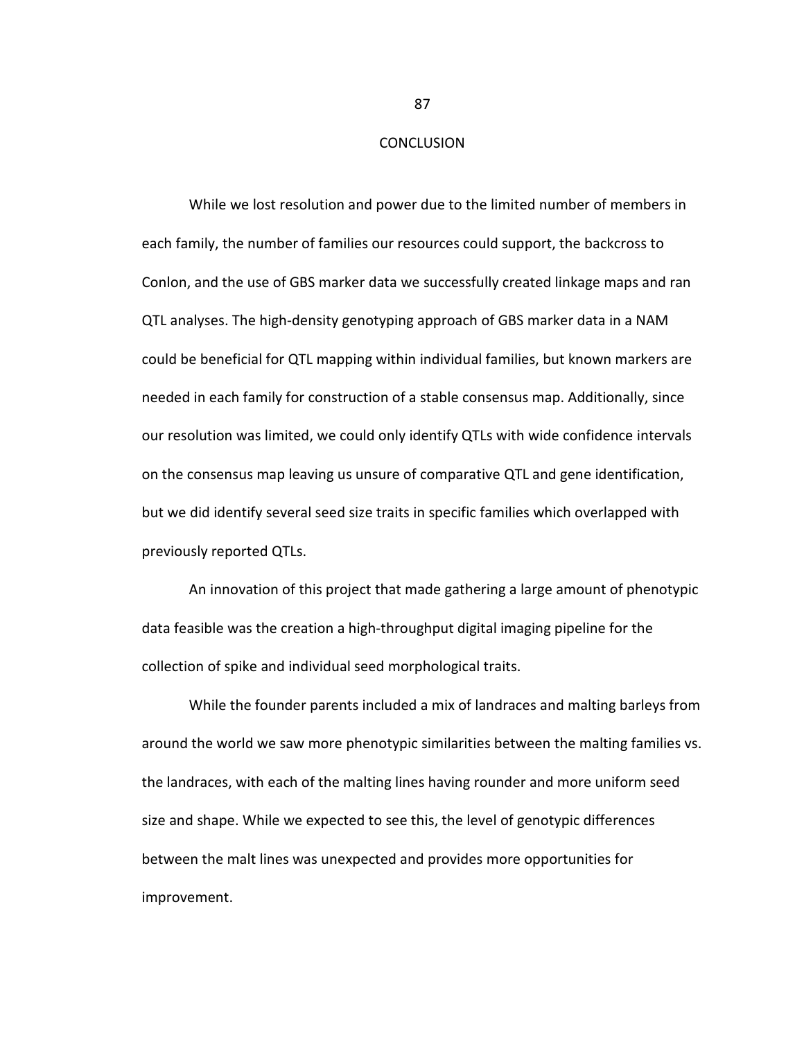# CONCLUSION

While we lost resolution and power due to the limited number of members in each family, the number of families our resources could support, the backcross to Conlon, and the use of GBS marker data we successfully created linkage maps and ran QTL analyses. The high-density genotyping approach of GBS marker data in a NAM could be beneficial for QTL mapping within individual families, but known markers are needed in each family for construction of a stable consensus map. Additionally, since our resolution was limited, we could only identify QTLs with wide confidence intervals on the consensus map leaving us unsure of comparative QTL and gene identification, but we did identify several seed size traits in specific families which overlapped with previously reported QTLs.

An innovation of this project that made gathering a large amount of phenotypic data feasible was the creation a high-throughput digital imaging pipeline for the collection of spike and individual seed morphological traits.

While the founder parents included a mix of landraces and malting barleys from around the world we saw more phenotypic similarities between the malting families vs. the landraces, with each of the malting lines having rounder and more uniform seed size and shape. While we expected to see this, the level of genotypic differences between the malt lines was unexpected and provides more opportunities for improvement.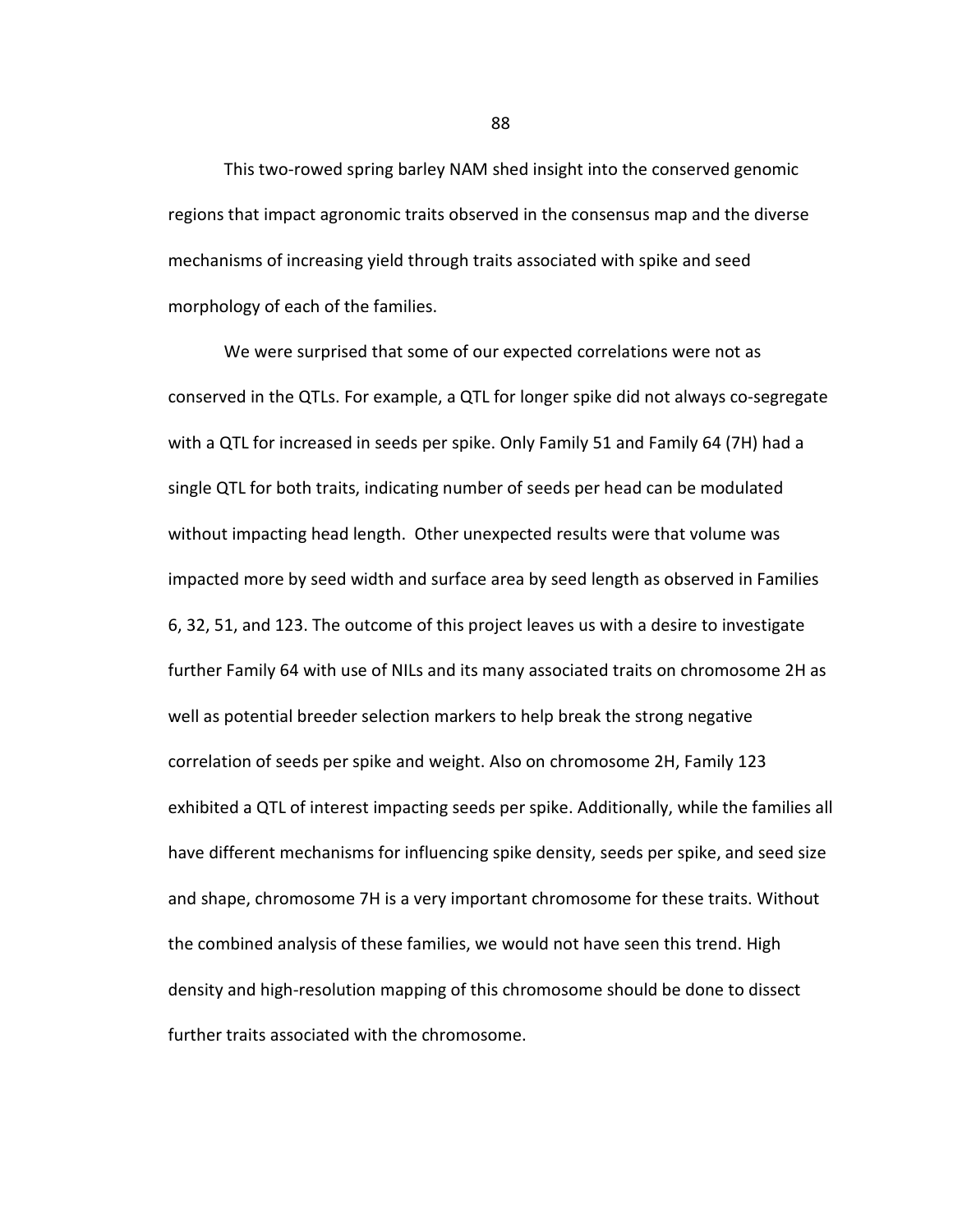This two-rowed spring barley NAM shed insight into the conserved genomic regions that impact agronomic traits observed in the consensus map and the diverse mechanisms of increasing yield through traits associated with spike and seed morphology of each of the families.

We were surprised that some of our expected correlations were not as conserved in the QTLs. For example, a QTL for longer spike did not always co-segregate with a QTL for increased in seeds per spike. Only Family 51 and Family 64 (7H) had a single QTL for both traits, indicating number of seeds per head can be modulated without impacting head length. Other unexpected results were that volume was impacted more by seed width and surface area by seed length as observed in Families 6, 32, 51, and 123. The outcome of this project leaves us with a desire to investigate further Family 64 with use of NILs and its many associated traits on chromosome 2H as well as potential breeder selection markers to help break the strong negative correlation of seeds per spike and weight. Also on chromosome 2H, Family 123 exhibited a QTL of interest impacting seeds per spike. Additionally, while the families all have different mechanisms for influencing spike density, seeds per spike, and seed size and shape, chromosome 7H is a very important chromosome for these traits. Without the combined analysis of these families, we would not have seen this trend. High density and high-resolution mapping of this chromosome should be done to dissect further traits associated with the chromosome.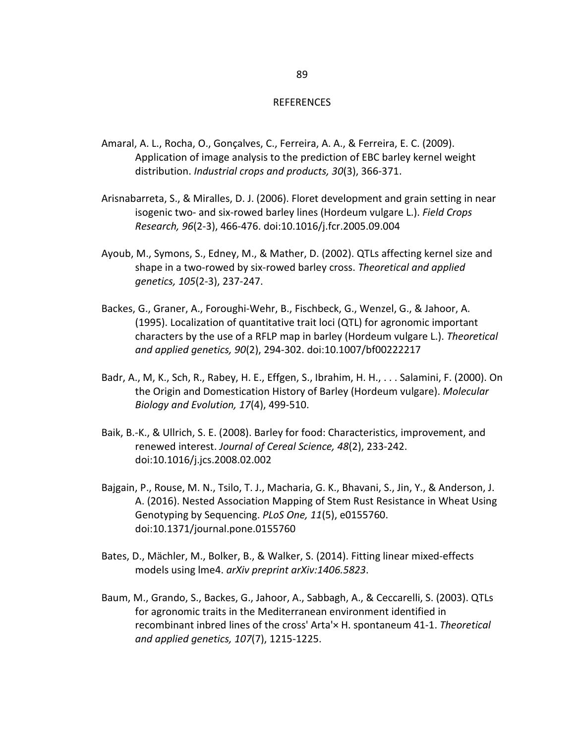# REFERENCES

Amaral, A. L., Rocha, O., Gonçalves, C., Ferreira, A. A., & Ferreira, E. C. (2009). Application of image analysis to the prediction of EBC barley kernel weight distribution. *Industrial crops and products, 30*(3), 366-371.

Arisnabarreta, S., & Miralles, D. J. (2006). Floret development and grain setting in near isogenic two- and six-rowed barley lines (Hordeum vulgare L.). *Field Crops Research, 96*(2-3), 466-476. doi:10.1016/j.fcr.2005.09.004

Ayoub, M., Symons, S., Edney, M., & Mather, D. (2002). QTLs affecting kernel size and shape in a two-rowed by six-rowed barley cross. *Theoretical and applied genetics, 105*(2-3), 237-247.

Backes, G., Graner, A., Foroughi-Wehr, B., Fischbeck, G., Wenzel, G., & Jahoor, A. (1995). Localization of quantitative trait loci (QTL) for agronomic important characters by the use of a RFLP map in barley (Hordeum vulgare L.). *Theoretical and applied genetics, 90*(2), 294-302. doi:10.1007/bf00222217

Badr, A., M, K., Sch, R., Rabey, H. E., Effgen, S., Ibrahim, H. H., . . . Salamini, F. (2000). On the Origin and Domestication History of Barley (Hordeum vulgare). *Molecular Biology and Evolution, 17*(4), 499-510.

Baik, B.-K., & Ullrich, S. E. (2008). Barley for food: Characteristics, improvement, and renewed interest. *Journal of Cereal Science, 48*(2), 233-242. doi:10.1016/j.jcs.2008.02.002

Bajgain, P., Rouse, M. N., Tsilo, T. J., Macharia, G. K., Bhavani, S., Jin, Y., & Anderson, J. A. (2016). Nested Association Mapping of Stem Rust Resistance in Wheat Using Genotyping by Sequencing. *PLoS One, 11*(5), e0155760. doi:10.1371/journal.pone.0155760

Bates, D., Mächler, M., Bolker, B., & Walker, S. (2014). Fitting linear mixed-effects models using lme4. *arXiv preprint arXiv:1406.5823*.

Baum, M., Grando, S., Backes, G., Jahoor, A., Sabbagh, A., & Ceccarelli, S. (2003). QTLs for agronomic traits in the Mediterranean environment identified in recombinant inbred lines of the cross' Arta'× H. spontaneum 41-1. *Theoretical and applied genetics, 107*(7), 1215-1225.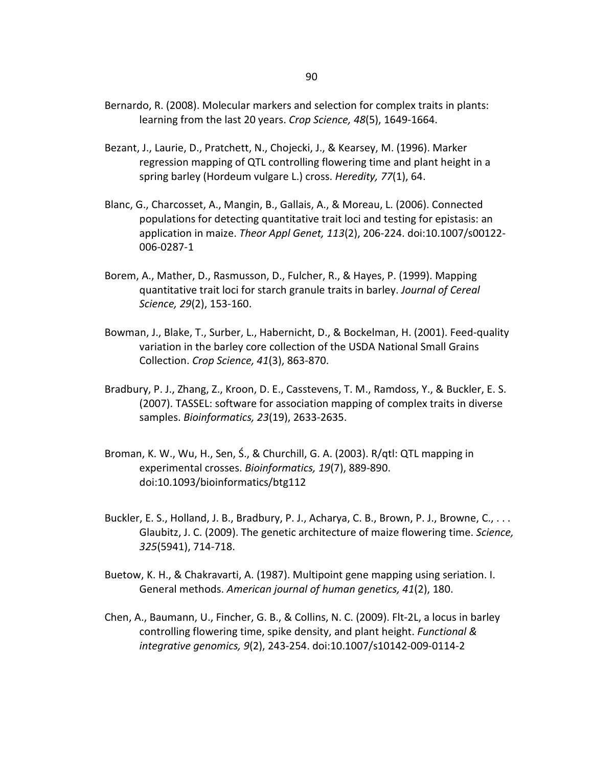Bernardo, R. (2008). Molecular markers and selection for complex traits in plants: learning from the last 20 years. *Crop Science, 48*(5), 1649-1664.

Bezant, J., Laurie, D., Pratchett, N., Chojecki, J., & Kearsey, M. (1996). Marker regression mapping of QTL controlling flowering time and plant height in a spring barley (Hordeum vulgare L.) cross. *Heredity, 77*(1), 64.

Blanc, G., Charcosset, A., Mangin, B., Gallais, A., & Moreau, L. (2006). Connected populations for detecting quantitative trait loci and testing for epistasis: an application in maize. *Theor Appl Genet, 113*(2), 206-224. doi:10.1007/s00122-006-0287-1

Borem, A., Mather, D., Rasmusson, D., Fulcher, R., & Hayes, P. (1999). Mapping quantitative trait loci for starch granule traits in barley. *Journal of Cereal Science, 29*(2), 153-160.

Bowman, J., Blake, T., Surber, L., Habernicht, D., & Bockelman, H. (2001). Feed-quality variation in the barley core collection of the USDA National Small Grains Collection. *Crop Science, 41*(3), 863-870.

Bradbury, P. J., Zhang, Z., Kroon, D. E., Casstevens, T. M., Ramdoss, Y., & Buckler, E. S. (2007). TASSEL: software for association mapping of complex traits in diverse samples. *Bioinformatics, 23*(19), 2633-2635.

Broman, K. W., Wu, H., Sen, Ś., & Churchill, G. A. (2003). R/qtl: QTL mapping in experimental crosses. *Bioinformatics, 19*(7), 889-890. doi:10.1093/bioinformatics/btg112

Buckler, E. S., Holland, J. B., Bradbury, P. J., Acharya, C. B., Brown, P. J., Browne, C., . . . Glaubitz, J. C. (2009). The genetic architecture of maize flowering time. *Science, 325*(5941), 714-718.

Buetow, K. H., & Chakravarti, A. (1987). Multipoint gene mapping using seriation. I. General methods. *American journal of human genetics, 41*(2), 180.

Chen, A., Baumann, U., Fincher, G. B., & Collins, N. C. (2009). Flt-2L, a locus in barley controlling flowering time, spike density, and plant height. *Functional & integrative genomics, 9*(2), 243-254. doi:10.1007/s10142-009-0114-2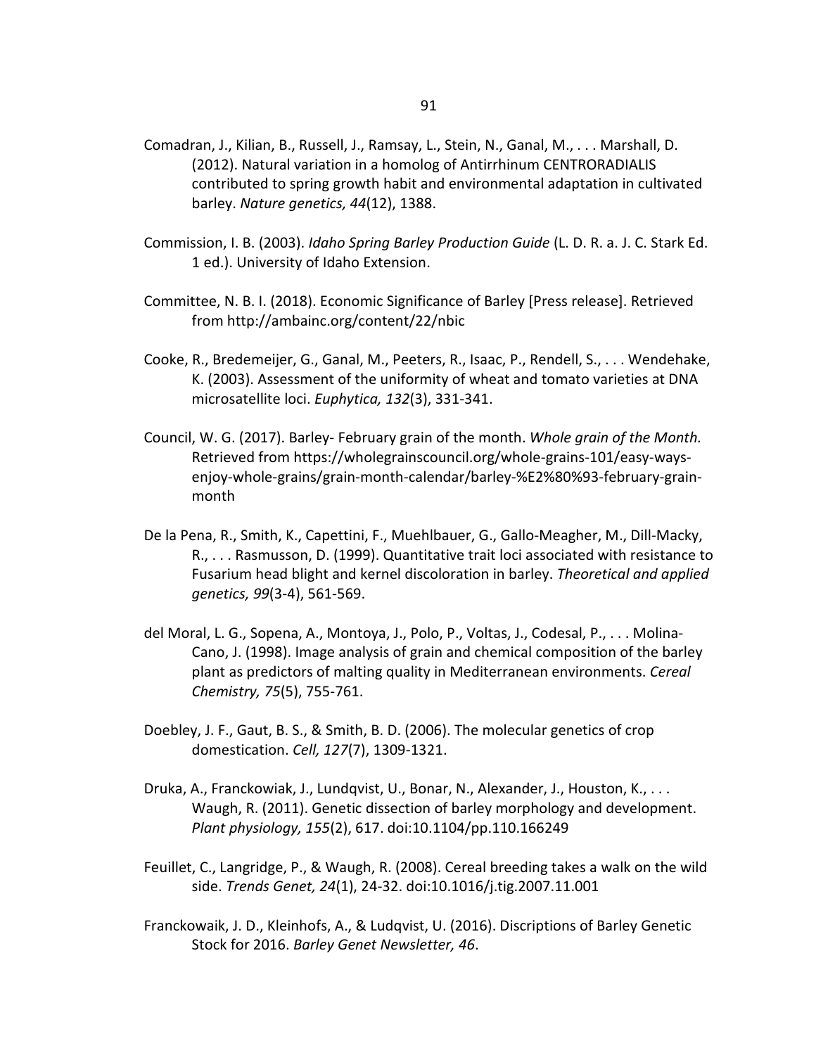Comadran, J., Kilian, B., Russell, J., Ramsay, L., Stein, N., Ganal, M., . . . Marshall, D. (2012). Natural variation in a homolog of Antirrhinum CENTRORADIALIS contributed to spring growth habit and environmental adaptation in cultivated barley. *Nature genetics, 44*(12), 1388.

Commission, I. B. (2003). *Idaho Spring Barley Production Guide* (L. D. R. a. J. C. Stark Ed. 1 ed.). University of Idaho Extension.

Committee, N. B. I. (2018). Economic Significance of Barley [Press release]. Retrieved from http://ambainc.org/content/22/nbic

Cooke, R., Bredemeijer, G., Ganal, M., Peeters, R., Isaac, P., Rendell, S., . . . Wendehake, K. (2003). Assessment of the uniformity of wheat and tomato varieties at DNA microsatellite loci. *Euphytica, 132*(3), 331-341.

Council, W. G. (2017). Barley- February grain of the month. *Whole grain of the Month.* Retrieved from https://wholegrainscouncil.org/whole-grains-101/easy-ways-enjoy-whole-grains/grain-month-calendar/barley-%E2%80%93-february-grain-month

De la Pena, R., Smith, K., Capettini, F., Muehlbauer, G., Gallo-Meagher, M., Dill-Macky, R., . . . Rasmusson, D. (1999). Quantitative trait loci associated with resistance to Fusarium head blight and kernel discoloration in barley. *Theoretical and applied genetics, 99*(3-4), 561-569.

del Moral, L. G., Sopena, A., Montoya, J., Polo, P., Voltas, J., Codesal, P., . . . Molina-Cano, J. (1998). Image analysis of grain and chemical composition of the barley plant as predictors of malting quality in Mediterranean environments. *Cereal Chemistry, 75*(5), 755-761.

Doebley, J. F., Gaut, B. S., & Smith, B. D. (2006). The molecular genetics of crop domestication. *Cell, 127*(7), 1309-1321.

Druka, A., Franckowiak, J., Lundqvist, U., Bonar, N., Alexander, J., Houston, K., . . . Waugh, R. (2011). Genetic dissection of barley morphology and development. *Plant physiology, 155*(2), 617. doi:10.1104/pp.110.166249

Feuillet, C., Langridge, P., & Waugh, R. (2008). Cereal breeding takes a walk on the wild side. *Trends Genet, 24*(1), 24-32. doi:10.1016/j.tig.2007.11.001

Franckowaik, J. D., Kleinhofs, A., & Ludqvist, U. (2016). Discriptions of Barley Genetic Stock for 2016. *Barley Genet Newsletter, 46*.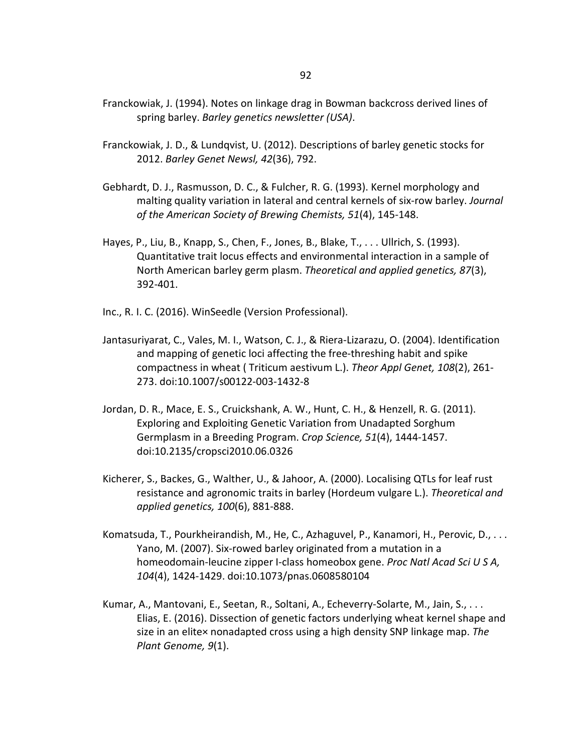Franckowiak, J. (1994). Notes on linkage drag in Bowman backcross derived lines of spring barley. *Barley genetics newsletter (USA)*.

Franckowiak, J. D., & Lundqvist, U. (2012). Descriptions of barley genetic stocks for 2012. *Barley Genet Newsl, 42*(36), 792.

Gebhardt, D. J., Rasmusson, D. C., & Fulcher, R. G. (1993). Kernel morphology and malting quality variation in lateral and central kernels of six-row barley. *Journal of the American Society of Brewing Chemists, 51*(4), 145-148.

Hayes, P., Liu, B., Knapp, S., Chen, F., Jones, B., Blake, T., . . . Ullrich, S. (1993). Quantitative trait locus effects and environmental interaction in a sample of North American barley germ plasm. *Theoretical and applied genetics, 87*(3), 392-401.

Inc., R. I. C. (2016). WinSeedle (Version Professional).

Jantasuriyarat, C., Vales, M. I., Watson, C. J., & Riera-Lizarazu, O. (2004). Identification and mapping of genetic loci affecting the free-threshing habit and spike compactness in wheat ( Triticum aestivum L.). *Theor Appl Genet, 108*(2), 261-273. doi:10.1007/s00122-003-1432-8

Jordan, D. R., Mace, E. S., Cruickshank, A. W., Hunt, C. H., & Henzell, R. G. (2011). Exploring and Exploiting Genetic Variation from Unadapted Sorghum Germplasm in a Breeding Program. *Crop Science, 51*(4), 1444-1457. doi:10.2135/cropsci2010.06.0326

Kicherer, S., Backes, G., Walther, U., & Jahoor, A. (2000). Localising QTLs for leaf rust resistance and agronomic traits in barley (Hordeum vulgare L.). *Theoretical and applied genetics, 100*(6), 881-888.

Komatsuda, T., Pourkheirandish, M., He, C., Azhaguvel, P., Kanamori, H., Perovic, D., . . . Yano, M. (2007). Six-rowed barley originated from a mutation in a homeodomain-leucine zipper I-class homeobox gene. *Proc Natl Acad Sci U S A, 104*(4), 1424-1429. doi:10.1073/pnas.0608580104

Kumar, A., Mantovani, E., Seetan, R., Soltani, A., Echeverry-Solarte, M., Jain, S., . . . Elias, E. (2016). Dissection of genetic factors underlying wheat kernel shape and size in an elite× nonadapted cross using a high density SNP linkage map. *The Plant Genome, 9*(1).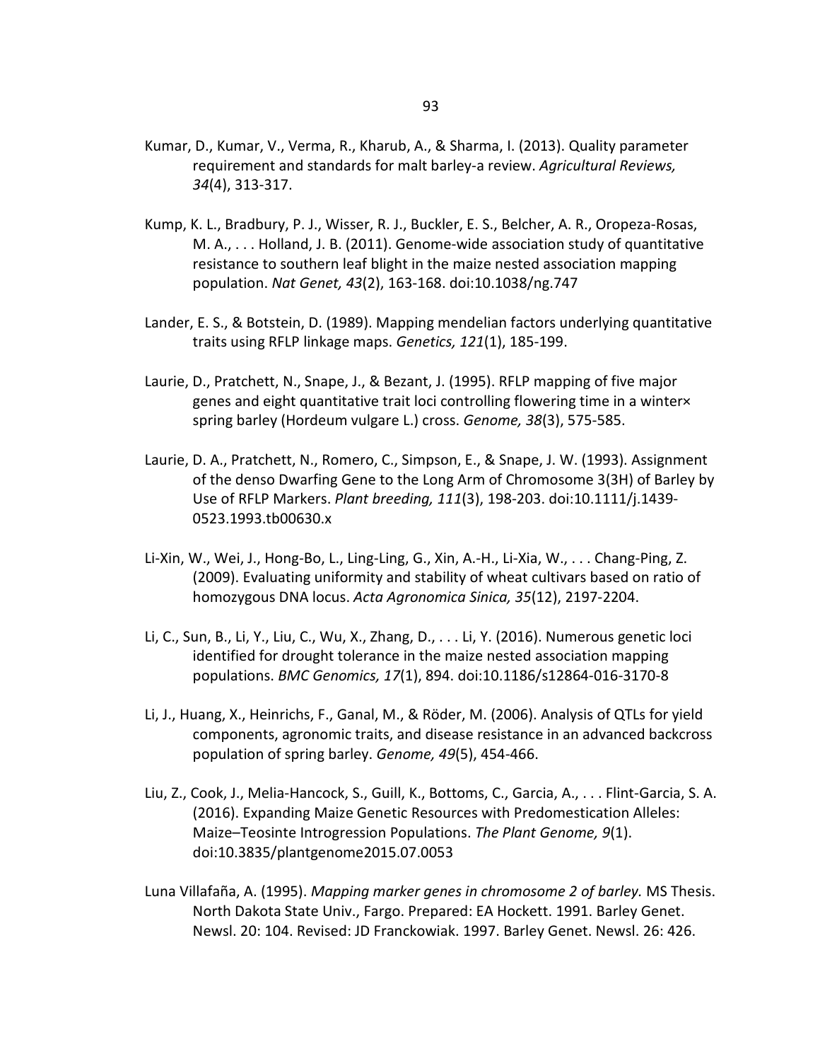Kumar, D., Kumar, V., Verma, R., Kharub, A., & Sharma, I. (2013). Quality parameter requirement and standards for malt barley-a review. *Agricultural Reviews, 34*(4), 313-317.

Kump, K. L., Bradbury, P. J., Wisser, R. J., Buckler, E. S., Belcher, A. R., Oropeza-Rosas, M. A., . . . Holland, J. B. (2011). Genome-wide association study of quantitative resistance to southern leaf blight in the maize nested association mapping population. *Nat Genet, 43*(2), 163-168. doi:10.1038/ng.747

Lander, E. S., & Botstein, D. (1989). Mapping mendelian factors underlying quantitative traits using RFLP linkage maps. *Genetics, 121*(1), 185-199.

Laurie, D., Pratchett, N., Snape, J., & Bezant, J. (1995). RFLP mapping of five major genes and eight quantitative trait loci controlling flowering time in a winter× spring barley (Hordeum vulgare L.) cross. *Genome, 38*(3), 575-585.

Laurie, D. A., Pratchett, N., Romero, C., Simpson, E., & Snape, J. W. (1993). Assignment of the denso Dwarfing Gene to the Long Arm of Chromosome 3(3H) of Barley by Use of RFLP Markers. *Plant breeding, 111*(3), 198-203. doi:10.1111/j.1439-0523.1993.tb00630.x

Li-Xin, W., Wei, J., Hong-Bo, L., Ling-Ling, G., Xin, A.-H., Li-Xia, W., . . . Chang-Ping, Z. (2009). Evaluating uniformity and stability of wheat cultivars based on ratio of homozygous DNA locus. *Acta Agronomica Sinica, 35*(12), 2197-2204.

Li, C., Sun, B., Li, Y., Liu, C., Wu, X., Zhang, D., . . . Li, Y. (2016). Numerous genetic loci identified for drought tolerance in the maize nested association mapping populations. *BMC Genomics, 17*(1), 894. doi:10.1186/s12864-016-3170-8

Li, J., Huang, X., Heinrichs, F., Ganal, M., & Röder, M. (2006). Analysis of QTLs for yield components, agronomic traits, and disease resistance in an advanced backcross population of spring barley. *Genome, 49*(5), 454-466.

Liu, Z., Cook, J., Melia-Hancock, S., Guill, K., Bottoms, C., Garcia, A., . . . Flint-Garcia, S. A. (2016). Expanding Maize Genetic Resources with Predomestication Alleles: Maize–Teosinte Introgression Populations. *The Plant Genome, 9*(1). doi:10.3835/plantgenome2015.07.0053

Luna Villafaña, A. (1995). *Mapping marker genes in chromosome 2 of barley.* MS Thesis. North Dakota State Univ., Fargo. Prepared: EA Hockett. 1991. Barley Genet. Newsl. 20: 104. Revised: JD Franckowiak. 1997. Barley Genet. Newsl. 26: 426.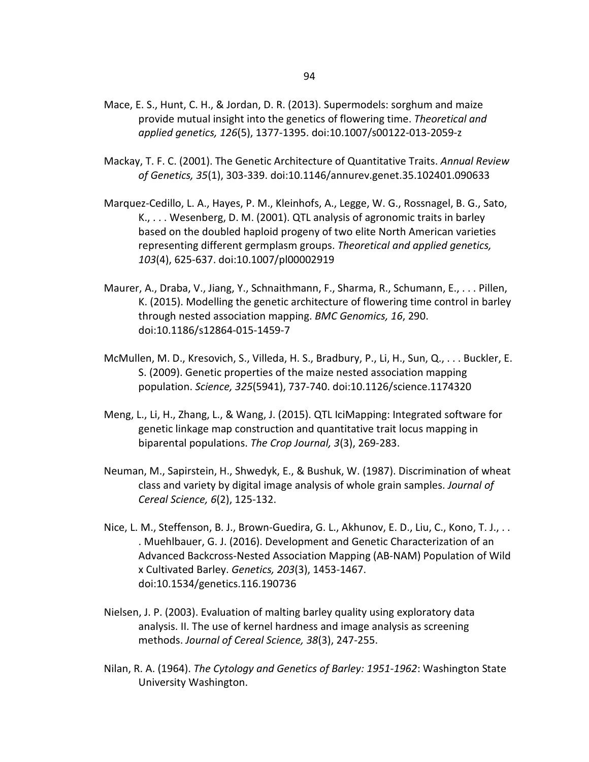Mace, E. S., Hunt, C. H., & Jordan, D. R. (2013). Supermodels: sorghum and maize provide mutual insight into the genetics of flowering time. *Theoretical and applied genetics, 126*(5), 1377-1395. doi:10.1007/s00122-013-2059-z

Mackay, T. F. C. (2001). The Genetic Architecture of Quantitative Traits. *Annual Review of Genetics, 35*(1), 303-339. doi:10.1146/annurev.genet.35.102401.090633

Marquez-Cedillo, L. A., Hayes, P. M., Kleinhofs, A., Legge, W. G., Rossnagel, B. G., Sato, K., . . . Wesenberg, D. M. (2001). QTL analysis of agronomic traits in barley based on the doubled haploid progeny of two elite North American varieties representing different germplasm groups. *Theoretical and applied genetics, 103*(4), 625-637. doi:10.1007/pl00002919

Maurer, A., Draba, V., Jiang, Y., Schnaithmann, F., Sharma, R., Schumann, E., . . . Pillen, K. (2015). Modelling the genetic architecture of flowering time control in barley through nested association mapping. *BMC Genomics, 16*, 290. doi:10.1186/s12864-015-1459-7

McMullen, M. D., Kresovich, S., Villeda, H. S., Bradbury, P., Li, H., Sun, Q., . . . Buckler, E. S. (2009). Genetic properties of the maize nested association mapping population. *Science, 325*(5941), 737-740. doi:10.1126/science.1174320

Meng, L., Li, H., Zhang, L., & Wang, J. (2015). QTL IciMapping: Integrated software for genetic linkage map construction and quantitative trait locus mapping in biparental populations. *The Crop Journal, 3*(3), 269-283.

Neuman, M., Sapirstein, H., Shwedyk, E., & Bushuk, W. (1987). Discrimination of wheat class and variety by digital image analysis of whole grain samples. *Journal of Cereal Science, 6*(2), 125-132.

Nice, L. M., Steffenson, B. J., Brown-Guedira, G. L., Akhunov, E. D., Liu, C., Kono, T. J., . . . Muehlbauer, G. J. (2016). Development and Genetic Characterization of an Advanced Backcross-Nested Association Mapping (AB-NAM) Population of Wild x Cultivated Barley. *Genetics, 203*(3), 1453-1467. doi:10.1534/genetics.116.190736

Nielsen, J. P. (2003). Evaluation of malting barley quality using exploratory data analysis. II. The use of kernel hardness and image analysis as screening methods. *Journal of Cereal Science, 38*(3), 247-255.

Nilan, R. A. (1964). *The Cytology and Genetics of Barley: 1951-1962*: Washington State University Washington.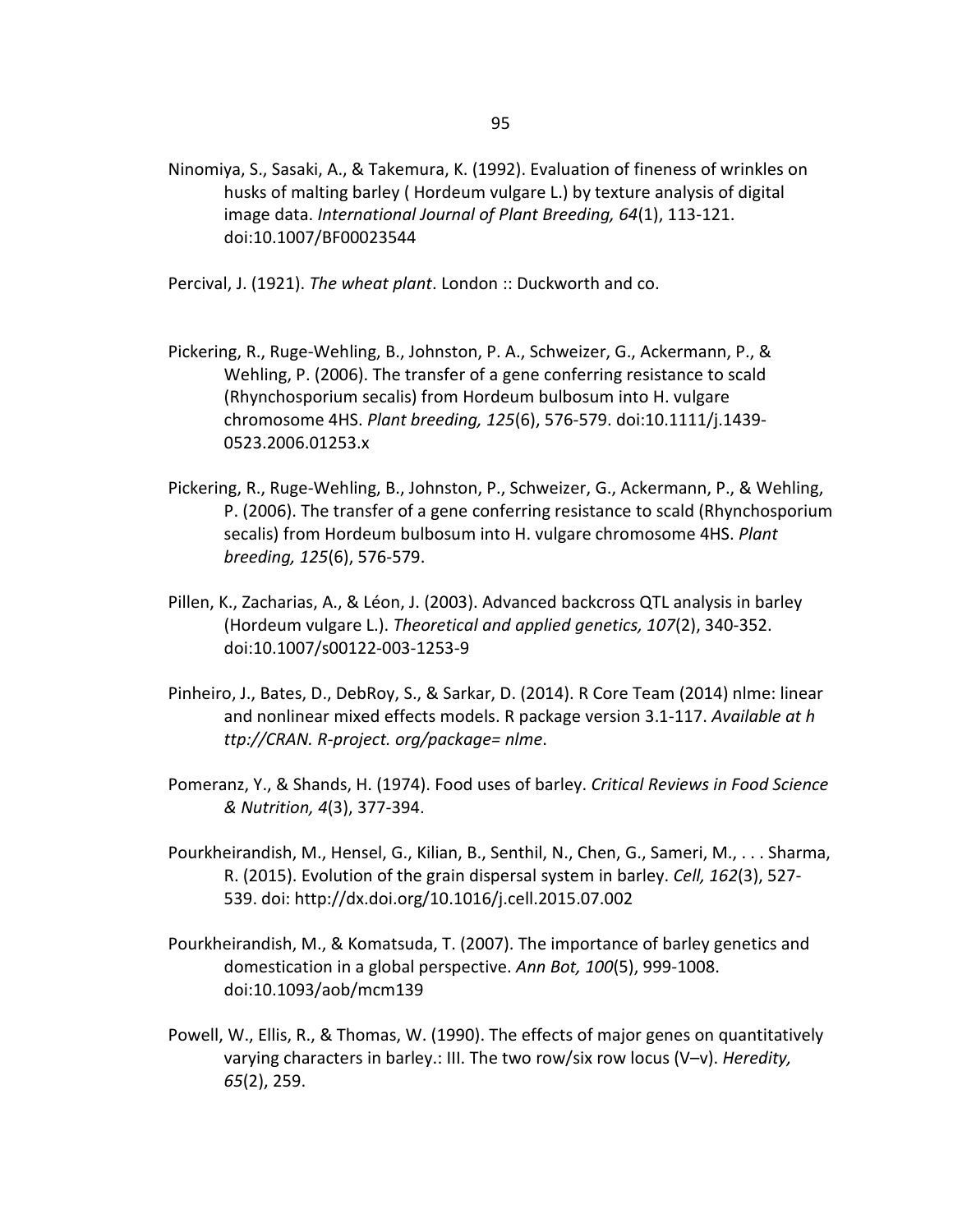Ninomiya, S., Sasaki, A., & Takemura, K. (1992). Evaluation of fineness of wrinkles on husks of malting barley ( Hordeum vulgare L.) by texture analysis of digital image data. *International Journal of Plant Breeding, 64*(1), 113-121. doi:10.1007/BF00023544

Percival, J. (1921). *The wheat plant*. London :: Duckworth and co.

Pickering, R., Ruge-Wehling, B., Johnston, P. A., Schweizer, G., Ackermann, P., & Wehling, P. (2006). The transfer of a gene conferring resistance to scald (Rhynchosporium secalis) from Hordeum bulbosum into H. vulgare chromosome 4HS. *Plant breeding, 125*(6), 576-579. doi:10.1111/j.1439-0523.2006.01253.x

Pickering, R., Ruge-Wehling, B., Johnston, P., Schweizer, G., Ackermann, P., & Wehling, P. (2006). The transfer of a gene conferring resistance to scald (Rhynchosporium secalis) from Hordeum bulbosum into H. vulgare chromosome 4HS. *Plant breeding, 125*(6), 576-579.

Pillen, K., Zacharias, A., & Léon, J. (2003). Advanced backcross QTL analysis in barley (Hordeum vulgare L.). *Theoretical and applied genetics, 107*(2), 340-352. doi:10.1007/s00122-003-1253-9

Pinheiro, J., Bates, D., DebRoy, S., & Sarkar, D. (2014). R Core Team (2014) nlme: linear and nonlinear mixed effects models. R package version 3.1-117. *Available at h ttp://CRAN. R-project. org/package= nlme*.

Pomeranz, Y., & Shands, H. (1974). Food uses of barley. *Critical Reviews in Food Science & Nutrition, 4*(3), 377-394.

Pourkheirandish, M., Hensel, G., Kilian, B., Senthil, N., Chen, G., Sameri, M., . . . Sharma, R. (2015). Evolution of the grain dispersal system in barley. *Cell, 162*(3), 527-539. doi: http://dx.doi.org/10.1016/j.cell.2015.07.002

Pourkheirandish, M., & Komatsuda, T. (2007). The importance of barley genetics and domestication in a global perspective. *Ann Bot, 100*(5), 999-1008. doi:10.1093/aob/mcm139

Powell, W., Ellis, R., & Thomas, W. (1990). The effects of major genes on quantitatively varying characters in barley.: III. The two row/six row locus (V–v). *Heredity, 65*(2), 259.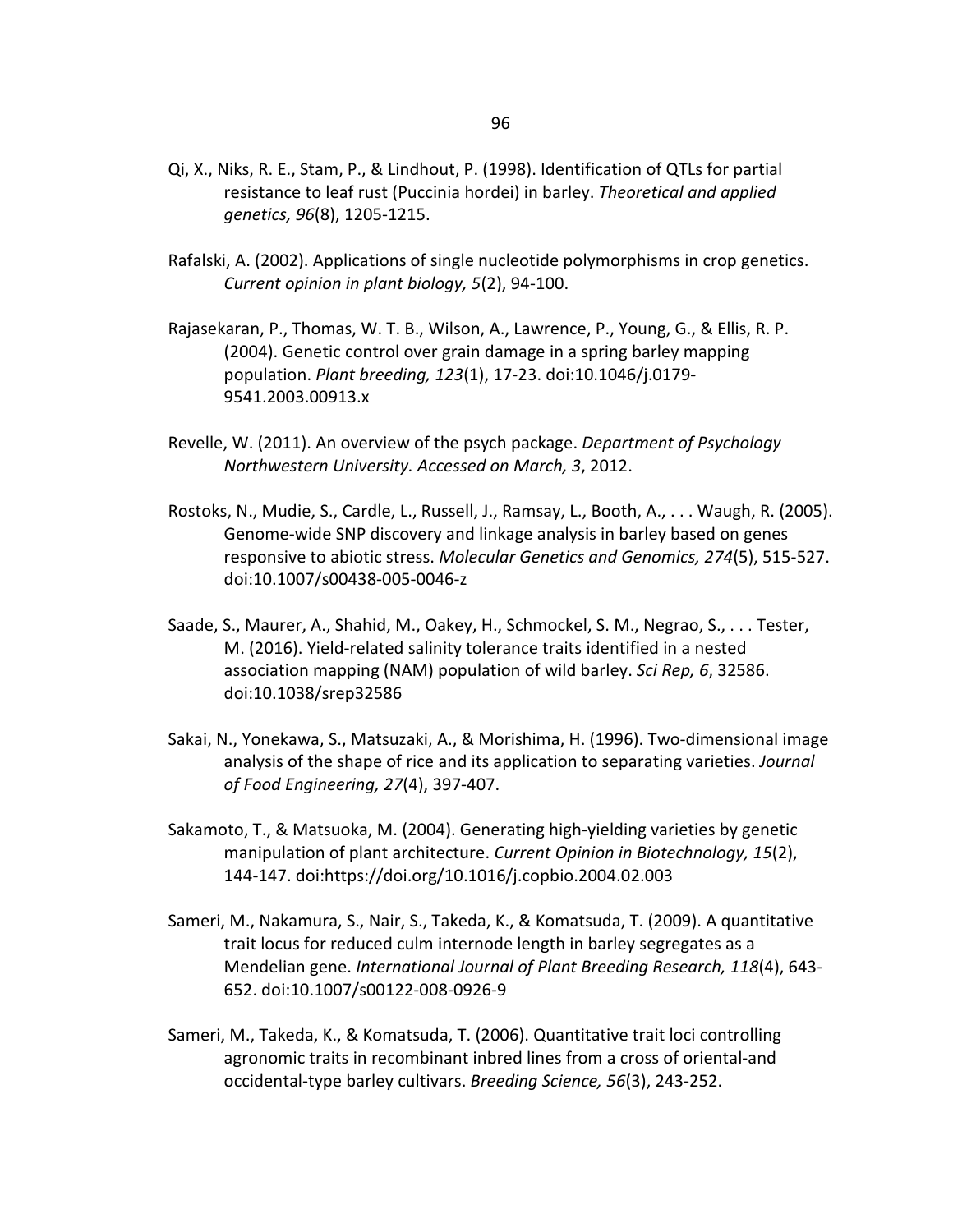Qi, X., Niks, R. E., Stam, P., & Lindhout, P. (1998). Identification of QTLs for partial resistance to leaf rust (Puccinia hordei) in barley. *Theoretical and applied genetics, 96*(8), 1205-1215.

Rafalski, A. (2002). Applications of single nucleotide polymorphisms in crop genetics. *Current opinion in plant biology, 5*(2), 94-100.

Rajasekaran, P., Thomas, W. T. B., Wilson, A., Lawrence, P., Young, G., & Ellis, R. P. (2004). Genetic control over grain damage in a spring barley mapping population. *Plant breeding, 123*(1), 17-23. doi:10.1046/j.0179-9541.2003.00913.x

Revelle, W. (2011). An overview of the psych package. *Department of Psychology Northwestern University. Accessed on March, 3*, 2012.

Rostoks, N., Mudie, S., Cardle, L., Russell, J., Ramsay, L., Booth, A., . . . Waugh, R. (2005). Genome-wide SNP discovery and linkage analysis in barley based on genes responsive to abiotic stress. *Molecular Genetics and Genomics, 274*(5), 515-527. doi:10.1007/s00438-005-0046-z

Saade, S., Maurer, A., Shahid, M., Oakey, H., Schmockel, S. M., Negrao, S., . . . Tester, M. (2016). Yield-related salinity tolerance traits identified in a nested association mapping (NAM) population of wild barley. *Sci Rep, 6*, 32586. doi:10.1038/srep32586

Sakai, N., Yonekawa, S., Matsuzaki, A., & Morishima, H. (1996). Two-dimensional image analysis of the shape of rice and its application to separating varieties. *Journal of Food Engineering, 27*(4), 397-407.

Sakamoto, T., & Matsuoka, M. (2004). Generating high-yielding varieties by genetic manipulation of plant architecture. *Current Opinion in Biotechnology, 15*(2), 144-147. doi:https://doi.org/10.1016/j.copbio.2004.02.003

Sameri, M., Nakamura, S., Nair, S., Takeda, K., & Komatsuda, T. (2009). A quantitative trait locus for reduced culm internode length in barley segregates as a Mendelian gene. *International Journal of Plant Breeding Research, 118*(4), 643-652. doi:10.1007/s00122-008-0926-9

Sameri, M., Takeda, K., & Komatsuda, T. (2006). Quantitative trait loci controlling agronomic traits in recombinant inbred lines from a cross of oriental-and occidental-type barley cultivars. *Breeding Science, 56*(3), 243-252.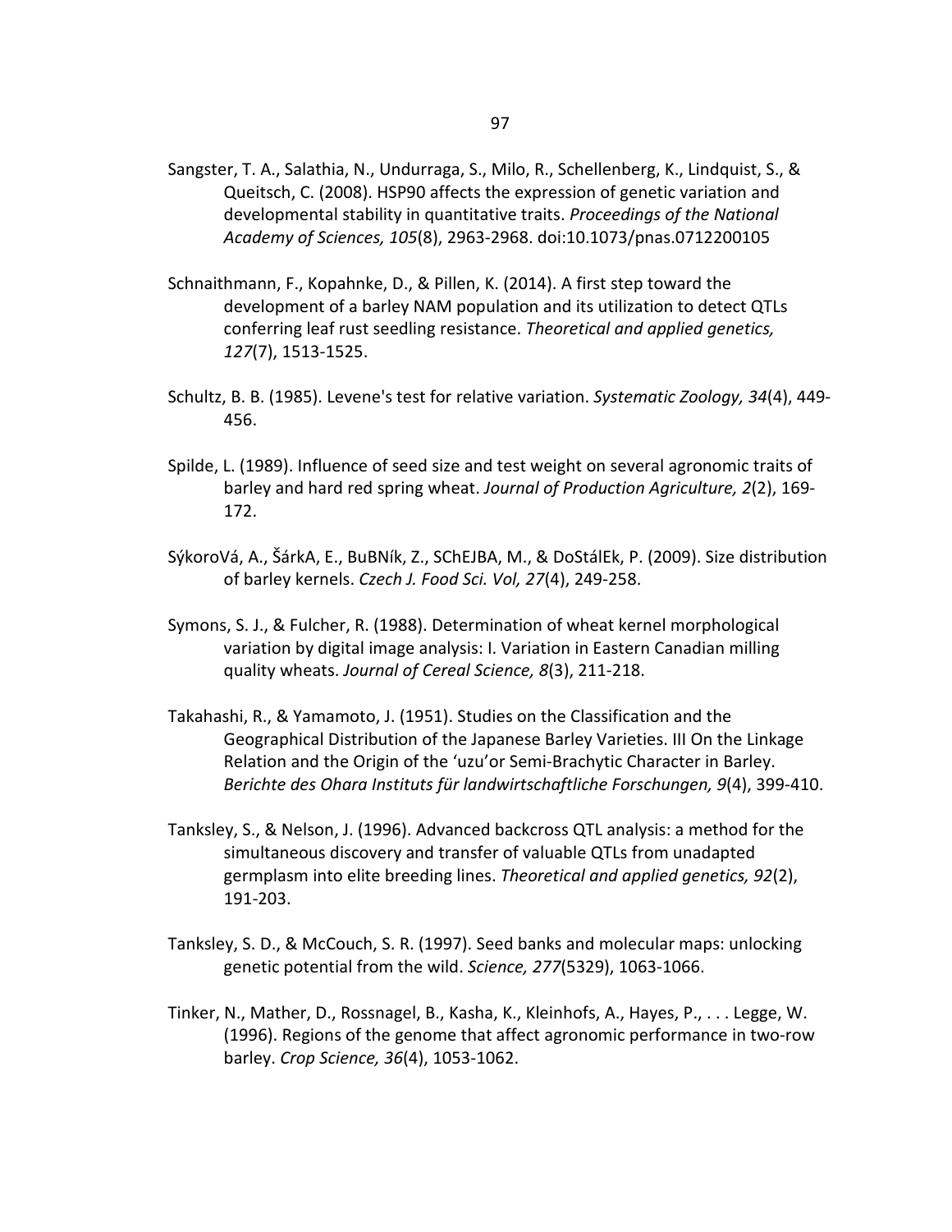Sangster, T. A., Salathia, N., Undurraga, S., Milo, R., Schellenberg, K., Lindquist, S., & Queitsch, C. (2008). HSP90 affects the expression of genetic variation and developmental stability in quantitative traits. *Proceedings of the National Academy of Sciences, 105*(8), 2963-2968. doi:10.1073/pnas.0712200105

Schnaithmann, F., Kopahnke, D., & Pillen, K. (2014). A first step toward the development of a barley NAM population and its utilization to detect QTLs conferring leaf rust seedling resistance. *Theoretical and applied genetics, 127*(7), 1513-1525.

Schultz, B. B. (1985). Levene's test for relative variation. *Systematic Zoology, 34*(4), 449-456.

Spilde, L. (1989). Influence of seed size and test weight on several agronomic traits of barley and hard red spring wheat. *Journal of Production Agriculture, 2*(2), 169-172.

SýkoroVá, A., ŠárkA, E., BuBNík, Z., SChEJBA, M., & DoStálEk, P. (2009). Size distribution of barley kernels. *Czech J. Food Sci. Vol, 27*(4), 249-258.

Symons, S. J., & Fulcher, R. (1988). Determination of wheat kernel morphological variation by digital image analysis: I. Variation in Eastern Canadian milling quality wheats. *Journal of Cereal Science, 8*(3), 211-218.

Takahashi, R., & Yamamoto, J. (1951). Studies on the Classification and the Geographical Distribution of the Japanese Barley Varieties. III On the Linkage Relation and the Origin of the 'uzu'or Semi-Brachytic Character in Barley. *Berichte des Ohara Instituts für landwirtschaftliche Forschungen, 9*(4), 399-410.

Tanksley, S., & Nelson, J. (1996). Advanced backcross QTL analysis: a method for the simultaneous discovery and transfer of valuable QTLs from unadapted germplasm into elite breeding lines. *Theoretical and applied genetics, 92*(2), 191-203.

Tanksley, S. D., & McCouch, S. R. (1997). Seed banks and molecular maps: unlocking genetic potential from the wild. *Science, 277*(5329), 1063-1066.

Tinker, N., Mather, D., Rossnagel, B., Kasha, K., Kleinhofs, A., Hayes, P., . . . Legge, W. (1996). Regions of the genome that affect agronomic performance in two-row barley. *Crop Science, 36*(4), 1053-1062.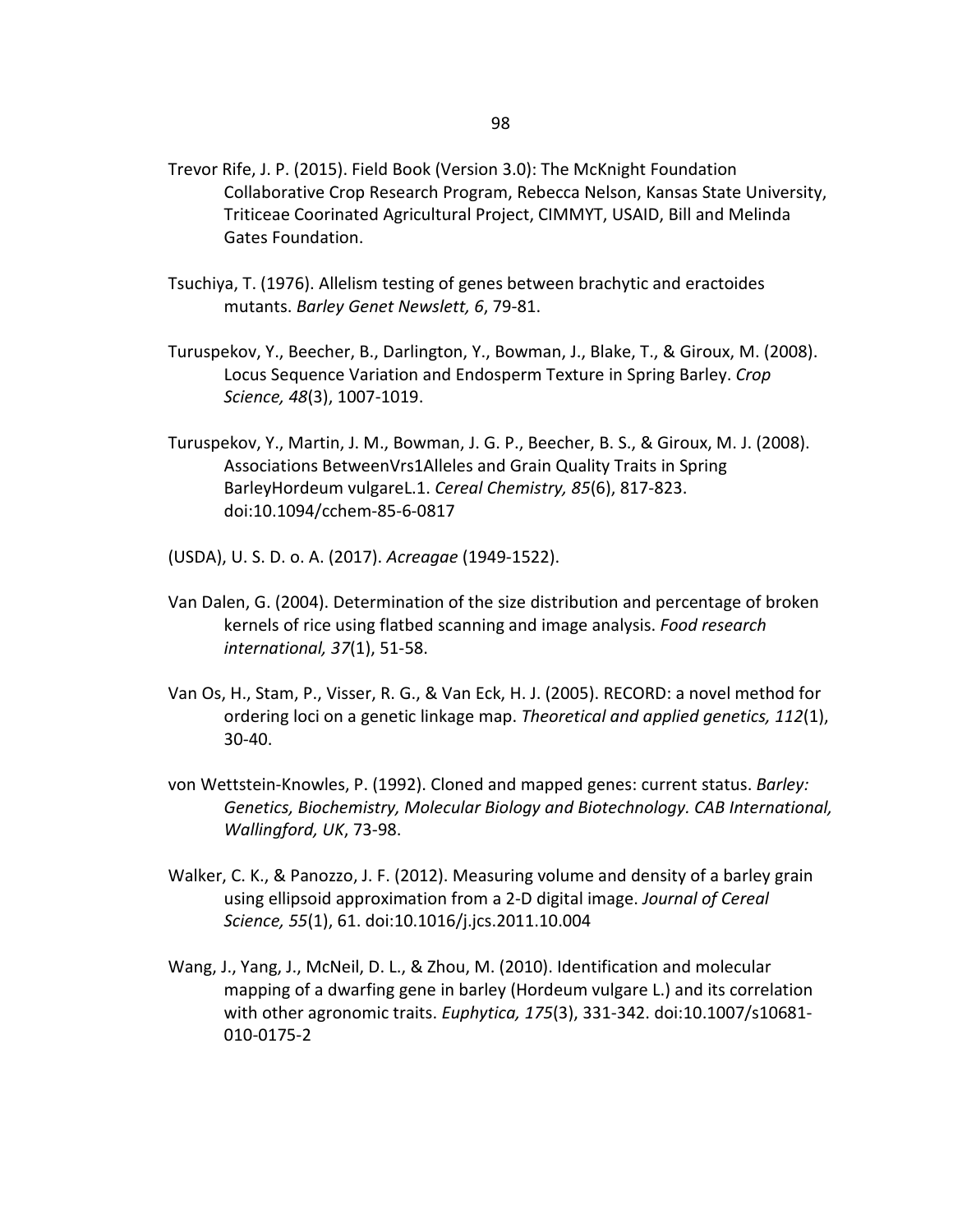Trevor Rife, J. P. (2015). Field Book (Version 3.0): The McKnight Foundation Collaborative Crop Research Program, Rebecca Nelson, Kansas State University, Triticeae Coorinated Agricultural Project, CIMMYT, USAID, Bill and Melinda Gates Foundation.

Tsuchiya, T. (1976). Allelism testing of genes between brachytic and eractoides mutants. *Barley Genet Newslett, 6*, 79-81.

Turuspekov, Y., Beecher, B., Darlington, Y., Bowman, J., Blake, T., & Giroux, M. (2008). Locus Sequence Variation and Endosperm Texture in Spring Barley. *Crop Science, 48*(3), 1007-1019.

Turuspekov, Y., Martin, J. M., Bowman, J. G. P., Beecher, B. S., & Giroux, M. J. (2008). Associations BetweenVrs1Alleles and Grain Quality Traits in Spring BarleyHordeum vulgareL.1. *Cereal Chemistry, 85*(6), 817-823. doi:10.1094/cchem-85-6-0817

(USDA), U. S. D. o. A. (2017). *Acreagae* (1949-1522).

Van Dalen, G. (2004). Determination of the size distribution and percentage of broken kernels of rice using flatbed scanning and image analysis. *Food research international, 37*(1), 51-58.

Van Os, H., Stam, P., Visser, R. G., & Van Eck, H. J. (2005). RECORD: a novel method for ordering loci on a genetic linkage map. *Theoretical and applied genetics, 112*(1), 30-40.

von Wettstein-Knowles, P. (1992). Cloned and mapped genes: current status. *Barley: Genetics, Biochemistry, Molecular Biology and Biotechnology. CAB International, Wallingford, UK*, 73-98.

Walker, C. K., & Panozzo, J. F. (2012). Measuring volume and density of a barley grain using ellipsoid approximation from a 2-D digital image. *Journal of Cereal Science, 55*(1), 61. doi:10.1016/j.jcs.2011.10.004

Wang, J., Yang, J., McNeil, D. L., & Zhou, M. (2010). Identification and molecular mapping of a dwarfing gene in barley (Hordeum vulgare L.) and its correlation with other agronomic traits. *Euphytica, 175*(3), 331-342. doi:10.1007/s10681-010-0175-2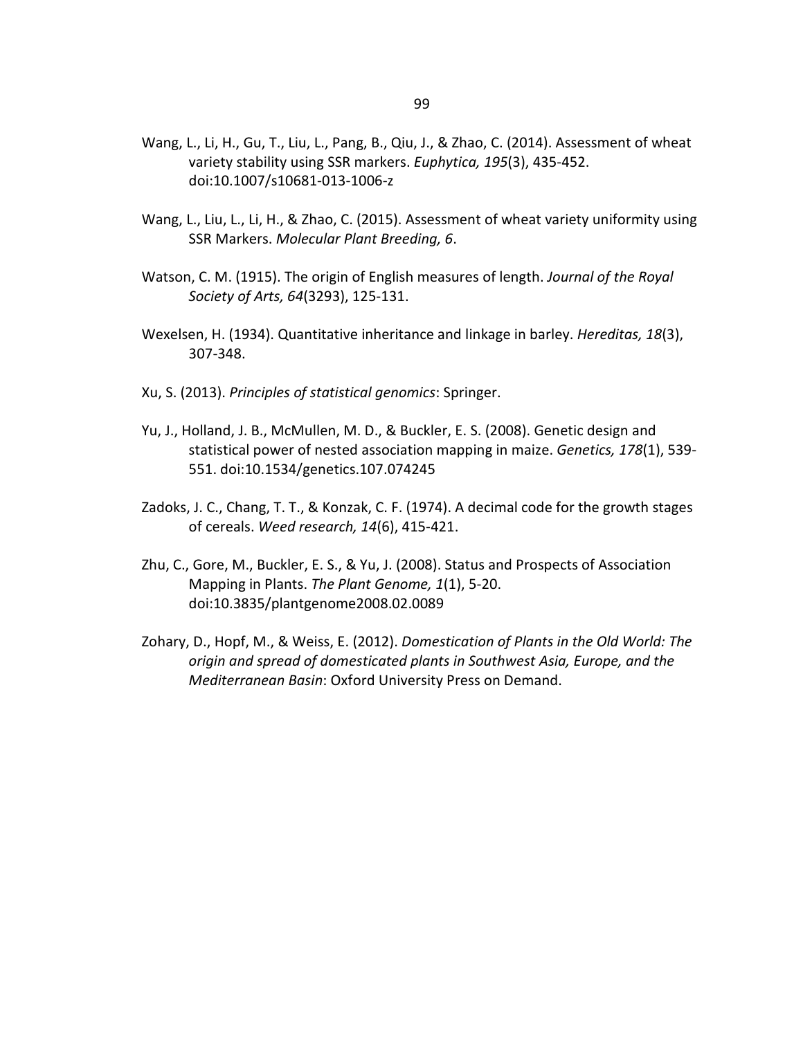Wang, L., Li, H., Gu, T., Liu, L., Pang, B., Qiu, J., & Zhao, C. (2014). Assessment of wheat variety stability using SSR markers. *Euphytica, 195*(3), 435-452. doi:10.1007/s10681-013-1006-z

Wang, L., Liu, L., Li, H., & Zhao, C. (2015). Assessment of wheat variety uniformity using SSR Markers. *Molecular Plant Breeding, 6*.

Watson, C. M. (1915). The origin of English measures of length. *Journal of the Royal Society of Arts, 64*(3293), 125-131.

Wexelsen, H. (1934). Quantitative inheritance and linkage in barley. *Hereditas, 18*(3), 307-348.

Xu, S. (2013). *Principles of statistical genomics*: Springer.

Yu, J., Holland, J. B., McMullen, M. D., & Buckler, E. S. (2008). Genetic design and statistical power of nested association mapping in maize. *Genetics, 178*(1), 539-551. doi:10.1534/genetics.107.074245

Zadoks, J. C., Chang, T. T., & Konzak, C. F. (1974). A decimal code for the growth stages of cereals. *Weed research, 14*(6), 415-421.

Zhu, C., Gore, M., Buckler, E. S., & Yu, J. (2008). Status and Prospects of Association Mapping in Plants. *The Plant Genome, 1*(1), 5-20. doi:10.3835/plantgenome2008.02.0089

Zohary, D., Hopf, M., & Weiss, E. (2012). *Domestication of Plants in the Old World: The origin and spread of domesticated plants in Southwest Asia, Europe, and the Mediterranean Basin*: Oxford University Press on Demand.